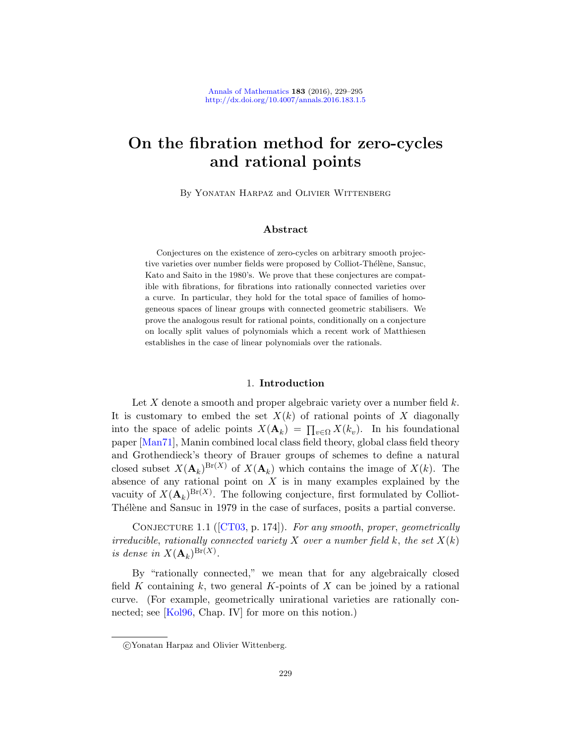# On the fibration method for zero-cycles and rational points

By Yonatan Harpaz and Olivier Wittenberg

## Abstract

Conjectures on the existence of zero-cycles on arbitrary smooth projective varieties over number fields were proposed by Colliot-Thélène, Sansuc, Kato and Saito in the 1980's. We prove that these conjectures are compatible with fibrations, for fibrations into rationally connected varieties over a curve. In particular, they hold for the total space of families of homogeneous spaces of linear groups with connected geometric stabilisers. We prove the analogous result for rational points, conditionally on a conjecture on locally split values of polynomials which a recent work of Matthiesen establishes in the case of linear polynomials over the rationals.

## 1. Introduction

Let $X$ denote a smooth and proper algebraic variety over a number field $k$. It is customary to embed the set $X(k)$ of rational points of $X$ diagonally into the space of adelic points $X(\mathbf{A}_k) = \prod_{v \in \Omega} X(k_v)$. In his foundational paper [Man71], Manin combined local class field theory, global class field theory and Grothendieck's theory of Brauer groups of schemes to define a natural closed subset $X(\mathbf{A}_k)^{\mathrm{Br}(X)}$ of $X(\mathbf{A}_k)$ which contains the image of $X(k)$. The absence of any rational point on $X$ is in many examples explained by the vacuity of $X(\mathbf{A}_k)^{\mathrm{Br}(X)}$. The following conjecture, first formulated by Colliot-Thélène and Sansuc in 1979 in the case of surfaces, posits a partial converse.

Conjecture 1.1 ([CT03, p. 174]). *For any smooth, proper, geometrically irreducible, rationally connected variety $X$ over a number field $k$, the set $X(k)$ is dense in $X(\mathbf{A}_k)^{\mathrm{Br}(X)}$.*

By "rationally connected," we mean that for any algebraically closed field $K$ containing $k$, two general $K$-points of $X$ can be joined by a rational curve. (For example, geometrically unirational varieties are rationally connected; see [Kol96, Chap. IV] for more on this notion.)

©Yonatan Harpaz and Olivier Wittenberg.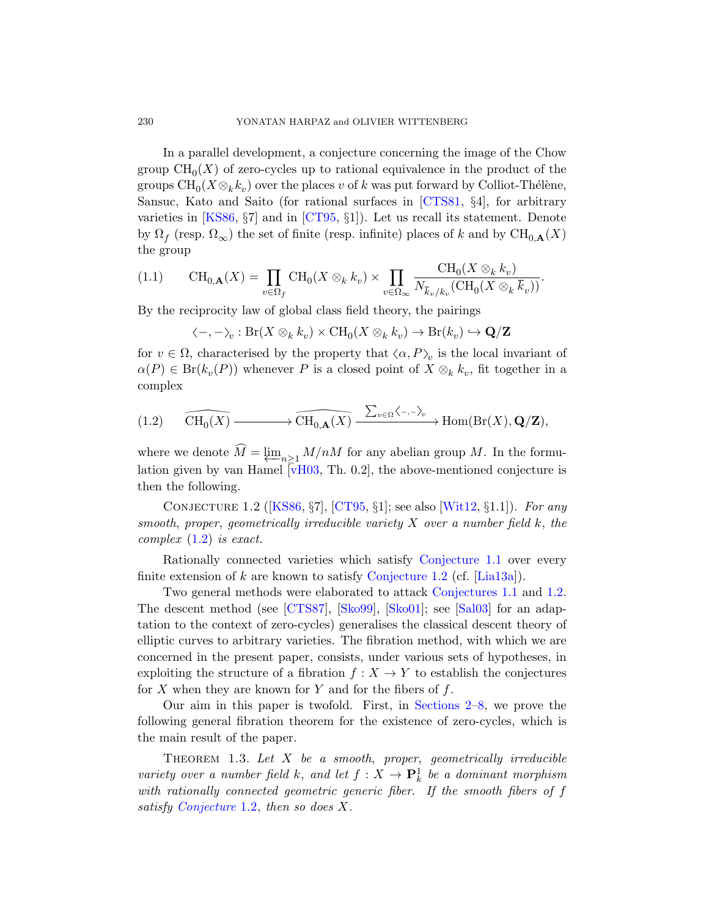In a parallel development, a conjecture concerning the image of the Chow group $\mathrm{CH}_0(X)$ of zero-cycles up to rational equivalence in the product of the groups $\mathrm{CH}_0(X \otimes_k k_v)$ over the places $v$ of $k$ was put forward by Colliot-Thélène, Sansuc, Kato and Saito (for rational surfaces in [CTS81, §4], for arbitrary varieties in [KS86, §7] and in [CT95, §1]). Let us recall its statement. Denote by $\Omega_f$ (resp. $\Omega_\infty$) the set of finite (resp. infinite) places of $k$ and by $\mathrm{CH}_{0,\mathbf{A}}(X)$ the group

$$\mathrm{CH}_{0,\mathbf{A}}(X) = \prod_{v \in \Omega_f} \mathrm{CH}_0(X \otimes_k k_v) \times \prod_{v \in \Omega_\infty} \frac{\mathrm{CH}_0(X \otimes_k k_v)}{N_{\overline{k}_v/k_v}(\mathrm{CH}_0(X \otimes_k \overline{k}_v))}. \tag{1.1}$$

By the reciprocity law of global class field theory, the pairings

$$\langle -, - \rangle_v : \mathrm{Br}(X \otimes_k k_v) \times \mathrm{CH}_0(X \otimes_k k_v) \to \mathrm{Br}(k_v) \hookrightarrow \mathbf{Q}/\mathbf{Z}$$

for $v \in \Omega$, characterised by the property that $\langle \alpha, P \rangle_v$ is the local invariant of $\alpha(P) \in \mathrm{Br}(k_v(P))$ whenever $P$ is a closed point of $X \otimes_k k_v$, fit together in a complex

$$\widehat{\mathrm{CH}_0(X)} \longrightarrow \widehat{\mathrm{CH}_{0,\mathbf{A}}(X)} \xrightarrow{\sum_{v \in \Omega} \langle -,- \rangle_v} \mathrm{Hom}(\mathrm{Br}(X), \mathbf{Q}/\mathbf{Z}), \tag{1.2}$$

where we denote $\widehat{M} = \varprojlim_{n \geq 1} M/nM$ for any abelian group $M$. In the formulation given by van Hamel [vH03, Th. 0.2], the above-mentioned conjecture is then the following.

Conjecture 1.2 ([KS86, §7], [CT95, §1]; see also [Wit12, §1.1]). *For any smooth, proper, geometrically irreducible variety $X$ over a number field $k$, the complex (1.2) is exact.*

Rationally connected varieties which satisfy Conjecture 1.1 over every finite extension of $k$ are known to satisfy Conjecture 1.2 (cf. [Lia13a]).

Two general methods were elaborated to attack Conjectures 1.1 and 1.2. The descent method (see [CTS87], [Sko99], [Sko01]; see [Sal03] for an adaptation to the context of zero-cycles) generalises the classical descent theory of elliptic curves to arbitrary varieties. The fibration method, with which we are concerned in the present paper, consists, under various sets of hypotheses, in exploiting the structure of a fibration $f : X \to Y$ to establish the conjectures for $X$ when they are known for $Y$ and for the fibers of $f$.

Our aim in this paper is twofold. First, in Sections 2–8, we prove the following general fibration theorem for the existence of zero-cycles, which is the main result of the paper.

Theorem 1.3. *Let $X$ be a smooth, proper, geometrically irreducible variety over a number field $k$, and let $f : X \to \mathbf{P}^1_k$ be a dominant morphism with rationally connected geometric generic fiber. If the smooth fibers of $f$ satisfy Conjecture 1.2, then so does $X$.*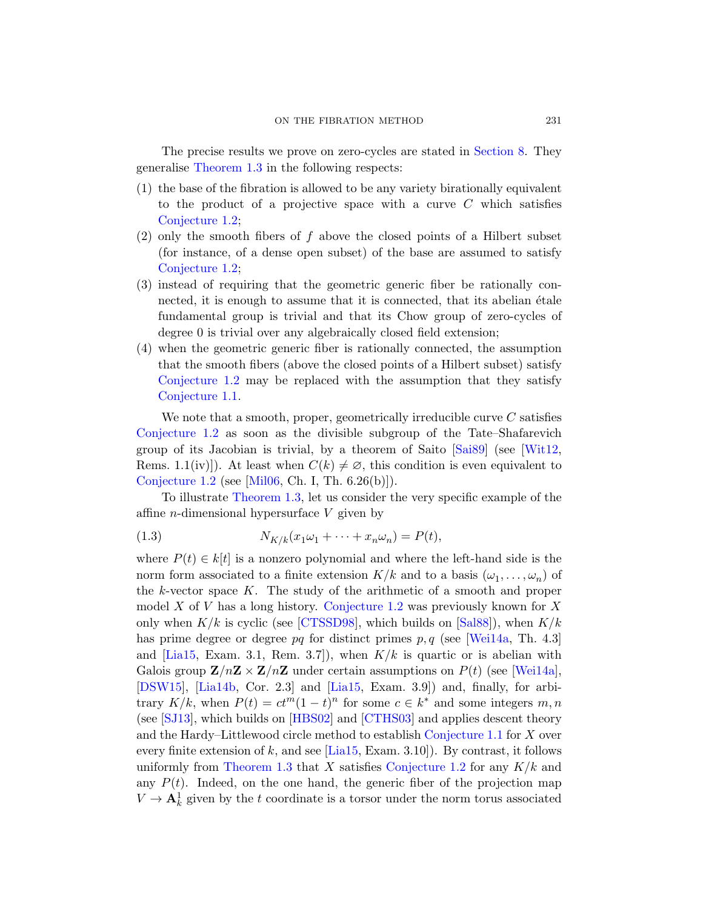The precise results we prove on zero-cycles are stated in Section 8. They generalise Theorem 1.3 in the following respects:

1. the base of the fibration is allowed to be any variety birationally equivalent to the product of a projective space with a curve $C$ which satisfies Conjecture 1.2;
2. only the smooth fibers of $f$ above the closed points of a Hilbert subset (for instance, of a dense open subset) of the base are assumed to satisfy Conjecture 1.2;
3. instead of requiring that the geometric generic fiber be rationally connected, it is enough to assume that it is connected, that its abelian étale fundamental group is trivial and that its Chow group of zero-cycles of degree 0 is trivial over any algebraically closed field extension;
4. when the geometric generic fiber is rationally connected, the assumption that the smooth fibers (above the closed points of a Hilbert subset) satisfy Conjecture 1.2 may be replaced with the assumption that they satisfy Conjecture 1.1.

We note that a smooth, proper, geometrically irreducible curve $C$ satisfies Conjecture 1.2 as soon as the divisible subgroup of the Tate–Shafarevich group of its Jacobian is trivial, by a theorem of Saito [Sai89] (see [Wit12, Rems. 1.1(iv)]). At least when $C(k) \neq \varnothing$, this condition is even equivalent to Conjecture 1.2 (see [Mil06, Ch. I, Th. 6.26(b)]).

To illustrate Theorem 1.3, let us consider the very specific example of the affine $n$-dimensional hypersurface $V$ given by

$$N_{K/k}(x_1\omega_1 + \cdots + x_n\omega_n) = P(t), \tag{1.3}$$

where $P(t) \in k[t]$ is a nonzero polynomial and where the left-hand side is the norm form associated to a finite extension $K/k$ and to a basis $(\omega_1, \ldots, \omega_n)$ of the $k$-vector space $K$. The study of the arithmetic of a smooth and proper model $X$ of $V$ has a long history. Conjecture 1.2 was previously known for $X$ only when $K/k$ is cyclic (see [CTSSD98], which builds on [Sal88]), when $K/k$ has prime degree or degree $pq$ for distinct primes $p, q$ (see [Wei14a, Th. 4.3] and [Lia15, Exam. 3.1, Rem. 3.7]), when $K/k$ is quartic or is abelian with Galois group $\mathbf{Z}/n\mathbf{Z} \times \mathbf{Z}/n\mathbf{Z}$ under certain assumptions on $P(t)$ (see [Wei14a], [DSW15], [Lia14b, Cor. 2.3] and [Lia15, Exam. 3.9]) and, finally, for arbitrary $K/k$, when $P(t) = ct^m(1-t)^n$ for some $c \in k^*$ and some integers $m, n$ (see [SJ13], which builds on [HBS02] and [CTHS03] and applies descent theory and the Hardy–Littlewood circle method to establish Conjecture 1.1 for $X$ over every finite extension of $k$, and see [Lia15, Exam. 3.10]). By contrast, it follows uniformly from Theorem 1.3 that $X$ satisfies Conjecture 1.2 for any $K/k$ and any $P(t)$. Indeed, on the one hand, the generic fiber of the projection map $V \to \mathbf{A}^1_k$ given by the $t$ coordinate is a torsor under the norm torus associated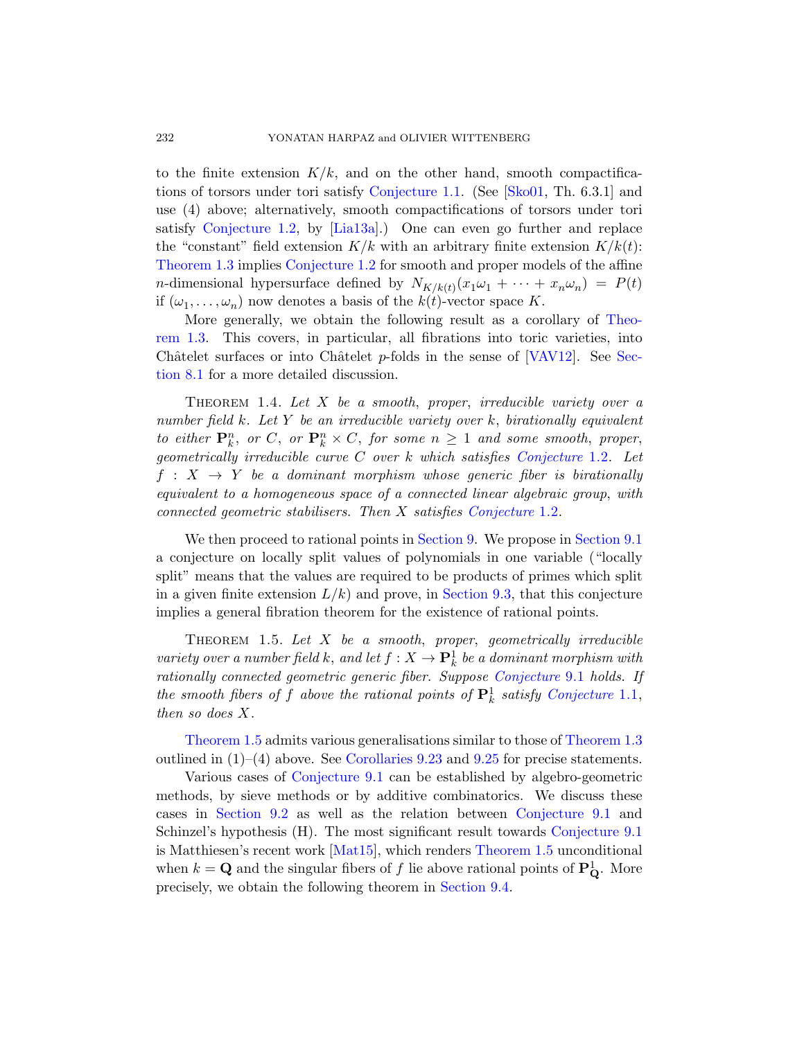to the finite extension $K/k$, and on the other hand, smooth compactifications of torsors under tori satisfy Conjecture 1.1. (See [Sko01, Th. 6.3.1] and use (4) above; alternatively, smooth compactifications of torsors under tori satisfy Conjecture 1.2, by [Lia13a].) One can even go further and replace the "constant" field extension $K/k$ with an arbitrary finite extension $K/k(t)$: Theorem 1.3 implies Conjecture 1.2 for smooth and proper models of the affine $n$-dimensional hypersurface defined by $N_{K/k(t)}(x_1\omega_1 + \cdots + x_n\omega_n) = P(t)$ if $(\omega_1, \ldots, \omega_n)$ now denotes a basis of the $k(t)$-vector space $K$.

More generally, we obtain the following result as a corollary of Theorem 1.3. This covers, in particular, all fibrations into toric varieties, into Châtelet surfaces or into Châtelet $p$-folds in the sense of [VAV12]. See Section 8.1 for a more detailed discussion.

Theorem 1.4. *Let $X$ be a smooth, proper, irreducible variety over a number field $k$. Let $Y$ be an irreducible variety over $k$, birationally equivalent to either $\mathbf{P}^n_k$, or $C$, or $\mathbf{P}^n_k \times C$, for some $n \geq 1$ and some smooth, proper, geometrically irreducible curve $C$ over $k$ which satisfies Conjecture 1.2. Let $f : X \to Y$ be a dominant morphism whose generic fiber is birationally equivalent to a homogeneous space of a connected linear algebraic group, with connected geometric stabilisers. Then $X$ satisfies Conjecture 1.2.*

We then proceed to rational points in Section 9. We propose in Section 9.1 a conjecture on locally split values of polynomials in one variable ("locally split" means that the values are required to be products of primes which split in a given finite extension $L/k$) and prove, in Section 9.3, that this conjecture implies a general fibration theorem for the existence of rational points.

Theorem 1.5. *Let $X$ be a smooth, proper, geometrically irreducible variety over a number field $k$, and let $f : X \to \mathbf{P}^1_k$ be a dominant morphism with rationally connected geometric generic fiber. Suppose Conjecture 9.1 holds. If the smooth fibers of $f$ above the rational points of $\mathbf{P}^1_k$ satisfy Conjecture 1.1, then so does $X$.*

Theorem 1.5 admits various generalisations similar to those of Theorem 1.3 outlined in (1)–(4) above. See Corollaries 9.23 and 9.25 for precise statements.

Various cases of Conjecture 9.1 can be established by algebro-geometric methods, by sieve methods or by additive combinatorics. We discuss these cases in Section 9.2 as well as the relation between Conjecture 9.1 and Schinzel's hypothesis (H). The most significant result towards Conjecture 9.1 is Matthiesen's recent work [Mat15], which renders Theorem 1.5 unconditional when $k = \mathbf{Q}$ and the singular fibers of $f$ lie above rational points of $\mathbf{P}^1_{\mathbf{Q}}$. More precisely, we obtain the following theorem in Section 9.4.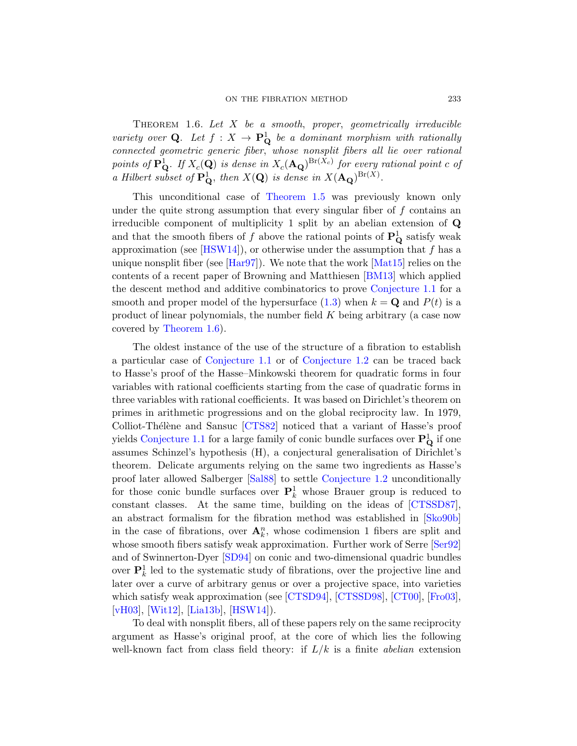Theorem 1.6. *Let $X$ be a smooth, proper, geometrically irreducible variety over $\mathbf{Q}$. Let $f : X \to \mathbf{P}^1_{\mathbf{Q}}$ be a dominant morphism with rationally connected geometric generic fiber, whose nonsplit fibers all lie over rational points of $\mathbf{P}^1_{\mathbf{Q}}$. If $X_c(\mathbf{Q})$ is dense in $X_c(\mathbf{A}_{\mathbf{Q}})^{\mathrm{Br}(X_c)}$ for every rational point $c$ of a Hilbert subset of $\mathbf{P}^1_{\mathbf{Q}}$, then $X(\mathbf{Q})$ is dense in $X(\mathbf{A}_{\mathbf{Q}})^{\mathrm{Br}(X)}$.*

This unconditional case of Theorem 1.5 was previously known only under the quite strong assumption that every singular fiber of $f$ contains an irreducible component of multiplicity 1 split by an abelian extension of $\mathbf{Q}$ and that the smooth fibers of $f$ above the rational points of $\mathbf{P}^1_{\mathbf{Q}}$ satisfy weak approximation (see [HSW14]), or otherwise under the assumption that $f$ has a unique nonsplit fiber (see [Har97]). We note that the work [Mat15] relies on the contents of a recent paper of Browning and Matthiesen [BM13] which applied the descent method and additive combinatorics to prove Conjecture 1.1 for a smooth and proper model of the hypersurface (1.3) when $k = \mathbf{Q}$ and $P(t)$ is a product of linear polynomials, the number field $K$ being arbitrary (a case now covered by Theorem 1.6).

The oldest instance of the use of the structure of a fibration to establish a particular case of Conjecture 1.1 or of Conjecture 1.2 can be traced back to Hasse's proof of the Hasse–Minkowski theorem for quadratic forms in four variables with rational coefficients starting from the case of quadratic forms in three variables with rational coefficients. It was based on Dirichlet's theorem on primes in arithmetic progressions and on the global reciprocity law. In 1979, Colliot-Thélène and Sansuc [CTS82] noticed that a variant of Hasse's proof yields Conjecture 1.1 for a large family of conic bundle surfaces over $\mathbf{P}^1_{\mathbf{Q}}$ if one assumes Schinzel's hypothesis (H), a conjectural generalisation of Dirichlet's theorem. Delicate arguments relying on the same two ingredients as Hasse's proof later allowed Salberger [Sal88] to settle Conjecture 1.2 unconditionally for those conic bundle surfaces over $\mathbf{P}^1_k$ whose Brauer group is reduced to constant classes. At the same time, building on the ideas of [CTSSD87], an abstract formalism for the fibration method was established in [Sko90b] in the case of fibrations, over $\mathbf{A}^n_k$, whose codimension 1 fibers are split and whose smooth fibers satisfy weak approximation. Further work of Serre [Ser92] and of Swinnerton-Dyer [SD94] on conic and two-dimensional quadric bundles over $\mathbf{P}^1_k$ led to the systematic study of fibrations, over the projective line and later over a curve of arbitrary genus or over a projective space, into varieties which satisfy weak approximation (see [CTSD94], [CTSSD98], [CT00], [Fro03], [vH03], [Wit12], [Lia13b], [HSW14]).

To deal with nonsplit fibers, all of these papers rely on the same reciprocity argument as Hasse's original proof, at the core of which lies the following well-known fact from class field theory: if $L/k$ is a finite *abelian* extension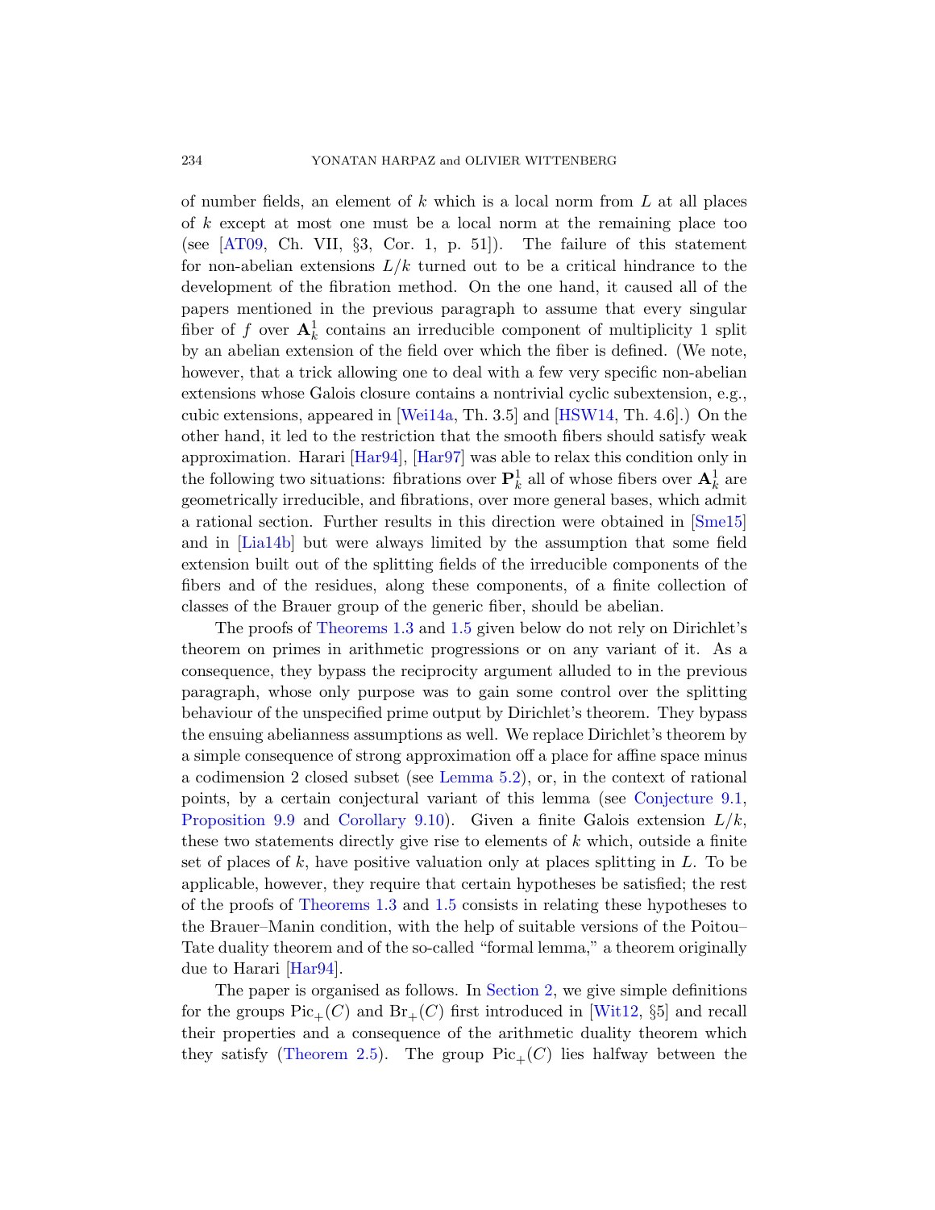of number fields, an element of $k$ which is a local norm from $L$ at all places of $k$ except at most one must be a local norm at the remaining place too (see [AT09, Ch. VII, §3, Cor. 1, p. 51]). The failure of this statement for non-abelian extensions $L/k$ turned out to be a critical hindrance to the development of the fibration method. On the one hand, it caused all of the papers mentioned in the previous paragraph to assume that every singular fiber of $f$ over $\mathbf{A}^1_k$ contains an irreducible component of multiplicity 1 split by an abelian extension of the field over which the fiber is defined. (We note, however, that a trick allowing one to deal with a few very specific non-abelian extensions whose Galois closure contains a nontrivial cyclic subextension, e.g., cubic extensions, appeared in [Wei14a, Th. 3.5] and [HSW14, Th. 4.6].) On the other hand, it led to the restriction that the smooth fibers should satisfy weak approximation. Harari [Har94], [Har97] was able to relax this condition only in the following two situations: fibrations over $\mathbf{P}^1_k$ all of whose fibers over $\mathbf{A}^1_k$ are geometrically irreducible, and fibrations, over more general bases, which admit a rational section. Further results in this direction were obtained in [Sme15] and in [Lia14b] but were always limited by the assumption that some field extension built out of the splitting fields of the irreducible components of the fibers and of the residues, along these components, of a finite collection of classes of the Brauer group of the generic fiber, should be abelian.

The proofs of Theorems 1.3 and 1.5 given below do not rely on Dirichlet's theorem on primes in arithmetic progressions or on any variant of it. As a consequence, they bypass the reciprocity argument alluded to in the previous paragraph, whose only purpose was to gain some control over the splitting behaviour of the unspecified prime output by Dirichlet's theorem. They bypass the ensuing abelianness assumptions as well. We replace Dirichlet's theorem by a simple consequence of strong approximation off a place for affine space minus a codimension 2 closed subset (see Lemma 5.2), or, in the context of rational points, by a certain conjectural variant of this lemma (see Conjecture 9.1, Proposition 9.9 and Corollary 9.10). Given a finite Galois extension $L/k$, these two statements directly give rise to elements of $k$ which, outside a finite set of places of $k$, have positive valuation only at places splitting in $L$. To be applicable, however, they require that certain hypotheses be satisfied; the rest of the proofs of Theorems 1.3 and 1.5 consists in relating these hypotheses to the Brauer–Manin condition, with the help of suitable versions of the Poitou–Tate duality theorem and of the so-called "formal lemma," a theorem originally due to Harari [Har94].

The paper is organised as follows. In Section 2, we give simple definitions for the groups $\mathrm{Pic}_+(C)$ and $\mathrm{Br}_+(C)$ first introduced in [Wit12, §5] and recall their properties and a consequence of the arithmetic duality theorem which they satisfy (Theorem 2.5). The group $\mathrm{Pic}_+(C)$ lies halfway between the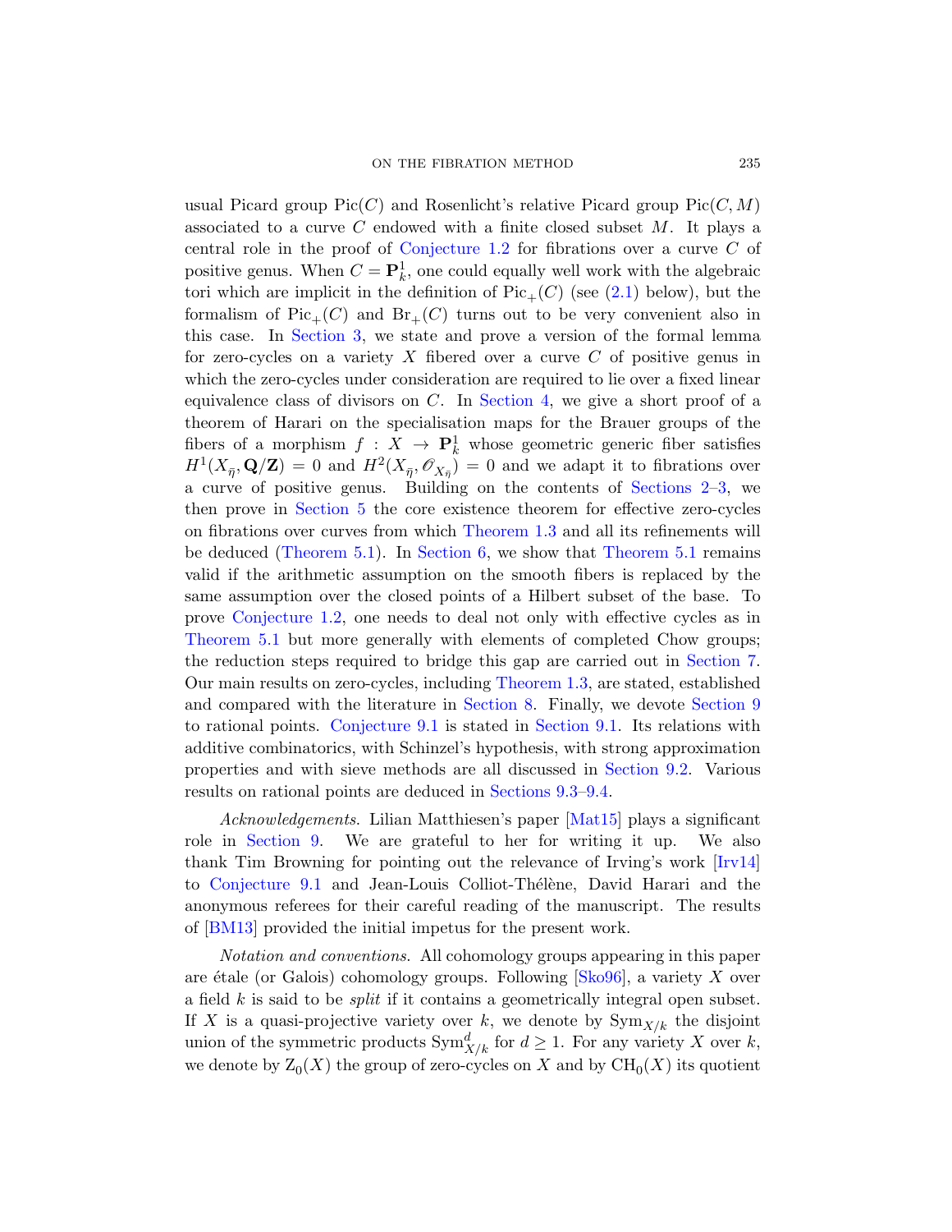usual Picard group $\mathrm{Pic}(C)$ and Rosenlicht's relative Picard group $\mathrm{Pic}(C, M)$ associated to a curve $C$ endowed with a finite closed subset $M$. It plays a central role in the proof of Conjecture 1.2 for fibrations over a curve $C$ of positive genus. When $C = \mathbf{P}^1_k$, one could equally well work with the algebraic tori which are implicit in the definition of $\mathrm{Pic}_+(C)$ (see (2.1) below), but the formalism of $\mathrm{Pic}_+(C)$ and $\mathrm{Br}_+(C)$ turns out to be very convenient also in this case. In Section 3, we state and prove a version of the formal lemma for zero-cycles on a variety $X$ fibered over a curve $C$ of positive genus in which the zero-cycles under consideration are required to lie over a fixed linear equivalence class of divisors on $C$. In Section 4, we give a short proof of a theorem of Harari on the specialisation maps for the Brauer groups of the fibers of a morphism $f : X \to \mathbf{P}^1_k$ whose geometric generic fiber satisfies $H^1(X_{\bar{\eta}}, \mathbf{Q}/\mathbf{Z}) = 0$ and $H^2(X_{\bar{\eta}}, \mathscr{O}_{X_{\bar{\eta}}}) = 0$ and we adapt it to fibrations over a curve of positive genus. Building on the contents of Sections 2–3, we then prove in Section 5 the core existence theorem for effective zero-cycles on fibrations over curves from which Theorem 1.3 and all its refinements will be deduced (Theorem 5.1). In Section 6, we show that Theorem 5.1 remains valid if the arithmetic assumption on the smooth fibers is replaced by the same assumption over the closed points of a Hilbert subset of the base. To prove Conjecture 1.2, one needs to deal not only with effective cycles as in Theorem 5.1 but more generally with elements of completed Chow groups; the reduction steps required to bridge this gap are carried out in Section 7. Our main results on zero-cycles, including Theorem 1.3, are stated, established and compared with the literature in Section 8. Finally, we devote Section 9 to rational points. Conjecture 9.1 is stated in Section 9.1. Its relations with additive combinatorics, with Schinzel's hypothesis, with strong approximation properties and with sieve methods are all discussed in Section 9.2. Various results on rational points are deduced in Sections 9.3–9.4.

*Acknowledgements.* Lilian Matthiesen's paper [Mat15] plays a significant role in Section 9. We are grateful to her for writing it up. We also thank Tim Browning for pointing out the relevance of Irving's work [Irv14] to Conjecture 9.1 and Jean-Louis Colliot-Thélène, David Harari and the anonymous referees for their careful reading of the manuscript. The results of [BM13] provided the initial impetus for the present work.

*Notation and conventions.* All cohomology groups appearing in this paper are étale (or Galois) cohomology groups. Following [Sko96], a variety $X$ over a field $k$ is said to be *split* if it contains a geometrically integral open subset. If $X$ is a quasi-projective variety over $k$, we denote by $\mathrm{Sym}_{X/k}$ the disjoint union of the symmetric products $\mathrm{Sym}^d_{X/k}$ for $d \geq 1$. For any variety $X$ over $k$, we denote by $\mathrm{Z}_0(X)$ the group of zero-cycles on $X$ and by $\mathrm{CH}_0(X)$ its quotient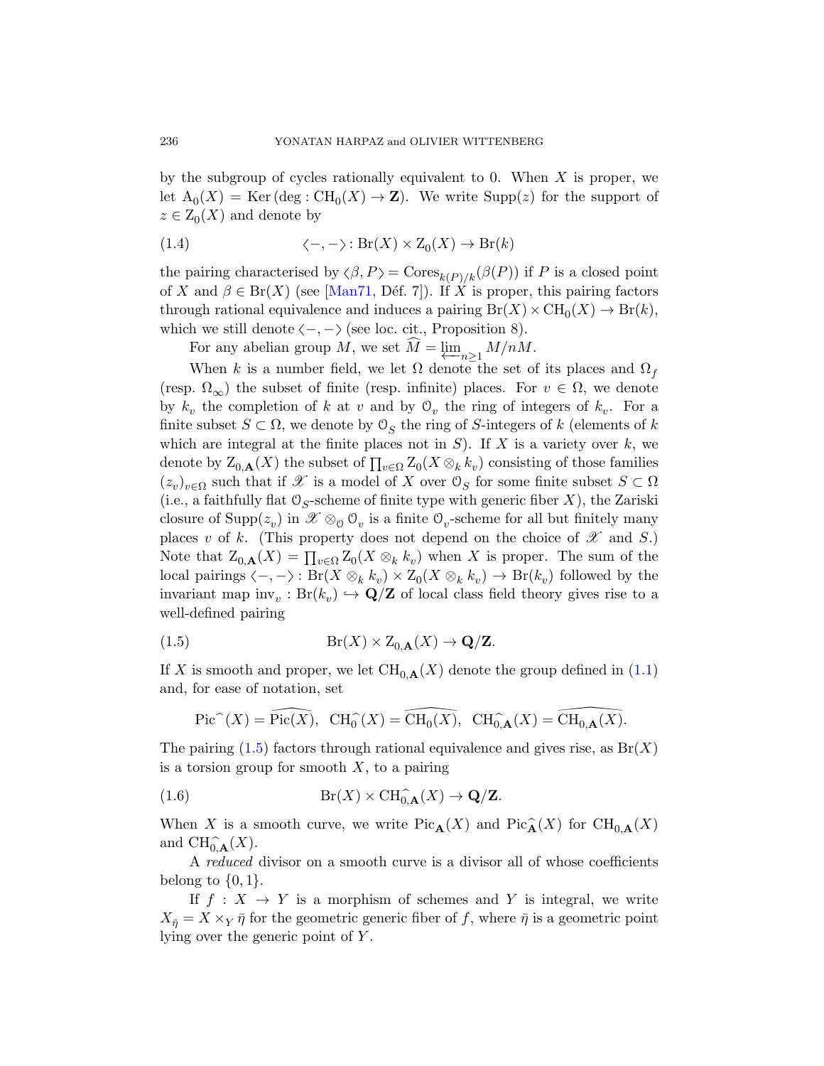by the subgroup of cycles rationally equivalent to 0. When $X$ is proper, we let $\mathrm{A}_0(X) = \mathrm{Ker}\,(\deg : \mathrm{CH}_0(X) \to \mathbf{Z})$. We write $\mathrm{Supp}(z)$ for the support of $z \in \mathrm{Z}_0(X)$ and denote by

$$\langle -, - \rangle : \mathrm{Br}(X) \times \mathrm{Z}_0(X) \to \mathrm{Br}(k) \tag{1.4}$$

the pairing characterised by $\langle \beta, P \rangle = \mathrm{Cores}_{k(P)/k}(\beta(P))$ if $P$ is a closed point of $X$ and $\beta \in \mathrm{Br}(X)$ (see [Man71, Déf. 7]). If $X$ is proper, this pairing factors through rational equivalence and induces a pairing $\mathrm{Br}(X) \times \mathrm{CH}_0(X) \to \mathrm{Br}(k)$, which we still denote $\langle -, - \rangle$ (see loc. cit., Proposition 8).

For any abelian group $M$, we set $\widehat{M} = \varprojlim_{n \geq 1} M/nM$.

When $k$ is a number field, we let $\Omega$ denote the set of its places and $\Omega_f$ (resp. $\Omega_\infty$) the subset of finite (resp. infinite) places. For $v \in \Omega$, we denote by $k_v$ the completion of $k$ at $v$ and by $\mathcal{O}_v$ the ring of integers of $k_v$. For a finite subset $S \subset \Omega$, we denote by $\mathcal{O}_S$ the ring of $S$-integers of $k$ (elements of $k$ which are integral at the finite places not in $S$). If $X$ is a variety over $k$, we denote by $\mathrm{Z}_{0,\mathbf{A}}(X)$ the subset of $\prod_{v \in \Omega} \mathrm{Z}_0(X \otimes_k k_v)$ consisting of those families $(z_v)_{v \in \Omega}$ such that if $\mathscr{X}$ is a model of $X$ over $\mathcal{O}_S$ for some finite subset $S \subset \Omega$ (i.e., a faithfully flat $\mathcal{O}_S$-scheme of finite type with generic fiber $X$), the Zariski closure of $\mathrm{Supp}(z_v)$ in $\mathscr{X} \otimes_{\mathcal{O}} \mathcal{O}_v$ is a finite $\mathcal{O}_v$-scheme for all but finitely many places $v$ of $k$. (This property does not depend on the choice of $\mathscr{X}$ and $S$.) Note that $\mathrm{Z}_{0,\mathbf{A}}(X) = \prod_{v \in \Omega} \mathrm{Z}_0(X \otimes_k k_v)$ when $X$ is proper. The sum of the local pairings $\langle -, - \rangle : \mathrm{Br}(X \otimes_k k_v) \times \mathrm{Z}_0(X \otimes_k k_v) \to \mathrm{Br}(k_v)$ followed by the invariant map $\mathrm{inv}_v : \mathrm{Br}(k_v) \hookrightarrow \mathbf{Q}/\mathbf{Z}$ of local class field theory gives rise to a well-defined pairing

$$\mathrm{Br}(X) \times \mathrm{Z}_{0,\mathbf{A}}(X) \to \mathbf{Q}/\mathbf{Z}. \tag{1.5}$$

If $X$ is smooth and proper, we let $\mathrm{CH}_{0,\mathbf{A}}(X)$ denote the group defined in (1.1) and, for ease of notation, set

$$\mathrm{Pic}^{\widehat{\ }}(X) = \widehat{\mathrm{Pic}(X)}, \quad \mathrm{CH}_0^{\widehat{\ }}(X) = \widehat{\mathrm{CH}_0(X)}, \quad \mathrm{CH}_{0,\mathbf{A}}^{\widehat{\ }}(X) = \widehat{\mathrm{CH}_{0,\mathbf{A}}(X)}.$$

The pairing (1.5) factors through rational equivalence and gives rise, as $\mathrm{Br}(X)$ is a torsion group for smooth $X$, to a pairing

$$\mathrm{Br}(X) \times \mathrm{CH}_{0,\mathbf{A}}^{\widehat{\ }}(X) \to \mathbf{Q}/\mathbf{Z}. \tag{1.6}$$

When $X$ is a smooth curve, we write $\mathrm{Pic}_{\mathbf{A}}(X)$ and $\mathrm{Pic}_{\mathbf{A}}^{\widehat{\ }}(X)$ for $\mathrm{CH}_{0,\mathbf{A}}(X)$ and $\mathrm{CH}_{0,\mathbf{A}}^{\widehat{\ }}(X)$.

A *reduced* divisor on a smooth curve is a divisor all of whose coefficients belong to $\{0, 1\}$.

If $f : X \to Y$ is a morphism of schemes and $Y$ is integral, we write $X_{\bar{\eta}} = X \times_Y \bar{\eta}$ for the geometric generic fiber of $f$, where $\bar{\eta}$ is a geometric point lying over the generic point of $Y$.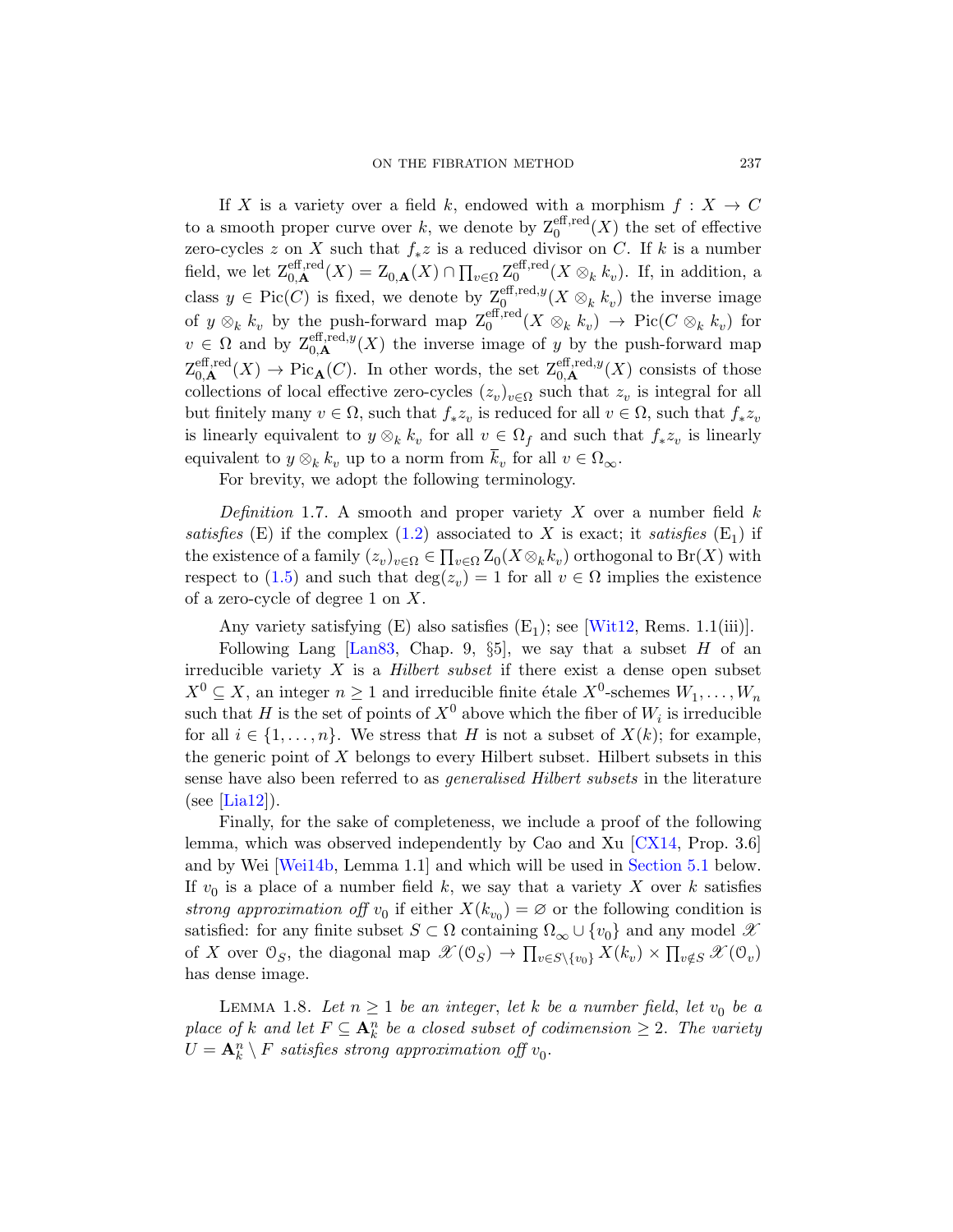If $X$ is a variety over a field $k$, endowed with a morphism $f : X \to C$ to a smooth proper curve over $k$, we denote by $\mathrm{Z}_0^{\mathrm{eff,red}}(X)$ the set of effective zero-cycles $z$ on $X$ such that $f_*z$ is a reduced divisor on $C$. If $k$ is a number field, we let $\mathrm{Z}_{0,\mathbf{A}}^{\mathrm{eff,red}}(X) = \mathrm{Z}_{0,\mathbf{A}}(X) \cap \prod_{v\in\Omega} \mathrm{Z}_0^{\mathrm{eff,red}}(X \otimes_k k_v)$. If, in addition, a class $y \in \mathrm{Pic}(C)$ is fixed, we denote by $\mathrm{Z}_0^{\mathrm{eff,red},y}(X \otimes_k k_v)$ the inverse image of $y \otimes_k k_v$ by the push-forward map $\mathrm{Z}_0^{\mathrm{eff,red}}(X \otimes_k k_v) \to \mathrm{Pic}(C \otimes_k k_v)$ for $v \in \Omega$ and by $\mathrm{Z}_{0,\mathbf{A}}^{\mathrm{eff,red},y}(X)$ the inverse image of $y$ by the push-forward map $\mathrm{Z}_{0,\mathbf{A}}^{\mathrm{eff,red}}(X) \to \mathrm{Pic}_{\mathbf{A}}(C)$. In other words, the set $\mathrm{Z}_{0,\mathbf{A}}^{\mathrm{eff,red},y}(X)$ consists of those collections of local effective zero-cycles $(z_v)_{v\in\Omega}$ such that $z_v$ is integral for all but finitely many $v \in \Omega$, such that $f_*z_v$ is reduced for all $v \in \Omega$, such that $f_*z_v$ is linearly equivalent to $y \otimes_k k_v$ for all $v \in \Omega_f$ and such that $f_*z_v$ is linearly equivalent to $y \otimes_k k_v$ up to a norm from $\overline{k}_v$ for all $v \in \Omega_\infty$.

For brevity, we adopt the following terminology.

*Definition* 1.7. A smooth and proper variety $X$ over a number field $k$ *satisfies* (E) if the complex (1.2) associated to $X$ is exact; it *satisfies* $(\mathrm{E}_1)$ if the existence of a family $(z_v)_{v\in\Omega} \in \prod_{v\in\Omega} \mathrm{Z}_0(X \otimes_k k_v)$ orthogonal to $\mathrm{Br}(X)$ with respect to (1.5) and such that $\deg(z_v) = 1$ for all $v \in \Omega$ implies the existence of a zero-cycle of degree 1 on $X$.

Any variety satisfying (E) also satisfies $(\mathrm{E}_1)$; see [Wit12, Rems. 1.1(iii)].

Following Lang [Lan83, Chap. 9, §5], we say that a subset $H$ of an irreducible variety $X$ is a *Hilbert subset* if there exist a dense open subset $X^0 \subseteq X$, an integer $n \geq 1$ and irreducible finite étale $X^0$-schemes $W_1, \dots, W_n$ such that $H$ is the set of points of $X^0$ above which the fiber of $W_i$ is irreducible for all $i \in \{1, \dots, n\}$. We stress that $H$ is not a subset of $X(k)$; for example, the generic point of $X$ belongs to every Hilbert subset. Hilbert subsets in this sense have also been referred to as *generalised Hilbert subsets* in the literature (see [Lia12]).

Finally, for the sake of completeness, we include a proof of the following lemma, which was observed independently by Cao and Xu [CX14, Prop. 3.6] and by Wei [Wei14b, Lemma 1.1] and which will be used in Section 5.1 below. If $v_0$ is a place of a number field $k$, we say that a variety $X$ over $k$ satisfies *strong approximation off* $v_0$ if either $X(k_{v_0}) = \varnothing$ or the following condition is satisfied: for any finite subset $S \subset \Omega$ containing $\Omega_\infty \cup \{v_0\}$ and any model $\mathscr{X}$ of $X$ over $\mathcal{O}_S$, the diagonal map $\mathscr{X}(\mathcal{O}_S) \to \prod_{v\in S\setminus\{v_0\}} X(k_v) \times \prod_{v\notin S} \mathscr{X}(\mathcal{O}_v)$ has dense image.

LEMMA 1.8. *Let $n \geq 1$ be an integer, let $k$ be a number field, let $v_0$ be a place of $k$ and let $F \subseteq \mathbf{A}_k^n$ be a closed subset of codimension $\geq 2$. The variety $U = \mathbf{A}_k^n \setminus F$ satisfies strong approximation off $v_0$.*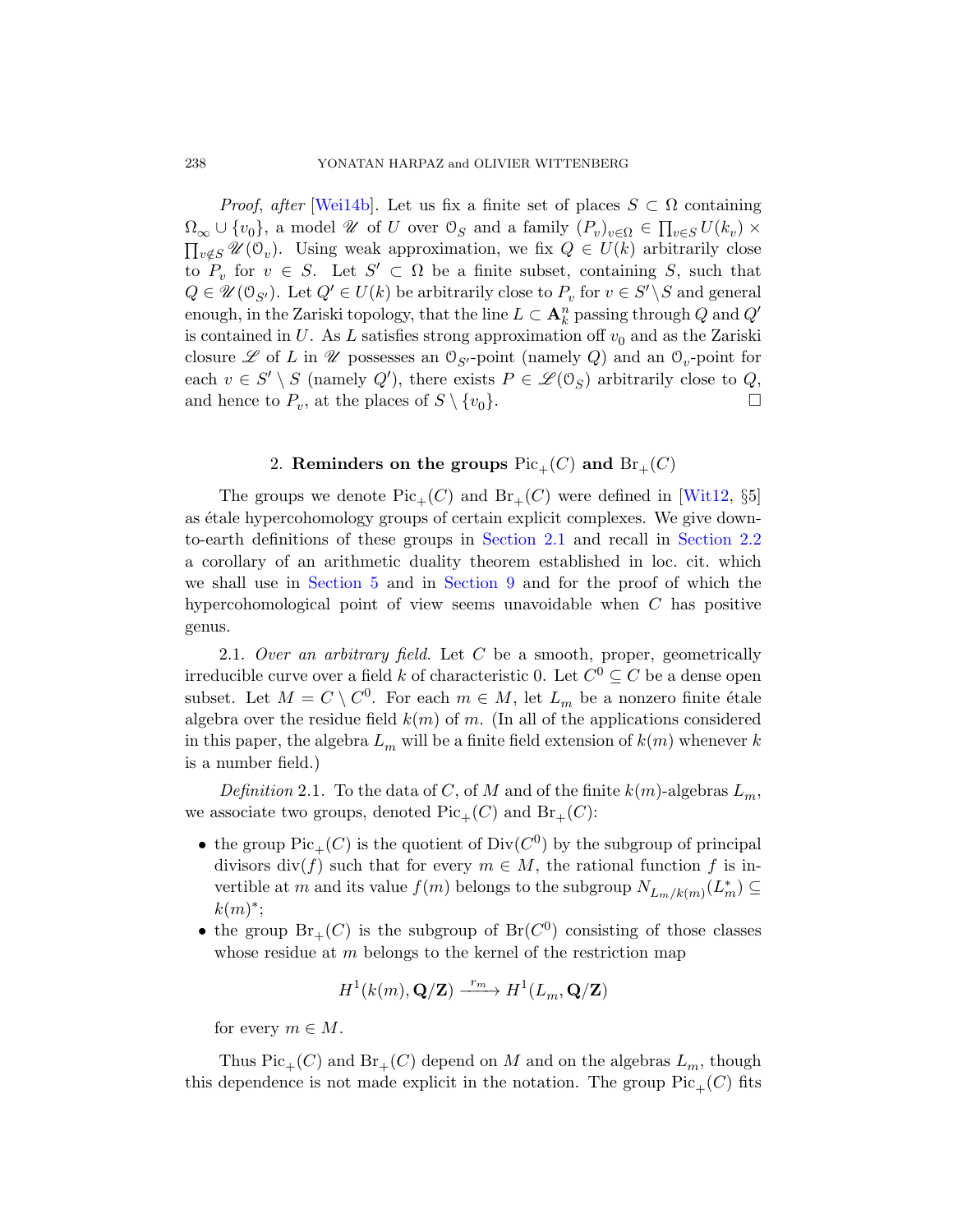*Proof, after* [Wei14b]. Let us fix a finite set of places $S \subset \Omega$ containing $\Omega_\infty \cup \{v_0\}$, a model $\mathscr{U}$ of $U$ over $\mathcal{O}_S$ and a family $(P_v)_{v\in\Omega} \in \prod_{v\in S} U(k_v) \times \prod_{v\notin S} \mathscr{U}(\mathcal{O}_v)$. Using weak approximation, we fix $Q \in U(k)$ arbitrarily close to $P_v$ for $v \in S$. Let $S' \subset \Omega$ be a finite subset, containing $S$, such that $Q \in \mathscr{U}(\mathcal{O}_{S'})$. Let $Q' \in U(k)$ be arbitrarily close to $P_v$ for $v \in S' \setminus S$ and general enough, in the Zariski topology, that the line $L \subset \mathbf{A}^n_k$ passing through $Q$ and $Q'$ is contained in $U$. As $L$ satisfies strong approximation off $v_0$ and as the Zariski closure $\mathscr{L}$ of $L$ in $\mathscr{U}$ possesses an $\mathcal{O}_{S'}$-point (namely $Q$) and an $\mathcal{O}_v$-point for each $v \in S' \setminus S$ (namely $Q'$), there exists $P \in \mathscr{L}(\mathcal{O}_S)$ arbitrarily close to $Q$, and hence to $P_v$, at the places of $S \setminus \{v_0\}$. □

## 2. Reminders on the groups $\mathrm{Pic}_+(C)$ and $\mathrm{Br}_+(C)$

The groups we denote $\mathrm{Pic}_+(C)$ and $\mathrm{Br}_+(C)$ were defined in [Wit12, §5] as étale hypercohomology groups of certain explicit complexes. We give down-to-earth definitions of these groups in Section 2.1 and recall in Section 2.2 a corollary of an arithmetic duality theorem established in loc. cit. which we shall use in Section 5 and in Section 9 and for the proof of which the hypercohomological point of view seems unavoidable when $C$ has positive genus.

2.1. *Over an arbitrary field.* Let $C$ be a smooth, proper, geometrically irreducible curve over a field $k$ of characteristic 0. Let $C^0 \subseteq C$ be a dense open subset. Let $M = C \setminus C^0$. For each $m \in M$, let $L_m$ be a nonzero finite étale algebra over the residue field $k(m)$ of $m$. (In all of the applications considered in this paper, the algebra $L_m$ will be a finite field extension of $k(m)$ whenever $k$ is a number field.)

*Definition* 2.1. To the data of $C$, of $M$ and of the finite $k(m)$-algebras $L_m$, we associate two groups, denoted $\mathrm{Pic}_+(C)$ and $\mathrm{Br}_+(C)$:

- the group $\mathrm{Pic}_+(C)$ is the quotient of $\mathrm{Div}(C^0)$ by the subgroup of principal divisors $\mathrm{div}(f)$ such that for every $m \in M$, the rational function $f$ is invertible at $m$ and its value $f(m)$ belongs to the subgroup $N_{L_m/k(m)}(L_m^*) \subseteq k(m)^*$;
- the group $\mathrm{Br}_+(C)$ is the subgroup of $\mathrm{Br}(C^0)$ consisting of those classes whose residue at $m$ belongs to the kernel of the restriction map
$$H^1(k(m), \mathbf{Q}/\mathbf{Z}) \xrightarrow{r_m} H^1(L_m, \mathbf{Q}/\mathbf{Z})$$
for every $m \in M$.

Thus $\mathrm{Pic}_+(C)$ and $\mathrm{Br}_+(C)$ depend on $M$ and on the algebras $L_m$, though this dependence is not made explicit in the notation. The group $\mathrm{Pic}_+(C)$ fits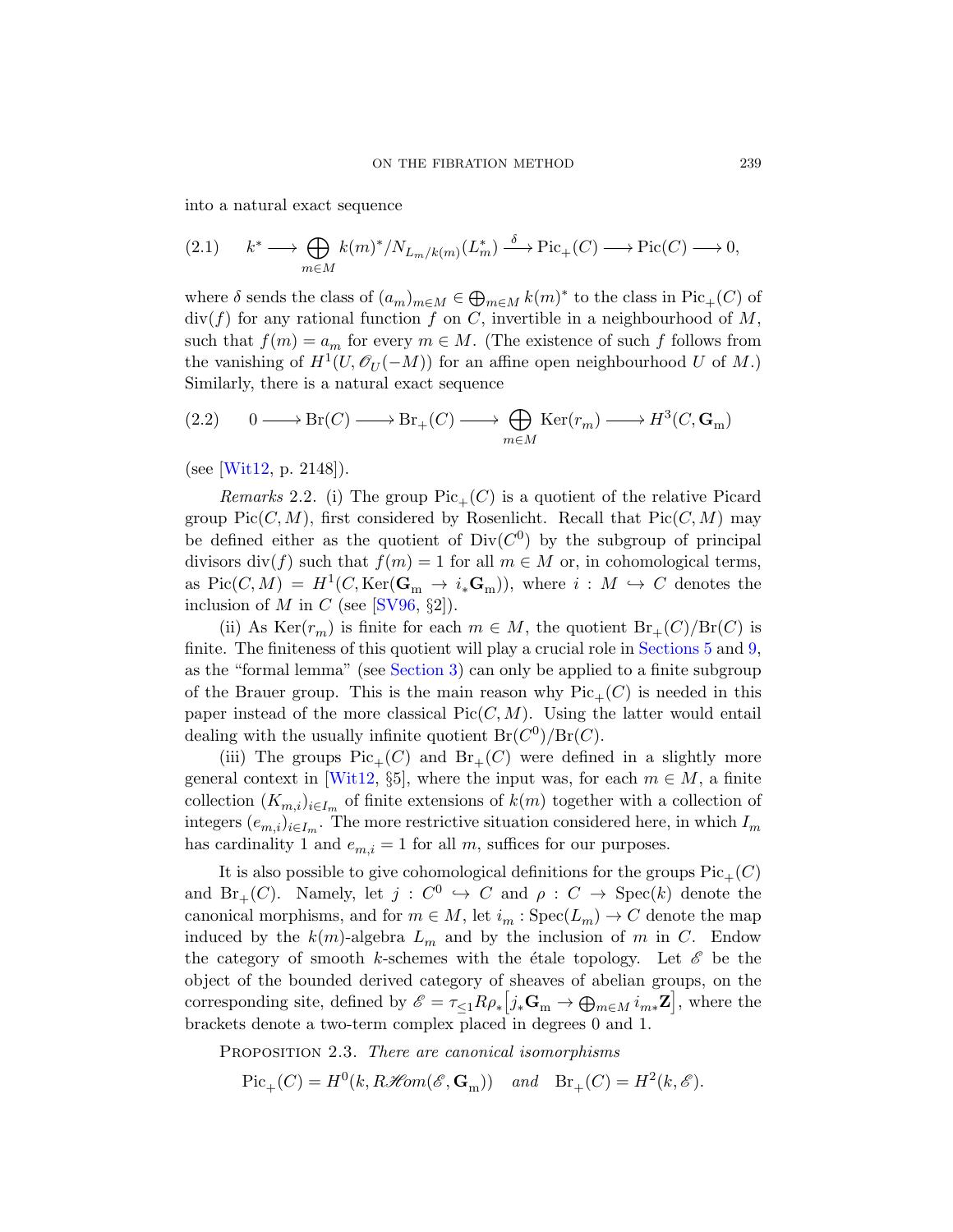into a natural exact sequence

$$(2.1)\qquad k^* \longrightarrow \bigoplus_{m\in M} k(m)^*/N_{L_m/k(m)}(L_m^*) \xrightarrow{\ \delta\ } \mathrm{Pic}_+(C) \longrightarrow \mathrm{Pic}(C) \longrightarrow 0,$$

where $\delta$ sends the class of $(a_m)_{m\in M} \in \bigoplus_{m\in M} k(m)^*$ to the class in $\mathrm{Pic}_+(C)$ of $\mathrm{div}(f)$ for any rational function $f$ on $C$, invertible in a neighbourhood of $M$, such that $f(m) = a_m$ for every $m \in M$. (The existence of such $f$ follows from the vanishing of $H^1(U, \mathscr{O}_U(-M))$ for an affine open neighbourhood $U$ of $M$.) Similarly, there is a natural exact sequence

$$(2.2)\qquad 0 \longrightarrow \mathrm{Br}(C) \longrightarrow \mathrm{Br}_+(C) \longrightarrow \bigoplus_{m\in M} \mathrm{Ker}(r_m) \longrightarrow H^3(C, \mathbf{G}_\mathrm{m})$$

(see [Wit12, p. 2148]).

*Remarks* 2.2. (i) The group $\mathrm{Pic}_+(C)$ is a quotient of the relative Picard group $\mathrm{Pic}(C, M)$, first considered by Rosenlicht. Recall that $\mathrm{Pic}(C, M)$ may be defined either as the quotient of $\mathrm{Div}(C^0)$ by the subgroup of principal divisors $\mathrm{div}(f)$ such that $f(m) = 1$ for all $m \in M$ or, in cohomological terms, as $\mathrm{Pic}(C, M) = H^1(C, \mathrm{Ker}(\mathbf{G}_\mathrm{m} \to i_*\mathbf{G}_\mathrm{m}))$, where $i : M \hookrightarrow C$ denotes the inclusion of $M$ in $C$ (see [SV96, §2]).

(ii) As $\mathrm{Ker}(r_m)$ is finite for each $m \in M$, the quotient $\mathrm{Br}_+(C)/\mathrm{Br}(C)$ is finite. The finiteness of this quotient will play a crucial role in Sections 5 and 9, as the "formal lemma" (see Section 3) can only be applied to a finite subgroup of the Brauer group. This is the main reason why $\mathrm{Pic}_+(C)$ is needed in this paper instead of the more classical $\mathrm{Pic}(C, M)$. Using the latter would entail dealing with the usually infinite quotient $\mathrm{Br}(C^0)/\mathrm{Br}(C)$.

(iii) The groups $\mathrm{Pic}_+(C)$ and $\mathrm{Br}_+(C)$ were defined in a slightly more general context in [Wit12, §5], where the input was, for each $m \in M$, a finite collection $(K_{m,i})_{i\in I_m}$ of finite extensions of $k(m)$ together with a collection of integers $(e_{m,i})_{i\in I_m}$. The more restrictive situation considered here, in which $I_m$ has cardinality 1 and $e_{m,i} = 1$ for all $m$, suffices for our purposes.

It is also possible to give cohomological definitions for the groups $\mathrm{Pic}_+(C)$ and $\mathrm{Br}_+(C)$. Namely, let $j : C^0 \hookrightarrow C$ and $\rho : C \to \mathrm{Spec}(k)$ denote the canonical morphisms, and for $m \in M$, let $i_m : \mathrm{Spec}(L_m) \to C$ denote the map induced by the $k(m)$-algebra $L_m$ and by the inclusion of $m$ in $C$. Endow the category of smooth $k$-schemes with the étale topology. Let $\mathscr{E}$ be the object of the bounded derived category of sheaves of abelian groups, on the corresponding site, defined by $\mathscr{E} = \tau_{\leq 1} R\rho_*\big[j_*\mathbf{G}_\mathrm{m} \to \bigoplus_{m\in M} i_{m*}\mathbf{Z}\big]$, where the brackets denote a two-term complex placed in degrees 0 and 1.

PROPOSITION 2.3. *There are canonical isomorphisms*

$$\mathrm{Pic}_+(C) = H^0(k, R\mathscr{H}om(\mathscr{E}, \mathbf{G}_\mathrm{m})) \quad \textit{and} \quad \mathrm{Br}_+(C) = H^2(k, \mathscr{E}).$$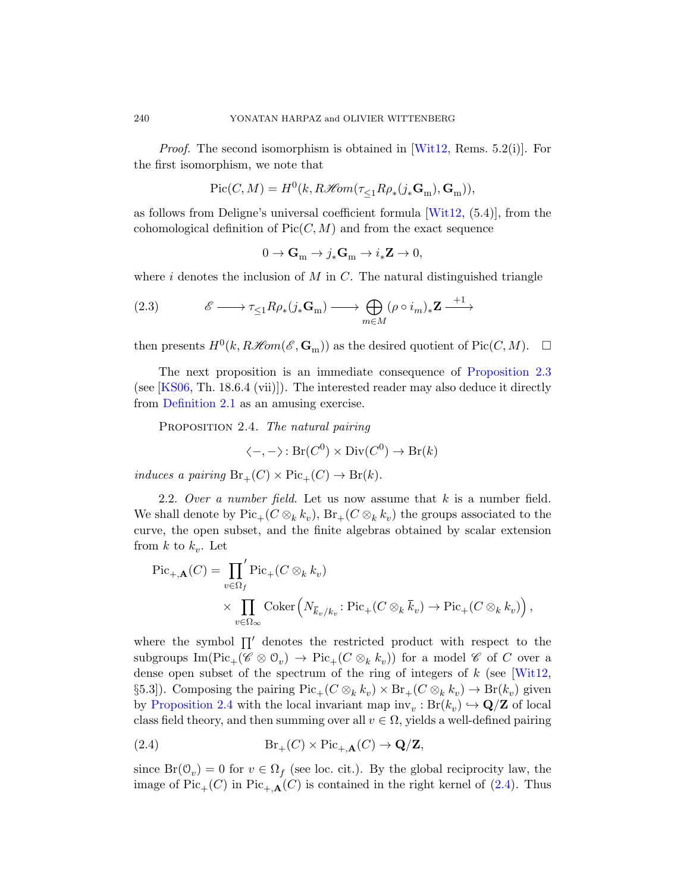*Proof.* The second isomorphism is obtained in [Wit12, Rems. 5.2(i)]. For the first isomorphism, we note that

$$\mathrm{Pic}(C,M) = H^0(k, R\mathscr{H}om(\tau_{\leq 1} R\rho_*(j_*\mathbf{G}_\mathrm{m}), \mathbf{G}_\mathrm{m})),$$

as follows from Deligne's universal coefficient formula [Wit12, (5.4)], from the cohomological definition of $\mathrm{Pic}(C,M)$ and from the exact sequence

$$0 \to \mathbf{G}_\mathrm{m} \to j_*\mathbf{G}_\mathrm{m} \to i_*\mathbf{Z} \to 0,$$

where $i$ denotes the inclusion of $M$ in $C$. The natural distinguished triangle

$$\mathscr{E} \longrightarrow \tau_{\leq 1} R\rho_*(j_*\mathbf{G}_\mathrm{m}) \longrightarrow \bigoplus_{m\in M} (\rho \circ i_m)_*\mathbf{Z} \xrightarrow{+1} \tag{2.3}$$

then presents $H^0(k, R\mathscr{H}om(\mathscr{E}, \mathbf{G}_\mathrm{m}))$ as the desired quotient of $\mathrm{Pic}(C,M)$. $\square$

The next proposition is an immediate consequence of Proposition 2.3 (see [KS06, Th. 18.6.4 (vii)]). The interested reader may also deduce it directly from Definition 2.1 as an amusing exercise.

Proposition 2.4. *The natural pairing*

$$\langle -,- \rangle \colon \mathrm{Br}(C^0) \times \mathrm{Div}(C^0) \to \mathrm{Br}(k)$$

*induces a pairing* $\mathrm{Br}_+(C) \times \mathrm{Pic}_+(C) \to \mathrm{Br}(k)$.

2.2. *Over a number field.* Let us now assume that $k$ is a number field. We shall denote by $\mathrm{Pic}_+(C \otimes_k k_v)$, $\mathrm{Br}_+(C \otimes_k k_v)$ the groups associated to the curve, the open subset, and the finite algebras obtained by scalar extension from $k$ to $k_v$. Let

$$\mathrm{Pic}_{+,\mathbf{A}}(C) = \prod_{v\in\Omega_f}{}' \mathrm{Pic}_+(C \otimes_k k_v) \times \prod_{v\in\Omega_\infty} \mathrm{Coker}\left(N_{\overline{k}_v/k_v} \colon \mathrm{Pic}_+(C \otimes_k \overline{k}_v) \to \mathrm{Pic}_+(C \otimes_k k_v)\right),$$

where the symbol $\prod'$ denotes the restricted product with respect to the subgroups $\mathrm{Im}(\mathrm{Pic}_+(\mathscr{C} \otimes \mathcal{O}_v) \to \mathrm{Pic}_+(C \otimes_k k_v))$ for a model $\mathscr{C}$ of $C$ over a dense open subset of the spectrum of the ring of integers of $k$ (see [Wit12, §5.3]). Composing the pairing $\mathrm{Pic}_+(C \otimes_k k_v) \times \mathrm{Br}_+(C \otimes_k k_v) \to \mathrm{Br}(k_v)$ given by Proposition 2.4 with the local invariant map $\mathrm{inv}_v \colon \mathrm{Br}(k_v) \hookrightarrow \mathbf{Q}/\mathbf{Z}$ of local class field theory, and then summing over all $v \in \Omega$, yields a well-defined pairing

$$\mathrm{Br}_+(C) \times \mathrm{Pic}_{+,\mathbf{A}}(C) \to \mathbf{Q}/\mathbf{Z}, \tag{2.4}$$

since $\mathrm{Br}(\mathcal{O}_v) = 0$ for $v \in \Omega_f$ (see loc. cit.). By the global reciprocity law, the image of $\mathrm{Pic}_+(C)$ in $\mathrm{Pic}_{+,\mathbf{A}}(C)$ is contained in the right kernel of (2.4). Thus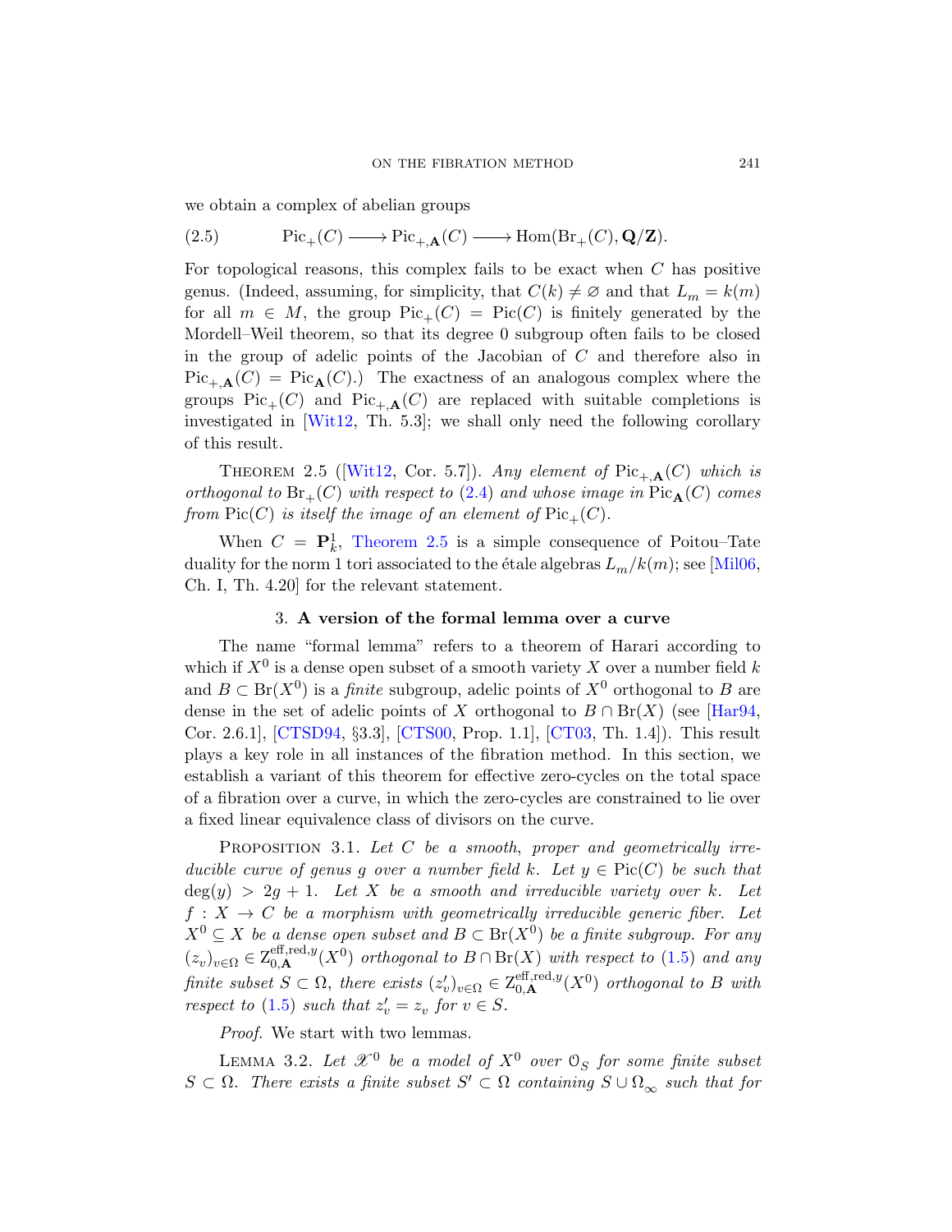we obtain a complex of abelian groups

$$\mathrm{Pic}_+(C) \longrightarrow \mathrm{Pic}_{+,\mathbf{A}}(C) \longrightarrow \mathrm{Hom}(\mathrm{Br}_+(C), \mathbf{Q}/\mathbf{Z}). \tag{2.5}$$

For topological reasons, this complex fails to be exact when $C$ has positive genus. (Indeed, assuming, for simplicity, that $C(k) \neq \varnothing$ and that $L_m = k(m)$ for all $m \in M$, the group $\mathrm{Pic}_+(C) = \mathrm{Pic}(C)$ is finitely generated by the Mordell–Weil theorem, so that its degree 0 subgroup often fails to be closed in the group of adelic points of the Jacobian of $C$ and therefore also in $\mathrm{Pic}_{+,\mathbf{A}}(C) = \mathrm{Pic}_{\mathbf{A}}(C)$.) The exactness of an analogous complex where the groups $\mathrm{Pic}_+(C)$ and $\mathrm{Pic}_{+,\mathbf{A}}(C)$ are replaced with suitable completions is investigated in [Wit12, Th. 5.3]; we shall only need the following corollary of this result.

Theorem 2.5 ([Wit12, Cor. 5.7]). *Any element of $\mathrm{Pic}_{+,\mathbf{A}}(C)$ which is orthogonal to $\mathrm{Br}_+(C)$ with respect to (2.4) and whose image in $\mathrm{Pic}_{\mathbf{A}}(C)$ comes from $\mathrm{Pic}(C)$ is itself the image of an element of $\mathrm{Pic}_+(C)$.*

When $C = \mathbf{P}^1_k$, Theorem 2.5 is a simple consequence of Poitou–Tate duality for the norm 1 tori associated to the étale algebras $L_m/k(m)$; see [Mil06, Ch. I, Th. 4.20] for the relevant statement.

## 3. A version of the formal lemma over a curve

The name "formal lemma" refers to a theorem of Harari according to which if $X^0$ is a dense open subset of a smooth variety $X$ over a number field $k$ and $B \subset \mathrm{Br}(X^0)$ is a *finite* subgroup, adelic points of $X^0$ orthogonal to $B$ are dense in the set of adelic points of $X$ orthogonal to $B \cap \mathrm{Br}(X)$ (see [Har94, Cor. 2.6.1], [CTSD94, §3.3], [CTS00, Prop. 1.1], [CT03, Th. 1.4]). This result plays a key role in all instances of the fibration method. In this section, we establish a variant of this theorem for effective zero-cycles on the total space of a fibration over a curve, in which the zero-cycles are constrained to lie over a fixed linear equivalence class of divisors on the curve.

Proposition 3.1. *Let $C$ be a smooth, proper and geometrically irreducible curve of genus $g$ over a number field $k$. Let $y \in \mathrm{Pic}(C)$ be such that $\deg(y) > 2g + 1$. Let $X$ be a smooth and irreducible variety over $k$. Let $f : X \to C$ be a morphism with geometrically irreducible generic fiber. Let $X^0 \subseteq X$ be a dense open subset and $B \subset \mathrm{Br}(X^0)$ be a finite subgroup. For any $(z_v)_{v\in\Omega} \in \mathrm{Z}^{\mathrm{eff,red},y}_{0,\mathbf{A}}(X^0)$ orthogonal to $B \cap \mathrm{Br}(X)$ with respect to (1.5) and any finite subset $S \subset \Omega$, there exists $(z'_v)_{v\in\Omega} \in \mathrm{Z}^{\mathrm{eff,red},y}_{0,\mathbf{A}}(X^0)$ orthogonal to $B$ with respect to (1.5) such that $z'_v = z_v$ for $v \in S$.*

*Proof.* We start with two lemmas.

Lemma 3.2. *Let $\mathscr{X}^0$ be a model of $X^0$ over $\mathcal{O}_S$ for some finite subset $S \subset \Omega$. There exists a finite subset $S' \subset \Omega$ containing $S \cup \Omega_\infty$ such that for*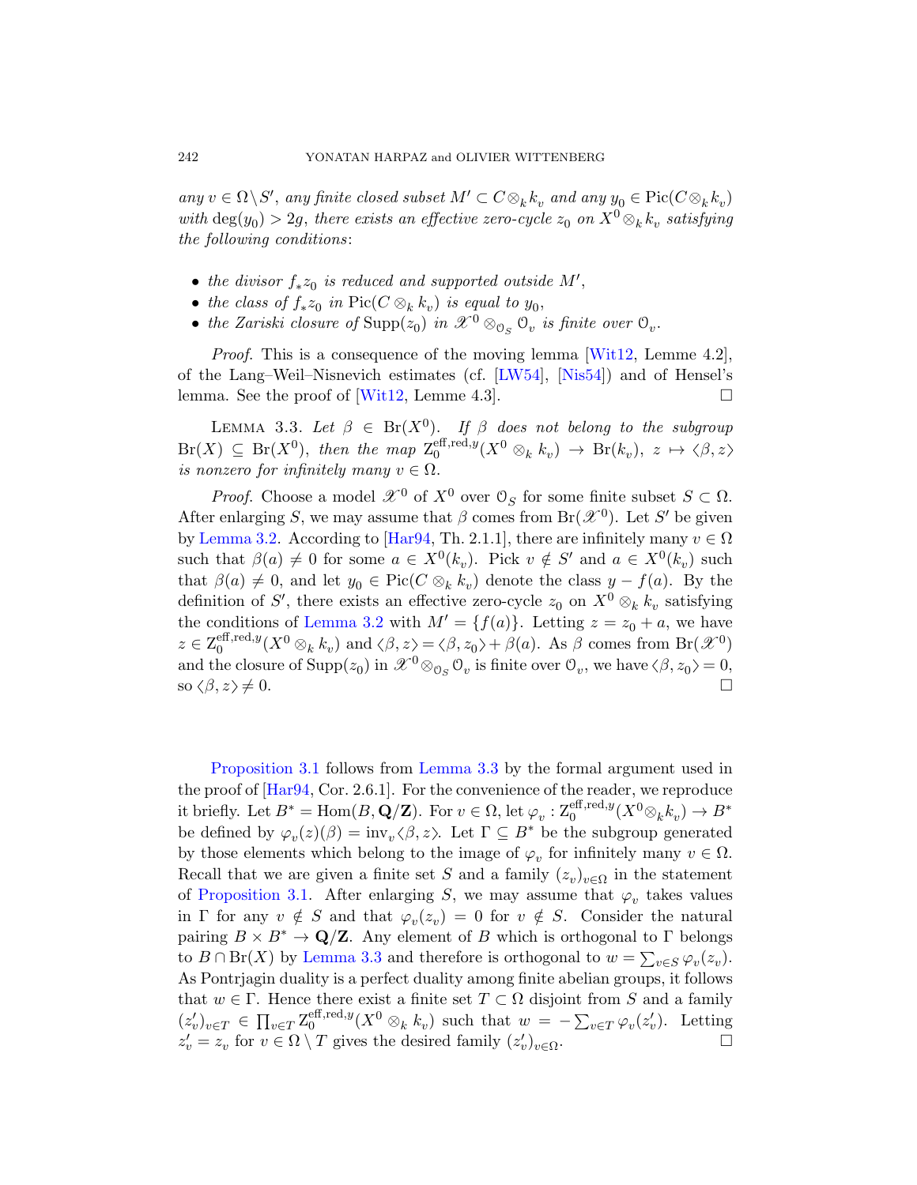*any $v \in \Omega \setminus S'$, any finite closed subset $M' \subset C \otimes_k k_v$ and any $y_0 \in \mathrm{Pic}(C \otimes_k k_v)$ with $\deg(y_0) > 2g$, there exists an effective zero-cycle $z_0$ on $X^0 \otimes_k k_v$ satisfying the following conditions*:

- *the divisor $f_* z_0$ is reduced and supported outside $M'$,*
- *the class of $f_* z_0$ in $\mathrm{Pic}(C \otimes_k k_v)$ is equal to $y_0$,*
- *the Zariski closure of $\mathrm{Supp}(z_0)$ in $\mathscr{X}^0 \otimes_{\mathcal{O}_S} \mathcal{O}_v$ is finite over $\mathcal{O}_v$.*

*Proof.* This is a consequence of the moving lemma [Wit12, Lemme 4.2], of the Lang–Weil–Nisnevich estimates (cf. [LW54], [Nis54]) and of Hensel's lemma. See the proof of [Wit12, Lemme 4.3]. □

LEMMA 3.3. *Let $\beta \in \mathrm{Br}(X^0)$. If $\beta$ does not belong to the subgroup $\mathrm{Br}(X) \subseteq \mathrm{Br}(X^0)$, then the map $\mathrm{Z}_0^{\mathrm{eff,red},y}(X^0 \otimes_k k_v) \to \mathrm{Br}(k_v)$, $z \mapsto \langle \beta, z \rangle$ is nonzero for infinitely many $v \in \Omega$.*

*Proof.* Choose a model $\mathscr{X}^0$ of $X^0$ over $\mathcal{O}_S$ for some finite subset $S \subset \Omega$. After enlarging $S$, we may assume that $\beta$ comes from $\mathrm{Br}(\mathscr{X}^0)$. Let $S'$ be given by Lemma 3.2. According to [Har94, Th. 2.1.1], there are infinitely many $v \in \Omega$ such that $\beta(a) \neq 0$ for some $a \in X^0(k_v)$. Pick $v \notin S'$ and $a \in X^0(k_v)$ such that $\beta(a) \neq 0$, and let $y_0 \in \mathrm{Pic}(C \otimes_k k_v)$ denote the class $y - f(a)$. By the definition of $S'$, there exists an effective zero-cycle $z_0$ on $X^0 \otimes_k k_v$ satisfying the conditions of Lemma 3.2 with $M' = \{f(a)\}$. Letting $z = z_0 + a$, we have $z \in \mathrm{Z}_0^{\mathrm{eff,red},y}(X^0 \otimes_k k_v)$ and $\langle \beta, z \rangle = \langle \beta, z_0 \rangle + \beta(a)$. As $\beta$ comes from $\mathrm{Br}(\mathscr{X}^0)$ and the closure of $\mathrm{Supp}(z_0)$ in $\mathscr{X}^0 \otimes_{\mathcal{O}_S} \mathcal{O}_v$ is finite over $\mathcal{O}_v$, we have $\langle \beta, z_0 \rangle = 0$, so $\langle \beta, z \rangle \neq 0$. □

Proposition 3.1 follows from Lemma 3.3 by the formal argument used in the proof of [Har94, Cor. 2.6.1]. For the convenience of the reader, we reproduce it briefly. Let $B^* = \mathrm{Hom}(B, \mathbf{Q}/\mathbf{Z})$. For $v \in \Omega$, let $\varphi_v : \mathrm{Z}_0^{\mathrm{eff,red},y}(X^0 \otimes_k k_v) \to B^*$ be defined by $\varphi_v(z)(\beta) = \mathrm{inv}_v \langle \beta, z \rangle$. Let $\Gamma \subseteq B^*$ be the subgroup generated by those elements which belong to the image of $\varphi_v$ for infinitely many $v \in \Omega$. Recall that we are given a finite set $S$ and a family $(z_v)_{v \in \Omega}$ in the statement of Proposition 3.1. After enlarging $S$, we may assume that $\varphi_v$ takes values in $\Gamma$ for any $v \notin S$ and that $\varphi_v(z_v) = 0$ for $v \notin S$. Consider the natural pairing $B \times B^* \to \mathbf{Q}/\mathbf{Z}$. Any element of $B$ which is orthogonal to $\Gamma$ belongs to $B \cap \mathrm{Br}(X)$ by Lemma 3.3 and therefore is orthogonal to $w = \sum_{v \in S} \varphi_v(z_v)$. As Pontrjagin duality is a perfect duality among finite abelian groups, it follows that $w \in \Gamma$. Hence there exist a finite set $T \subset \Omega$ disjoint from $S$ and a family $(z'_v)_{v \in T} \in \prod_{v \in T} \mathrm{Z}_0^{\mathrm{eff,red},y}(X^0 \otimes_k k_v)$ such that $w = -\sum_{v \in T} \varphi_v(z'_v)$. Letting $z'_v = z_v$ for $v \in \Omega \setminus T$ gives the desired family $(z'_v)_{v \in \Omega}$. □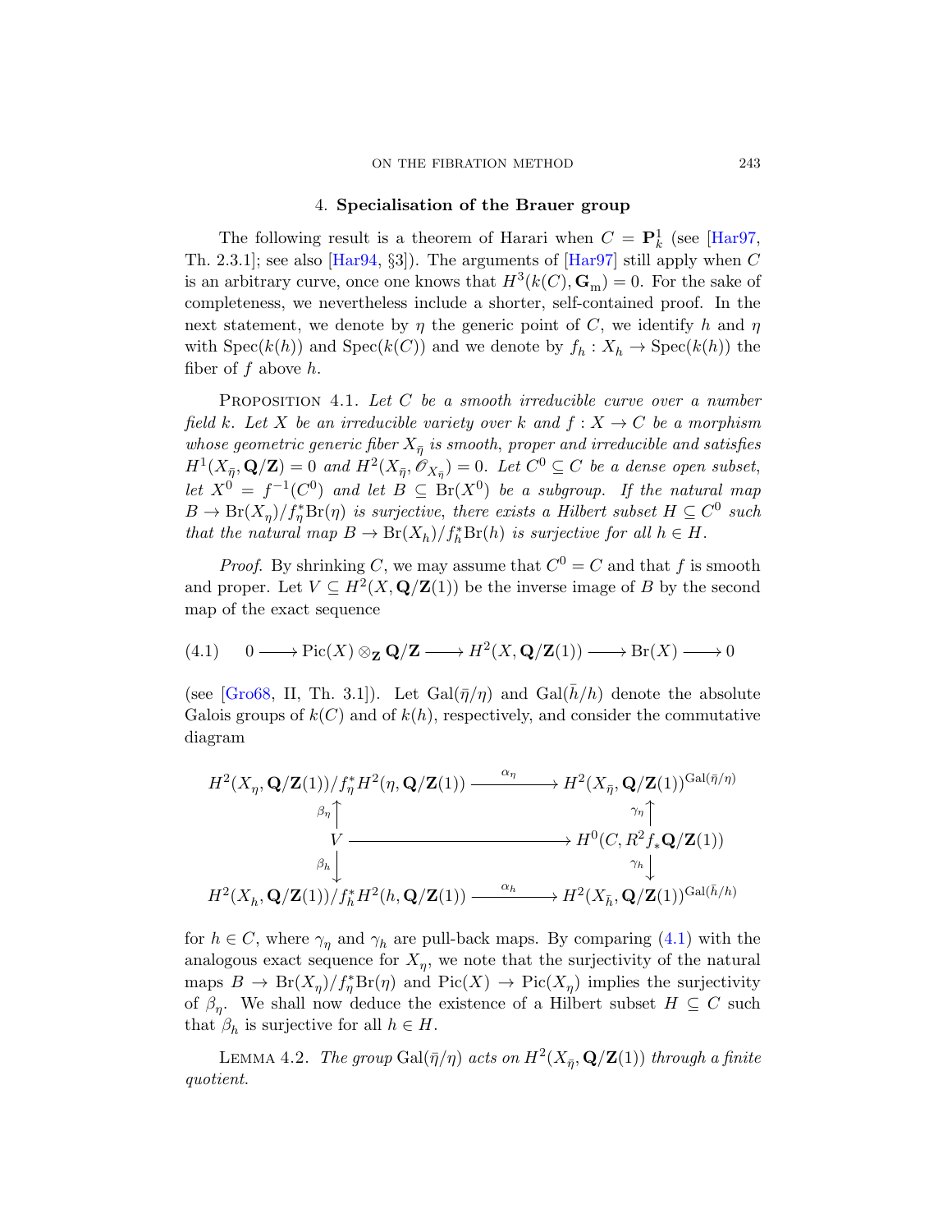## 4. Specialisation of the Brauer group

The following result is a theorem of Harari when $C = \mathbf{P}^1_k$ (see [Har97, Th. 2.3.1]; see also [Har94, §3]). The arguments of [Har97] still apply when $C$ is an arbitrary curve, once one knows that $H^3(k(C), \mathbf{G}_\mathrm{m}) = 0$. For the sake of completeness, we nevertheless include a shorter, self-contained proof. In the next statement, we denote by $\eta$ the generic point of $C$, we identify $h$ and $\eta$ with $\mathrm{Spec}(k(h))$ and $\mathrm{Spec}(k(C))$ and we denote by $f_h : X_h \to \mathrm{Spec}(k(h))$ the fiber of $f$ above $h$.

Proposition 4.1. *Let $C$ be a smooth irreducible curve over a number field $k$. Let $X$ be an irreducible variety over $k$ and $f : X \to C$ be a morphism whose geometric generic fiber $X_{\bar\eta}$ is smooth, proper and irreducible and satisfies $H^1(X_{\bar\eta}, \mathbf{Q}/\mathbf{Z}) = 0$ and $H^2(X_{\bar\eta}, \mathscr{O}_{X_{\bar\eta}}) = 0$. Let $C^0 \subseteq C$ be a dense open subset, let $X^0 = f^{-1}(C^0)$ and let $B \subseteq \mathrm{Br}(X^0)$ be a subgroup. If the natural map $B \to \mathrm{Br}(X_\eta)/f_\eta^*\mathrm{Br}(\eta)$ is surjective, there exists a Hilbert subset $H \subseteq C^0$ such that the natural map $B \to \mathrm{Br}(X_h)/f_h^*\mathrm{Br}(h)$ is surjective for all $h \in H$.*

*Proof.* By shrinking $C$, we may assume that $C^0 = C$ and that $f$ is smooth and proper. Let $V \subseteq H^2(X, \mathbf{Q}/\mathbf{Z}(1))$ be the inverse image of $B$ by the second map of the exact sequence

$$0 \longrightarrow \mathrm{Pic}(X) \otimes_{\mathbf{Z}} \mathbf{Q}/\mathbf{Z} \longrightarrow H^2(X, \mathbf{Q}/\mathbf{Z}(1)) \longrightarrow \mathrm{Br}(X) \longrightarrow 0 \tag{4.1}$$

(see [Gro68, II, Th. 3.1]). Let $\mathrm{Gal}(\bar\eta/\eta)$ and $\mathrm{Gal}(\bar h/h)$ denote the absolute Galois groups of $k(C)$ and of $k(h)$, respectively, and consider the commutative diagram

$$\begin{array}{ccc}
H^2(X_\eta, \mathbf{Q}/\mathbf{Z}(1))/f_\eta^*H^2(\eta, \mathbf{Q}/\mathbf{Z}(1)) & \xrightarrow{\alpha_\eta} & H^2(X_{\bar\eta}, \mathbf{Q}/\mathbf{Z}(1))^{\mathrm{Gal}(\bar\eta/\eta)} \\
\uparrow{\scriptstyle\beta_\eta} & & \uparrow{\scriptstyle\gamma_\eta} \\
V & \longrightarrow & H^0(C, R^2f_*\mathbf{Q}/\mathbf{Z}(1)) \\
\downarrow{\scriptstyle\beta_h} & & \downarrow{\scriptstyle\gamma_h} \\
H^2(X_h, \mathbf{Q}/\mathbf{Z}(1))/f_h^*H^2(h, \mathbf{Q}/\mathbf{Z}(1)) & \xrightarrow{\alpha_h} & H^2(X_{\bar h}, \mathbf{Q}/\mathbf{Z}(1))^{\mathrm{Gal}(\bar h/h)}
\end{array}$$

for $h \in C$, where $\gamma_\eta$ and $\gamma_h$ are pull-back maps. By comparing (4.1) with the analogous exact sequence for $X_\eta$, we note that the surjectivity of the natural maps $B \to \mathrm{Br}(X_\eta)/f_\eta^*\mathrm{Br}(\eta)$ and $\mathrm{Pic}(X) \to \mathrm{Pic}(X_\eta)$ implies the surjectivity of $\beta_\eta$. We shall now deduce the existence of a Hilbert subset $H \subseteq C$ such that $\beta_h$ is surjective for all $h \in H$.

Lemma 4.2. *The group $\mathrm{Gal}(\bar\eta/\eta)$ acts on $H^2(X_{\bar\eta}, \mathbf{Q}/\mathbf{Z}(1))$ through a finite quotient.*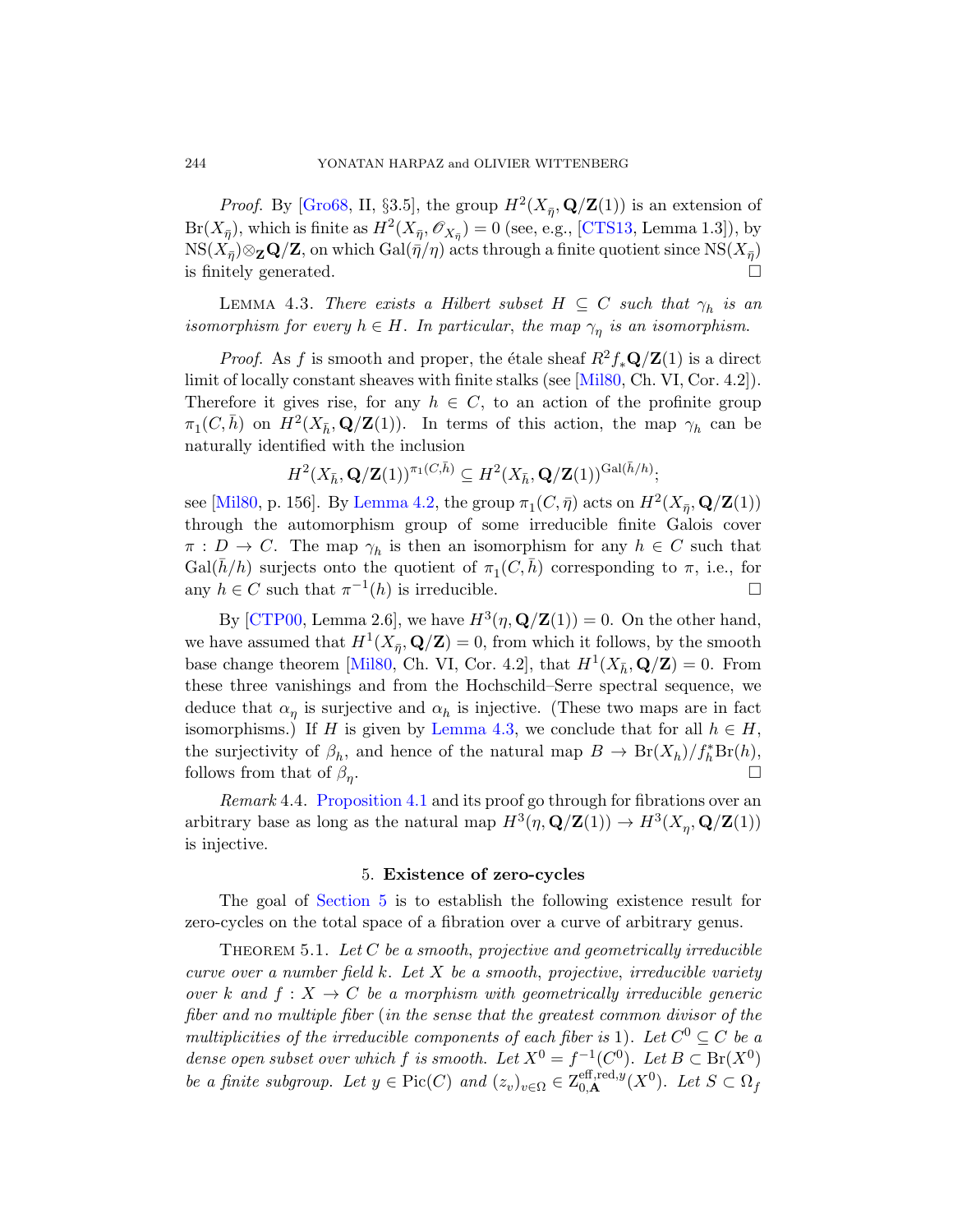*Proof.* By [Gro68, II, §3.5], the group $H^2(X_{\bar\eta}, \mathbf{Q}/\mathbf{Z}(1))$ is an extension of $\mathrm{Br}(X_{\bar\eta})$, which is finite as $H^2(X_{\bar\eta}, \mathscr{O}_{X_{\bar\eta}}) = 0$ (see, e.g., [CTS13, Lemma 1.3]), by $\mathrm{NS}(X_{\bar\eta}) \otimes_{\mathbf{Z}} \mathbf{Q}/\mathbf{Z}$, on which $\mathrm{Gal}(\bar\eta/\eta)$ acts through a finite quotient since $\mathrm{NS}(X_{\bar\eta})$ is finitely generated. □

LEMMA 4.3. *There exists a Hilbert subset $H \subseteq C$ such that $\gamma_h$ is an isomorphism for every $h \in H$. In particular, the map $\gamma_\eta$ is an isomorphism.*

*Proof.* As $f$ is smooth and proper, the étale sheaf $R^2 f_* \mathbf{Q}/\mathbf{Z}(1)$ is a direct limit of locally constant sheaves with finite stalks (see [Mil80, Ch. VI, Cor. 4.2]). Therefore it gives rise, for any $h \in C$, to an action of the profinite group $\pi_1(C, \bar h)$ on $H^2(X_{\bar h}, \mathbf{Q}/\mathbf{Z}(1))$. In terms of this action, the map $\gamma_h$ can be naturally identified with the inclusion

$$H^2(X_{\bar h}, \mathbf{Q}/\mathbf{Z}(1))^{\pi_1(C,\bar h)} \subseteq H^2(X_{\bar h}, \mathbf{Q}/\mathbf{Z}(1))^{\mathrm{Gal}(\bar h/h)};$$

see [Mil80, p. 156]. By Lemma 4.2, the group $\pi_1(C, \bar\eta)$ acts on $H^2(X_{\bar\eta}, \mathbf{Q}/\mathbf{Z}(1))$ through the automorphism group of some irreducible finite Galois cover $\pi : D \to C$. The map $\gamma_h$ is then an isomorphism for any $h \in C$ such that $\mathrm{Gal}(\bar h/h)$ surjects onto the quotient of $\pi_1(C, \bar h)$ corresponding to $\pi$, i.e., for any $h \in C$ such that $\pi^{-1}(h)$ is irreducible. □

By [CTP00, Lemma 2.6], we have $H^3(\eta, \mathbf{Q}/\mathbf{Z}(1)) = 0$. On the other hand, we have assumed that $H^1(X_{\bar\eta}, \mathbf{Q}/\mathbf{Z}) = 0$, from which it follows, by the smooth base change theorem [Mil80, Ch. VI, Cor. 4.2], that $H^1(X_{\bar h}, \mathbf{Q}/\mathbf{Z}) = 0$. From these three vanishings and from the Hochschild–Serre spectral sequence, we deduce that $\alpha_\eta$ is surjective and $\alpha_h$ is injective. (These two maps are in fact isomorphisms.) If $H$ is given by Lemma 4.3, we conclude that for all $h \in H$, the surjectivity of $\beta_h$, and hence of the natural map $B \to \mathrm{Br}(X_h)/f_h^*\mathrm{Br}(h)$, follows from that of $\beta_\eta$. □

*Remark* 4.4. Proposition 4.1 and its proof go through for fibrations over an arbitrary base as long as the natural map $H^3(\eta, \mathbf{Q}/\mathbf{Z}(1)) \to H^3(X_\eta, \mathbf{Q}/\mathbf{Z}(1))$ is injective.

## 5. Existence of zero-cycles

The goal of Section 5 is to establish the following existence result for zero-cycles on the total space of a fibration over a curve of arbitrary genus.

THEOREM 5.1. *Let $C$ be a smooth, projective and geometrically irreducible curve over a number field $k$. Let $X$ be a smooth, projective, irreducible variety over $k$ and $f : X \to C$ be a morphism with geometrically irreducible generic fiber and no multiple fiber (in the sense that the greatest common divisor of the multiplicities of the irreducible components of each fiber is 1). Let $C^0 \subseteq C$ be a dense open subset over which $f$ is smooth. Let $X^0 = f^{-1}(C^0)$. Let $B \subset \mathrm{Br}(X^0)$ be a finite subgroup. Let $y \in \mathrm{Pic}(C)$ and $(z_v)_{v\in\Omega} \in \mathrm{Z}^{\mathrm{eff,red},y}_{0,\mathbf{A}}(X^0)$. Let $S \subset \Omega_f$*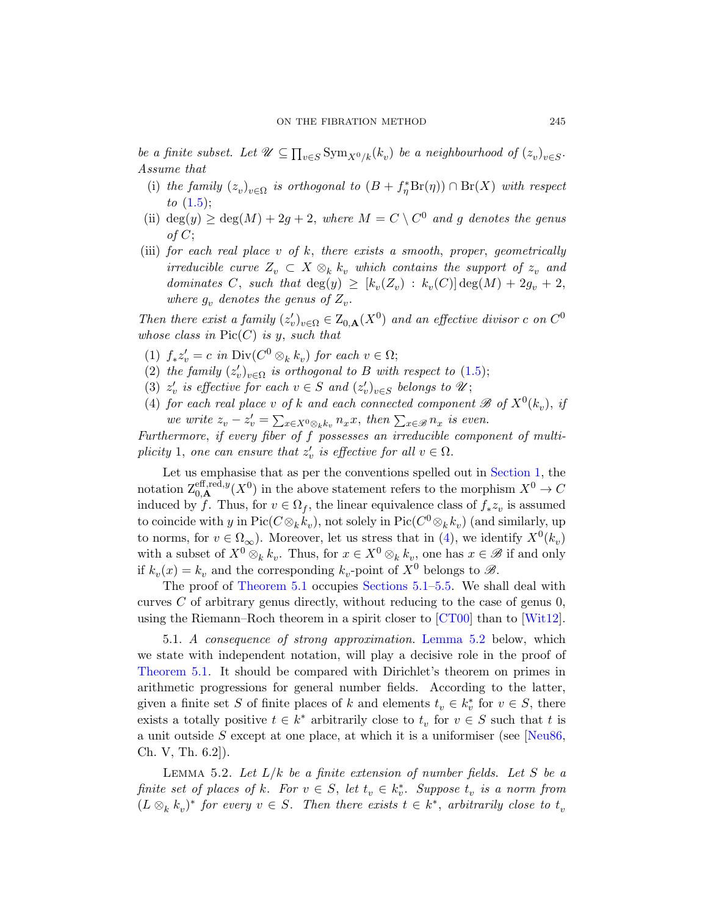*be a finite subset. Let $\mathscr{U} \subseteq \prod_{v\in S} \mathrm{Sym}_{X^0/k}(k_v)$ be a neighbourhood of $(z_v)_{v\in S}$. Assume that*

- (i) *the family $(z_v)_{v\in\Omega}$ is orthogonal to $(B + f_\eta^*\mathrm{Br}(\eta)) \cap \mathrm{Br}(X)$ with respect to (1.5);*
- (ii) *$\deg(y) \geq \deg(M) + 2g + 2$, where $M = C \setminus C^0$ and $g$ denotes the genus of $C$;*
- (iii) *for each real place $v$ of $k$, there exists a smooth, proper, geometrically irreducible curve $Z_v \subset X \otimes_k k_v$ which contains the support of $z_v$ and dominates $C$, such that $\deg(y) \geq [k_v(Z_v) : k_v(C)] \deg(M) + 2g_v + 2$, where $g_v$ denotes the genus of $Z_v$.*

*Then there exist a family $(z'_v)_{v\in\Omega} \in \mathrm{Z}_{0,\mathbf{A}}(X^0)$ and an effective divisor $c$ on $C^0$ whose class in $\mathrm{Pic}(C)$ is $y$, such that*

1. *$f_*z'_v = c$ in $\mathrm{Div}(C^0 \otimes_k k_v)$ for each $v \in \Omega$;*
2. *the family $(z'_v)_{v\in\Omega}$ is orthogonal to $B$ with respect to (1.5);*
3. *$z'_v$ is effective for each $v \in S$ and $(z'_v)_{v\in S}$ belongs to $\mathscr{U}$;*
4. *for each real place $v$ of $k$ and each connected component $\mathscr{B}$ of $X^0(k_v)$, if we write $z_v - z'_v = \sum_{x\in X^0\otimes_k k_v} n_x x$, then $\sum_{x\in\mathscr{B}} n_x$ is even.*

*Furthermore, if every fiber of $f$ possesses an irreducible component of multiplicity 1, one can ensure that $z'_v$ is effective for all $v \in \Omega$.*

Let us emphasise that as per the conventions spelled out in Section 1, the notation $\mathrm{Z}^{\mathrm{eff,red},y}_{0,\mathbf{A}}(X^0)$ in the above statement refers to the morphism $X^0 \to C$ induced by $f$. Thus, for $v \in \Omega_f$, the linear equivalence class of $f_*z_v$ is assumed to coincide with $y$ in $\mathrm{Pic}(C \otimes_k k_v)$, not solely in $\mathrm{Pic}(C^0 \otimes_k k_v)$ (and similarly, up to norms, for $v \in \Omega_\infty$). Moreover, let us stress that in (4), we identify $X^0(k_v)$ with a subset of $X^0 \otimes_k k_v$. Thus, for $x \in X^0 \otimes_k k_v$, one has $x \in \mathscr{B}$ if and only if $k_v(x) = k_v$ and the corresponding $k_v$-point of $X^0$ belongs to $\mathscr{B}$.

The proof of Theorem 5.1 occupies Sections 5.1–5.5. We shall deal with curves $C$ of arbitrary genus directly, without reducing to the case of genus 0, using the Riemann–Roch theorem in a spirit closer to [CT00] than to [Wit12].

5.1. *A consequence of strong approximation.* Lemma 5.2 below, which we state with independent notation, will play a decisive role in the proof of Theorem 5.1. It should be compared with Dirichlet's theorem on primes in arithmetic progressions for general number fields. According to the latter, given a finite set $S$ of finite places of $k$ and elements $t_v \in k_v^*$ for $v \in S$, there exists a totally positive $t \in k^*$ arbitrarily close to $t_v$ for $v \in S$ such that $t$ is a unit outside $S$ except at one place, at which it is a uniformiser (see [Neu86, Ch. V, Th. 6.2]).

Lemma 5.2. *Let $L/k$ be a finite extension of number fields. Let $S$ be a finite set of places of $k$. For $v \in S$, let $t_v \in k_v^*$. Suppose $t_v$ is a norm from $(L \otimes_k k_v)^*$ for every $v \in S$. Then there exists $t \in k^*$, arbitrarily close to $t_v$*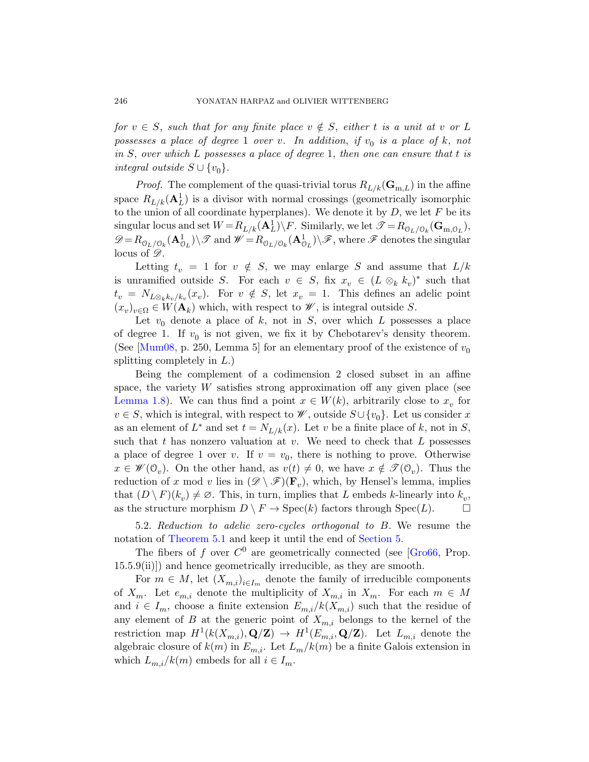*for $v \in S$, such that for any finite place $v \notin S$, either $t$ is a unit at $v$ or $L$ possesses a place of degree 1 over $v$. In addition, if $v_0$ is a place of $k$, not in $S$, over which $L$ possesses a place of degree 1, then one can ensure that $t$ is integral outside $S \cup \{v_0\}$.*

*Proof.* The complement of the quasi-trivial torus $R_{L/k}(\mathbf{G}_{\mathrm{m},L})$ in the affine space $R_{L/k}(\mathbf{A}^1_L)$ is a divisor with normal crossings (geometrically isomorphic to the union of all coordinate hyperplanes). We denote it by $D$, we let $F$ be its singular locus and set $W = R_{L/k}(\mathbf{A}^1_L)\setminus F$. Similarly, we let $\mathscr{T} = R_{\mathcal{O}_L/\mathcal{O}_k}(\mathbf{G}_{\mathrm{m},\mathcal{O}_L})$, $\mathscr{D} = R_{\mathcal{O}_L/\mathcal{O}_k}(\mathbf{A}^1_{\mathcal{O}_L})\setminus\mathscr{T}$ and $\mathscr{W} = R_{\mathcal{O}_L/\mathcal{O}_k}(\mathbf{A}^1_{\mathcal{O}_L})\setminus\mathscr{F}$, where $\mathscr{F}$ denotes the singular locus of $\mathscr{D}$.

Letting $t_v = 1$ for $v \notin S$, we may enlarge $S$ and assume that $L/k$ is unramified outside $S$. For each $v \in S$, fix $x_v \in (L \otimes_k k_v)^*$ such that $t_v = N_{L\otimes_k k_v/k_v}(x_v)$. For $v \notin S$, let $x_v = 1$. This defines an adelic point $(x_v)_{v\in\Omega} \in W(\mathbf{A}_k)$ which, with respect to $\mathscr{W}$, is integral outside $S$.

Let $v_0$ denote a place of $k$, not in $S$, over which $L$ possesses a place of degree 1. If $v_0$ is not given, we fix it by Chebotarev's density theorem. (See [Mum08, p. 250, Lemma 5] for an elementary proof of the existence of $v_0$ splitting completely in $L$.)

Being the complement of a codimension 2 closed subset in an affine space, the variety $W$ satisfies strong approximation off any given place (see Lemma 1.8). We can thus find a point $x \in W(k)$, arbitrarily close to $x_v$ for $v \in S$, which is integral, with respect to $\mathscr{W}$, outside $S\cup\{v_0\}$. Let us consider $x$ as an element of $L^*$ and set $t = N_{L/k}(x)$. Let $v$ be a finite place of $k$, not in $S$, such that $t$ has nonzero valuation at $v$. We need to check that $L$ possesses a place of degree 1 over $v$. If $v = v_0$, there is nothing to prove. Otherwise $x \in \mathscr{W}(\mathcal{O}_v)$. On the other hand, as $v(t) \neq 0$, we have $x \notin \mathscr{T}(\mathcal{O}_v)$. Thus the reduction of $x$ mod $v$ lies in $(\mathscr{D}\setminus\mathscr{F})(\mathbf{F}_v)$, which, by Hensel's lemma, implies that $(D \setminus F)(k_v) \neq \varnothing$. This, in turn, implies that $L$ embeds $k$-linearly into $k_v$, as the structure morphism $D \setminus F \to \mathrm{Spec}(k)$ factors through $\mathrm{Spec}(L)$. $\square$

5.2. *Reduction to adelic zero-cycles orthogonal to $B$.* We resume the notation of Theorem 5.1 and keep it until the end of Section 5.

The fibers of $f$ over $C^0$ are geometrically connected (see [Gro66, Prop. 15.5.9(ii)]) and hence geometrically irreducible, as they are smooth.

For $m \in M$, let $(X_{m,i})_{i\in I_m}$ denote the family of irreducible components of $X_m$. Let $e_{m,i}$ denote the multiplicity of $X_{m,i}$ in $X_m$. For each $m \in M$ and $i \in I_m$, choose a finite extension $E_{m,i}/k(X_{m,i})$ such that the residue of any element of $B$ at the generic point of $X_{m,i}$ belongs to the kernel of the restriction map $H^1(k(X_{m,i}), \mathbf{Q}/\mathbf{Z}) \to H^1(E_{m,i}, \mathbf{Q}/\mathbf{Z})$. Let $L_{m,i}$ denote the algebraic closure of $k(m)$ in $E_{m,i}$. Let $L_m/k(m)$ be a finite Galois extension in which $L_{m,i}/k(m)$ embeds for all $i \in I_m$.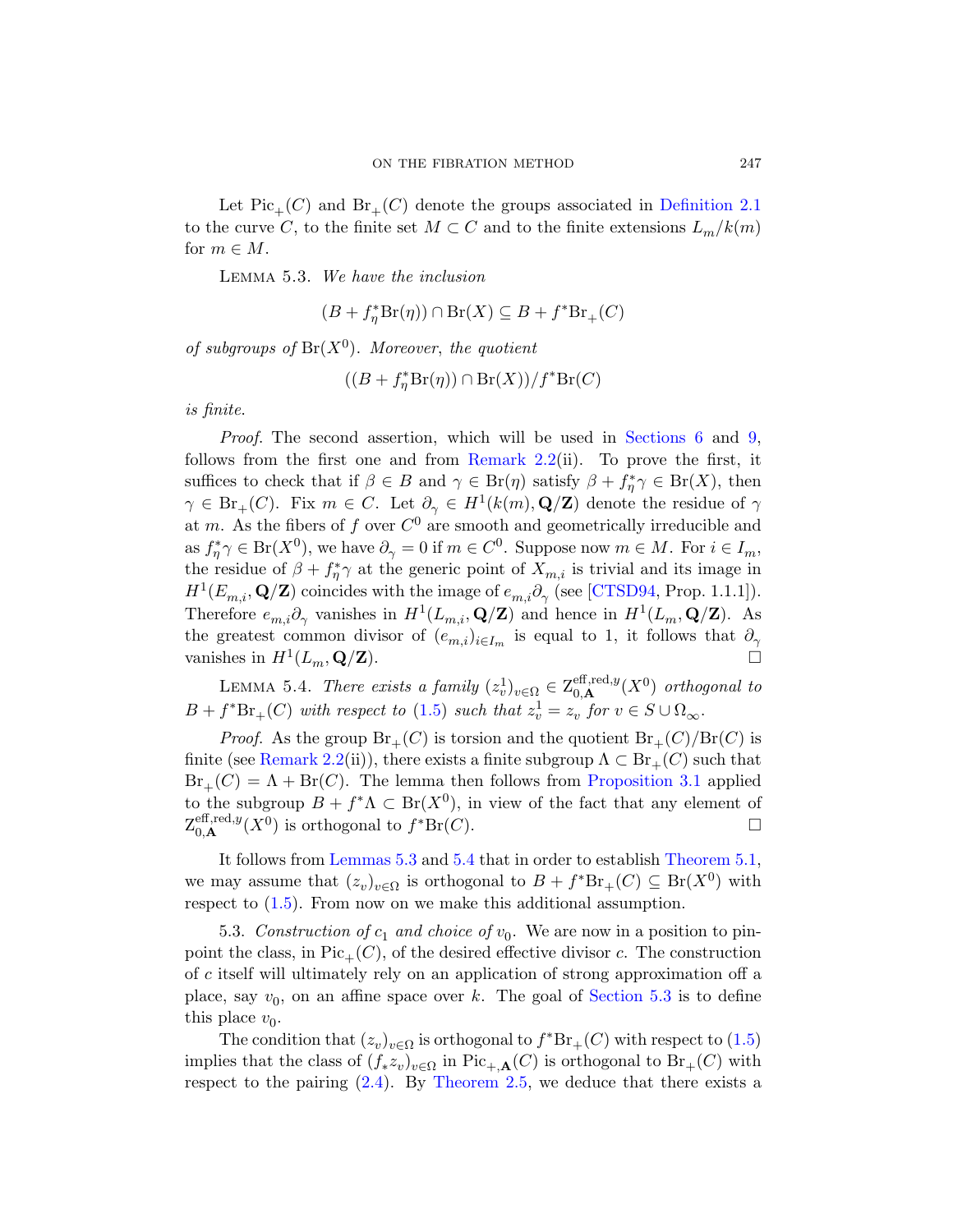Let $\mathrm{Pic}_+(C)$ and $\mathrm{Br}_+(C)$ denote the groups associated in Definition 2.1 to the curve $C$, to the finite set $M \subset C$ and to the finite extensions $L_m/k(m)$ for $m \in M$.

Lemma 5.3. *We have the inclusion*

$$(B + f_\eta^*\mathrm{Br}(\eta)) \cap \mathrm{Br}(X) \subseteq B + f^*\mathrm{Br}_+(C)$$

*of subgroups of* $\mathrm{Br}(X^0)$. *Moreover, the quotient*

$$((B + f_\eta^*\mathrm{Br}(\eta)) \cap \mathrm{Br}(X))/f^*\mathrm{Br}(C)$$

*is finite.*

*Proof.* The second assertion, which will be used in Sections 6 and 9, follows from the first one and from Remark 2.2(ii). To prove the first, it suffices to check that if $\beta \in B$ and $\gamma \in \mathrm{Br}(\eta)$ satisfy $\beta + f_\eta^*\gamma \in \mathrm{Br}(X)$, then $\gamma \in \mathrm{Br}_+(C)$. Fix $m \in C$. Let $\partial_\gamma \in H^1(k(m), \mathbf{Q}/\mathbf{Z})$ denote the residue of $\gamma$ at $m$. As the fibers of $f$ over $C^0$ are smooth and geometrically irreducible and as $f_\eta^*\gamma \in \mathrm{Br}(X^0)$, we have $\partial_\gamma = 0$ if $m \in C^0$. Suppose now $m \in M$. For $i \in I_m$, the residue of $\beta + f_\eta^*\gamma$ at the generic point of $X_{m,i}$ is trivial and its image in $H^1(E_{m,i}, \mathbf{Q}/\mathbf{Z})$ coincides with the image of $e_{m,i}\partial_\gamma$ (see [CTSD94, Prop. 1.1.1]). Therefore $e_{m,i}\partial_\gamma$ vanishes in $H^1(L_{m,i}, \mathbf{Q}/\mathbf{Z})$ and hence in $H^1(L_m, \mathbf{Q}/\mathbf{Z})$. As the greatest common divisor of $(e_{m,i})_{i \in I_m}$ is equal to 1, it follows that $\partial_\gamma$ vanishes in $H^1(L_m, \mathbf{Q}/\mathbf{Z})$. □

Lemma 5.4. *There exists a family* $(z_v^1)_{v\in\Omega} \in \mathrm{Z}_{0,\mathbf{A}}^{\mathrm{eff,red},y}(X^0)$ *orthogonal to* $B + f^*\mathrm{Br}_+(C)$ *with respect to* (1.5) *such that* $z_v^1 = z_v$ *for* $v \in S \cup \Omega_\infty$.

*Proof.* As the group $\mathrm{Br}_+(C)$ is torsion and the quotient $\mathrm{Br}_+(C)/\mathrm{Br}(C)$ is finite (see Remark 2.2(ii)), there exists a finite subgroup $\Lambda \subset \mathrm{Br}_+(C)$ such that $\mathrm{Br}_+(C) = \Lambda + \mathrm{Br}(C)$. The lemma then follows from Proposition 3.1 applied to the subgroup $B + f^*\Lambda \subset \mathrm{Br}(X^0)$, in view of the fact that any element of $\mathrm{Z}_{0,\mathbf{A}}^{\mathrm{eff,red},y}(X^0)$ is orthogonal to $f^*\mathrm{Br}(C)$. □

It follows from Lemmas 5.3 and 5.4 that in order to establish Theorem 5.1, we may assume that $(z_v)_{v\in\Omega}$ is orthogonal to $B + f^*\mathrm{Br}_+(C) \subseteq \mathrm{Br}(X^0)$ with respect to (1.5). From now on we make this additional assumption.

5.3. *Construction of* $c_1$ *and choice of* $v_0$. We are now in a position to pinpoint the class, in $\mathrm{Pic}_+(C)$, of the desired effective divisor $c$. The construction of $c$ itself will ultimately rely on an application of strong approximation off a place, say $v_0$, on an affine space over $k$. The goal of Section 5.3 is to define this place $v_0$.

The condition that $(z_v)_{v\in\Omega}$ is orthogonal to $f^*\mathrm{Br}_+(C)$ with respect to (1.5) implies that the class of $(f_*z_v)_{v\in\Omega}$ in $\mathrm{Pic}_{+,\mathbf{A}}(C)$ is orthogonal to $\mathrm{Br}_+(C)$ with respect to the pairing (2.4). By Theorem 2.5, we deduce that there exists a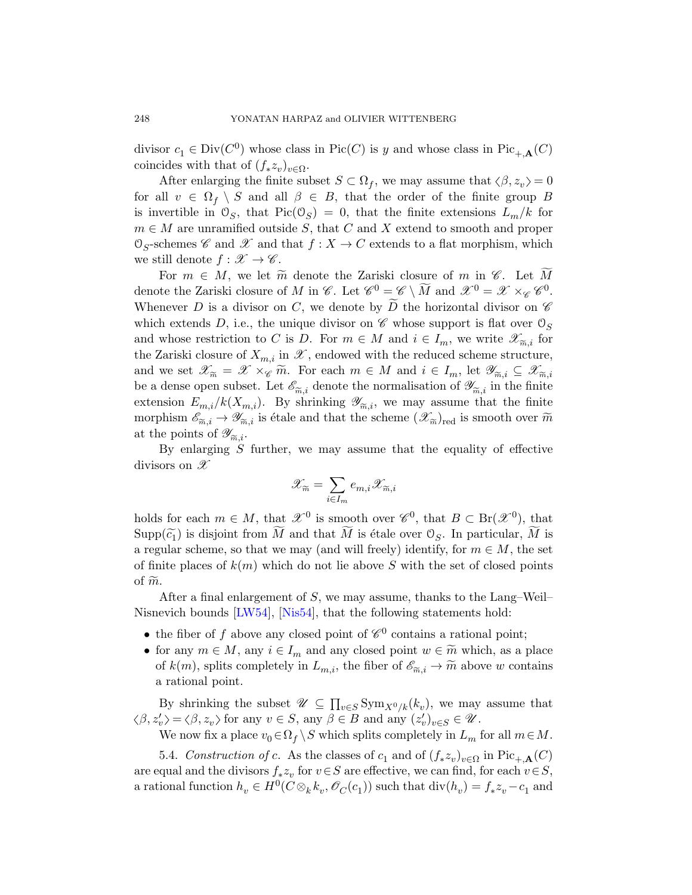divisor $c_1 \in \mathrm{Div}(C^0)$ whose class in $\mathrm{Pic}(C)$ is $y$ and whose class in $\mathrm{Pic}_{+,\mathbf{A}}(C)$ coincides with that of $(f_*z_v)_{v\in\Omega}$.

After enlarging the finite subset $S \subset \Omega_f$, we may assume that $\langle \beta, z_v\rangle = 0$ for all $v \in \Omega_f \setminus S$ and all $\beta \in B$, that the order of the finite group $B$ is invertible in $\mathcal{O}_S$, that $\mathrm{Pic}(\mathcal{O}_S) = 0$, that the finite extensions $L_m/k$ for $m \in M$ are unramified outside $S$, that $C$ and $X$ extend to smooth and proper $\mathcal{O}_S$-schemes $\mathscr{C}$ and $\mathscr{X}$ and that $f : X \to C$ extends to a flat morphism, which we still denote $f : \mathscr{X} \to \mathscr{C}$.

For $m \in M$, we let $\widetilde{m}$ denote the Zariski closure of $m$ in $\mathscr{C}$. Let $\widetilde{M}$ denote the Zariski closure of $M$ in $\mathscr{C}$. Let $\mathscr{C}^0 = \mathscr{C} \setminus \widetilde{M}$ and $\mathscr{X}^0 = \mathscr{X} \times_{\mathscr{C}} \mathscr{C}^0$. Whenever $D$ is a divisor on $C$, we denote by $\widetilde{D}$ the horizontal divisor on $\mathscr{C}$ which extends $D$, i.e., the unique divisor on $\mathscr{C}$ whose support is flat over $\mathcal{O}_S$ and whose restriction to $C$ is $D$. For $m \in M$ and $i \in I_m$, we write $\mathscr{X}_{\widetilde{m},i}$ for the Zariski closure of $X_{m,i}$ in $\mathscr{X}$, endowed with the reduced scheme structure, and we set $\mathscr{X}_{\widetilde{m}} = \mathscr{X} \times_{\mathscr{C}} \widetilde{m}$. For each $m \in M$ and $i \in I_m$, let $\mathscr{Y}_{\widetilde{m},i} \subseteq \mathscr{X}_{\widetilde{m},i}$ be a dense open subset. Let $\mathscr{E}_{\widetilde{m},i}$ denote the normalisation of $\mathscr{Y}_{\widetilde{m},i}$ in the finite extension $E_{m,i}/k(X_{m,i})$. By shrinking $\mathscr{Y}_{\widetilde{m},i}$, we may assume that the finite morphism $\mathscr{E}_{\widetilde{m},i} \to \mathscr{Y}_{\widetilde{m},i}$ is étale and that the scheme $(\mathscr{X}_{\widetilde{m}})_{\mathrm{red}}$ is smooth over $\widetilde{m}$ at the points of $\mathscr{Y}_{\widetilde{m},i}$.

By enlarging $S$ further, we may assume that the equality of effective divisors on $\mathscr{X}$

$$\mathscr{X}_{\widetilde{m}} = \sum_{i\in I_m} e_{m,i}\mathscr{X}_{\widetilde{m},i}$$

holds for each $m \in M$, that $\mathscr{X}^0$ is smooth over $\mathscr{C}^0$, that $B \subset \mathrm{Br}(\mathscr{X}^0)$, that $\mathrm{Supp}(\widetilde{c_1})$ is disjoint from $\widetilde{M}$ and that $\widetilde{M}$ is étale over $\mathcal{O}_S$. In particular, $\widetilde{M}$ is a regular scheme, so that we may (and will freely) identify, for $m \in M$, the set of finite places of $k(m)$ which do not lie above $S$ with the set of closed points of $\widetilde{m}$.

After a final enlargement of $S$, we may assume, thanks to the Lang–Weil–Nisnevich bounds [LW54], [Nis54], that the following statements hold:

- the fiber of $f$ above any closed point of $\mathscr{C}^0$ contains a rational point;
- for any $m \in M$, any $i \in I_m$ and any closed point $w \in \widetilde{m}$ which, as a place of $k(m)$, splits completely in $L_{m,i}$, the fiber of $\mathscr{E}_{\widetilde{m},i} \to \widetilde{m}$ above $w$ contains a rational point.

By shrinking the subset $\mathscr{U} \subseteq \prod_{v\in S} \mathrm{Sym}_{X^0/k}(k_v)$, we may assume that $\langle \beta, z'_v\rangle = \langle \beta, z_v\rangle$ for any $v \in S$, any $\beta \in B$ and any $(z'_v)_{v\in S} \in \mathscr{U}$.

We now fix a place $v_0 \in \Omega_f \setminus S$ which splits completely in $L_m$ for all $m \in M$.

5.4. *Construction of* $c$. As the classes of $c_1$ and of $(f_*z_v)_{v\in\Omega}$ in $\mathrm{Pic}_{+,\mathbf{A}}(C)$ are equal and the divisors $f_*z_v$ for $v \in S$ are effective, we can find, for each $v \in S$, a rational function $h_v \in H^0(C \otimes_k k_v, \mathscr{O}_C(c_1))$ such that $\mathrm{div}(h_v) = f_*z_v - c_1$ and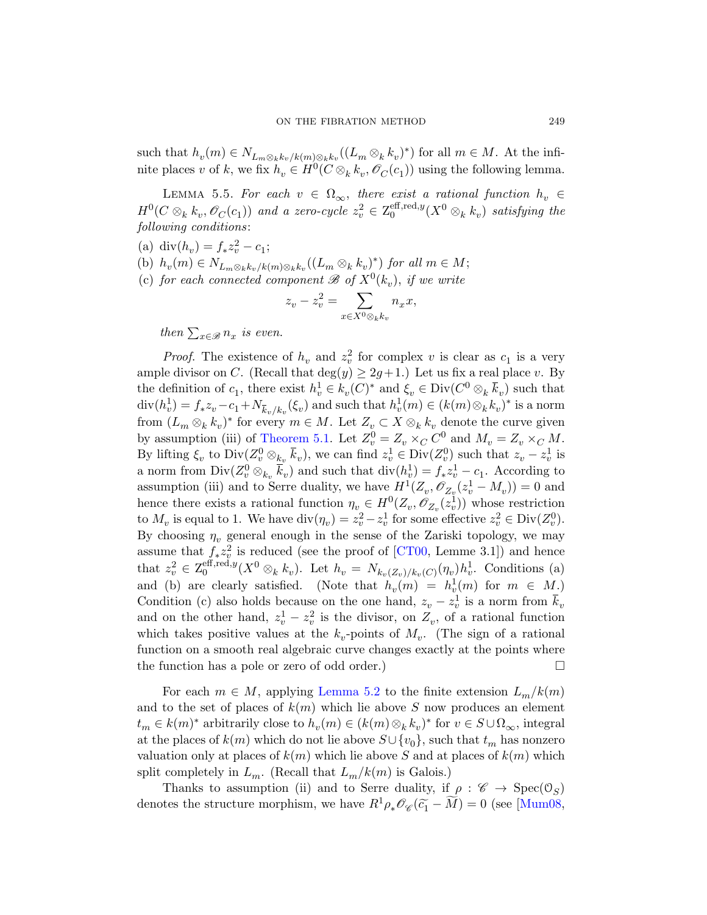such that $h_v(m) \in N_{L_m\otimes_k k_v/k(m)\otimes_k k_v}((L_m \otimes_k k_v)^*)$ for all $m \in M$. At the infinite places $v$ of $k$, we fix $h_v \in H^0(C \otimes_k k_v, \mathscr{O}_C(c_1))$ using the following lemma.

LEMMA 5.5. *For each $v \in \Omega_\infty$, there exist a rational function $h_v \in H^0(C \otimes_k k_v, \mathscr{O}_C(c_1))$ and a zero-cycle $z_v^2 \in \mathrm{Z}_0^{\mathrm{eff,red},y}(X^0 \otimes_k k_v)$ satisfying the following conditions*:

(a) $\mathrm{div}(h_v) = f_* z_v^2 - c_1$;

(b) $h_v(m) \in N_{L_m\otimes_k k_v/k(m)\otimes_k k_v}((L_m \otimes_k k_v)^*)$ *for all* $m \in M$;

(c) *for each connected component $\mathscr{B}$ of $X^0(k_v)$, if we write*

$$z_v - z_v^2 = \sum_{x \in X^0\otimes_k k_v} n_x x,$$

*then $\sum_{x\in\mathscr{B}} n_x$ is even.*

*Proof.* The existence of $h_v$ and $z_v^2$ for complex $v$ is clear as $c_1$ is a very ample divisor on $C$. (Recall that $\deg(y) \geq 2g+1$.) Let us fix a real place $v$. By the definition of $c_1$, there exist $h_v^1 \in k_v(C)^*$ and $\xi_v \in \mathrm{Div}(C^0 \otimes_k \overline{k}_v)$ such that $\mathrm{div}(h_v^1) = f_* z_v - c_1 + N_{\overline{k}_v/k_v}(\xi_v)$ and such that $h_v^1(m) \in (k(m)\otimes_k k_v)^*$ is a norm from $(L_m \otimes_k k_v)^*$ for every $m \in M$. Let $Z_v \subset X \otimes_k k_v$ denote the curve given by assumption (iii) of Theorem 5.1. Let $Z_v^0 = Z_v \times_C C^0$ and $M_v = Z_v \times_C M$. By lifting $\xi_v$ to $\mathrm{Div}(Z_v^0 \otimes_{k_v} \overline{k}_v)$, we can find $z_v^1 \in \mathrm{Div}(Z_v^0)$ such that $z_v - z_v^1$ is a norm from $\mathrm{Div}(Z_v^0 \otimes_{k_v} \overline{k}_v)$ and such that $\mathrm{div}(h_v^1) = f_* z_v^1 - c_1$. According to assumption (iii) and to Serre duality, we have $H^1(Z_v, \mathscr{O}_{Z_v}(z_v^1 - M_v)) = 0$ and hence there exists a rational function $\eta_v \in H^0(Z_v, \mathscr{O}_{Z_v}(z_v^1))$ whose restriction to $M_v$ is equal to 1. We have $\mathrm{div}(\eta_v) = z_v^2 - z_v^1$ for some effective $z_v^2 \in \mathrm{Div}(Z_v^0)$. By choosing $\eta_v$ general enough in the sense of the Zariski topology, we may assume that $f_* z_v^2$ is reduced (see the proof of [CT00, Lemme 3.1]) and hence that $z_v^2 \in \mathrm{Z}_0^{\mathrm{eff,red},y}(X^0 \otimes_k k_v)$. Let $h_v = N_{k_v(Z_v)/k_v(C)}(\eta_v) h_v^1$. Conditions (a) and (b) are clearly satisfied. (Note that $h_v(m) = h_v^1(m)$ for $m \in M$.) Condition (c) also holds because on the one hand, $z_v - z_v^1$ is a norm from $\overline{k}_v$ and on the other hand, $z_v^1 - z_v^2$ is the divisor, on $Z_v$, of a rational function which takes positive values at the $k_v$-points of $M_v$. (The sign of a rational function on a smooth real algebraic curve changes exactly at the points where the function has a pole or zero of odd order.) □

For each $m \in M$, applying Lemma 5.2 to the finite extension $L_m/k(m)$ and to the set of places of $k(m)$ which lie above $S$ now produces an element $t_m \in k(m)^*$ arbitrarily close to $h_v(m) \in (k(m)\otimes_k k_v)^*$ for $v \in S \cup \Omega_\infty$, integral at the places of $k(m)$ which do not lie above $S \cup \{v_0\}$, such that $t_m$ has nonzero valuation only at places of $k(m)$ which lie above $S$ and at places of $k(m)$ which split completely in $L_m$. (Recall that $L_m/k(m)$ is Galois.)

Thanks to assumption (ii) and to Serre duality, if $\rho : \mathscr{C} \to \mathrm{Spec}(\mathcal{O}_S)$ denotes the structure morphism, we have $R^1\rho_*\mathscr{O}_{\mathscr{C}}(\widetilde{c_1} - \widetilde{M}) = 0$ (see [Mum08,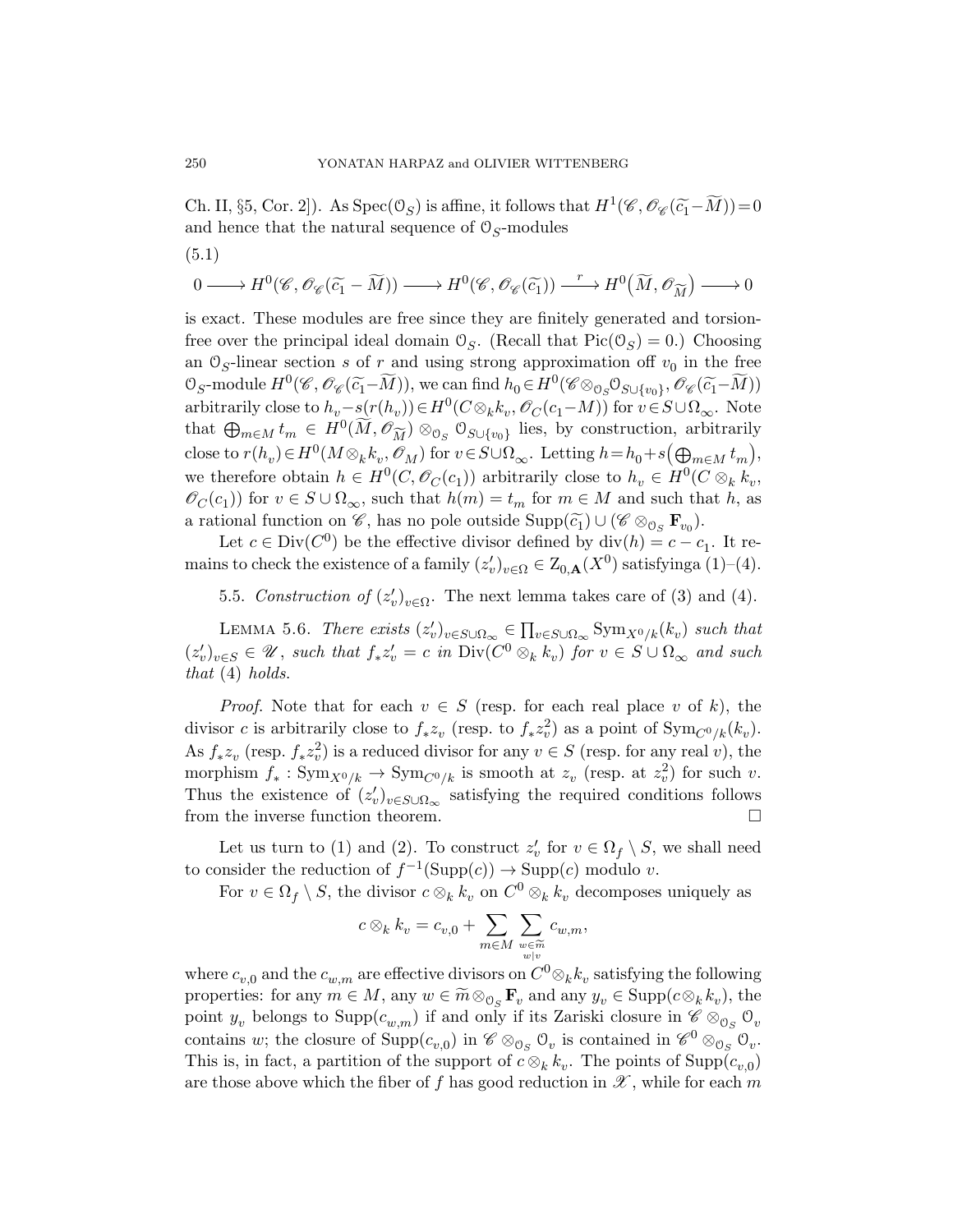Ch. II, §5, Cor. 2]). As $\mathrm{Spec}(\mathcal{O}_S)$ is affine, it follows that $H^1(\mathscr{C}, \mathscr{O}_{\mathscr{C}}(\widetilde{c_1}-\widetilde{M}))=0$ and hence that the natural sequence of $\mathcal{O}_S$-modules

(5.1)

$$0 \longrightarrow H^0(\mathscr{C}, \mathscr{O}_{\mathscr{C}}(\widetilde{c_1}-\widetilde{M})) \longrightarrow H^0(\mathscr{C}, \mathscr{O}_{\mathscr{C}}(\widetilde{c_1})) \xrightarrow{\;r\;} H^0\big(\widetilde{M}, \mathscr{O}_{\widetilde{M}}\big) \longrightarrow 0$$

is exact. These modules are free since they are finitely generated and torsion-free over the principal ideal domain $\mathcal{O}_S$. (Recall that $\mathrm{Pic}(\mathcal{O}_S)=0$.) Choosing an $\mathcal{O}_S$-linear section $s$ of $r$ and using strong approximation off $v_0$ in the free $\mathcal{O}_S$-module $H^0(\mathscr{C}, \mathscr{O}_{\mathscr{C}}(\widetilde{c_1}-\widetilde{M}))$, we can find $h_0 \in H^0(\mathscr{C}\otimes_{\mathcal{O}_S}\mathcal{O}_{S\cup\{v_0\}}, \mathscr{O}_{\mathscr{C}}(\widetilde{c_1}-\widetilde{M}))$ arbitrarily close to $h_v - s(r(h_v)) \in H^0(C\otimes_k k_v, \mathscr{O}_C(c_1-M))$ for $v\in S\cup\Omega_\infty$. Note that $\bigoplus_{m\in M} t_m \in H^0(\widetilde{M}, \mathscr{O}_{\widetilde{M}})\otimes_{\mathcal{O}_S}\mathcal{O}_{S\cup\{v_0\}}$ lies, by construction, arbitrarily close to $r(h_v)\in H^0(M\otimes_k k_v, \mathscr{O}_M)$ for $v\in S\cup\Omega_\infty$. Letting $h=h_0+s\big(\bigoplus_{m\in M} t_m\big)$, we therefore obtain $h\in H^0(C, \mathscr{O}_C(c_1))$ arbitrarily close to $h_v \in H^0(C\otimes_k k_v, \mathscr{O}_C(c_1))$ for $v\in S\cup\Omega_\infty$, such that $h(m)=t_m$ for $m\in M$ and such that $h$, as a rational function on $\mathscr{C}$, has no pole outside $\mathrm{Supp}(\widetilde{c_1})\cup(\mathscr{C}\otimes_{\mathcal{O}_S}\mathbf{F}_{v_0})$.

Let $c\in \mathrm{Div}(C^0)$ be the effective divisor defined by $\mathrm{div}(h)=c-c_1$. It remains to check the existence of a family $(z'_v)_{v\in\Omega}\in \mathrm{Z}_{0,\mathbf{A}}(X^0)$ satisfyinga (1)–(4).

5.5. *Construction of* $(z'_v)_{v\in\Omega}$. The next lemma takes care of (3) and (4).

Lemma 5.6. *There exists* $(z'_v)_{v\in S\cup\Omega_\infty}\in\prod_{v\in S\cup\Omega_\infty}\mathrm{Sym}_{X^0/k}(k_v)$ *such that* $(z'_v)_{v\in S}\in\mathscr{U}$, *such that* $f_*z'_v=c$ *in* $\mathrm{Div}(C^0\otimes_k k_v)$ *for* $v\in S\cup\Omega_\infty$ *and such that* (4) *holds.*

*Proof.* Note that for each $v\in S$ (resp. for each real place $v$ of $k$), the divisor $c$ is arbitrarily close to $f_*z_v$ (resp. to $f_*z_v^2$) as a point of $\mathrm{Sym}_{C^0/k}(k_v)$. As $f_*z_v$ (resp. $f_*z_v^2$) is a reduced divisor for any $v\in S$ (resp. for any real $v$), the morphism $f_*:\mathrm{Sym}_{X^0/k}\to\mathrm{Sym}_{C^0/k}$ is smooth at $z_v$ (resp. at $z_v^2$) for such $v$. Thus the existence of $(z'_v)_{v\in S\cup\Omega_\infty}$ satisfying the required conditions follows from the inverse function theorem. $\square$

Let us turn to (1) and (2). To construct $z'_v$ for $v\in\Omega_f\setminus S$, we shall need to consider the reduction of $f^{-1}(\mathrm{Supp}(c))\to\mathrm{Supp}(c)$ modulo $v$.

For $v\in\Omega_f\setminus S$, the divisor $c\otimes_k k_v$ on $C^0\otimes_k k_v$ decomposes uniquely as

$$c\otimes_k k_v = c_{v,0}+\sum_{m\in M}\sum_{\substack{w\in\widetilde{m}\\ w|v}} c_{w,m},$$

where $c_{v,0}$ and the $c_{w,m}$ are effective divisors on $C^0\otimes_k k_v$ satisfying the following properties: for any $m\in M$, any $w\in\widetilde{m}\otimes_{\mathcal{O}_S}\mathbf{F}_v$ and any $y_v\in\mathrm{Supp}(c\otimes_k k_v)$, the point $y_v$ belongs to $\mathrm{Supp}(c_{w,m})$ if and only if its Zariski closure in $\mathscr{C}\otimes_{\mathcal{O}_S}\mathcal{O}_v$ contains $w$; the closure of $\mathrm{Supp}(c_{v,0})$ in $\mathscr{C}\otimes_{\mathcal{O}_S}\mathcal{O}_v$ is contained in $\mathscr{C}^0\otimes_{\mathcal{O}_S}\mathcal{O}_v$. This is, in fact, a partition of the support of $c\otimes_k k_v$. The points of $\mathrm{Supp}(c_{v,0})$ are those above which the fiber of $f$ has good reduction in $\mathscr{X}$, while for each $m$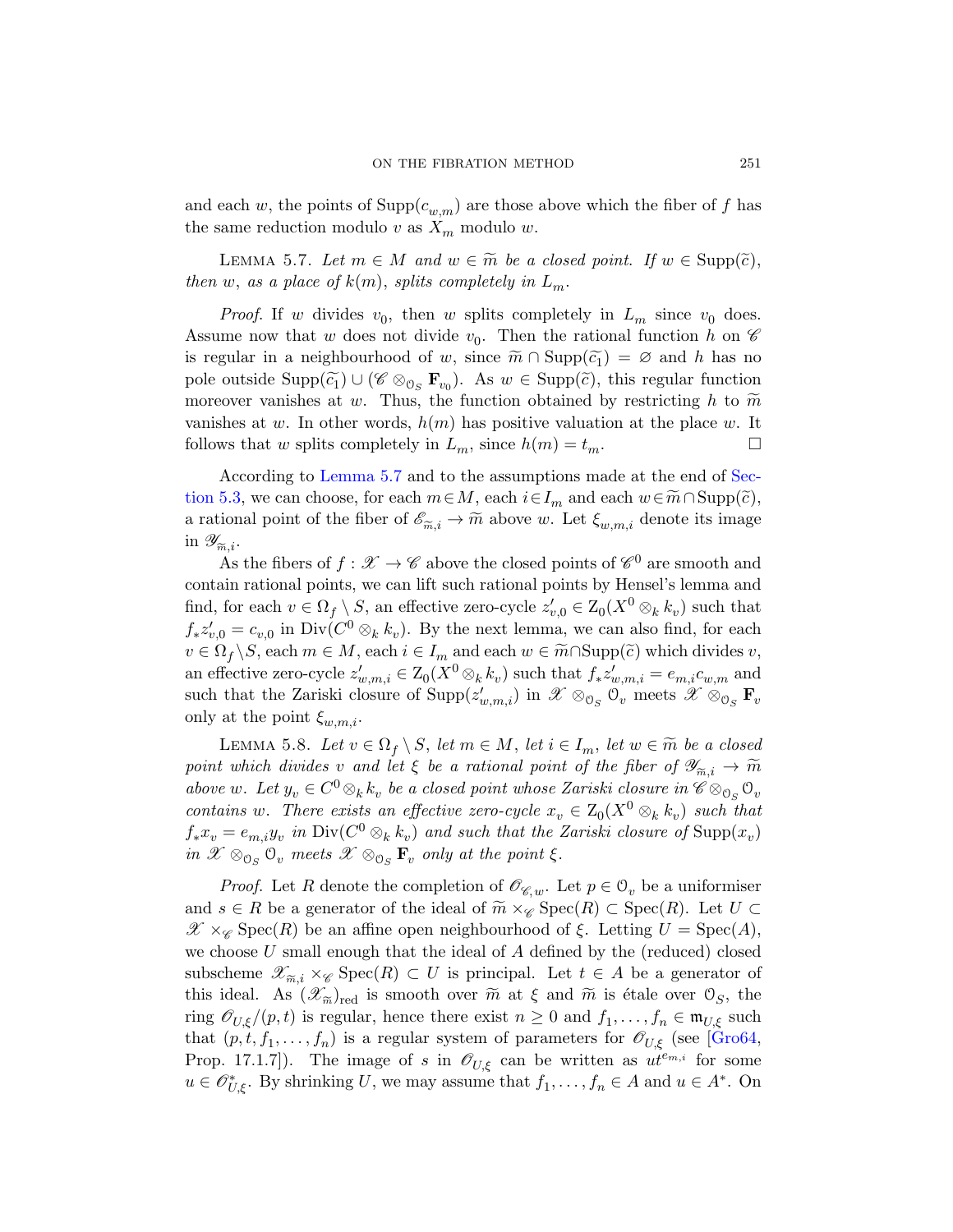and each $w$, the points of $\mathrm{Supp}(c_{w,m})$ are those above which the fiber of $f$ has the same reduction modulo $v$ as $X_m$ modulo $w$.

Lemma 5.7. *Let $m \in M$ and $w \in \widetilde{m}$ be a closed point. If $w \in \mathrm{Supp}(\widetilde{c})$, then $w$, as a place of $k(m)$, splits completely in $L_m$.*

*Proof.* If $w$ divides $v_0$, then $w$ splits completely in $L_m$ since $v_0$ does. Assume now that $w$ does not divide $v_0$. Then the rational function $h$ on $\mathscr{C}$ is regular in a neighbourhood of $w$, since $\widetilde{m} \cap \mathrm{Supp}(\widetilde{c_1}) = \varnothing$ and $h$ has no pole outside $\mathrm{Supp}(\widetilde{c_1}) \cup (\mathscr{C} \otimes_{\mathcal{O}_S} \mathbf{F}_{v_0})$. As $w \in \mathrm{Supp}(\widetilde{c})$, this regular function moreover vanishes at $w$. Thus, the function obtained by restricting $h$ to $\widetilde{m}$ vanishes at $w$. In other words, $h(m)$ has positive valuation at the place $w$. It follows that $w$ splits completely in $L_m$, since $h(m) = t_m$. □

According to Lemma 5.7 and to the assumptions made at the end of Section 5.3, we can choose, for each $m \in M$, each $i \in I_m$ and each $w \in \widetilde{m} \cap \mathrm{Supp}(\widetilde{c})$, a rational point of the fiber of $\mathscr{E}_{\widetilde{m},i} \to \widetilde{m}$ above $w$. Let $\xi_{w,m,i}$ denote its image in $\mathscr{Y}_{\widetilde{m},i}$.

As the fibers of $f : \mathscr{X} \to \mathscr{C}$ above the closed points of $\mathscr{C}^0$ are smooth and contain rational points, we can lift such rational points by Hensel's lemma and find, for each $v \in \Omega_f \setminus S$, an effective zero-cycle $z'_{v,0} \in \mathrm{Z}_0(X^0 \otimes_k k_v)$ such that $f_* z'_{v,0} = c_{v,0}$ in $\mathrm{Div}(C^0 \otimes_k k_v)$. By the next lemma, we can also find, for each $v \in \Omega_f \setminus S$, each $m \in M$, each $i \in I_m$ and each $w \in \widetilde{m} \cap \mathrm{Supp}(\widetilde{c})$ which divides $v$, an effective zero-cycle $z'_{w,m,i} \in \mathrm{Z}_0(X^0 \otimes_k k_v)$ such that $f_* z'_{w,m,i} = e_{m,i} c_{w,m}$ and such that the Zariski closure of $\mathrm{Supp}(z'_{w,m,i})$ in $\mathscr{X} \otimes_{\mathcal{O}_S} \mathcal{O}_v$ meets $\mathscr{X} \otimes_{\mathcal{O}_S} \mathbf{F}_v$ only at the point $\xi_{w,m,i}$.

Lemma 5.8. *Let $v \in \Omega_f \setminus S$, let $m \in M$, let $i \in I_m$, let $w \in \widetilde{m}$ be a closed point which divides $v$ and let $\xi$ be a rational point of the fiber of $\mathscr{Y}_{\widetilde{m},i} \to \widetilde{m}$ above $w$. Let $y_v \in C^0 \otimes_k k_v$ be a closed point whose Zariski closure in $\mathscr{C} \otimes_{\mathcal{O}_S} \mathcal{O}_v$ contains $w$. There exists an effective zero-cycle $x_v \in \mathrm{Z}_0(X^0 \otimes_k k_v)$ such that $f_* x_v = e_{m,i} y_v$ in $\mathrm{Div}(C^0 \otimes_k k_v)$ and such that the Zariski closure of $\mathrm{Supp}(x_v)$ in $\mathscr{X} \otimes_{\mathcal{O}_S} \mathcal{O}_v$ meets $\mathscr{X} \otimes_{\mathcal{O}_S} \mathbf{F}_v$ only at the point $\xi$.*

*Proof.* Let $R$ denote the completion of $\mathscr{O}_{\mathscr{C},w}$. Let $p \in \mathcal{O}_v$ be a uniformiser and $s \in R$ be a generator of the ideal of $\widetilde{m} \times_{\mathscr{C}} \mathrm{Spec}(R) \subset \mathrm{Spec}(R)$. Let $U \subset \mathscr{X} \times_{\mathscr{C}} \mathrm{Spec}(R)$ be an affine open neighbourhood of $\xi$. Letting $U = \mathrm{Spec}(A)$, we choose $U$ small enough that the ideal of $A$ defined by the (reduced) closed subscheme $\mathscr{X}_{\widetilde{m},i} \times_{\mathscr{C}} \mathrm{Spec}(R) \subset U$ is principal. Let $t \in A$ be a generator of this ideal. As $(\mathscr{X}_{\widetilde{m}})_{\mathrm{red}}$ is smooth over $\widetilde{m}$ at $\xi$ and $\widetilde{m}$ is étale over $\mathcal{O}_S$, the ring $\mathscr{O}_{U,\xi}/(p,t)$ is regular, hence there exist $n \geq 0$ and $f_1, \ldots, f_n \in \mathfrak{m}_{U,\xi}$ such that $(p, t, f_1, \ldots, f_n)$ is a regular system of parameters for $\mathscr{O}_{U,\xi}$ (see [Gro64, Prop. 17.1.7]). The image of $s$ in $\mathscr{O}_{U,\xi}$ can be written as $ut^{e_{m,i}}$ for some $u \in \mathscr{O}_{U,\xi}^*$. By shrinking $U$, we may assume that $f_1, \ldots, f_n \in A$ and $u \in A^*$. On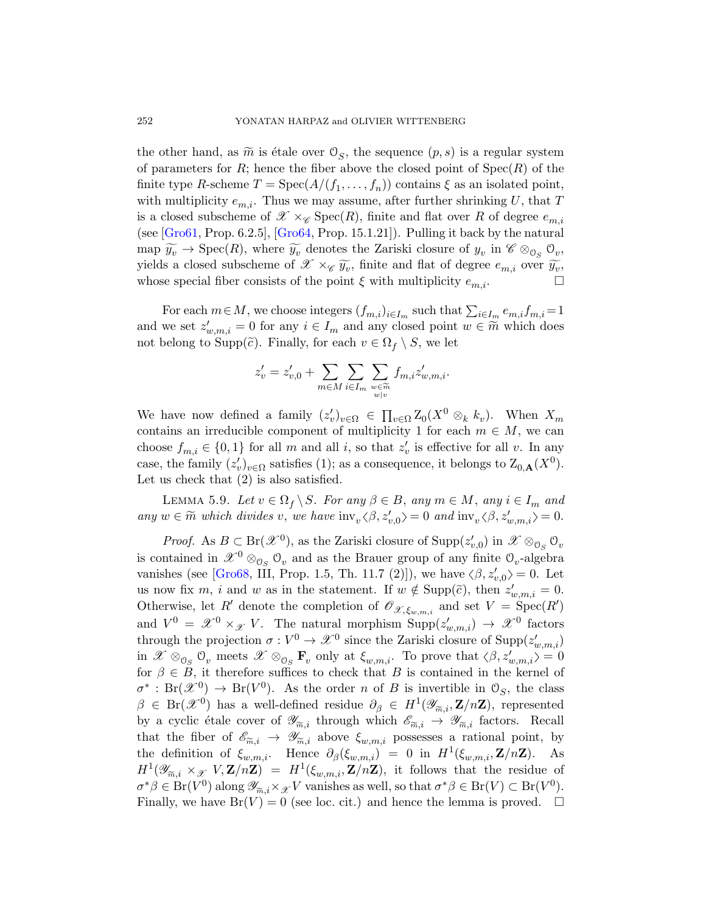the other hand, as $\widetilde{m}$ is étale over $\mathcal{O}_S$, the sequence $(p, s)$ is a regular system of parameters for $R$; hence the fiber above the closed point of $\mathrm{Spec}(R)$ of the finite type $R$-scheme $T = \mathrm{Spec}(A/(f_1, \ldots, f_n))$ contains $\xi$ as an isolated point, with multiplicity $e_{m,i}$. Thus we may assume, after further shrinking $U$, that $T$ is a closed subscheme of $\mathscr{X} \times_{\mathscr{C}} \mathrm{Spec}(R)$, finite and flat over $R$ of degree $e_{m,i}$ (see [Gro61, Prop. 6.2.5], [Gro64, Prop. 15.1.21]). Pulling it back by the natural map $\widetilde{y_v} \to \mathrm{Spec}(R)$, where $\widetilde{y_v}$ denotes the Zariski closure of $y_v$ in $\mathscr{C} \otimes_{\mathcal{O}_S} \mathcal{O}_v$, yields a closed subscheme of $\mathscr{X} \times_{\mathscr{C}} \widetilde{y_v}$, finite and flat of degree $e_{m,i}$ over $\widetilde{y_v}$, whose special fiber consists of the point $\xi$ with multiplicity $e_{m,i}$. □

For each $m \in M$, we choose integers $(f_{m,i})_{i \in I_m}$ such that $\sum_{i \in I_m} e_{m,i} f_{m,i} = 1$ and we set $z'_{w,m,i} = 0$ for any $i \in I_m$ and any closed point $w \in \widetilde{m}$ which does not belong to $\mathrm{Supp}(\widetilde{c})$. Finally, for each $v \in \Omega_f \setminus S$, we let

$$z'_v = z'_{v,0} + \sum_{m \in M} \sum_{i \in I_m} \sum_{\substack{w \in \widetilde{m} \\ w | v}} f_{m,i} z'_{w,m,i}.$$

We have now defined a family $(z'_v)_{v \in \Omega} \in \prod_{v \in \Omega} \mathrm{Z}_0(X^0 \otimes_k k_v)$. When $X_m$ contains an irreducible component of multiplicity 1 for each $m \in M$, we can choose $f_{m,i} \in \{0, 1\}$ for all $m$ and all $i$, so that $z'_v$ is effective for all $v$. In any case, the family $(z'_v)_{v \in \Omega}$ satisfies (1); as a consequence, it belongs to $\mathrm{Z}_{0,\mathbf{A}}(X^0)$. Let us check that (2) is also satisfied.

Lemma 5.9. *Let $v \in \Omega_f \setminus S$. For any $\beta \in B$, any $m \in M$, any $i \in I_m$ and any $w \in \widetilde{m}$ which divides $v$, we have $\mathrm{inv}_v \langle \beta, z'_{v,0} \rangle = 0$ and $\mathrm{inv}_v \langle \beta, z'_{w,m,i} \rangle = 0$.*

*Proof.* As $B \subset \mathrm{Br}(\mathscr{X}^0)$, as the Zariski closure of $\mathrm{Supp}(z'_{v,0})$ in $\mathscr{X} \otimes_{\mathcal{O}_S} \mathcal{O}_v$ is contained in $\mathscr{X}^0 \otimes_{\mathcal{O}_S} \mathcal{O}_v$ and as the Brauer group of any finite $\mathcal{O}_v$-algebra vanishes (see [Gro68, III, Prop. 1.5, Th. 11.7 (2)]), we have $\langle \beta, z'_{v,0} \rangle = 0$. Let us now fix $m$, $i$ and $w$ as in the statement. If $w \notin \mathrm{Supp}(\widetilde{c})$, then $z'_{w,m,i} = 0$. Otherwise, let $R'$ denote the completion of $\mathscr{O}_{\mathscr{X}, \xi_{w,m,i}}$ and set $V = \mathrm{Spec}(R')$ and $V^0 = \mathscr{X}^0 \times_{\mathscr{X}} V$. The natural morphism $\mathrm{Supp}(z'_{w,m,i}) \to \mathscr{X}^0$ factors through the projection $\sigma : V^0 \to \mathscr{X}^0$ since the Zariski closure of $\mathrm{Supp}(z'_{w,m,i})$ in $\mathscr{X} \otimes_{\mathcal{O}_S} \mathcal{O}_v$ meets $\mathscr{X} \otimes_{\mathcal{O}_S} \mathbf{F}_v$ only at $\xi_{w,m,i}$. To prove that $\langle \beta, z'_{w,m,i} \rangle = 0$ for $\beta \in B$, it therefore suffices to check that $B$ is contained in the kernel of $\sigma^* : \mathrm{Br}(\mathscr{X}^0) \to \mathrm{Br}(V^0)$. As the order $n$ of $B$ is invertible in $\mathcal{O}_S$, the class $\beta \in \mathrm{Br}(\mathscr{X}^0)$ has a well-defined residue $\partial_\beta \in H^1(\mathscr{Y}_{\widetilde{m},i}, \mathbf{Z}/n\mathbf{Z})$, represented by a cyclic étale cover of $\mathscr{Y}_{\widetilde{m},i}$ through which $\mathscr{E}_{\widetilde{m},i} \to \mathscr{Y}_{\widetilde{m},i}$ factors. Recall that the fiber of $\mathscr{E}_{\widetilde{m},i} \to \mathscr{Y}_{\widetilde{m},i}$ above $\xi_{w,m,i}$ possesses a rational point, by the definition of $\xi_{w,m,i}$. Hence $\partial_\beta(\xi_{w,m,i}) = 0$ in $H^1(\xi_{w,m,i}, \mathbf{Z}/n\mathbf{Z})$. As $H^1(\mathscr{Y}_{\widetilde{m},i} \times_{\mathscr{X}} V, \mathbf{Z}/n\mathbf{Z}) = H^1(\xi_{w,m,i}, \mathbf{Z}/n\mathbf{Z})$, it follows that the residue of $\sigma^*\beta \in \mathrm{Br}(V^0)$ along $\mathscr{Y}_{\widetilde{m},i} \times_{\mathscr{X}} V$ vanishes as well, so that $\sigma^*\beta \in \mathrm{Br}(V) \subset \mathrm{Br}(V^0)$. Finally, we have $\mathrm{Br}(V) = 0$ (see loc. cit.) and hence the lemma is proved. □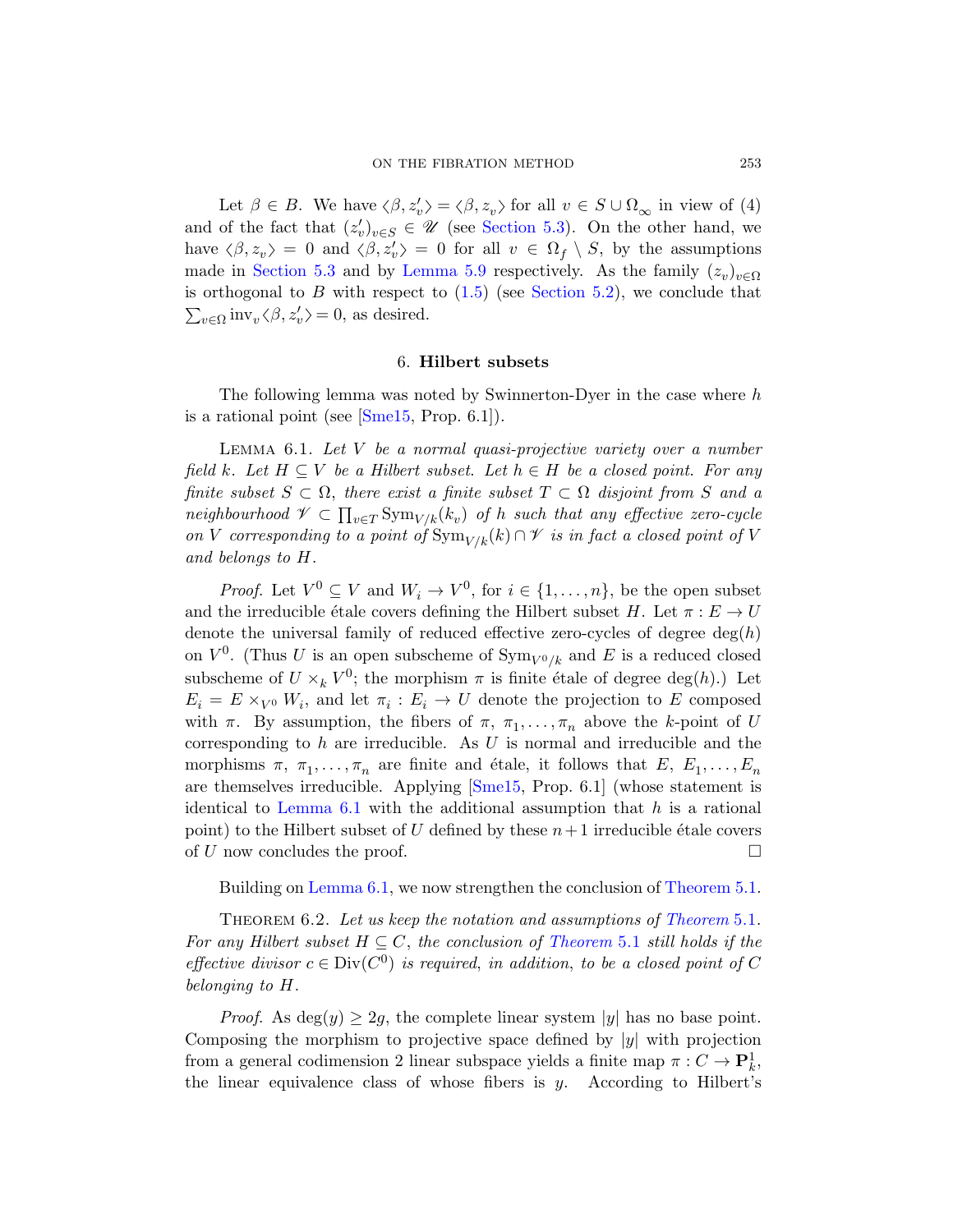Let $\beta \in B$. We have $\langle \beta, z'_v \rangle = \langle \beta, z_v \rangle$ for all $v \in S \cup \Omega_\infty$ in view of (4) and of the fact that $(z'_v)_{v \in S} \in \mathscr{U}$ (see Section 5.3). On the other hand, we have $\langle \beta, z_v \rangle = 0$ and $\langle \beta, z'_v \rangle = 0$ for all $v \in \Omega_f \setminus S$, by the assumptions made in Section 5.3 and by Lemma 5.9 respectively. As the family $(z_v)_{v \in \Omega}$ is orthogonal to $B$ with respect to (1.5) (see Section 5.2), we conclude that $\sum_{v \in \Omega} \mathrm{inv}_v \langle \beta, z'_v \rangle = 0$, as desired.

## 6. Hilbert subsets

The following lemma was noted by Swinnerton-Dyer in the case where $h$ is a rational point (see [Sme15, Prop. 6.1]).

Lemma 6.1. *Let $V$ be a normal quasi-projective variety over a number field $k$. Let $H \subseteq V$ be a Hilbert subset. Let $h \in H$ be a closed point. For any finite subset $S \subset \Omega$, there exist a finite subset $T \subset \Omega$ disjoint from $S$ and a neighbourhood $\mathscr{V} \subset \prod_{v \in T} \mathrm{Sym}_{V/k}(k_v)$ of $h$ such that any effective zero-cycle on $V$ corresponding to a point of $\mathrm{Sym}_{V/k}(k) \cap \mathscr{V}$ is in fact a closed point of $V$ and belongs to $H$.*

*Proof.* Let $V^0 \subseteq V$ and $W_i \to V^0$, for $i \in \{1, \ldots, n\}$, be the open subset and the irreducible étale covers defining the Hilbert subset $H$. Let $\pi : E \to U$ denote the universal family of reduced effective zero-cycles of degree $\deg(h)$ on $V^0$. (Thus $U$ is an open subscheme of $\mathrm{Sym}_{V^0/k}$ and $E$ is a reduced closed subscheme of $U \times_k V^0$; the morphism $\pi$ is finite étale of degree $\deg(h)$.) Let $E_i = E \times_{V^0} W_i$, and let $\pi_i : E_i \to U$ denote the projection to $E$ composed with $\pi$. By assumption, the fibers of $\pi$, $\pi_1, \ldots, \pi_n$ above the $k$-point of $U$ corresponding to $h$ are irreducible. As $U$ is normal and irreducible and the morphisms $\pi$, $\pi_1, \ldots, \pi_n$ are finite and étale, it follows that $E$, $E_1, \ldots, E_n$ are themselves irreducible. Applying [Sme15, Prop. 6.1] (whose statement is identical to Lemma 6.1 with the additional assumption that $h$ is a rational point) to the Hilbert subset of $U$ defined by these $n+1$ irreducible étale covers of $U$ now concludes the proof. $\square$

Building on Lemma 6.1, we now strengthen the conclusion of Theorem 5.1.

Theorem 6.2. *Let us keep the notation and assumptions of Theorem 5.1. For any Hilbert subset $H \subseteq C$, the conclusion of Theorem 5.1 still holds if the effective divisor $c \in \mathrm{Div}(C^0)$ is required, in addition, to be a closed point of $C$ belonging to $H$.*

*Proof.* As $\deg(y) \geq 2g$, the complete linear system $|y|$ has no base point. Composing the morphism to projective space defined by $|y|$ with projection from a general codimension 2 linear subspace yields a finite map $\pi : C \to \mathbf{P}^1_k$, the linear equivalence class of whose fibers is $y$. According to Hilbert's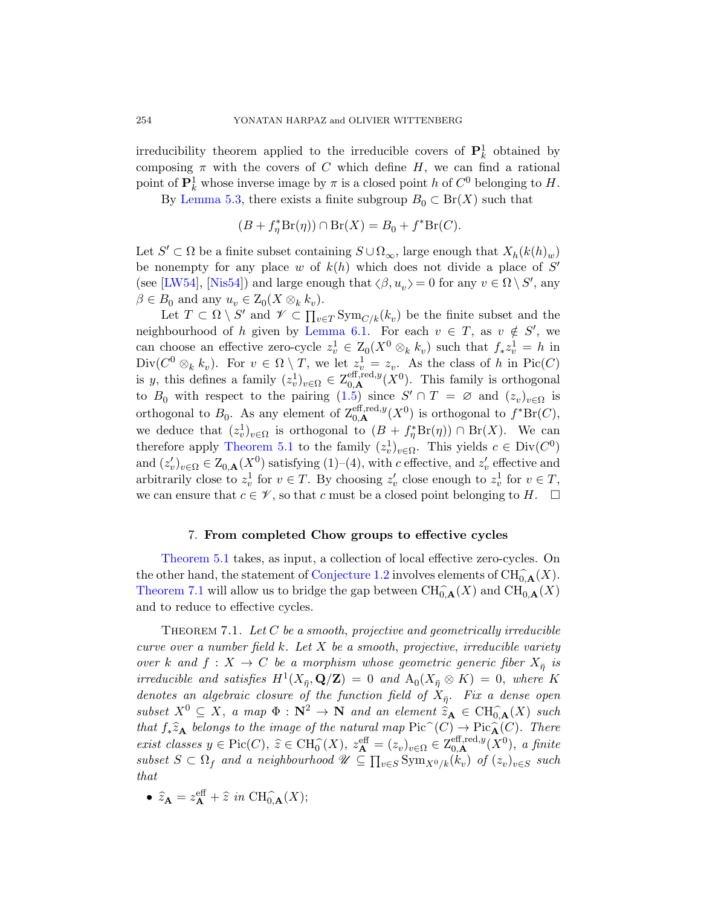irreducibility theorem applied to the irreducible covers of $\mathbf{P}^1_k$ obtained by composing $\pi$ with the covers of $C$ which define $H$, we can find a rational point of $\mathbf{P}^1_k$ whose inverse image by $\pi$ is a closed point $h$ of $C^0$ belonging to $H$.

By Lemma 5.3, there exists a finite subgroup $B_0 \subset \mathrm{Br}(X)$ such that

$$(B + f_\eta^*\mathrm{Br}(\eta)) \cap \mathrm{Br}(X) = B_0 + f^*\mathrm{Br}(C).$$

Let $S' \subset \Omega$ be a finite subset containing $S \cup \Omega_\infty$, large enough that $X_h(k(h)_w)$ be nonempty for any place $w$ of $k(h)$ which does not divide a place of $S'$ (see [LW54], [Nis54]) and large enough that $\langle \beta, u_v \rangle = 0$ for any $v \in \Omega \setminus S'$, any $\beta \in B_0$ and any $u_v \in \mathrm{Z}_0(X \otimes_k k_v)$.

Let $T \subset \Omega \setminus S'$ and $\mathscr{V} \subset \prod_{v \in T} \mathrm{Sym}_{C/k}(k_v)$ be the finite subset and the neighbourhood of $h$ given by Lemma 6.1. For each $v \in T$, as $v \notin S'$, we can choose an effective zero-cycle $z_v^1 \in \mathrm{Z}_0(X^0 \otimes_k k_v)$ such that $f_* z_v^1 = h$ in $\mathrm{Div}(C^0 \otimes_k k_v)$. For $v \in \Omega \setminus T$, we let $z_v^1 = z_v$. As the class of $h$ in $\mathrm{Pic}(C)$ is $y$, this defines a family $(z_v^1)_{v \in \Omega} \in \mathrm{Z}_{0,\mathbf{A}}^{\mathrm{eff,red},y}(X^0)$. This family is orthogonal to $B_0$ with respect to the pairing (1.5) since $S' \cap T = \varnothing$ and $(z_v)_{v \in \Omega}$ is orthogonal to $B_0$. As any element of $\mathrm{Z}_{0,\mathbf{A}}^{\mathrm{eff,red},y}(X^0)$ is orthogonal to $f^*\mathrm{Br}(C)$, we deduce that $(z_v^1)_{v \in \Omega}$ is orthogonal to $(B + f_\eta^*\mathrm{Br}(\eta)) \cap \mathrm{Br}(X)$. We can therefore apply Theorem 5.1 to the family $(z_v^1)_{v \in \Omega}$. This yields $c \in \mathrm{Div}(C^0)$ and $(z'_v)_{v \in \Omega} \in \mathrm{Z}_{0,\mathbf{A}}(X^0)$ satisfying (1)–(4), with $c$ effective, and $z'_v$ effective and arbitrarily close to $z_v^1$ for $v \in T$. By choosing $z'_v$ close enough to $z_v^1$ for $v \in T$, we can ensure that $c \in \mathscr{V}$, so that $c$ must be a closed point belonging to $H$. $\square$

## 7. From completed Chow groups to effective cycles

Theorem 5.1 takes, as input, a collection of local effective zero-cycles. On the other hand, the statement of Conjecture 1.2 involves elements of $\mathrm{CH}_{0,\mathbf{A}}^{\widehat{}}(X)$. Theorem 7.1 will allow us to bridge the gap between $\mathrm{CH}_{0,\mathbf{A}}^{\widehat{}}(X)$ and $\mathrm{CH}_{0,\mathbf{A}}(X)$ and to reduce to effective cycles.

Theorem 7.1. *Let $C$ be a smooth, projective and geometrically irreducible curve over a number field $k$. Let $X$ be a smooth, projective, irreducible variety over $k$ and $f : X \to C$ be a morphism whose geometric generic fiber $X_{\bar\eta}$ is irreducible and satisfies $H^1(X_{\bar\eta}, \mathbf{Q}/\mathbf{Z}) = 0$ and $\mathrm{A}_0(X_{\bar\eta} \otimes K) = 0$, where $K$ denotes an algebraic closure of the function field of $X_{\bar\eta}$. Fix a dense open subset $X^0 \subseteq X$, a map $\Phi : \mathbf{N}^2 \to \mathbf{N}$ and an element $\widehat{z}_{\mathbf{A}} \in \mathrm{CH}_{0,\mathbf{A}}^{\widehat{}}(X)$ such that $f_*\widehat{z}_{\mathbf{A}}$ belongs to the image of the natural map $\mathrm{Pic}^{\widehat{}}(C) \to \mathrm{Pic}_{\mathbf{A}}^{\widehat{}}(C)$. There exist classes $y \in \mathrm{Pic}(C)$, $\widehat{z} \in \mathrm{CH}_0^{\widehat{}}(X)$, $z_{\mathbf{A}}^{\mathrm{eff}} = (z_v)_{v \in \Omega} \in \mathrm{Z}_{0,\mathbf{A}}^{\mathrm{eff,red},y}(X^0)$, a finite subset $S \subset \Omega_f$ and a neighbourhood $\mathscr{U} \subseteq \prod_{v \in S} \mathrm{Sym}_{X^0/k}(k_v)$ of $(z_v)_{v \in S}$ such that*

- *$\widehat{z}_{\mathbf{A}} = z_{\mathbf{A}}^{\mathrm{eff}} + \widehat{z}$ in $\mathrm{CH}_{0,\mathbf{A}}^{\widehat{}}(X)$;*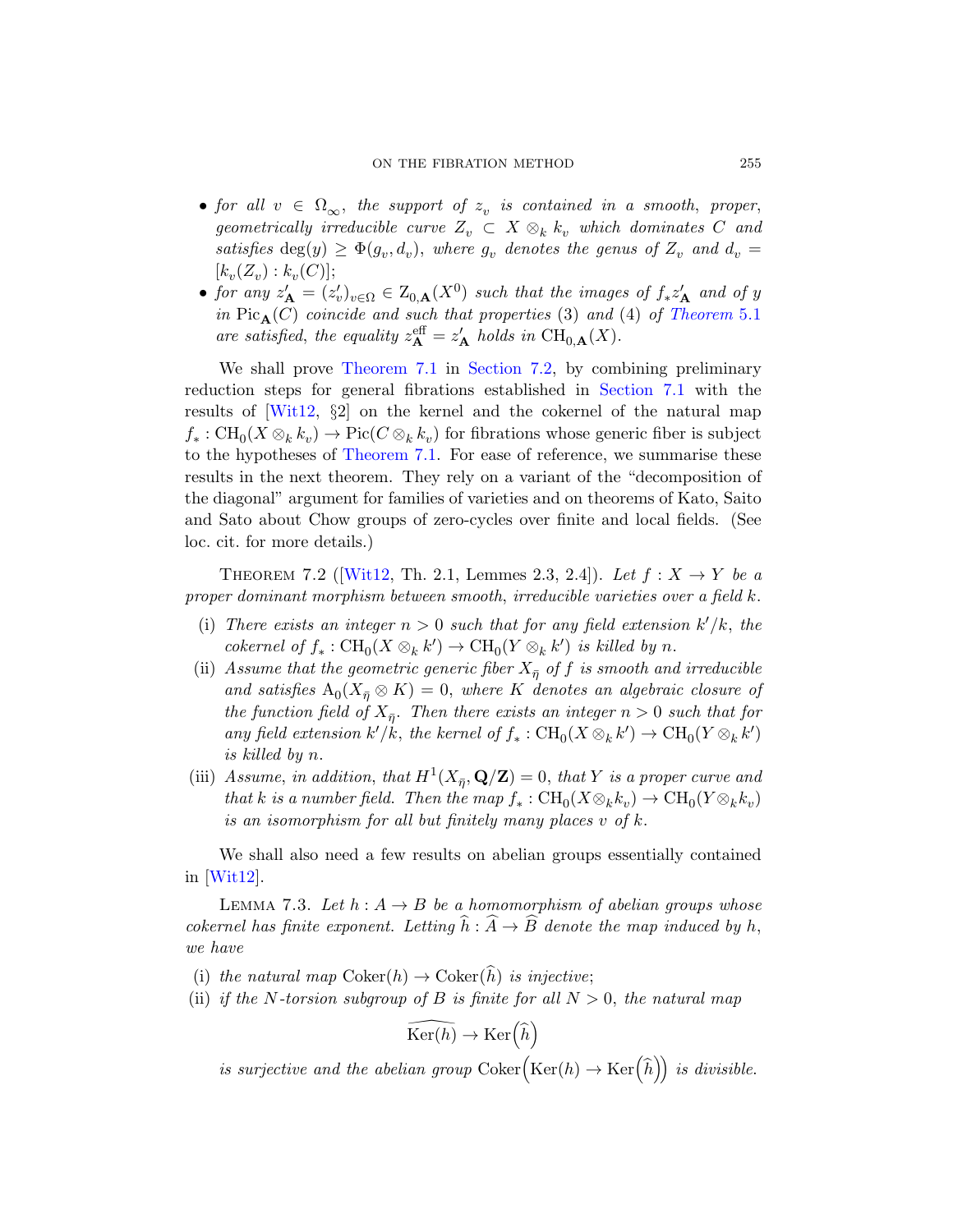- *for all $v \in \Omega_\infty$, the support of $z_v$ is contained in a smooth, proper, geometrically irreducible curve $Z_v \subset X \otimes_k k_v$ which dominates $C$ and satisfies $\deg(y) \geq \Phi(g_v, d_v)$, where $g_v$ denotes the genus of $Z_v$ and $d_v = [k_v(Z_v) : k_v(C)]$;*
- *for any $z'_{\mathbf{A}} = (z'_v)_{v \in \Omega} \in \mathrm{Z}_{0,\mathbf{A}}(X^0)$ such that the images of $f_* z'_{\mathbf{A}}$ and of $y$ in $\mathrm{Pic}_{\mathbf{A}}(C)$ coincide and such that properties (3) and (4) of Theorem 5.1 are satisfied, the equality $z^{\mathrm{eff}}_{\mathbf{A}} = z'_{\mathbf{A}}$ holds in $\mathrm{CH}_{0,\mathbf{A}}(X)$.*

We shall prove Theorem 7.1 in Section 7.2, by combining preliminary reduction steps for general fibrations established in Section 7.1 with the results of [Wit12, §2] on the kernel and the cokernel of the natural map $f_* : \mathrm{CH}_0(X \otimes_k k_v) \to \mathrm{Pic}(C \otimes_k k_v)$ for fibrations whose generic fiber is subject to the hypotheses of Theorem 7.1. For ease of reference, we summarise these results in the next theorem. They rely on a variant of the "decomposition of the diagonal" argument for families of varieties and on theorems of Kato, Saito and Sato about Chow groups of zero-cycles over finite and local fields. (See loc. cit. for more details.)

Theorem 7.2 ([Wit12, Th. 2.1, Lemmes 2.3, 2.4]). *Let $f : X \to Y$ be a proper dominant morphism between smooth, irreducible varieties over a field $k$.*

(i) *There exists an integer $n > 0$ such that for any field extension $k'/k$, the cokernel of $f_* : \mathrm{CH}_0(X \otimes_k k') \to \mathrm{CH}_0(Y \otimes_k k')$ is killed by $n$.*
(ii) *Assume that the geometric generic fiber $X_{\bar\eta}$ of $f$ is smooth and irreducible and satisfies $\mathrm{A}_0(X_{\bar\eta} \otimes K) = 0$, where $K$ denotes an algebraic closure of the function field of $X_{\bar\eta}$. Then there exists an integer $n > 0$ such that for any field extension $k'/k$, the kernel of $f_* : \mathrm{CH}_0(X \otimes_k k') \to \mathrm{CH}_0(Y \otimes_k k')$ is killed by $n$.*
(iii) *Assume, in addition, that $H^1(X_{\bar\eta}, \mathbf{Q}/\mathbf{Z}) = 0$, that $Y$ is a proper curve and that $k$ is a number field. Then the map $f_* : \mathrm{CH}_0(X \otimes_k k_v) \to \mathrm{CH}_0(Y \otimes_k k_v)$ is an isomorphism for all but finitely many places $v$ of $k$.*

We shall also need a few results on abelian groups essentially contained in [Wit12].

Lemma 7.3. *Let $h : A \to B$ be a homomorphism of abelian groups whose cokernel has finite exponent. Letting $\widehat{h} : \widehat{A} \to \widehat{B}$ denote the map induced by $h$, we have*

(i) *the natural map $\mathrm{Coker}(h) \to \mathrm{Coker}(\widehat{h})$ is injective;*
(ii) *if the $N$-torsion subgroup of $B$ is finite for all $N > 0$, the natural map*

$$\widehat{\mathrm{Ker}(h)} \to \mathrm{Ker}\big(\widehat{h}\big)$$

*is surjective and the abelian group $\mathrm{Coker}\Big(\mathrm{Ker}(h) \to \mathrm{Ker}\big(\widehat{h}\big)\Big)$ is divisible.*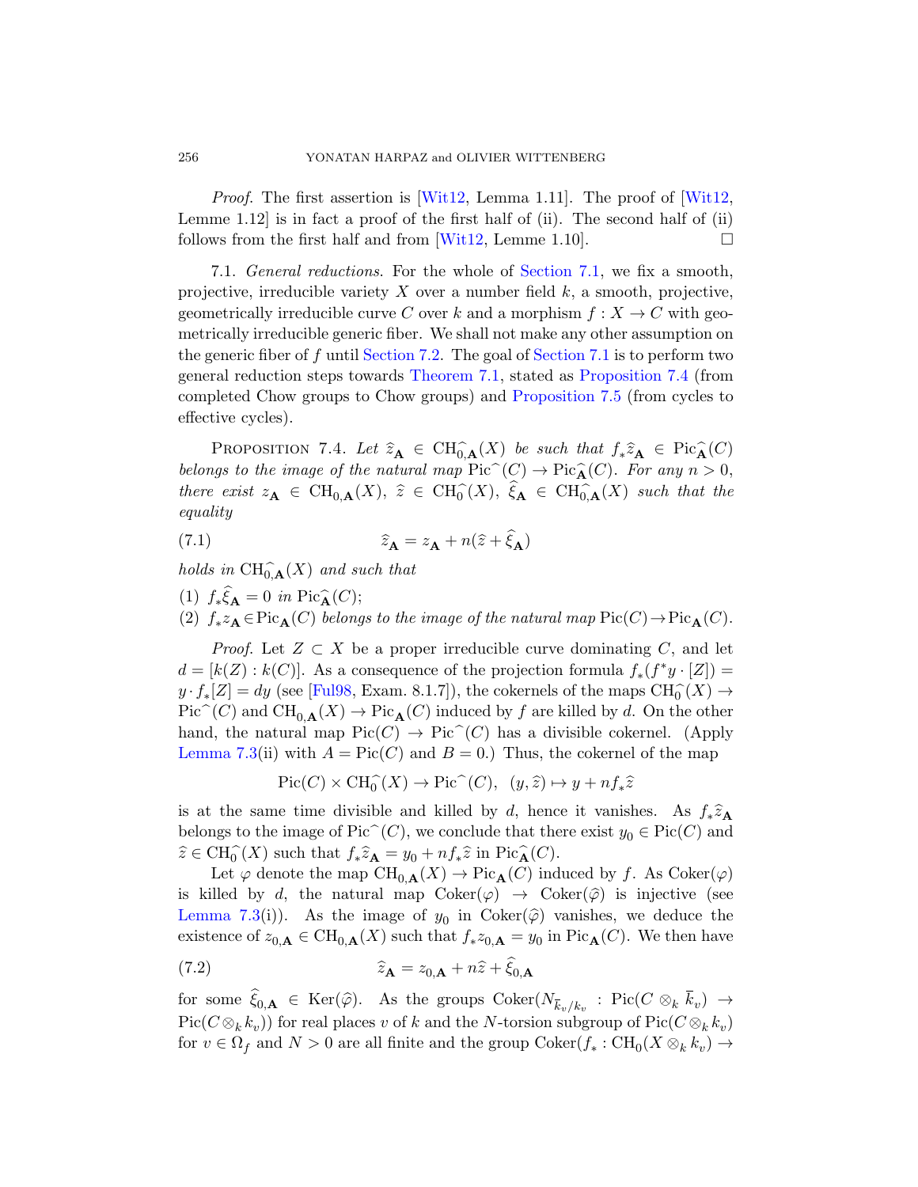*Proof.* The first assertion is [Wit12, Lemma 1.11]. The proof of [Wit12, Lemme 1.12] is in fact a proof of the first half of (ii). The second half of (ii) follows from the first half and from [Wit12, Lemme 1.10]. □

7.1. *General reductions.* For the whole of Section 7.1, we fix a smooth, projective, irreducible variety $X$ over a number field $k$, a smooth, projective, geometrically irreducible curve $C$ over $k$ and a morphism $f : X \to C$ with geometrically irreducible generic fiber. We shall not make any other assumption on the generic fiber of $f$ until Section 7.2. The goal of Section 7.1 is to perform two general reduction steps towards Theorem 7.1, stated as Proposition 7.4 (from completed Chow groups to Chow groups) and Proposition 7.5 (from cycles to effective cycles).

PROPOSITION 7.4. *Let $\widehat{z}_{\mathbf{A}} \in \mathrm{CH}_{0,\mathbf{A}}^{\widehat{}}(X)$ be such that $f_*\widehat{z}_{\mathbf{A}} \in \mathrm{Pic}_{\mathbf{A}}^{\widehat{}}(C)$ belongs to the image of the natural map $\mathrm{Pic}^{\widehat{}}(C) \to \mathrm{Pic}_{\mathbf{A}}^{\widehat{}}(C)$. For any $n > 0$, there exist $z_{\mathbf{A}} \in \mathrm{CH}_{0,\mathbf{A}}(X)$, $\widehat{z} \in \mathrm{CH}_0^{\widehat{}}(X)$, $\widehat{\xi}_{\mathbf{A}} \in \mathrm{CH}_{0,\mathbf{A}}^{\widehat{}}(X)$ such that the equality*

$$\widehat{z}_{\mathbf{A}} = z_{\mathbf{A}} + n(\widehat{z} + \widehat{\xi}_{\mathbf{A}}) \tag{7.1}$$

*holds in $\mathrm{CH}_{0,\mathbf{A}}^{\widehat{}}(X)$ and such that*

(1) *$f_*\widehat{\xi}_{\mathbf{A}} = 0$ in $\mathrm{Pic}_{\mathbf{A}}^{\widehat{}}(C)$;*
(2) *$f_*z_{\mathbf{A}} \in \mathrm{Pic}_{\mathbf{A}}(C)$ belongs to the image of the natural map $\mathrm{Pic}(C) \to \mathrm{Pic}_{\mathbf{A}}(C)$.*

*Proof.* Let $Z \subset X$ be a proper irreducible curve dominating $C$, and let $d = [k(Z) : k(C)]$. As a consequence of the projection formula $f_*(f^*y \cdot [Z]) = y \cdot f_*[Z] = dy$ (see [Ful98, Exam. 8.1.7]), the cokernels of the maps $\mathrm{CH}_0^{\widehat{}}(X) \to \mathrm{Pic}^{\widehat{}}(C)$ and $\mathrm{CH}_{0,\mathbf{A}}(X) \to \mathrm{Pic}_{\mathbf{A}}(C)$ induced by $f$ are killed by $d$. On the other hand, the natural map $\mathrm{Pic}(C) \to \mathrm{Pic}^{\widehat{}}(C)$ has a divisible cokernel. (Apply Lemma 7.3(ii) with $A = \mathrm{Pic}(C)$ and $B = 0$.) Thus, the cokernel of the map

$$\mathrm{Pic}(C) \times \mathrm{CH}_0^{\widehat{}}(X) \to \mathrm{Pic}^{\widehat{}}(C), \quad (y, \widehat{z}) \mapsto y + nf_*\widehat{z}$$

is at the same time divisible and killed by $d$, hence it vanishes. As $f_*\widehat{z}_{\mathbf{A}}$ belongs to the image of $\mathrm{Pic}^{\widehat{}}(C)$, we conclude that there exist $y_0 \in \mathrm{Pic}(C)$ and $\widehat{z} \in \mathrm{CH}_0^{\widehat{}}(X)$ such that $f_*\widehat{z}_{\mathbf{A}} = y_0 + nf_*\widehat{z}$ in $\mathrm{Pic}_{\mathbf{A}}^{\widehat{}}(C)$.

Let $\varphi$ denote the map $\mathrm{CH}_{0,\mathbf{A}}(X) \to \mathrm{Pic}_{\mathbf{A}}(C)$ induced by $f$. As $\mathrm{Coker}(\varphi)$ is killed by $d$, the natural map $\mathrm{Coker}(\varphi) \to \mathrm{Coker}(\widehat{\varphi})$ is injective (see Lemma 7.3(i)). As the image of $y_0$ in $\mathrm{Coker}(\widehat{\varphi})$ vanishes, we deduce the existence of $z_{0,\mathbf{A}} \in \mathrm{CH}_{0,\mathbf{A}}(X)$ such that $f_*z_{0,\mathbf{A}} = y_0$ in $\mathrm{Pic}_{\mathbf{A}}(C)$. We then have

$$\widehat{z}_{\mathbf{A}} = z_{0,\mathbf{A}} + n\widehat{z} + \widehat{\xi}_{0,\mathbf{A}} \tag{7.2}$$

for some $\widehat{\xi}_{0,\mathbf{A}} \in \mathrm{Ker}(\widehat{\varphi})$. As the groups $\mathrm{Coker}(N_{\overline{k}_v/k_v} : \mathrm{Pic}(C \otimes_k \overline{k}_v) \to \mathrm{Pic}(C \otimes_k k_v))$ for real places $v$ of $k$ and the $N$-torsion subgroup of $\mathrm{Pic}(C \otimes_k k_v)$ for $v \in \Omega_f$ and $N > 0$ are all finite and the group $\mathrm{Coker}(f_* : \mathrm{CH}_0(X \otimes_k k_v) \to$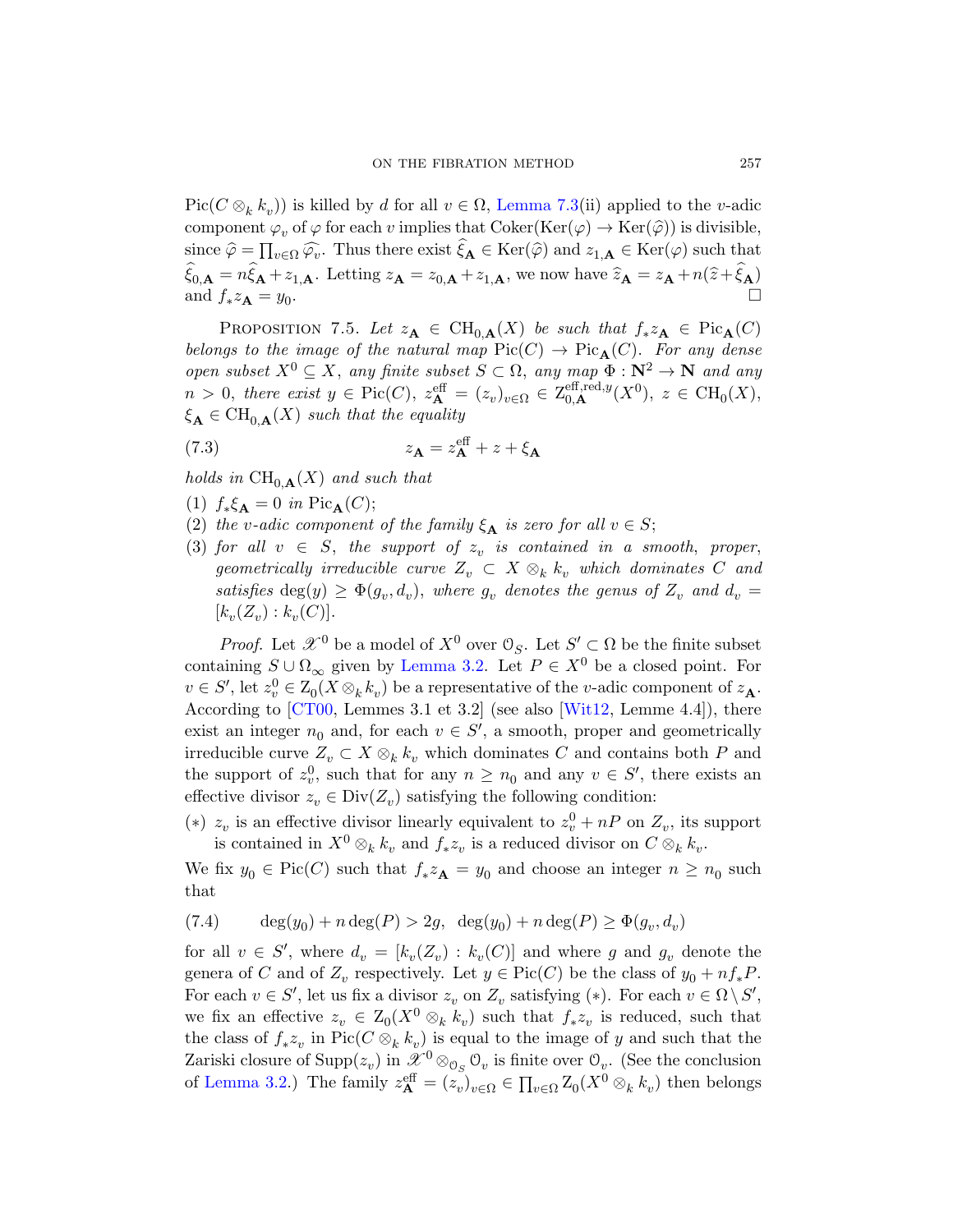$\mathrm{Pic}(C \otimes_k k_v))$ is killed by $d$ for all $v \in \Omega$, Lemma 7.3(ii) applied to the $v$-adic component $\varphi_v$ of $\varphi$ for each $v$ implies that $\mathrm{Coker}(\mathrm{Ker}(\varphi) \to \mathrm{Ker}(\widehat{\varphi}))$ is divisible, since $\widehat{\varphi} = \prod_{v\in\Omega} \widehat{\varphi_v}$. Thus there exist $\widehat{\xi}_{\mathbf{A}} \in \mathrm{Ker}(\widehat{\varphi})$ and $z_{1,\mathbf{A}} \in \mathrm{Ker}(\varphi)$ such that $\widehat{\xi}_{0,\mathbf{A}} = n\widehat{\xi}_{\mathbf{A}} + z_{1,\mathbf{A}}$. Letting $z_{\mathbf{A}} = z_{0,\mathbf{A}} + z_{1,\mathbf{A}}$, we now have $\widehat{z}_{\mathbf{A}} = z_{\mathbf{A}} + n(\widehat{z} + \widehat{\xi}_{\mathbf{A}})$ and $f_* z_{\mathbf{A}} = y_0$. □

Proposition 7.5. *Let $z_{\mathbf{A}} \in \mathrm{CH}_{0,\mathbf{A}}(X)$ be such that $f_* z_{\mathbf{A}} \in \mathrm{Pic}_{\mathbf{A}}(C)$ belongs to the image of the natural map $\mathrm{Pic}(C) \to \mathrm{Pic}_{\mathbf{A}}(C)$. For any dense open subset $X^0 \subseteq X$, any finite subset $S \subset \Omega$, any map $\Phi : \mathbf{N}^2 \to \mathbf{N}$ and any $n > 0$, there exist $y \in \mathrm{Pic}(C)$, $z^{\mathrm{eff}}_{\mathbf{A}} = (z_v)_{v\in\Omega} \in \mathrm{Z}^{\mathrm{eff,red},y}_{0,\mathbf{A}}(X^0)$, $z \in \mathrm{CH}_0(X)$, $\xi_{\mathbf{A}} \in \mathrm{CH}_{0,\mathbf{A}}(X)$ such that the equality*

$$z_{\mathbf{A}} = z^{\mathrm{eff}}_{\mathbf{A}} + z + \xi_{\mathbf{A}} \tag{7.3}$$

*holds in $\mathrm{CH}_{0,\mathbf{A}}(X)$ and such that*

1. *$f_*\xi_{\mathbf{A}} = 0$ in $\mathrm{Pic}_{\mathbf{A}}(C)$;*
2. *the $v$-adic component of the family $\xi_{\mathbf{A}}$ is zero for all $v \in S$;*
3. *for all $v \in S$, the support of $z_v$ is contained in a smooth, proper, geometrically irreducible curve $Z_v \subset X \otimes_k k_v$ which dominates $C$ and satisfies $\deg(y) \geq \Phi(g_v, d_v)$, where $g_v$ denotes the genus of $Z_v$ and $d_v = [k_v(Z_v) : k_v(C)]$.*

*Proof.* Let $\mathscr{X}^0$ be a model of $X^0$ over $\mathcal{O}_S$. Let $S' \subset \Omega$ be the finite subset containing $S \cup \Omega_\infty$ given by Lemma 3.2. Let $P \in X^0$ be a closed point. For $v \in S'$, let $z^0_v \in \mathrm{Z}_0(X \otimes_k k_v)$ be a representative of the $v$-adic component of $z_{\mathbf{A}}$. According to [CT00, Lemmes 3.1 et 3.2] (see also [Wit12, Lemme 4.4]), there exist an integer $n_0$ and, for each $v \in S'$, a smooth, proper and geometrically irreducible curve $Z_v \subset X \otimes_k k_v$ which dominates $C$ and contains both $P$ and the support of $z^0_v$, such that for any $n \geq n_0$ and any $v \in S'$, there exists an effective divisor $z_v \in \mathrm{Div}(Z_v)$ satisfying the following condition:

($*$) $z_v$ is an effective divisor linearly equivalent to $z^0_v + nP$ on $Z_v$, its support is contained in $X^0 \otimes_k k_v$ and $f_* z_v$ is a reduced divisor on $C \otimes_k k_v$.

We fix $y_0 \in \mathrm{Pic}(C)$ such that $f_* z_{\mathbf{A}} = y_0$ and choose an integer $n \geq n_0$ such that

$$\deg(y_0) + n\deg(P) > 2g, \quad \deg(y_0) + n\deg(P) \geq \Phi(g_v, d_v) \tag{7.4}$$

for all $v \in S'$, where $d_v = [k_v(Z_v) : k_v(C)]$ and where $g$ and $g_v$ denote the genera of $C$ and of $Z_v$ respectively. Let $y \in \mathrm{Pic}(C)$ be the class of $y_0 + nf_*P$. For each $v \in S'$, let us fix a divisor $z_v$ on $Z_v$ satisfying ($*$). For each $v \in \Omega \setminus S'$, we fix an effective $z_v \in \mathrm{Z}_0(X^0 \otimes_k k_v)$ such that $f_* z_v$ is reduced, such that the class of $f_* z_v$ in $\mathrm{Pic}(C \otimes_k k_v)$ is equal to the image of $y$ and such that the Zariski closure of $\mathrm{Supp}(z_v)$ in $\mathscr{X}^0 \otimes_{\mathcal{O}_S} \mathcal{O}_v$ is finite over $\mathcal{O}_v$. (See the conclusion of Lemma 3.2.) The family $z^{\mathrm{eff}}_{\mathbf{A}} = (z_v)_{v\in\Omega} \in \prod_{v\in\Omega} \mathrm{Z}_0(X^0 \otimes_k k_v)$ then belongs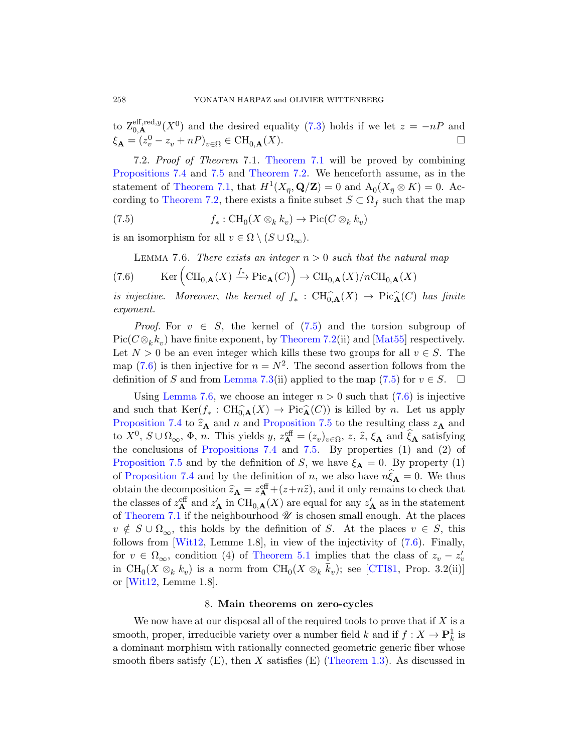to $\mathrm{Z}^{\mathrm{eff,red},y}_{0,\mathbf{A}}(X^0)$ and the desired equality (7.3) holds if we let $z = -nP$ and $\xi_{\mathbf{A}} = (z^0_v - z_v + nP)_{v\in\Omega} \in \mathrm{CH}_{0,\mathbf{A}}(X)$. □

7.2. *Proof of Theorem* 7.1. Theorem 7.1 will be proved by combining Propositions 7.4 and 7.5 and Theorem 7.2. We henceforth assume, as in the statement of Theorem 7.1, that $H^1(X_{\bar{\eta}}, \mathbf{Q}/\mathbf{Z}) = 0$ and $\mathrm{A}_0(X_{\bar{\eta}} \otimes K) = 0$. According to Theorem 7.2, there exists a finite subset $S \subset \Omega_f$ such that the map

$$f_* : \mathrm{CH}_0(X \otimes_k k_v) \to \mathrm{Pic}(C \otimes_k k_v) \tag{7.5}$$

is an isomorphism for all $v \in \Omega \setminus (S \cup \Omega_\infty)$.

Lemma 7.6. *There exists an integer $n > 0$ such that the natural map*

$$\mathrm{Ker}\left(\mathrm{CH}_{0,\mathbf{A}}(X) \xrightarrow{f_*} \mathrm{Pic}_{\mathbf{A}}(C)\right) \to \mathrm{CH}_{0,\mathbf{A}}(X)/n\mathrm{CH}_{0,\mathbf{A}}(X) \tag{7.6}$$

*is injective. Moreover, the kernel of $f_* : \mathrm{CH}^{\widehat{}}_{0,\mathbf{A}}(X) \to \mathrm{Pic}^{\widehat{}}_{\mathbf{A}}(C)$ has finite exponent.*

*Proof.* For $v \in S$, the kernel of (7.5) and the torsion subgroup of $\mathrm{Pic}(C \otimes_k k_v)$ have finite exponent, by Theorem 7.2(ii) and [Mat55] respectively. Let $N > 0$ be an even integer which kills these two groups for all $v \in S$. The map (7.6) is then injective for $n = N^2$. The second assertion follows from the definition of $S$ and from Lemma 7.3(ii) applied to the map (7.5) for $v \in S$. □

Using Lemma 7.6, we choose an integer $n > 0$ such that (7.6) is injective and such that $\mathrm{Ker}(f_* : \mathrm{CH}^{\widehat{}}_{0,\mathbf{A}}(X) \to \mathrm{Pic}^{\widehat{}}_{\mathbf{A}}(C))$ is killed by $n$. Let us apply Proposition 7.4 to $\widehat{z}_{\mathbf{A}}$ and $n$ and Proposition 7.5 to the resulting class $z_{\mathbf{A}}$ and to $X^0$, $S \cup \Omega_\infty$, $\Phi$, $n$. This yields $y$, $z^{\mathrm{eff}}_{\mathbf{A}} = (z_v)_{v\in\Omega}$, $z$, $\widehat{z}$, $\xi_{\mathbf{A}}$ and $\widehat{\xi}_{\mathbf{A}}$ satisfying the conclusions of Propositions 7.4 and 7.5. By properties (1) and (2) of Proposition 7.5 and by the definition of $S$, we have $\xi_{\mathbf{A}} = 0$. By property (1) of Proposition 7.4 and by the definition of $n$, we also have $n\widehat{\xi}_{\mathbf{A}} = 0$. We thus obtain the decomposition $\widehat{z}_{\mathbf{A}} = z^{\mathrm{eff}}_{\mathbf{A}} + (z + n\widehat{z})$, and it only remains to check that the classes of $z^{\mathrm{eff}}_{\mathbf{A}}$ and $z'_{\mathbf{A}}$ in $\mathrm{CH}_{0,\mathbf{A}}(X)$ are equal for any $z'_{\mathbf{A}}$ as in the statement of Theorem 7.1 if the neighbourhood $\mathscr{U}$ is chosen small enough. At the places $v \notin S \cup \Omega_\infty$, this holds by the definition of $S$. At the places $v \in S$, this follows from [Wit12, Lemme 1.8], in view of the injectivity of (7.6). Finally, for $v \in \Omega_\infty$, condition (4) of Theorem 5.1 implies that the class of $z_v - z'_v$ in $\mathrm{CH}_0(X \otimes_k k_v)$ is a norm from $\mathrm{CH}_0(X \otimes_k \bar{k}_v)$; see [CTI81, Prop. 3.2(ii)] or [Wit12, Lemme 1.8].

## 8. Main theorems on zero-cycles

We now have at our disposal all of the required tools to prove that if $X$ is a smooth, proper, irreducible variety over a number field $k$ and if $f : X \to \mathbf{P}^1_k$ is a dominant morphism with rationally connected geometric generic fiber whose smooth fibers satisfy (E), then $X$ satisfies (E) (Theorem 1.3). As discussed in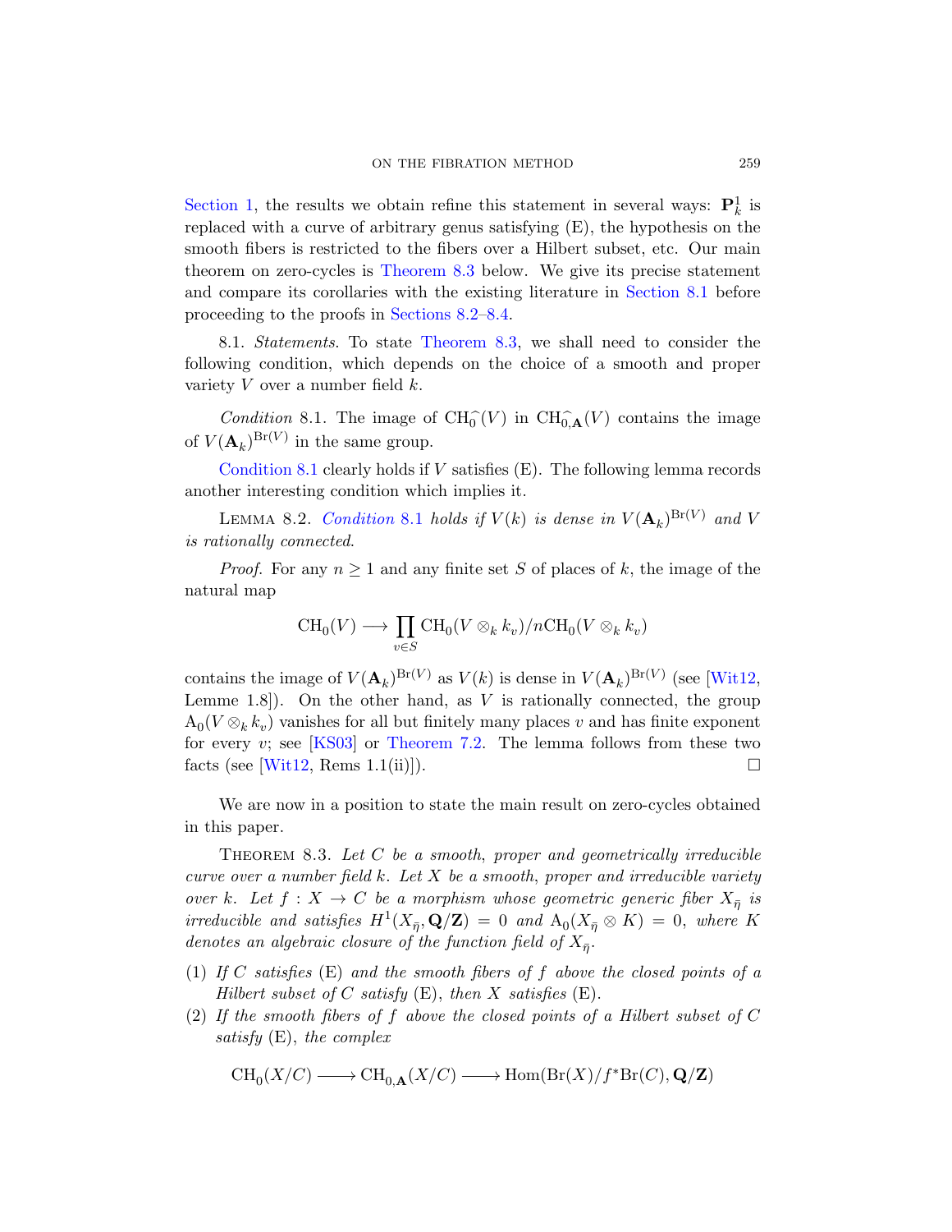Section 1, the results we obtain refine this statement in several ways: $\mathbf{P}^1_k$ is replaced with a curve of arbitrary genus satisfying (E), the hypothesis on the smooth fibers is restricted to the fibers over a Hilbert subset, etc. Our main theorem on zero-cycles is Theorem 8.3 below. We give its precise statement and compare its corollaries with the existing literature in Section 8.1 before proceeding to the proofs in Sections 8.2–8.4.

8.1. *Statements*. To state Theorem 8.3, we shall need to consider the following condition, which depends on the choice of a smooth and proper variety $V$ over a number field $k$.

*Condition* 8.1. The image of $\widehat{\mathrm{CH}_0}(V)$ in $\widehat{\mathrm{CH}_{0,\mathbf{A}}}(V)$ contains the image of $V(\mathbf{A}_k)^{\mathrm{Br}(V)}$ in the same group.

Condition 8.1 clearly holds if $V$ satisfies (E). The following lemma records another interesting condition which implies it.

Lemma 8.2. *Condition 8.1 holds if $V(k)$ is dense in $V(\mathbf{A}_k)^{\mathrm{Br}(V)}$ and $V$ is rationally connected.*

*Proof*. For any $n \geq 1$ and any finite set $S$ of places of $k$, the image of the natural map

$$\mathrm{CH}_0(V) \longrightarrow \prod_{v \in S} \mathrm{CH}_0(V \otimes_k k_v)/n\mathrm{CH}_0(V \otimes_k k_v)$$

contains the image of $V(\mathbf{A}_k)^{\mathrm{Br}(V)}$ as $V(k)$ is dense in $V(\mathbf{A}_k)^{\mathrm{Br}(V)}$ (see [Wit12, Lemme 1.8]). On the other hand, as $V$ is rationally connected, the group $\mathrm{A}_0(V \otimes_k k_v)$ vanishes for all but finitely many places $v$ and has finite exponent for every $v$; see [KS03] or Theorem 7.2. The lemma follows from these two facts (see [Wit12, Rems 1.1(ii)]). □

We are now in a position to state the main result on zero-cycles obtained in this paper.

Theorem 8.3. *Let $C$ be a smooth, proper and geometrically irreducible curve over a number field $k$. Let $X$ be a smooth, proper and irreducible variety over $k$. Let $f : X \to C$ be a morphism whose geometric generic fiber $X_{\bar\eta}$ is irreducible and satisfies $H^1(X_{\bar\eta}, \mathbf{Q}/\mathbf{Z}) = 0$ and $\mathrm{A}_0(X_{\bar\eta} \otimes K) = 0$, where $K$ denotes an algebraic closure of the function field of $X_{\bar\eta}$.*

1. *If $C$ satisfies (E) and the smooth fibers of $f$ above the closed points of a Hilbert subset of $C$ satisfy (E), then $X$ satisfies (E).*
2. *If the smooth fibers of $f$ above the closed points of a Hilbert subset of $C$ satisfy (E), the complex*

$$\mathrm{CH}_0(X/C) \longrightarrow \mathrm{CH}_{0,\mathbf{A}}(X/C) \longrightarrow \mathrm{Hom}(\mathrm{Br}(X)/f^*\mathrm{Br}(C), \mathbf{Q}/\mathbf{Z})$$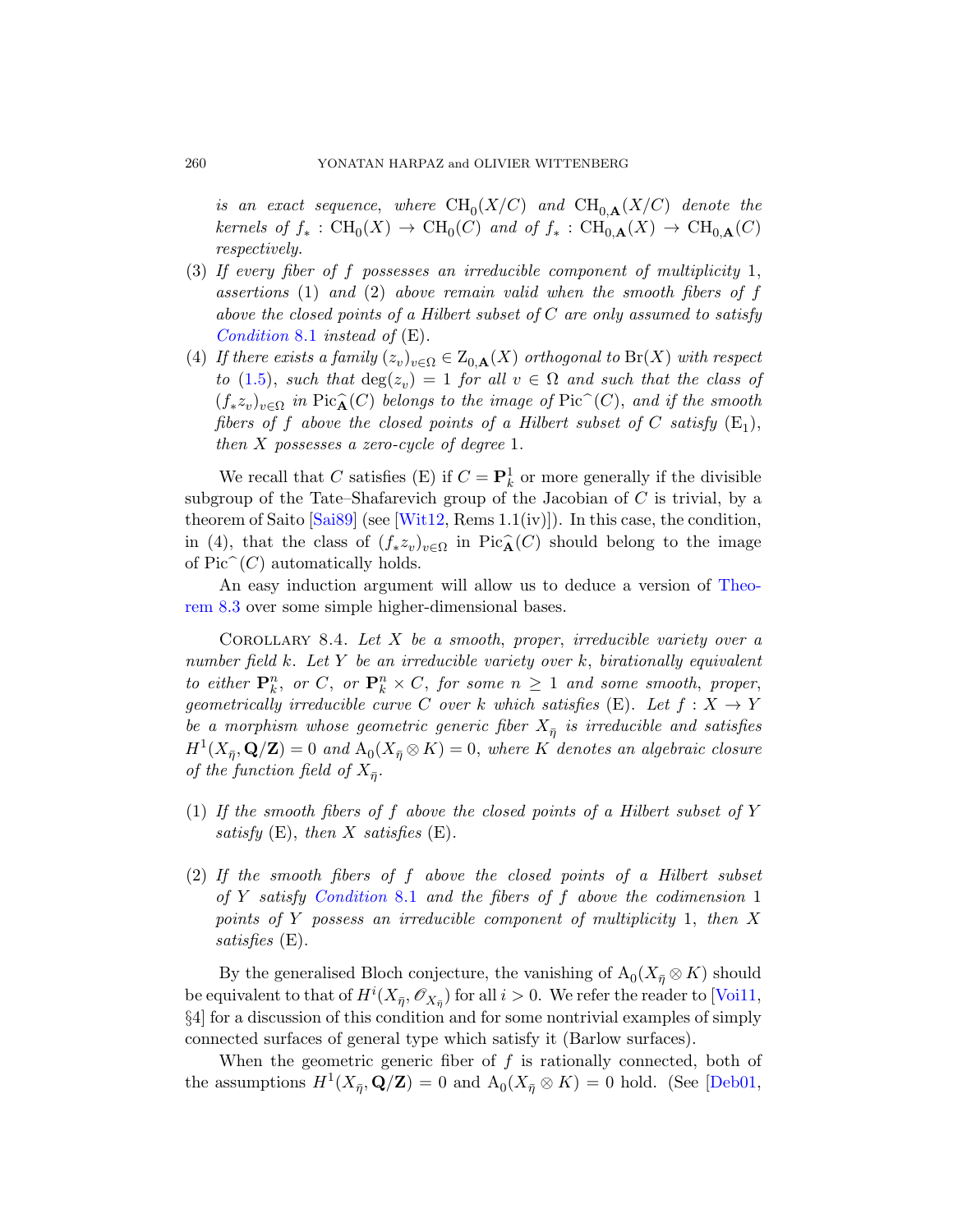*is an exact sequence, where* $\mathrm{CH}_0(X/C)$ *and* $\mathrm{CH}_{0,\mathbf{A}}(X/C)$ *denote the kernels of* $f_* : \mathrm{CH}_0(X) \to \mathrm{CH}_0(C)$ *and of* $f_* : \mathrm{CH}_{0,\mathbf{A}}(X) \to \mathrm{CH}_{0,\mathbf{A}}(C)$ *respectively.*

(3) *If every fiber of* $f$ *possesses an irreducible component of multiplicity* 1*, assertions* (1) *and* (2) *above remain valid when the smooth fibers of* $f$ *above the closed points of a Hilbert subset of* $C$ *are only assumed to satisfy Condition* 8.1 *instead of* (E)*.*

(4) *If there exists a family* $(z_v)_{v\in\Omega} \in \mathrm{Z}_{0,\mathbf{A}}(X)$ *orthogonal to* $\mathrm{Br}(X)$ *with respect to* (1.5)*, such that* $\deg(z_v) = 1$ *for all* $v \in \Omega$ *and such that the class of* $(f_*z_v)_{v\in\Omega}$ *in* $\mathrm{Pic}_{\mathbf{A}}^{\widehat{}}(C)$ *belongs to the image of* $\mathrm{Pic}^{\widehat{}}(C)$*, and if the smooth fibers of* $f$ *above the closed points of a Hilbert subset of* $C$ *satisfy* $(\mathrm{E}_1)$*, then* $X$ *possesses a zero-cycle of degree* 1*.*

We recall that $C$ satisfies (E) if $C = \mathbf{P}^1_k$ or more generally if the divisible subgroup of the Tate–Shafarevich group of the Jacobian of $C$ is trivial, by a theorem of Saito [Sai89] (see [Wit12, Rems 1.1(iv)]). In this case, the condition, in (4), that the class of $(f_*z_v)_{v\in\Omega}$ in $\mathrm{Pic}_{\mathbf{A}}^{\widehat{}}(C)$ should belong to the image of $\mathrm{Pic}^{\widehat{}}(C)$ automatically holds.

An easy induction argument will allow us to deduce a version of Theorem 8.3 over some simple higher-dimensional bases.

Corollary 8.4. *Let* $X$ *be a smooth, proper, irreducible variety over a number field* $k$*. Let* $Y$ *be an irreducible variety over* $k$*, birationally equivalent to either* $\mathbf{P}^n_k$*, or* $C$*, or* $\mathbf{P}^n_k \times C$*, for some* $n \geq 1$ *and some smooth, proper, geometrically irreducible curve* $C$ *over* $k$ *which satisfies* (E)*. Let* $f : X \to Y$ *be a morphism whose geometric generic fiber* $X_{\bar\eta}$ *is irreducible and satisfies* $H^1(X_{\bar\eta}, \mathbf{Q}/\mathbf{Z}) = 0$ *and* $\mathrm{A}_0(X_{\bar\eta} \otimes K) = 0$*, where* $K$ *denotes an algebraic closure of the function field of* $X_{\bar\eta}$*.*

(1) *If the smooth fibers of* $f$ *above the closed points of a Hilbert subset of* $Y$ *satisfy* (E)*, then* $X$ *satisfies* (E)*.*

(2) *If the smooth fibers of* $f$ *above the closed points of a Hilbert subset of* $Y$ *satisfy Condition* 8.1 *and the fibers of* $f$ *above the codimension* 1 *points of* $Y$ *possess an irreducible component of multiplicity* 1*, then* $X$ *satisfies* (E)*.*

By the generalised Bloch conjecture, the vanishing of $\mathrm{A}_0(X_{\bar\eta} \otimes K)$ should be equivalent to that of $H^i(X_{\bar\eta}, \mathscr{O}_{X_{\bar\eta}})$ for all $i > 0$. We refer the reader to [Voi11, §4] for a discussion of this condition and for some nontrivial examples of simply connected surfaces of general type which satisfy it (Barlow surfaces).

When the geometric generic fiber of $f$ is rationally connected, both of the assumptions $H^1(X_{\bar\eta}, \mathbf{Q}/\mathbf{Z}) = 0$ and $\mathrm{A}_0(X_{\bar\eta} \otimes K) = 0$ hold. (See [Deb01,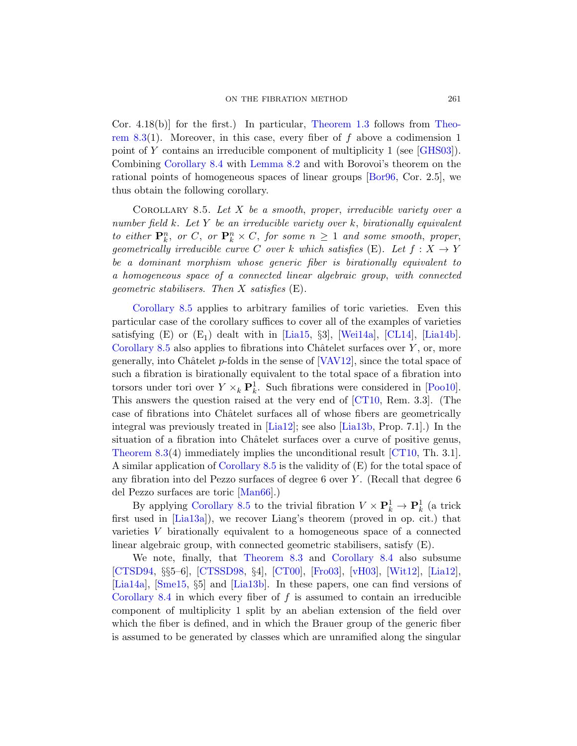Cor. 4.18(b)] for the first.) In particular, Theorem 1.3 follows from Theorem 8.3(1). Moreover, in this case, every fiber of $f$ above a codimension 1 point of $Y$ contains an irreducible component of multiplicity 1 (see [GHS03]). Combining Corollary 8.4 with Lemma 8.2 and with Borovoi's theorem on the rational points of homogeneous spaces of linear groups [Bor96, Cor. 2.5], we thus obtain the following corollary.

Corollary 8.5. *Let $X$ be a smooth, proper, irreducible variety over a number field $k$. Let $Y$ be an irreducible variety over $k$, birationally equivalent to either $\mathbf{P}^n_k$, or $C$, or $\mathbf{P}^n_k \times C$, for some $n \geq 1$ and some smooth, proper, geometrically irreducible curve $C$ over $k$ which satisfies* (E). *Let $f : X \to Y$ be a dominant morphism whose generic fiber is birationally equivalent to a homogeneous space of a connected linear algebraic group, with connected geometric stabilisers. Then $X$ satisfies* (E).

Corollary 8.5 applies to arbitrary families of toric varieties. Even this particular case of the corollary suffices to cover all of the examples of varieties satisfying (E) or ($\mathrm{E}_1$) dealt with in [Lia15, §3], [Wei14a], [CL14], [Lia14b]. Corollary 8.5 also applies to fibrations into Châtelet surfaces over $Y$, or, more generally, into Châtelet $p$-folds in the sense of [VAV12], since the total space of such a fibration is birationally equivalent to the total space of a fibration into torsors under tori over $Y \times_k \mathbf{P}^1_k$. Such fibrations were considered in [Poo10]. This answers the question raised at the very end of [CT10, Rem. 3.3]. (The case of fibrations into Châtelet surfaces all of whose fibers are geometrically integral was previously treated in [Lia12]; see also [Lia13b, Prop. 7.1].) In the situation of a fibration into Châtelet surfaces over a curve of positive genus, Theorem 8.3(4) immediately implies the unconditional result [CT10, Th. 3.1]. A similar application of Corollary 8.5 is the validity of (E) for the total space of any fibration into del Pezzo surfaces of degree 6 over $Y$. (Recall that degree 6 del Pezzo surfaces are toric [Man66].)

By applying Corollary 8.5 to the trivial fibration $V \times \mathbf{P}^1_k \to \mathbf{P}^1_k$ (a trick first used in [Lia13a]), we recover Liang's theorem (proved in op. cit.) that varieties $V$ birationally equivalent to a homogeneous space of a connected linear algebraic group, with connected geometric stabilisers, satisfy (E).

We note, finally, that Theorem 8.3 and Corollary 8.4 also subsume [CTSD94, §§5–6], [CTSSD98, §4], [CT00], [Fro03], [vH03], [Wit12], [Lia12], [Lia14a], [Sme15, §5] and [Lia13b]. In these papers, one can find versions of Corollary 8.4 in which every fiber of $f$ is assumed to contain an irreducible component of multiplicity 1 split by an abelian extension of the field over which the fiber is defined, and in which the Brauer group of the generic fiber is assumed to be generated by classes which are unramified along the singular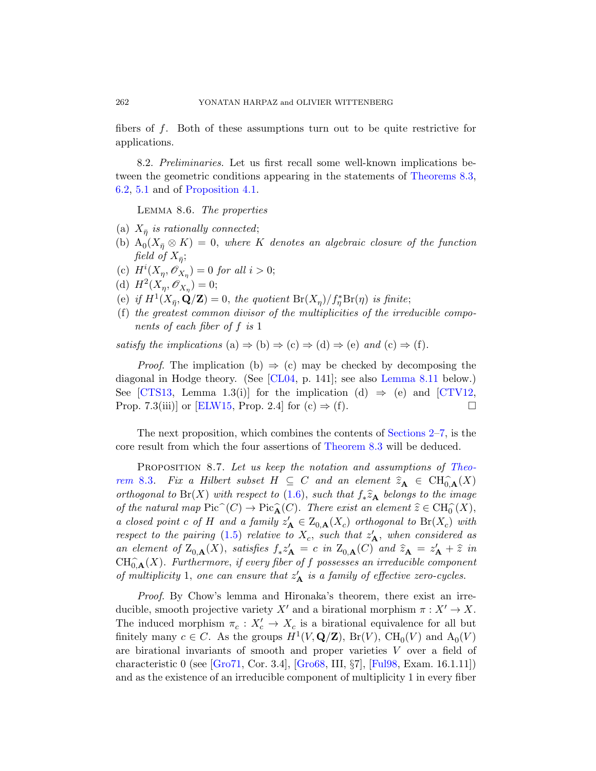fibers of $f$. Both of these assumptions turn out to be quite restrictive for applications.

8.2. *Preliminaries*. Let us first recall some well-known implications between the geometric conditions appearing in the statements of Theorems 8.3, 6.2, 5.1 and of Proposition 4.1.

Lemma 8.6. *The properties*

(a) $X_{\bar\eta}$ *is rationally connected*;
(b) $\mathrm{A}_0(X_{\bar\eta} \otimes K) = 0$, *where $K$ denotes an algebraic closure of the function field of $X_{\bar\eta}$*;
(c) $H^i(X_\eta, \mathscr{O}_{X_\eta}) = 0$ *for all $i > 0$*;
(d) $H^2(X_\eta, \mathscr{O}_{X_\eta}) = 0$;
(e) *if $H^1(X_{\bar\eta}, \mathbf{Q}/\mathbf{Z}) = 0$, the quotient $\mathrm{Br}(X_\eta)/f_\eta^*\mathrm{Br}(\eta)$ is finite*;
(f) *the greatest common divisor of the multiplicities of the irreducible components of each fiber of $f$ is* 1

*satisfy the implications* (a) $\Rightarrow$ (b) $\Rightarrow$ (c) $\Rightarrow$ (d) $\Rightarrow$ (e) *and* (c) $\Rightarrow$ (f).

*Proof*. The implication (b) $\Rightarrow$ (c) may be checked by decomposing the diagonal in Hodge theory. (See [CL04, p. 141]; see also Lemma 8.11 below.) See [CTS13, Lemma 1.3(i)] for the implication (d) $\Rightarrow$ (e) and [CTV12, Prop. 7.3(iii)] or [ELW15, Prop. 2.4] for (c) $\Rightarrow$ (f). $\square$

The next proposition, which combines the contents of Sections 2–7, is the core result from which the four assertions of Theorem 8.3 will be deduced.

Proposition 8.7. *Let us keep the notation and assumptions of Theorem 8.3. Fix a Hilbert subset $H \subseteq C$ and an element $\widehat{z}_{\mathbf{A}} \in \mathrm{CH}^{\frown}_{0,\mathbf{A}}(X)$ orthogonal to $\mathrm{Br}(X)$ with respect to* (1.6), *such that $f_*\widehat{z}_{\mathbf{A}}$ belongs to the image of the natural map $\mathrm{Pic}^{\frown}(C) \to \mathrm{Pic}^{\frown}_{\mathbf{A}}(C)$. There exist an element $\widehat{z} \in \mathrm{CH}^{\frown}_0(X)$, a closed point $c$ of $H$ and a family $z'_{\mathbf{A}} \in \mathrm{Z}_{0,\mathbf{A}}(X_c)$ orthogonal to $\mathrm{Br}(X_c)$ with respect to the pairing* (1.5) *relative to $X_c$, such that $z'_{\mathbf{A}}$, when considered as an element of $\mathrm{Z}_{0,\mathbf{A}}(X)$, satisfies $f_*z'_{\mathbf{A}} = c$ in $\mathrm{Z}_{0,\mathbf{A}}(C)$ and $\widehat{z}_{\mathbf{A}} = z'_{\mathbf{A}} + \widehat{z}$ in $\mathrm{CH}^{\frown}_{0,\mathbf{A}}(X)$. Furthermore, if every fiber of $f$ possesses an irreducible component of multiplicity* 1, *one can ensure that $z'_{\mathbf{A}}$ is a family of effective zero-cycles.*

*Proof*. By Chow's lemma and Hironaka's theorem, there exist an irreducible, smooth projective variety $X'$ and a birational morphism $\pi : X' \to X$. The induced morphism $\pi_c : X'_c \to X_c$ is a birational equivalence for all but finitely many $c \in C$. As the groups $H^1(V, \mathbf{Q}/\mathbf{Z})$, $\mathrm{Br}(V)$, $\mathrm{CH}_0(V)$ and $\mathrm{A}_0(V)$ are birational invariants of smooth and proper varieties $V$ over a field of characteristic 0 (see [Gro71, Cor. 3.4], [Gro68, III, §7], [Ful98, Exam. 16.1.11]) and as the existence of an irreducible component of multiplicity 1 in every fiber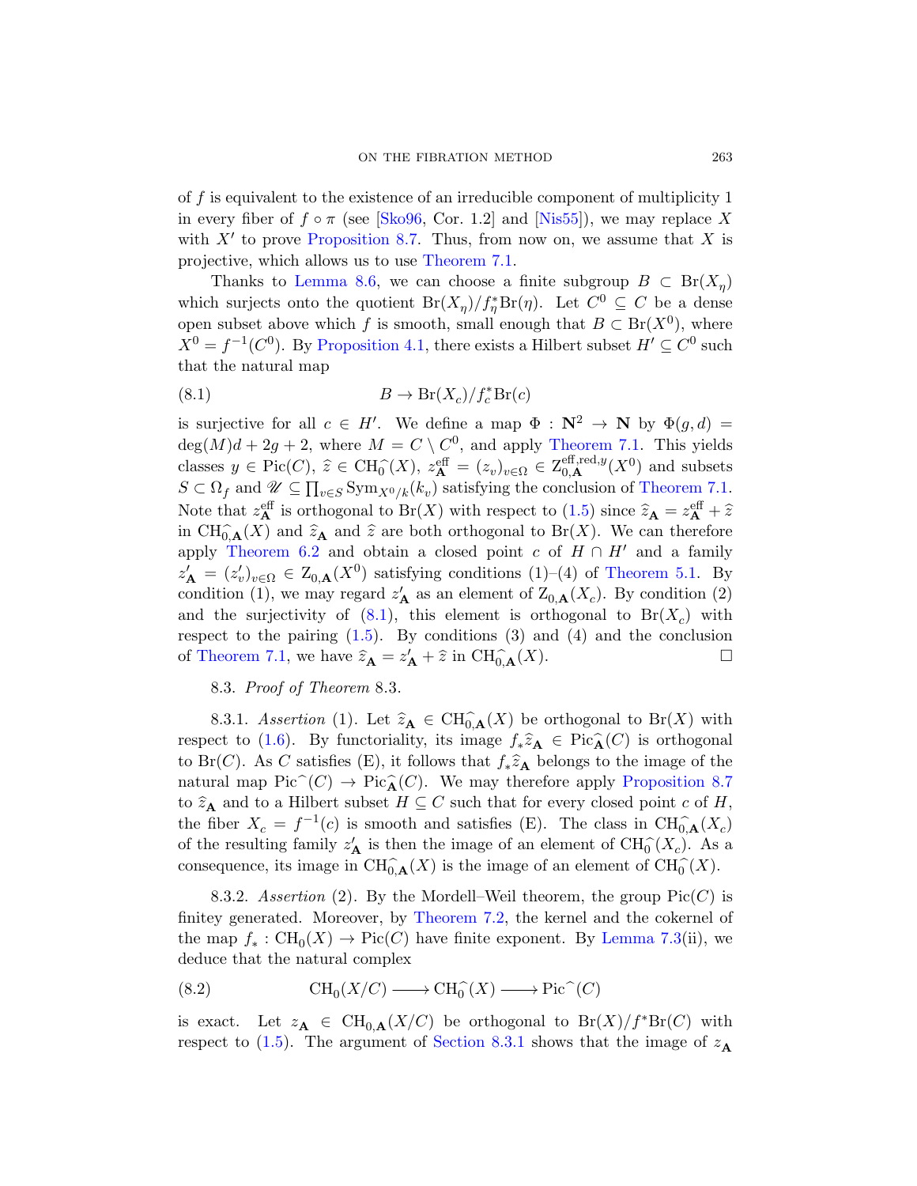of $f$ is equivalent to the existence of an irreducible component of multiplicity 1 in every fiber of $f \circ \pi$ (see [Sko96, Cor. 1.2] and [Nis55]), we may replace $X$ with $X'$ to prove Proposition 8.7. Thus, from now on, we assume that $X$ is projective, which allows us to use Theorem 7.1.

Thanks to Lemma 8.6, we can choose a finite subgroup $B \subset \mathrm{Br}(X_\eta)$ which surjects onto the quotient $\mathrm{Br}(X_\eta)/f_\eta^*\mathrm{Br}(\eta)$. Let $C^0 \subseteq C$ be a dense open subset above which $f$ is smooth, small enough that $B \subset \mathrm{Br}(X^0)$, where $X^0 = f^{-1}(C^0)$. By Proposition 4.1, there exists a Hilbert subset $H' \subseteq C^0$ such that the natural map

$$B \to \mathrm{Br}(X_c)/f_c^*\mathrm{Br}(c) \tag{8.1}$$

is surjective for all $c \in H'$. We define a map $\Phi : \mathbf{N}^2 \to \mathbf{N}$ by $\Phi(g,d) = \deg(M)d + 2g + 2$, where $M = C \setminus C^0$, and apply Theorem 7.1. This yields classes $y \in \mathrm{Pic}(C)$, $\widehat{z} \in \mathrm{CH}_0^{\widehat{\ }}(X)$, $z_{\mathbf{A}}^{\mathrm{eff}} = (z_v)_{v\in\Omega} \in \mathrm{Z}_{0,\mathbf{A}}^{\mathrm{eff,red},y}(X^0)$ and subsets $S \subset \Omega_f$ and $\mathscr{U} \subseteq \prod_{v\in S}\mathrm{Sym}_{X^0/k}(k_v)$ satisfying the conclusion of Theorem 7.1. Note that $z_{\mathbf{A}}^{\mathrm{eff}}$ is orthogonal to $\mathrm{Br}(X)$ with respect to (1.5) since $\widehat{z}_{\mathbf{A}} = z_{\mathbf{A}}^{\mathrm{eff}} + \widehat{z}$ in $\mathrm{CH}_{0,\mathbf{A}}^{\widehat{\ }}(X)$ and $\widehat{z}_{\mathbf{A}}$ and $\widehat{z}$ are both orthogonal to $\mathrm{Br}(X)$. We can therefore apply Theorem 6.2 and obtain a closed point $c$ of $H \cap H'$ and a family $z'_{\mathbf{A}} = (z'_v)_{v\in\Omega} \in \mathrm{Z}_{0,\mathbf{A}}(X^0)$ satisfying conditions (1)–(4) of Theorem 5.1. By condition (1), we may regard $z'_{\mathbf{A}}$ as an element of $\mathrm{Z}_{0,\mathbf{A}}(X_c)$. By condition (2) and the surjectivity of (8.1), this element is orthogonal to $\mathrm{Br}(X_c)$ with respect to the pairing (1.5). By conditions (3) and (4) and the conclusion of Theorem 7.1, we have $\widehat{z}_{\mathbf{A}} = z'_{\mathbf{A}} + \widehat{z}$ in $\mathrm{CH}_{0,\mathbf{A}}^{\widehat{\ }}(X)$. □

### 8.3. *Proof of Theorem* 8.3.

8.3.1. *Assertion* (1). Let $\widehat{z}_{\mathbf{A}} \in \mathrm{CH}_{0,\mathbf{A}}^{\widehat{\ }}(X)$ be orthogonal to $\mathrm{Br}(X)$ with respect to (1.6). By functoriality, its image $f_*\widehat{z}_{\mathbf{A}} \in \mathrm{Pic}_{\mathbf{A}}^{\widehat{\ }}(C)$ is orthogonal to $\mathrm{Br}(C)$. As $C$ satisfies (E), it follows that $f_*\widehat{z}_{\mathbf{A}}$ belongs to the image of the natural map $\mathrm{Pic}^{\widehat{\ }}(C) \to \mathrm{Pic}_{\mathbf{A}}^{\widehat{\ }}(C)$. We may therefore apply Proposition 8.7 to $\widehat{z}_{\mathbf{A}}$ and to a Hilbert subset $H \subseteq C$ such that for every closed point $c$ of $H$, the fiber $X_c = f^{-1}(c)$ is smooth and satisfies (E). The class in $\mathrm{CH}_{0,\mathbf{A}}^{\widehat{\ }}(X_c)$ of the resulting family $z'_{\mathbf{A}}$ is then the image of an element of $\mathrm{CH}_0^{\widehat{\ }}(X_c)$. As a consequence, its image in $\mathrm{CH}_{0,\mathbf{A}}^{\widehat{\ }}(X)$ is the image of an element of $\mathrm{CH}_0^{\widehat{\ }}(X)$.

8.3.2. *Assertion* (2). By the Mordell–Weil theorem, the group $\mathrm{Pic}(C)$ is finitey generated. Moreover, by Theorem 7.2, the kernel and the cokernel of the map $f_* : \mathrm{CH}_0(X) \to \mathrm{Pic}(C)$ have finite exponent. By Lemma 7.3(ii), we deduce that the natural complex

$$\mathrm{CH}_0(X/C) \longrightarrow \mathrm{CH}_0^{\widehat{\ }}(X) \longrightarrow \mathrm{Pic}^{\widehat{\ }}(C) \tag{8.2}$$

is exact. Let $z_{\mathbf{A}} \in \mathrm{CH}_{0,\mathbf{A}}(X/C)$ be orthogonal to $\mathrm{Br}(X)/f^*\mathrm{Br}(C)$ with respect to (1.5). The argument of Section 8.3.1 shows that the image of $z_{\mathbf{A}}$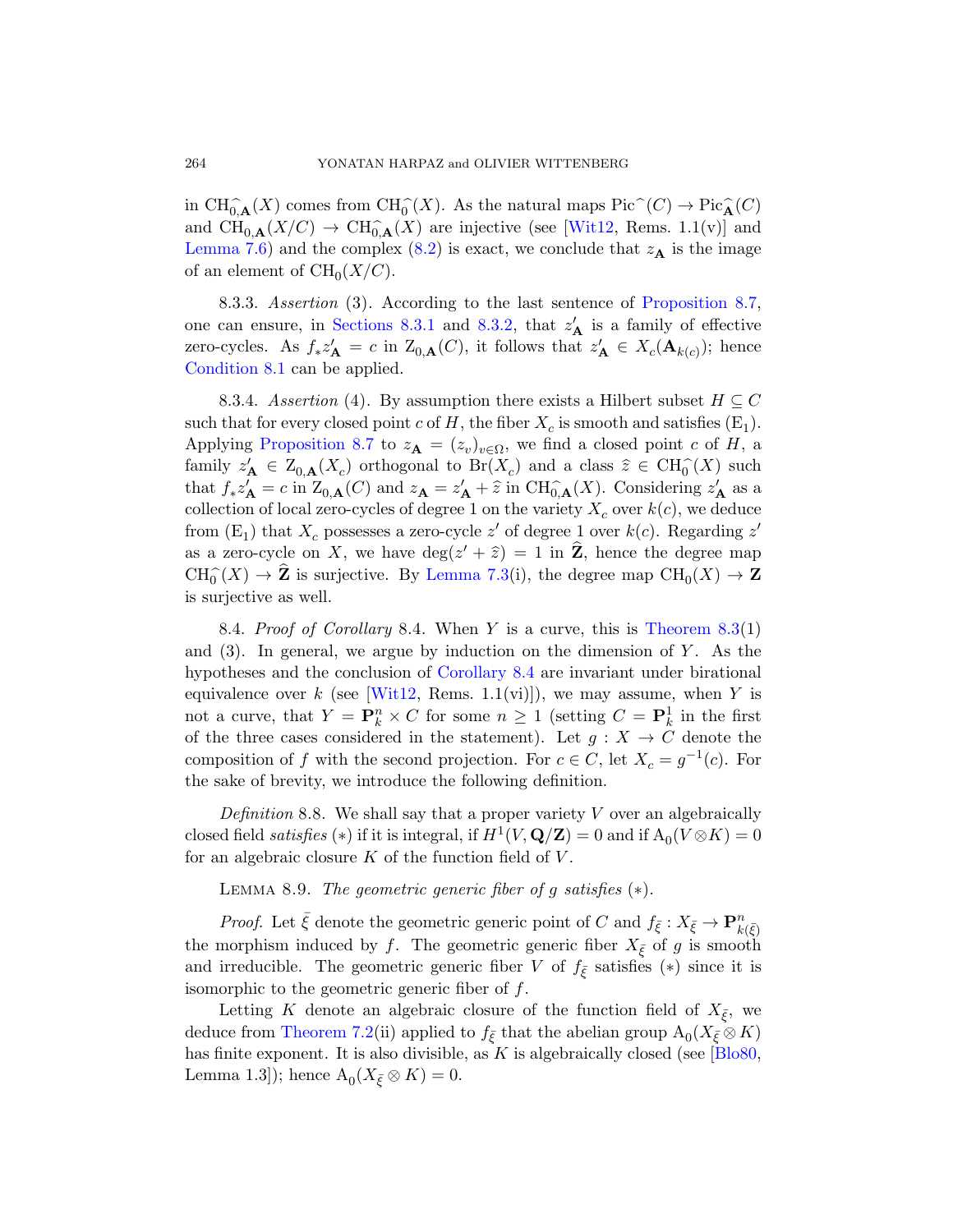in $\mathrm{CH}^{\widehat{}}_{0,\mathbf{A}}(X)$ comes from $\mathrm{CH}^{\widehat{}}_0(X)$. As the natural maps $\mathrm{Pic}^{\widehat{}}(C) \to \mathrm{Pic}^{\widehat{}}_{\mathbf{A}}(C)$ and $\mathrm{CH}_{0,\mathbf{A}}(X/C) \to \mathrm{CH}^{\widehat{}}_{0,\mathbf{A}}(X)$ are injective (see [Wit12, Rems. 1.1(v)] and Lemma 7.6) and the complex (8.2) is exact, we conclude that $z_{\mathbf{A}}$ is the image of an element of $\mathrm{CH}_0(X/C)$.

8.3.3. *Assertion* (3). According to the last sentence of Proposition 8.7, one can ensure, in Sections 8.3.1 and 8.3.2, that $z'_{\mathbf{A}}$ is a family of effective zero-cycles. As $f_*z'_{\mathbf{A}} = c$ in $\mathrm{Z}_{0,\mathbf{A}}(C)$, it follows that $z'_{\mathbf{A}} \in X_c(\mathbf{A}_{k(c)})$; hence Condition 8.1 can be applied.

8.3.4. *Assertion* (4). By assumption there exists a Hilbert subset $H \subseteq C$ such that for every closed point $c$ of $H$, the fiber $X_c$ is smooth and satisfies $(\mathrm{E}_1)$. Applying Proposition 8.7 to $z_{\mathbf{A}} = (z_v)_{v\in\Omega}$, we find a closed point $c$ of $H$, a family $z'_{\mathbf{A}} \in \mathrm{Z}_{0,\mathbf{A}}(X_c)$ orthogonal to $\mathrm{Br}(X_c)$ and a class $\widehat{z} \in \mathrm{CH}^{\widehat{}}_0(X)$ such that $f_*z'_{\mathbf{A}} = c$ in $\mathrm{Z}_{0,\mathbf{A}}(C)$ and $z_{\mathbf{A}} = z'_{\mathbf{A}} + \widehat{z}$ in $\mathrm{CH}^{\widehat{}}_{0,\mathbf{A}}(X)$. Considering $z'_{\mathbf{A}}$ as a collection of local zero-cycles of degree 1 on the variety $X_c$ over $k(c)$, we deduce from $(\mathrm{E}_1)$ that $X_c$ possesses a zero-cycle $z'$ of degree 1 over $k(c)$. Regarding $z'$ as a zero-cycle on $X$, we have $\deg(z' + \widehat{z}) = 1$ in $\widehat{\mathbf{Z}}$, hence the degree map $\mathrm{CH}^{\widehat{}}_0(X) \to \widehat{\mathbf{Z}}$ is surjective. By Lemma 7.3(i), the degree map $\mathrm{CH}_0(X) \to \mathbf{Z}$ is surjective as well.

8.4. *Proof of Corollary* 8.4. When $Y$ is a curve, this is Theorem 8.3(1) and (3). In general, we argue by induction on the dimension of $Y$. As the hypotheses and the conclusion of Corollary 8.4 are invariant under birational equivalence over $k$ (see [Wit12, Rems. 1.1(vi)]), we may assume, when $Y$ is not a curve, that $Y = \mathbf{P}^n_k \times C$ for some $n \geq 1$ (setting $C = \mathbf{P}^1_k$ in the first of the three cases considered in the statement). Let $g : X \to C$ denote the composition of $f$ with the second projection. For $c \in C$, let $X_c = g^{-1}(c)$. For the sake of brevity, we introduce the following definition.

*Definition* 8.8. We shall say that a proper variety $V$ over an algebraically closed field *satisfies* $(*)$ if it is integral, if $H^1(V, \mathbf{Q}/\mathbf{Z}) = 0$ and if $\mathrm{A}_0(V \otimes K) = 0$ for an algebraic closure $K$ of the function field of $V$.

Lemma 8.9. *The geometric generic fiber of $g$ satisfies* $(*)$.

*Proof.* Let $\bar{\xi}$ denote the geometric generic point of $C$ and $f_{\bar{\xi}} : X_{\bar{\xi}} \to \mathbf{P}^n_{k(\bar{\xi})}$ the morphism induced by $f$. The geometric generic fiber $X_{\bar{\xi}}$ of $g$ is smooth and irreducible. The geometric generic fiber $V$ of $f_{\bar{\xi}}$ satisfies $(*)$ since it is isomorphic to the geometric generic fiber of $f$.

Letting $K$ denote an algebraic closure of the function field of $X_{\bar{\xi}}$, we deduce from Theorem 7.2(ii) applied to $f_{\bar{\xi}}$ that the abelian group $\mathrm{A}_0(X_{\bar{\xi}} \otimes K)$ has finite exponent. It is also divisible, as $K$ is algebraically closed (see [Blo80, Lemma 1.3]); hence $\mathrm{A}_0(X_{\bar{\xi}} \otimes K) = 0$.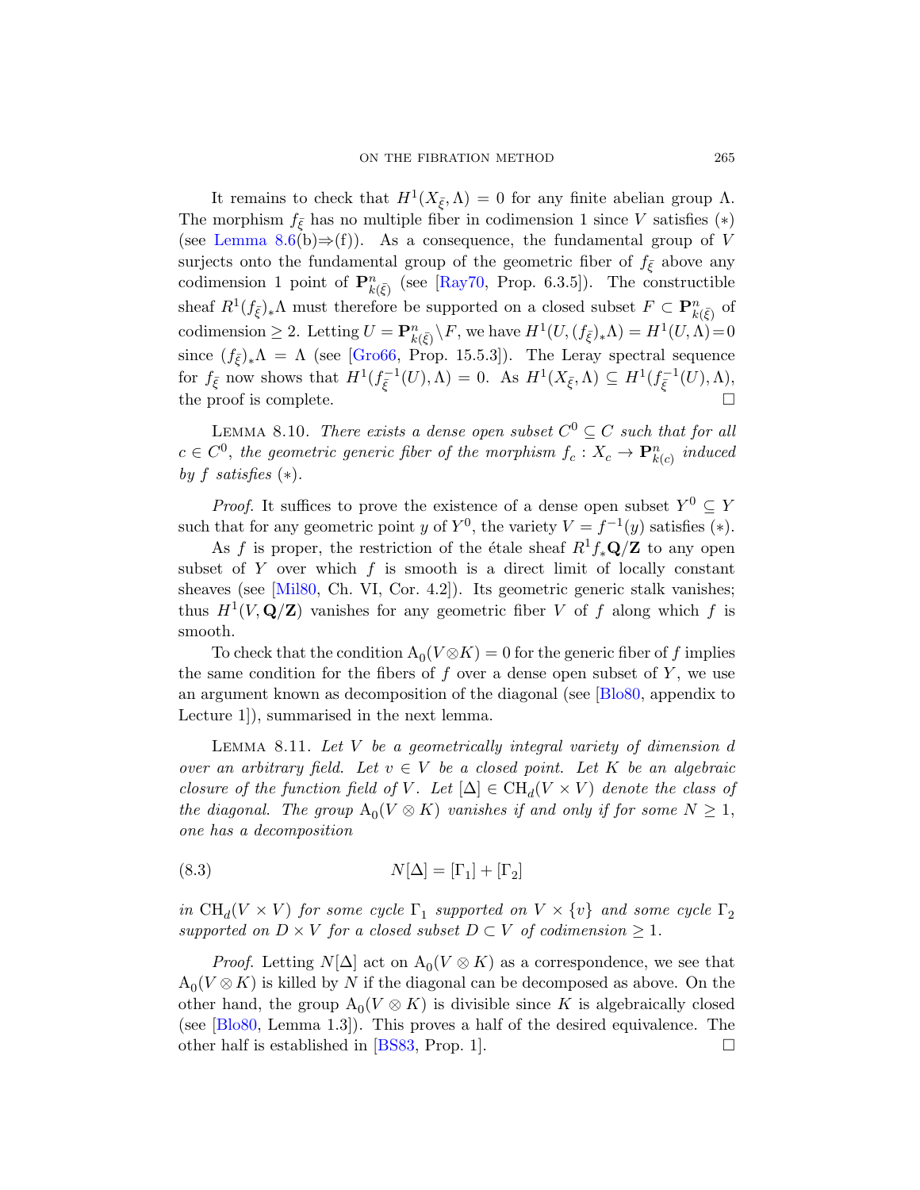It remains to check that $H^1(X_{\bar{\xi}}, \Lambda) = 0$ for any finite abelian group $\Lambda$. The morphism $f_{\bar{\xi}}$ has no multiple fiber in codimension 1 since $V$ satisfies $(*)$ (see Lemma 8.6(b)$\Rightarrow$(f)). As a consequence, the fundamental group of $V$ surjects onto the fundamental group of the geometric fiber of $f_{\bar{\xi}}$ above any codimension 1 point of $\mathbf{P}^n_{k(\bar{\xi})}$ (see [Ray70, Prop. 6.3.5]). The constructible sheaf $R^1(f_{\bar{\xi}})_*\Lambda$ must therefore be supported on a closed subset $F \subset \mathbf{P}^n_{k(\bar{\xi})}$ of codimension $\geq 2$. Letting $U = \mathbf{P}^n_{k(\bar{\xi})} \setminus F$, we have $H^1(U, (f_{\bar{\xi}})_*\Lambda) = H^1(U, \Lambda) = 0$ since $(f_{\bar{\xi}})_*\Lambda = \Lambda$ (see [Gro66, Prop. 15.5.3]). The Leray spectral sequence for $f_{\bar{\xi}}$ now shows that $H^1(f_{\bar{\xi}}^{-1}(U), \Lambda) = 0$. As $H^1(X_{\bar{\xi}}, \Lambda) \subseteq H^1(f_{\bar{\xi}}^{-1}(U), \Lambda)$, the proof is complete. $\square$

Lemma 8.10. *There exists a dense open subset $C^0 \subseteq C$ such that for all $c \in C^0$, the geometric generic fiber of the morphism $f_c : X_c \to \mathbf{P}^n_{k(c)}$ induced by $f$ satisfies $(*)$.*

*Proof.* It suffices to prove the existence of a dense open subset $Y^0 \subseteq Y$ such that for any geometric point $y$ of $Y^0$, the variety $V = f^{-1}(y)$ satisfies $(*)$.

As $f$ is proper, the restriction of the étale sheaf $R^1 f_* \mathbf{Q}/\mathbf{Z}$ to any open subset of $Y$ over which $f$ is smooth is a direct limit of locally constant sheaves (see [Mil80, Ch. VI, Cor. 4.2]). Its geometric generic stalk vanishes; thus $H^1(V, \mathbf{Q}/\mathbf{Z})$ vanishes for any geometric fiber $V$ of $f$ along which $f$ is smooth.

To check that the condition $\mathrm{A}_0(V \otimes K) = 0$ for the generic fiber of $f$ implies the same condition for the fibers of $f$ over a dense open subset of $Y$, we use an argument known as decomposition of the diagonal (see [Blo80, appendix to Lecture 1]), summarised in the next lemma.

Lemma 8.11. *Let $V$ be a geometrically integral variety of dimension $d$ over an arbitrary field. Let $v \in V$ be a closed point. Let $K$ be an algebraic closure of the function field of $V$. Let $[\Delta] \in \mathrm{CH}_d(V \times V)$ denote the class of the diagonal. The group $\mathrm{A}_0(V \otimes K)$ vanishes if and only if for some $N \geq 1$, one has a decomposition*

$$N[\Delta] = [\Gamma_1] + [\Gamma_2] \tag{8.3}$$

*in $\mathrm{CH}_d(V \times V)$ for some cycle $\Gamma_1$ supported on $V \times \{v\}$ and some cycle $\Gamma_2$ supported on $D \times V$ for a closed subset $D \subset V$ of codimension $\geq 1$.*

*Proof.* Letting $N[\Delta]$ act on $\mathrm{A}_0(V \otimes K)$ as a correspondence, we see that $\mathrm{A}_0(V \otimes K)$ is killed by $N$ if the diagonal can be decomposed as above. On the other hand, the group $\mathrm{A}_0(V \otimes K)$ is divisible since $K$ is algebraically closed (see [Blo80, Lemma 1.3]). This proves a half of the desired equivalence. The other half is established in [BS83, Prop. 1]. $\square$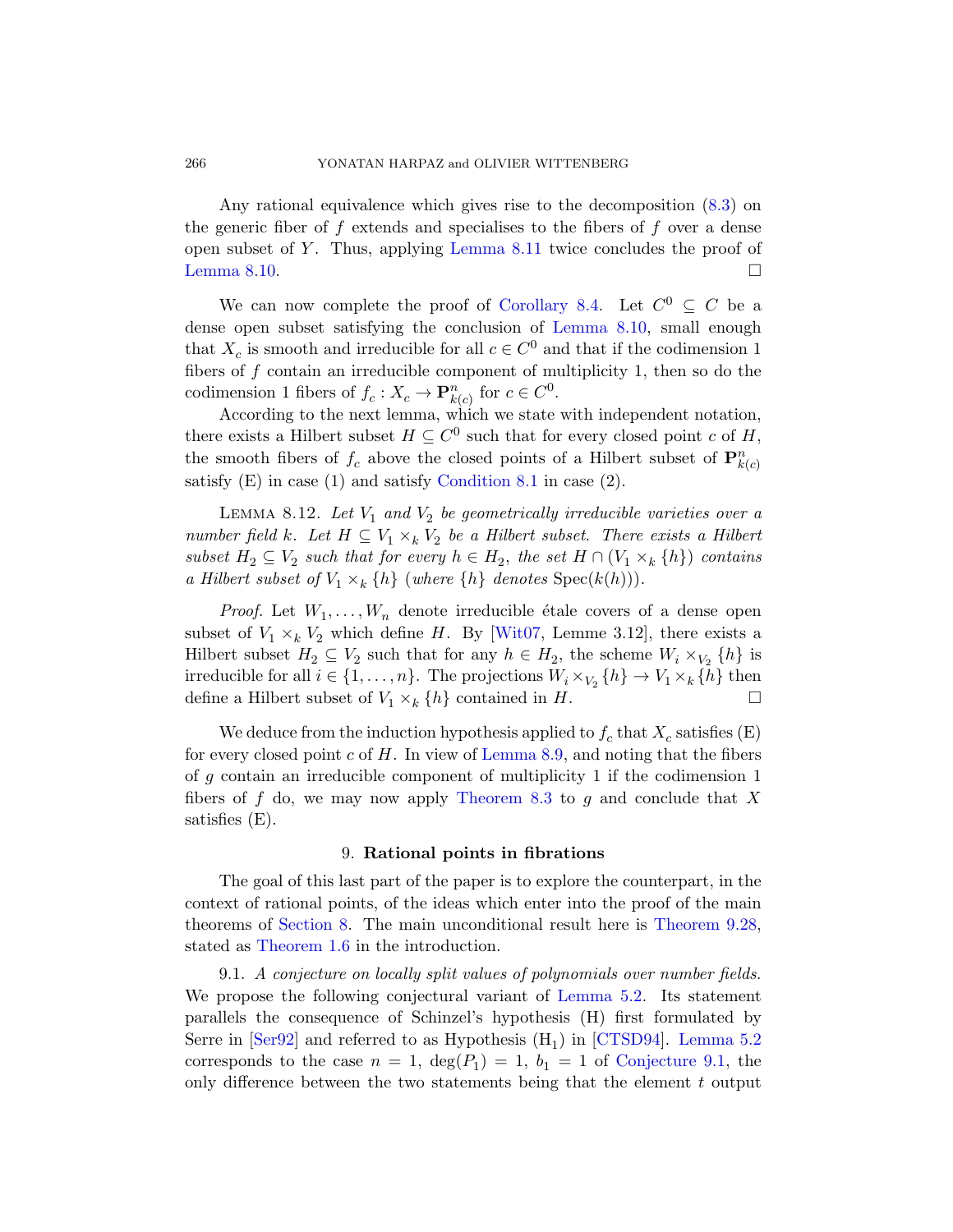Any rational equivalence which gives rise to the decomposition (8.3) on the generic fiber of $f$ extends and specialises to the fibers of $f$ over a dense open subset of $Y$. Thus, applying Lemma 8.11 twice concludes the proof of Lemma 8.10. $\square$

We can now complete the proof of Corollary 8.4. Let $C^0 \subseteq C$ be a dense open subset satisfying the conclusion of Lemma 8.10, small enough that $X_c$ is smooth and irreducible for all $c \in C^0$ and that if the codimension 1 fibers of $f$ contain an irreducible component of multiplicity 1, then so do the codimension 1 fibers of $f_c : X_c \to \mathbf{P}^n_{k(c)}$ for $c \in C^0$.

According to the next lemma, which we state with independent notation, there exists a Hilbert subset $H \subseteq C^0$ such that for every closed point $c$ of $H$, the smooth fibers of $f_c$ above the closed points of a Hilbert subset of $\mathbf{P}^n_{k(c)}$ satisfy (E) in case (1) and satisfy Condition 8.1 in case (2).

LEMMA 8.12. *Let $V_1$ and $V_2$ be geometrically irreducible varieties over a number field $k$. Let $H \subseteq V_1 \times_k V_2$ be a Hilbert subset. There exists a Hilbert subset $H_2 \subseteq V_2$ such that for every $h \in H_2$, the set $H \cap (V_1 \times_k \{h\})$ contains a Hilbert subset of $V_1 \times_k \{h\}$ (where $\{h\}$ denotes $\mathrm{Spec}(k(h))$).*

*Proof.* Let $W_1, \ldots, W_n$ denote irreducible étale covers of a dense open subset of $V_1 \times_k V_2$ which define $H$. By [Wit07, Lemme 3.12], there exists a Hilbert subset $H_2 \subseteq V_2$ such that for any $h \in H_2$, the scheme $W_i \times_{V_2} \{h\}$ is irreducible for all $i \in \{1, \ldots, n\}$. The projections $W_i \times_{V_2} \{h\} \to V_1 \times_k \{h\}$ then define a Hilbert subset of $V_1 \times_k \{h\}$ contained in $H$. $\square$

We deduce from the induction hypothesis applied to $f_c$ that $X_c$ satisfies (E) for every closed point $c$ of $H$. In view of Lemma 8.9, and noting that the fibers of $g$ contain an irreducible component of multiplicity 1 if the codimension 1 fibers of $f$ do, we may now apply Theorem 8.3 to $g$ and conclude that $X$ satisfies (E).

## 9. Rational points in fibrations

The goal of this last part of the paper is to explore the counterpart, in the context of rational points, of the ideas which enter into the proof of the main theorems of Section 8. The main unconditional result here is Theorem 9.28, stated as Theorem 1.6 in the introduction.

9.1. *A conjecture on locally split values of polynomials over number fields.* We propose the following conjectural variant of Lemma 5.2. Its statement parallels the consequence of Schinzel's hypothesis (H) first formulated by Serre in [Ser92] and referred to as Hypothesis ($\mathrm{H}_1$) in [CTSD94]. Lemma 5.2 corresponds to the case $n = 1$, $\deg(P_1) = 1$, $b_1 = 1$ of Conjecture 9.1, the only difference between the two statements being that the element $t$ output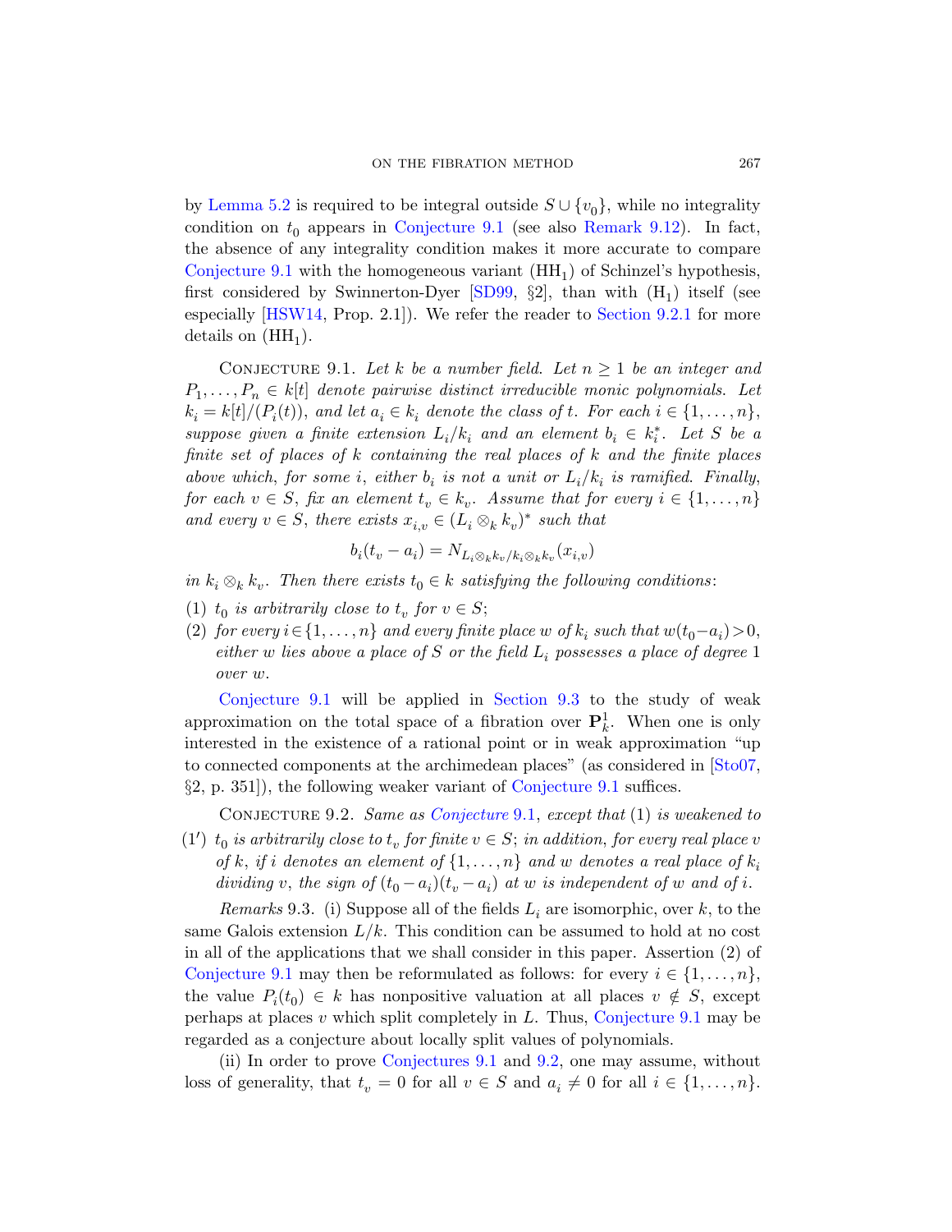by Lemma 5.2 is required to be integral outside $S \cup \{v_0\}$, while no integrality condition on $t_0$ appears in Conjecture 9.1 (see also Remark 9.12). In fact, the absence of any integrality condition makes it more accurate to compare Conjecture 9.1 with the homogeneous variant $(\mathrm{HH}_1)$ of Schinzel's hypothesis, first considered by Swinnerton-Dyer [SD99, §2], than with $(\mathrm{H}_1)$ itself (see especially [HSW14, Prop. 2.1]). We refer the reader to Section 9.2.1 for more details on $(\mathrm{HH}_1)$.

Conjecture 9.1. *Let $k$ be a number field. Let $n \geq 1$ be an integer and $P_1, \dots, P_n \in k[t]$ denote pairwise distinct irreducible monic polynomials. Let $k_i = k[t]/(P_i(t))$, and let $a_i \in k_i$ denote the class of $t$. For each $i \in \{1, \dots, n\}$, suppose given a finite extension $L_i/k_i$ and an element $b_i \in k_i^*$. Let $S$ be a finite set of places of $k$ containing the real places of $k$ and the finite places above which, for some $i$, either $b_i$ is not a unit or $L_i/k_i$ is ramified. Finally, for each $v \in S$, fix an element $t_v \in k_v$. Assume that for every $i \in \{1, \dots, n\}$ and every $v \in S$, there exists $x_{i,v} \in (L_i \otimes_k k_v)^*$ such that*

$$b_i(t_v - a_i) = N_{L_i \otimes_k k_v / k_i \otimes_k k_v}(x_{i,v})$$

*in $k_i \otimes_k k_v$. Then there exists $t_0 \in k$ satisfying the following conditions:*

(1) *$t_0$ is arbitrarily close to $t_v$ for $v \in S$;*
(2) *for every $i \in \{1, \dots, n\}$ and every finite place $w$ of $k_i$ such that $w(t_0 - a_i) > 0$, either $w$ lies above a place of $S$ or the field $L_i$ possesses a place of degree $1$ over $w$.*

Conjecture 9.1 will be applied in Section 9.3 to the study of weak approximation on the total space of a fibration over $\mathbf{P}^1_k$. When one is only interested in the existence of a rational point or in weak approximation "up to connected components at the archimedean places" (as considered in [Sto07, §2, p. 351]), the following weaker variant of Conjecture 9.1 suffices.

Conjecture 9.2. *Same as Conjecture 9.1, except that (1) is weakened to*

(1′) *$t_0$ is arbitrarily close to $t_v$ for finite $v \in S$; in addition, for every real place $v$ of $k$, if $i$ denotes an element of $\{1, \dots, n\}$ and $w$ denotes a real place of $k_i$ dividing $v$, the sign of $(t_0 - a_i)(t_v - a_i)$ at $w$ is independent of $w$ and of $i$.*

*Remarks* 9.3. (i) Suppose all of the fields $L_i$ are isomorphic, over $k$, to the same Galois extension $L/k$. This condition can be assumed to hold at no cost in all of the applications that we shall consider in this paper. Assertion (2) of Conjecture 9.1 may then be reformulated as follows: for every $i \in \{1, \dots, n\}$, the value $P_i(t_0) \in k$ has nonpositive valuation at all places $v \notin S$, except perhaps at places $v$ which split completely in $L$. Thus, Conjecture 9.1 may be regarded as a conjecture about locally split values of polynomials.

(ii) In order to prove Conjectures 9.1 and 9.2, one may assume, without loss of generality, that $t_v = 0$ for all $v \in S$ and $a_i \neq 0$ for all $i \in \{1, \dots, n\}$.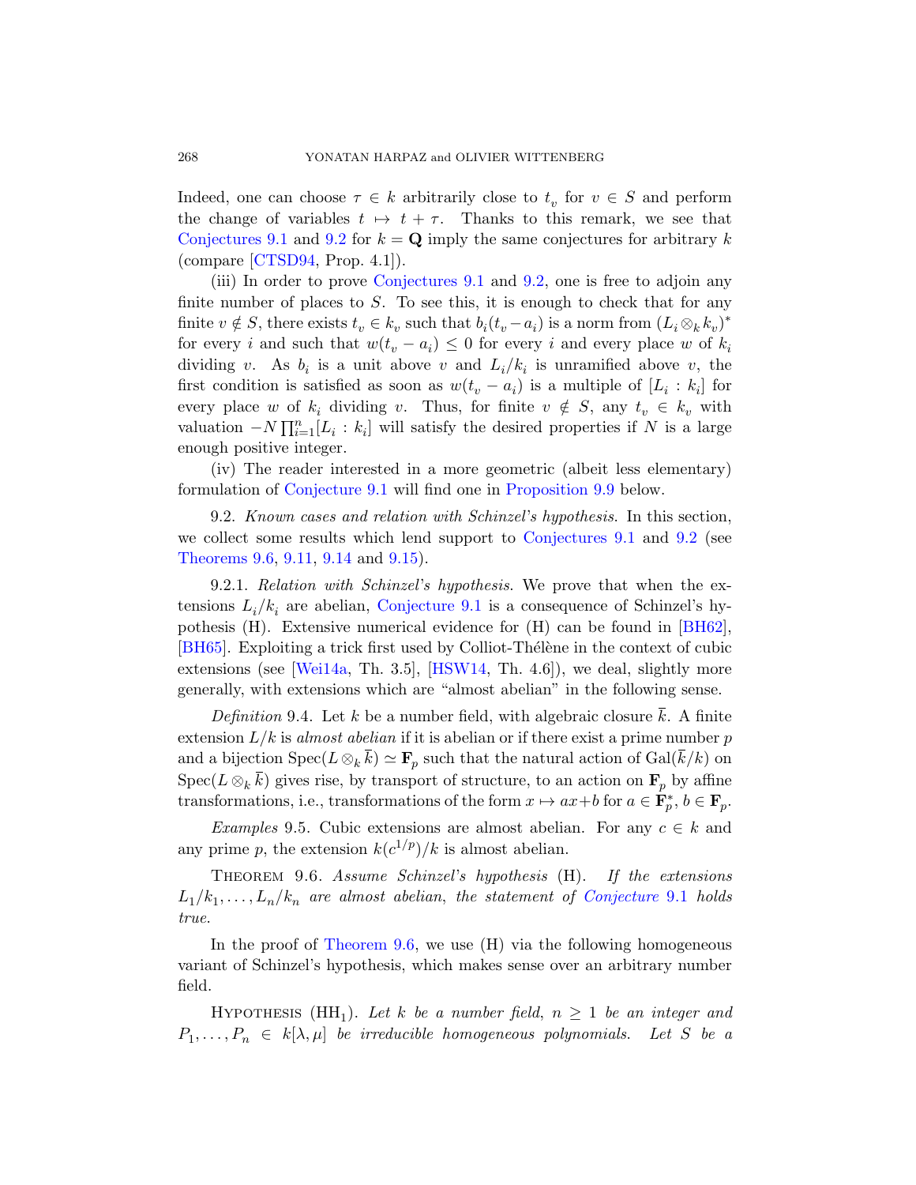Indeed, one can choose $\tau \in k$ arbitrarily close to $t_v$ for $v \in S$ and perform the change of variables $t \mapsto t + \tau$. Thanks to this remark, we see that Conjectures 9.1 and 9.2 for $k = \mathbf{Q}$ imply the same conjectures for arbitrary $k$ (compare [CTSD94, Prop. 4.1]).

(iii) In order to prove Conjectures 9.1 and 9.2, one is free to adjoin any finite number of places to $S$. To see this, it is enough to check that for any finite $v \notin S$, there exists $t_v \in k_v$ such that $b_i(t_v - a_i)$ is a norm from $(L_i \otimes_k k_v)^*$ for every $i$ and such that $w(t_v - a_i) \leq 0$ for every $i$ and every place $w$ of $k_i$ dividing $v$. As $b_i$ is a unit above $v$ and $L_i/k_i$ is unramified above $v$, the first condition is satisfied as soon as $w(t_v - a_i)$ is a multiple of $[L_i : k_i]$ for every place $w$ of $k_i$ dividing $v$. Thus, for finite $v \notin S$, any $t_v \in k_v$ with valuation $-N\prod_{i=1}^{n}[L_i : k_i]$ will satisfy the desired properties if $N$ is a large enough positive integer.

(iv) The reader interested in a more geometric (albeit less elementary) formulation of Conjecture 9.1 will find one in Proposition 9.9 below.

9.2. *Known cases and relation with Schinzel's hypothesis.* In this section, we collect some results which lend support to Conjectures 9.1 and 9.2 (see Theorems 9.6, 9.11, 9.14 and 9.15).

9.2.1. *Relation with Schinzel's hypothesis.* We prove that when the extensions $L_i/k_i$ are abelian, Conjecture 9.1 is a consequence of Schinzel's hypothesis (H). Extensive numerical evidence for (H) can be found in [BH62], [BH65]. Exploiting a trick first used by Colliot-Thélène in the context of cubic extensions (see [Wei14a, Th. 3.5], [HSW14, Th. 4.6]), we deal, slightly more generally, with extensions which are "almost abelian" in the following sense.

*Definition* 9.4. Let $k$ be a number field, with algebraic closure $\bar{k}$. A finite extension $L/k$ is *almost abelian* if it is abelian or if there exist a prime number $p$ and a bijection $\mathrm{Spec}(L \otimes_k \bar{k}) \simeq \mathbf{F}_p$ such that the natural action of $\mathrm{Gal}(\bar{k}/k)$ on $\mathrm{Spec}(L \otimes_k \bar{k})$ gives rise, by transport of structure, to an action on $\mathbf{F}_p$ by affine transformations, i.e., transformations of the form $x \mapsto ax+b$ for $a \in \mathbf{F}_p^*$, $b \in \mathbf{F}_p$.

*Examples* 9.5. Cubic extensions are almost abelian. For any $c \in k$ and any prime $p$, the extension $k(c^{1/p})/k$ is almost abelian.

Theorem 9.6. *Assume Schinzel's hypothesis* (H). *If the extensions $L_1/k_1, \ldots, L_n/k_n$ are almost abelian, the statement of Conjecture 9.1 holds true.*

In the proof of Theorem 9.6, we use (H) via the following homogeneous variant of Schinzel's hypothesis, which makes sense over an arbitrary number field.

Hypothesis ($\mathrm{HH}_1$). *Let $k$ be a number field, $n \geq 1$ be an integer and $P_1, \ldots, P_n \in k[\lambda, \mu]$ be irreducible homogeneous polynomials. Let $S$ be a*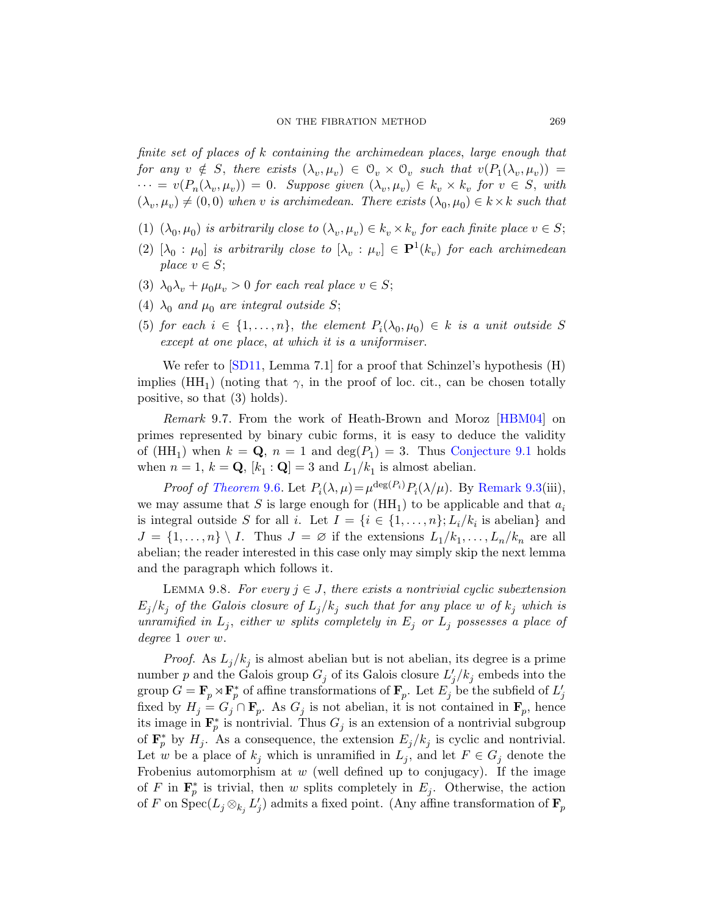*finite set of places of $k$ containing the archimedean places, large enough that for any $v \notin S$, there exists $(\lambda_v, \mu_v) \in \mathcal{O}_v \times \mathcal{O}_v$ such that $v(P_1(\lambda_v, \mu_v)) = \cdots = v(P_n(\lambda_v, \mu_v)) = 0$. Suppose given $(\lambda_v, \mu_v) \in k_v \times k_v$ for $v \in S$, with $(\lambda_v, \mu_v) \neq (0,0)$ when $v$ is archimedean. There exists $(\lambda_0, \mu_0) \in k \times k$ such that*

1. *$(\lambda_0, \mu_0)$ is arbitrarily close to $(\lambda_v, \mu_v) \in k_v \times k_v$ for each finite place $v \in S$;*
2. *$[\lambda_0 : \mu_0]$ is arbitrarily close to $[\lambda_v : \mu_v] \in \mathbf{P}^1(k_v)$ for each archimedean place $v \in S$;*
3. *$\lambda_0 \lambda_v + \mu_0 \mu_v > 0$ for each real place $v \in S$;*
4. *$\lambda_0$ and $\mu_0$ are integral outside $S$;*
5. *for each $i \in \{1, \ldots, n\}$, the element $P_i(\lambda_0, \mu_0) \in k$ is a unit outside $S$ except at one place, at which it is a uniformiser.*

We refer to [SD11, Lemma 7.1] for a proof that Schinzel's hypothesis (H) implies ($\mathrm{HH}_1$) (noting that $\gamma$, in the proof of loc. cit., can be chosen totally positive, so that (3) holds).

*Remark* 9.7. From the work of Heath-Brown and Moroz [HBM04] on primes represented by binary cubic forms, it is easy to deduce the validity of ($\mathrm{HH}_1$) when $k = \mathbf{Q}$, $n = 1$ and $\deg(P_1) = 3$. Thus Conjecture 9.1 holds when $n = 1$, $k = \mathbf{Q}$, $[k_1 : \mathbf{Q}] = 3$ and $L_1/k_1$ is almost abelian.

*Proof of Theorem 9.6.* Let $P_i(\lambda, \mu) = \mu^{\deg(P_i)} P_i(\lambda/\mu)$. By Remark 9.3(iii), we may assume that $S$ is large enough for ($\mathrm{HH}_1$) to be applicable and that $a_i$ is integral outside $S$ for all $i$. Let $I = \{i \in \{1, \ldots, n\}; L_i/k_i \text{ is abelian}\}$ and $J = \{1, \ldots, n\} \setminus I$. Thus $J = \varnothing$ if the extensions $L_1/k_1, \ldots, L_n/k_n$ are all abelian; the reader interested in this case only may simply skip the next lemma and the paragraph which follows it.

Lemma 9.8. *For every $j \in J$, there exists a nontrivial cyclic subextension $E_j/k_j$ of the Galois closure of $L_j/k_j$ such that for any place $w$ of $k_j$ which is unramified in $L_j$, either $w$ splits completely in $E_j$ or $L_j$ possesses a place of degree 1 over $w$.*

*Proof.* As $L_j/k_j$ is almost abelian but is not abelian, its degree is a prime number $p$ and the Galois group $G_j$ of its Galois closure $L'_j/k_j$ embeds into the group $G = \mathbf{F}_p \rtimes \mathbf{F}_p^*$ of affine transformations of $\mathbf{F}_p$. Let $E_j$ be the subfield of $L'_j$ fixed by $H_j = G_j \cap \mathbf{F}_p$. As $G_j$ is not abelian, it is not contained in $\mathbf{F}_p$, hence its image in $\mathbf{F}_p^*$ is nontrivial. Thus $G_j$ is an extension of a nontrivial subgroup of $\mathbf{F}_p^*$ by $H_j$. As a consequence, the extension $E_j/k_j$ is cyclic and nontrivial. Let $w$ be a place of $k_j$ which is unramified in $L_j$, and let $F \in G_j$ denote the Frobenius automorphism at $w$ (well defined up to conjugacy). If the image of $F$ in $\mathbf{F}_p^*$ is trivial, then $w$ splits completely in $E_j$. Otherwise, the action of $F$ on $\mathrm{Spec}(L_j \otimes_{k_j} L'_j)$ admits a fixed point. (Any affine transformation of $\mathbf{F}_p$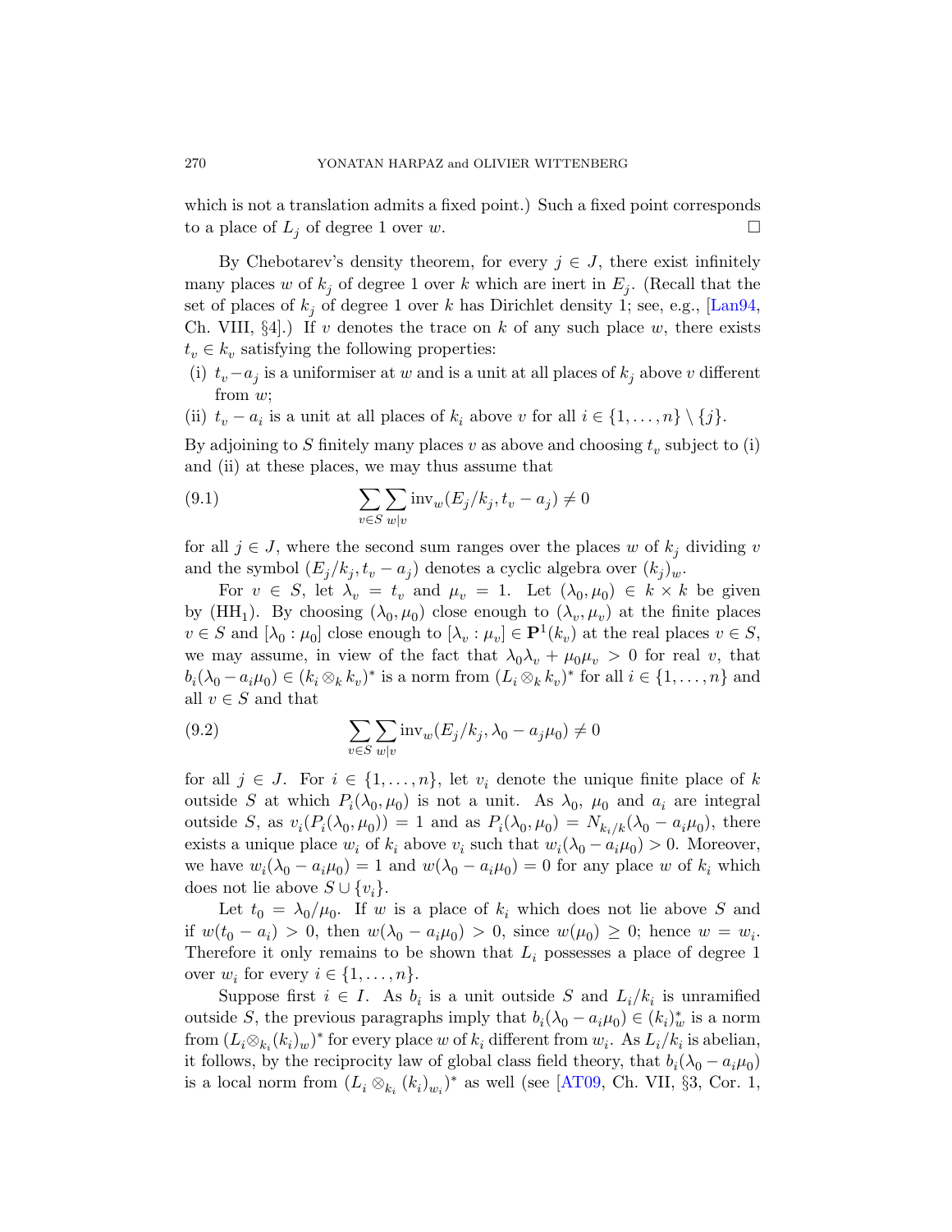which is not a translation admits a fixed point.) Such a fixed point corresponds to a place of $L_j$ of degree 1 over $w$. $\square$

By Chebotarev's density theorem, for every $j \in J$, there exist infinitely many places $w$ of $k_j$ of degree 1 over $k$ which are inert in $E_j$. (Recall that the set of places of $k_j$ of degree 1 over $k$ has Dirichlet density 1; see, e.g., [Lan94, Ch. VIII, §4].) If $v$ denotes the trace on $k$ of any such place $w$, there exists $t_v \in k_v$ satisfying the following properties:

(i) $t_v - a_j$ is a uniformiser at $w$ and is a unit at all places of $k_j$ above $v$ different from $w$;

(ii) $t_v - a_i$ is a unit at all places of $k_i$ above $v$ for all $i \in \{1, \ldots, n\} \setminus \{j\}$.

By adjoining to $S$ finitely many places $v$ as above and choosing $t_v$ subject to (i) and (ii) at these places, we may thus assume that

$$\sum_{v \in S} \sum_{w|v} \mathrm{inv}_w(E_j/k_j, t_v - a_j) \neq 0 \tag{9.1}$$

for all $j \in J$, where the second sum ranges over the places $w$ of $k_j$ dividing $v$ and the symbol $(E_j/k_j, t_v - a_j)$ denotes a cyclic algebra over $(k_j)_w$.

For $v \in S$, let $\lambda_v = t_v$ and $\mu_v = 1$. Let $(\lambda_0, \mu_0) \in k \times k$ be given by $(\mathrm{HH}_1)$. By choosing $(\lambda_0, \mu_0)$ close enough to $(\lambda_v, \mu_v)$ at the finite places $v \in S$ and $[\lambda_0 : \mu_0]$ close enough to $[\lambda_v : \mu_v] \in \mathbf{P}^1(k_v)$ at the real places $v \in S$, we may assume, in view of the fact that $\lambda_0\lambda_v + \mu_0\mu_v > 0$ for real $v$, that $b_i(\lambda_0 - a_i\mu_0) \in (k_i \otimes_k k_v)^*$ is a norm from $(L_i \otimes_k k_v)^*$ for all $i \in \{1, \ldots, n\}$ and all $v \in S$ and that

$$\sum_{v \in S} \sum_{w|v} \mathrm{inv}_w(E_j/k_j, \lambda_0 - a_j\mu_0) \neq 0 \tag{9.2}$$

for all $j \in J$. For $i \in \{1, \ldots, n\}$, let $v_i$ denote the unique finite place of $k$ outside $S$ at which $P_i(\lambda_0, \mu_0)$ is not a unit. As $\lambda_0$, $\mu_0$ and $a_i$ are integral outside $S$, as $v_i(P_i(\lambda_0, \mu_0)) = 1$ and as $P_i(\lambda_0, \mu_0) = N_{k_i/k}(\lambda_0 - a_i\mu_0)$, there exists a unique place $w_i$ of $k_i$ above $v_i$ such that $w_i(\lambda_0 - a_i\mu_0) > 0$. Moreover, we have $w_i(\lambda_0 - a_i\mu_0) = 1$ and $w(\lambda_0 - a_i\mu_0) = 0$ for any place $w$ of $k_i$ which does not lie above $S \cup \{v_i\}$.

Let $t_0 = \lambda_0/\mu_0$. If $w$ is a place of $k_i$ which does not lie above $S$ and if $w(t_0 - a_i) > 0$, then $w(\lambda_0 - a_i\mu_0) > 0$, since $w(\mu_0) \geq 0$; hence $w = w_i$. Therefore it only remains to be shown that $L_i$ possesses a place of degree 1 over $w_i$ for every $i \in \{1, \ldots, n\}$.

Suppose first $i \in I$. As $b_i$ is a unit outside $S$ and $L_i/k_i$ is unramified outside $S$, the previous paragraphs imply that $b_i(\lambda_0 - a_i\mu_0) \in (k_i)_w^*$ is a norm from $(L_i \otimes_{k_i} (k_i)_w)^*$ for every place $w$ of $k_i$ different from $w_i$. As $L_i/k_i$ is abelian, it follows, by the reciprocity law of global class field theory, that $b_i(\lambda_0 - a_i\mu_0)$ is a local norm from $(L_i \otimes_{k_i} (k_i)_{w_i})^*$ as well (see [AT09, Ch. VII, §3, Cor. 1,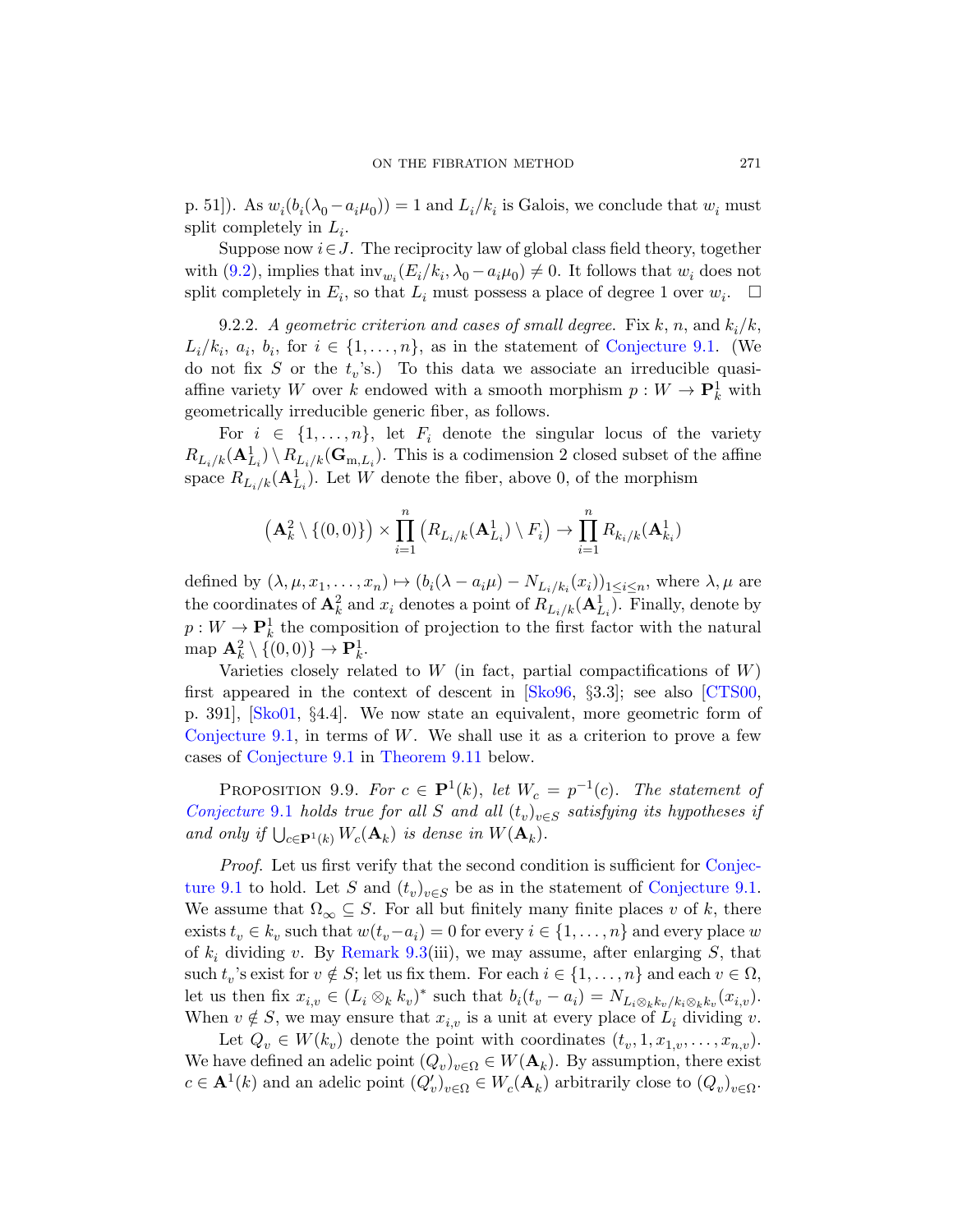p. 51]). As $w_i(b_i(\lambda_0 - a_i\mu_0)) = 1$ and $L_i/k_i$ is Galois, we conclude that $w_i$ must split completely in $L_i$.

Suppose now $i \in J$. The reciprocity law of global class field theory, together with (9.2), implies that $\mathrm{inv}_{w_i}(E_i/k_i, \lambda_0 - a_i\mu_0) \neq 0$. It follows that $w_i$ does not split completely in $E_i$, so that $L_i$ must possess a place of degree 1 over $w_i$. □

9.2.2. *A geometric criterion and cases of small degree.* Fix $k$, $n$, and $k_i/k$, $L_i/k_i$, $a_i$, $b_i$, for $i \in \{1, \ldots, n\}$, as in the statement of Conjecture 9.1. (We do not fix $S$ or the $t_v$'s.) To this data we associate an irreducible quasi-affine variety $W$ over $k$ endowed with a smooth morphism $p : W \to \mathbf{P}^1_k$ with geometrically irreducible generic fiber, as follows.

For $i \in \{1, \ldots, n\}$, let $F_i$ denote the singular locus of the variety $R_{L_i/k}(\mathbf{A}^1_{L_i}) \setminus R_{L_i/k}(\mathbf{G}_{\mathrm{m},L_i})$. This is a codimension 2 closed subset of the affine space $R_{L_i/k}(\mathbf{A}^1_{L_i})$. Let $W$ denote the fiber, above 0, of the morphism

$$\left(\mathbf{A}^2_k \setminus \{(0,0)\}\right) \times \prod_{i=1}^n \left(R_{L_i/k}(\mathbf{A}^1_{L_i}) \setminus F_i\right) \to \prod_{i=1}^n R_{k_i/k}(\mathbf{A}^1_{k_i})$$

defined by $(\lambda, \mu, x_1, \ldots, x_n) \mapsto (b_i(\lambda - a_i\mu) - N_{L_i/k_i}(x_i))_{1 \le i \le n}$, where $\lambda, \mu$ are the coordinates of $\mathbf{A}^2_k$ and $x_i$ denotes a point of $R_{L_i/k}(\mathbf{A}^1_{L_i})$. Finally, denote by $p : W \to \mathbf{P}^1_k$ the composition of projection to the first factor with the natural map $\mathbf{A}^2_k \setminus \{(0,0)\} \to \mathbf{P}^1_k$.

Varieties closely related to $W$ (in fact, partial compactifications of $W$) first appeared in the context of descent in [Sko96, §3.3]; see also [CTS00, p. 391], [Sko01, §4.4]. We now state an equivalent, more geometric form of Conjecture 9.1, in terms of $W$. We shall use it as a criterion to prove a few cases of Conjecture 9.1 in Theorem 9.11 below.

Proposition 9.9. *For $c \in \mathbf{P}^1(k)$, let $W_c = p^{-1}(c)$. The statement of Conjecture 9.1 holds true for all $S$ and all $(t_v)_{v \in S}$ satisfying its hypotheses if and only if $\bigcup_{c \in \mathbf{P}^1(k)} W_c(\mathbf{A}_k)$ is dense in $W(\mathbf{A}_k)$.*

*Proof.* Let us first verify that the second condition is sufficient for Conjecture 9.1 to hold. Let $S$ and $(t_v)_{v \in S}$ be as in the statement of Conjecture 9.1. We assume that $\Omega_\infty \subseteq S$. For all but finitely many finite places $v$ of $k$, there exists $t_v \in k_v$ such that $w(t_v - a_i) = 0$ for every $i \in \{1, \ldots, n\}$ and every place $w$ of $k_i$ dividing $v$. By Remark 9.3(iii), we may assume, after enlarging $S$, that such $t_v$'s exist for $v \notin S$; let us fix them. For each $i \in \{1, \ldots, n\}$ and each $v \in \Omega$, let us then fix $x_{i,v} \in (L_i \otimes_k k_v)^*$ such that $b_i(t_v - a_i) = N_{L_i \otimes_k k_v/k_i \otimes_k k_v}(x_{i,v})$. When $v \notin S$, we may ensure that $x_{i,v}$ is a unit at every place of $L_i$ dividing $v$.

Let $Q_v \in W(k_v)$ denote the point with coordinates $(t_v, 1, x_{1,v}, \ldots, x_{n,v})$. We have defined an adelic point $(Q_v)_{v \in \Omega} \in W(\mathbf{A}_k)$. By assumption, there exist $c \in \mathbf{A}^1(k)$ and an adelic point $(Q'_v)_{v \in \Omega} \in W_c(\mathbf{A}_k)$ arbitrarily close to $(Q_v)_{v \in \Omega}$.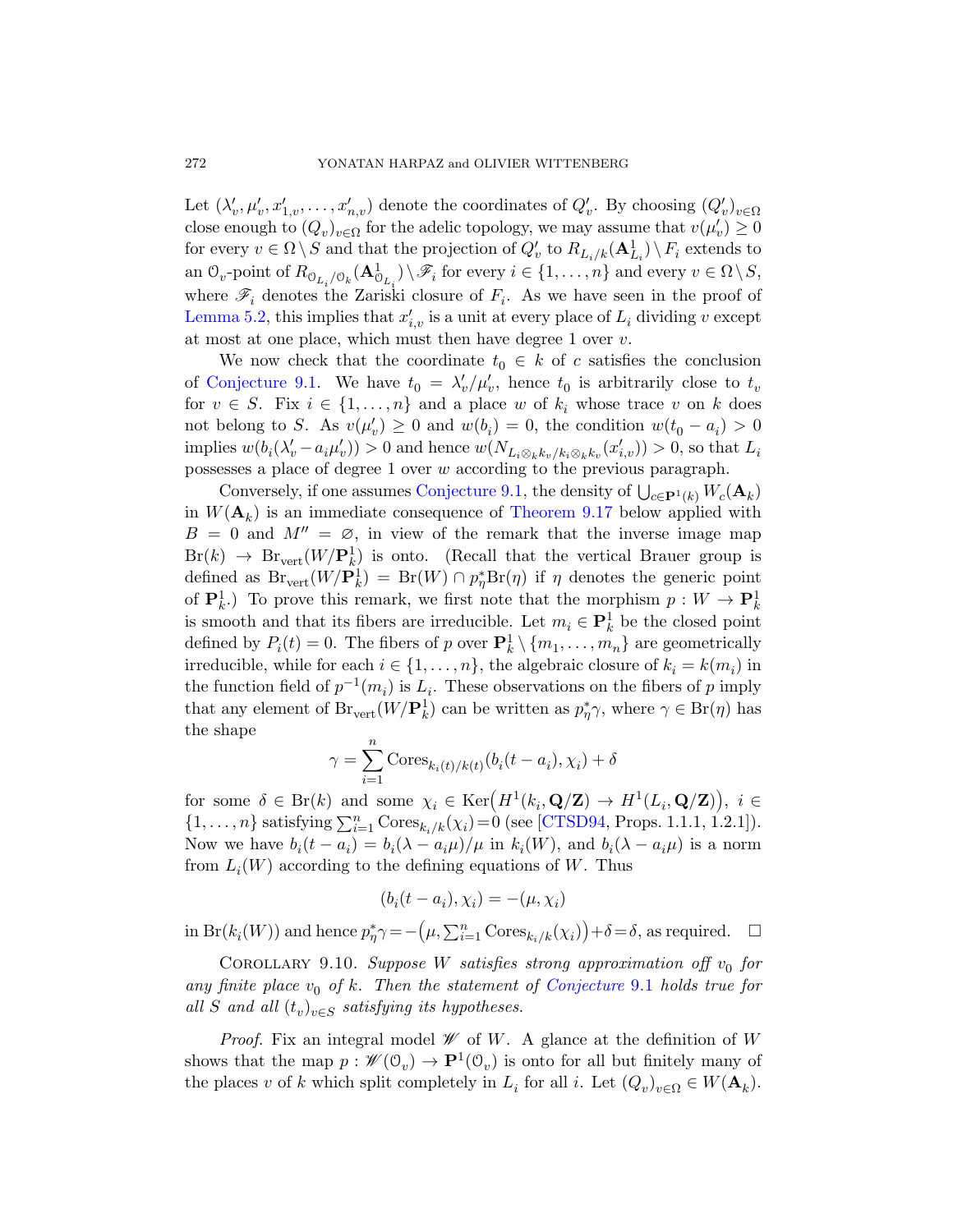Let $(\lambda'_v, \mu'_v, x'_{1,v}, \ldots, x'_{n,v})$ denote the coordinates of $Q'_v$. By choosing $(Q'_v)_{v\in\Omega}$ close enough to $(Q_v)_{v\in\Omega}$ for the adelic topology, we may assume that $v(\mu'_v) \geq 0$ for every $v \in \Omega \setminus S$ and that the projection of $Q'_v$ to $R_{L_i/k}(\mathbf{A}^1_{L_i}) \setminus F_i$ extends to an $\mathcal{O}_v$-point of $R_{\mathcal{O}_{L_i}/\mathcal{O}_k}(\mathbf{A}^1_{\mathcal{O}_{L_i}}) \setminus \mathscr{F}_i$ for every $i \in \{1, \ldots, n\}$ and every $v \in \Omega \setminus S$, where $\mathscr{F}_i$ denotes the Zariski closure of $F_i$. As we have seen in the proof of Lemma 5.2, this implies that $x'_{i,v}$ is a unit at every place of $L_i$ dividing $v$ except at most at one place, which must then have degree 1 over $v$.

We now check that the coordinate $t_0 \in k$ of $c$ satisfies the conclusion of Conjecture 9.1. We have $t_0 = \lambda'_v/\mu'_v$, hence $t_0$ is arbitrarily close to $t_v$ for $v \in S$. Fix $i \in \{1, \ldots, n\}$ and a place $w$ of $k_i$ whose trace $v$ on $k$ does not belong to $S$. As $v(\mu'_v) \geq 0$ and $w(b_i) = 0$, the condition $w(t_0 - a_i) > 0$ implies $w(b_i(\lambda'_v - a_i\mu'_v)) > 0$ and hence $w(N_{L_i\otimes_k k_v/k_i\otimes_k k_v}(x'_{i,v})) > 0$, so that $L_i$ possesses a place of degree 1 over $w$ according to the previous paragraph.

Conversely, if one assumes Conjecture 9.1, the density of $\bigcup_{c\in\mathbf{P}^1(k)} W_c(\mathbf{A}_k)$ in $W(\mathbf{A}_k)$ is an immediate consequence of Theorem 9.17 below applied with $B = 0$ and $M'' = \varnothing$, in view of the remark that the inverse image map $\mathrm{Br}(k) \to \mathrm{Br}_{\mathrm{vert}}(W/\mathbf{P}^1_k)$ is onto. (Recall that the vertical Brauer group is defined as $\mathrm{Br}_{\mathrm{vert}}(W/\mathbf{P}^1_k) = \mathrm{Br}(W) \cap p_\eta^*\mathrm{Br}(\eta)$ if $\eta$ denotes the generic point of $\mathbf{P}^1_k$.) To prove this remark, we first note that the morphism $p : W \to \mathbf{P}^1_k$ is smooth and that its fibers are irreducible. Let $m_i \in \mathbf{P}^1_k$ be the closed point defined by $P_i(t) = 0$. The fibers of $p$ over $\mathbf{P}^1_k \setminus \{m_1, \ldots, m_n\}$ are geometrically irreducible, while for each $i \in \{1, \ldots, n\}$, the algebraic closure of $k_i = k(m_i)$ in the function field of $p^{-1}(m_i)$ is $L_i$. These observations on the fibers of $p$ imply that any element of $\mathrm{Br}_{\mathrm{vert}}(W/\mathbf{P}^1_k)$ can be written as $p_\eta^*\gamma$, where $\gamma \in \mathrm{Br}(\eta)$ has the shape

$$\gamma = \sum_{i=1}^{n} \mathrm{Cores}_{k_i(t)/k(t)}(b_i(t - a_i), \chi_i) + \delta$$

for some $\delta \in \mathrm{Br}(k)$ and some $\chi_i \in \mathrm{Ker}\big(H^1(k_i, \mathbf{Q}/\mathbf{Z}) \to H^1(L_i, \mathbf{Q}/\mathbf{Z})\big)$, $i \in \{1, \ldots, n\}$ satisfying $\sum_{i=1}^n \mathrm{Cores}_{k_i/k}(\chi_i) = 0$ (see [CTSD94, Props. 1.1.1, 1.2.1]). Now we have $b_i(t - a_i) = b_i(\lambda - a_i\mu)/\mu$ in $k_i(W)$, and $b_i(\lambda - a_i\mu)$ is a norm from $L_i(W)$ according to the defining equations of $W$. Thus

$$(b_i(t - a_i), \chi_i) = -(\mu, \chi_i)$$

in $\mathrm{Br}(k_i(W))$ and hence $p_\eta^*\gamma = -\big(\mu, \sum_{i=1}^n \mathrm{Cores}_{k_i/k}(\chi_i)\big) + \delta = \delta$, as required. $\square$

Corollary 9.10. *Suppose $W$ satisfies strong approximation off $v_0$ for any finite place $v_0$ of $k$. Then the statement of Conjecture 9.1 holds true for all $S$ and all $(t_v)_{v\in S}$ satisfying its hypotheses.*

*Proof.* Fix an integral model $\mathscr{W}$ of $W$. A glance at the definition of $W$ shows that the map $p : \mathscr{W}(\mathcal{O}_v) \to \mathbf{P}^1(\mathcal{O}_v)$ is onto for all but finitely many of the places $v$ of $k$ which split completely in $L_i$ for all $i$. Let $(Q_v)_{v\in\Omega} \in W(\mathbf{A}_k)$.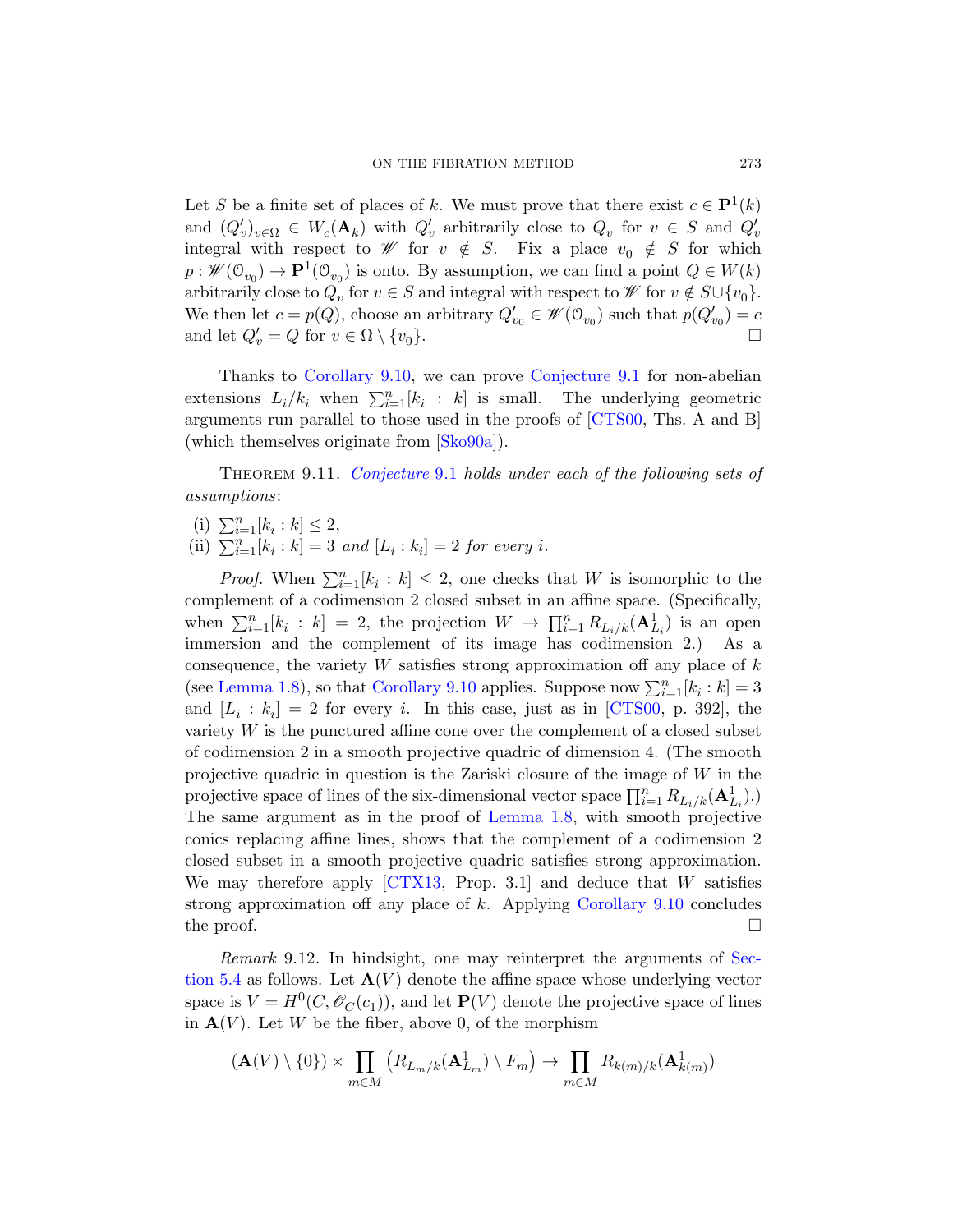Let $S$ be a finite set of places of $k$. We must prove that there exist $c \in \mathbf{P}^1(k)$ and $(Q'_v)_{v\in\Omega} \in W_c(\mathbf{A}_k)$ with $Q'_v$ arbitrarily close to $Q_v$ for $v \in S$ and $Q'_v$ integral with respect to $\mathscr{W}$ for $v \notin S$. Fix a place $v_0 \notin S$ for which $p : \mathscr{W}(\mathcal{O}_{v_0}) \to \mathbf{P}^1(\mathcal{O}_{v_0})$ is onto. By assumption, we can find a point $Q \in W(k)$ arbitrarily close to $Q_v$ for $v \in S$ and integral with respect to $\mathscr{W}$ for $v \notin S \cup \{v_0\}$. We then let $c = p(Q)$, choose an arbitrary $Q'_{v_0} \in \mathscr{W}(\mathcal{O}_{v_0})$ such that $p(Q'_{v_0}) = c$ and let $Q'_v = Q$ for $v \in \Omega \setminus \{v_0\}$. □

Thanks to Corollary 9.10, we can prove Conjecture 9.1 for non-abelian extensions $L_i/k_i$ when $\sum_{i=1}^n [k_i : k]$ is small. The underlying geometric arguments run parallel to those used in the proofs of [CTS00, Ths. A and B] (which themselves originate from [Sko90a]).

Theorem 9.11. *Conjecture 9.1 holds under each of the following sets of assumptions*:

(i) $\sum_{i=1}^n [k_i : k] \leq 2$,
(ii) $\sum_{i=1}^n [k_i : k] = 3$ *and* $[L_i : k_i] = 2$ *for every* $i$.

*Proof.* When $\sum_{i=1}^n [k_i : k] \leq 2$, one checks that $W$ is isomorphic to the complement of a codimension 2 closed subset in an affine space. (Specifically, when $\sum_{i=1}^n [k_i : k] = 2$, the projection $W \to \prod_{i=1}^n R_{L_i/k}(\mathbf{A}^1_{L_i})$ is an open immersion and the complement of its image has codimension 2.) As a consequence, the variety $W$ satisfies strong approximation off any place of $k$ (see Lemma 1.8), so that Corollary 9.10 applies. Suppose now $\sum_{i=1}^n [k_i : k] = 3$ and $[L_i : k_i] = 2$ for every $i$. In this case, just as in [CTS00, p. 392], the variety $W$ is the punctured affine cone over the complement of a closed subset of codimension 2 in a smooth projective quadric of dimension 4. (The smooth projective quadric in question is the Zariski closure of the image of $W$ in the projective space of lines of the six-dimensional vector space $\prod_{i=1}^n R_{L_i/k}(\mathbf{A}^1_{L_i})$.) The same argument as in the proof of Lemma 1.8, with smooth projective conics replacing affine lines, shows that the complement of a codimension 2 closed subset in a smooth projective quadric satisfies strong approximation. We may therefore apply [CTX13, Prop. 3.1] and deduce that $W$ satisfies strong approximation off any place of $k$. Applying Corollary 9.10 concludes the proof. □

*Remark* 9.12. In hindsight, one may reinterpret the arguments of Section 5.4 as follows. Let $\mathbf{A}(V)$ denote the affine space whose underlying vector space is $V = H^0(C, \mathscr{O}_C(c_1))$, and let $\mathbf{P}(V)$ denote the projective space of lines in $\mathbf{A}(V)$. Let $W$ be the fiber, above 0, of the morphism

$$(\mathbf{A}(V) \setminus \{0\}) \times \prod_{m\in M} \left(R_{L_m/k}(\mathbf{A}^1_{L_m}) \setminus F_m\right) \to \prod_{m\in M} R_{k(m)/k}(\mathbf{A}^1_{k(m)})$$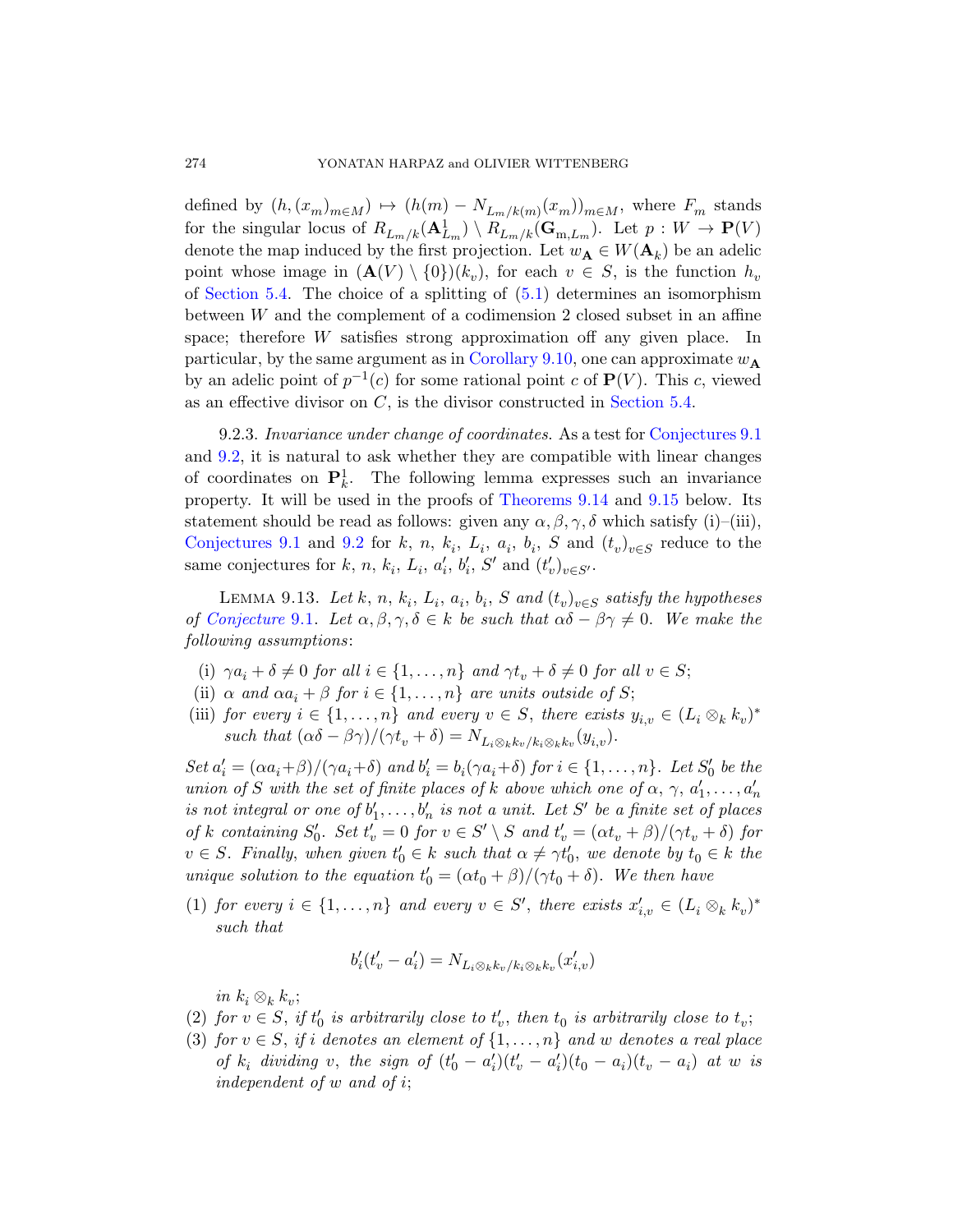defined by $(h,(x_m)_{m\in M}) \mapsto (h(m) - N_{L_m/k(m)}(x_m))_{m\in M}$, where $F_m$ stands for the singular locus of $R_{L_m/k}(\mathbf{A}^1_{L_m}) \setminus R_{L_m/k}(\mathbf{G}_{\mathrm{m},L_m})$. Let $p : W \to \mathbf{P}(V)$ denote the map induced by the first projection. Let $w_{\mathbf{A}} \in W(\mathbf{A}_k)$ be an adelic point whose image in $(\mathbf{A}(V)\setminus\{0\})(k_v)$, for each $v \in S$, is the function $h_v$ of Section 5.4. The choice of a splitting of (5.1) determines an isomorphism between $W$ and the complement of a codimension 2 closed subset in an affine space; therefore $W$ satisfies strong approximation off any given place. In particular, by the same argument as in Corollary 9.10, one can approximate $w_{\mathbf{A}}$ by an adelic point of $p^{-1}(c)$ for some rational point $c$ of $\mathbf{P}(V)$. This $c$, viewed as an effective divisor on $C$, is the divisor constructed in Section 5.4.

9.2.3. *Invariance under change of coordinates.* As a test for Conjectures 9.1 and 9.2, it is natural to ask whether they are compatible with linear changes of coordinates on $\mathbf{P}^1_k$. The following lemma expresses such an invariance property. It will be used in the proofs of Theorems 9.14 and 9.15 below. Its statement should be read as follows: given any $\alpha,\beta,\gamma,\delta$ which satisfy (i)–(iii), Conjectures 9.1 and 9.2 for $k$, $n$, $k_i$, $L_i$, $a_i$, $b_i$, $S$ and $(t_v)_{v\in S}$ reduce to the same conjectures for $k$, $n$, $k_i$, $L_i$, $a'_i$, $b'_i$, $S'$ and $(t'_v)_{v\in S'}$.

LEMMA 9.13. *Let $k$, $n$, $k_i$, $L_i$, $a_i$, $b_i$, $S$ and $(t_v)_{v\in S}$ satisfy the hypotheses of Conjecture 9.1. Let $\alpha,\beta,\gamma,\delta \in k$ be such that $\alpha\delta-\beta\gamma \neq 0$. We make the following assumptions*:

(i) *$\gamma a_i + \delta \neq 0$ for all $i \in \{1,\dots,n\}$ and $\gamma t_v + \delta \neq 0$ for all $v \in S$;*
(ii) *$\alpha$ and $\alpha a_i + \beta$ for $i \in \{1,\dots,n\}$ are units outside of $S$;*
(iii) *for every $i \in \{1,\dots,n\}$ and every $v \in S$, there exists $y_{i,v} \in (L_i \otimes_k k_v)^*$ such that $(\alpha\delta-\beta\gamma)/(\gamma t_v+\delta) = N_{L_i\otimes_k k_v/k_i\otimes_k k_v}(y_{i,v})$.*

*Set $a'_i = (\alpha a_i+\beta)/(\gamma a_i+\delta)$ and $b'_i = b_i(\gamma a_i+\delta)$ for $i \in \{1,\dots,n\}$. Let $S'_0$ be the union of $S$ with the set of finite places of $k$ above which one of $\alpha$, $\gamma$, $a'_1,\dots,a'_n$ is not integral or one of $b'_1,\dots,b'_n$ is not a unit. Let $S'$ be a finite set of places of $k$ containing $S'_0$. Set $t'_v = 0$ for $v \in S'\setminus S$ and $t'_v = (\alpha t_v+\beta)/(\gamma t_v+\delta)$ for $v \in S$. Finally, when given $t'_0 \in k$ such that $\alpha \neq \gamma t'_0$, we denote by $t_0 \in k$ the unique solution to the equation $t'_0 = (\alpha t_0+\beta)/(\gamma t_0+\delta)$. We then have*

(1) *for every $i \in \{1,\dots,n\}$ and every $v \in S'$, there exists $x'_{i,v} \in (L_i \otimes_k k_v)^*$ such that*
$$b'_i(t'_v - a'_i) = N_{L_i\otimes_k k_v/k_i\otimes_k k_v}(x'_{i,v})$$
*in $k_i \otimes_k k_v$;*
(2) *for $v \in S$, if $t'_0$ is arbitrarily close to $t'_v$, then $t_0$ is arbitrarily close to $t_v$;*
(3) *for $v \in S$, if $i$ denotes an element of $\{1,\dots,n\}$ and $w$ denotes a real place of $k_i$ dividing $v$, the sign of $(t'_0-a'_i)(t'_v-a'_i)(t_0-a_i)(t_v-a_i)$ at $w$ is independent of $w$ and of $i$;*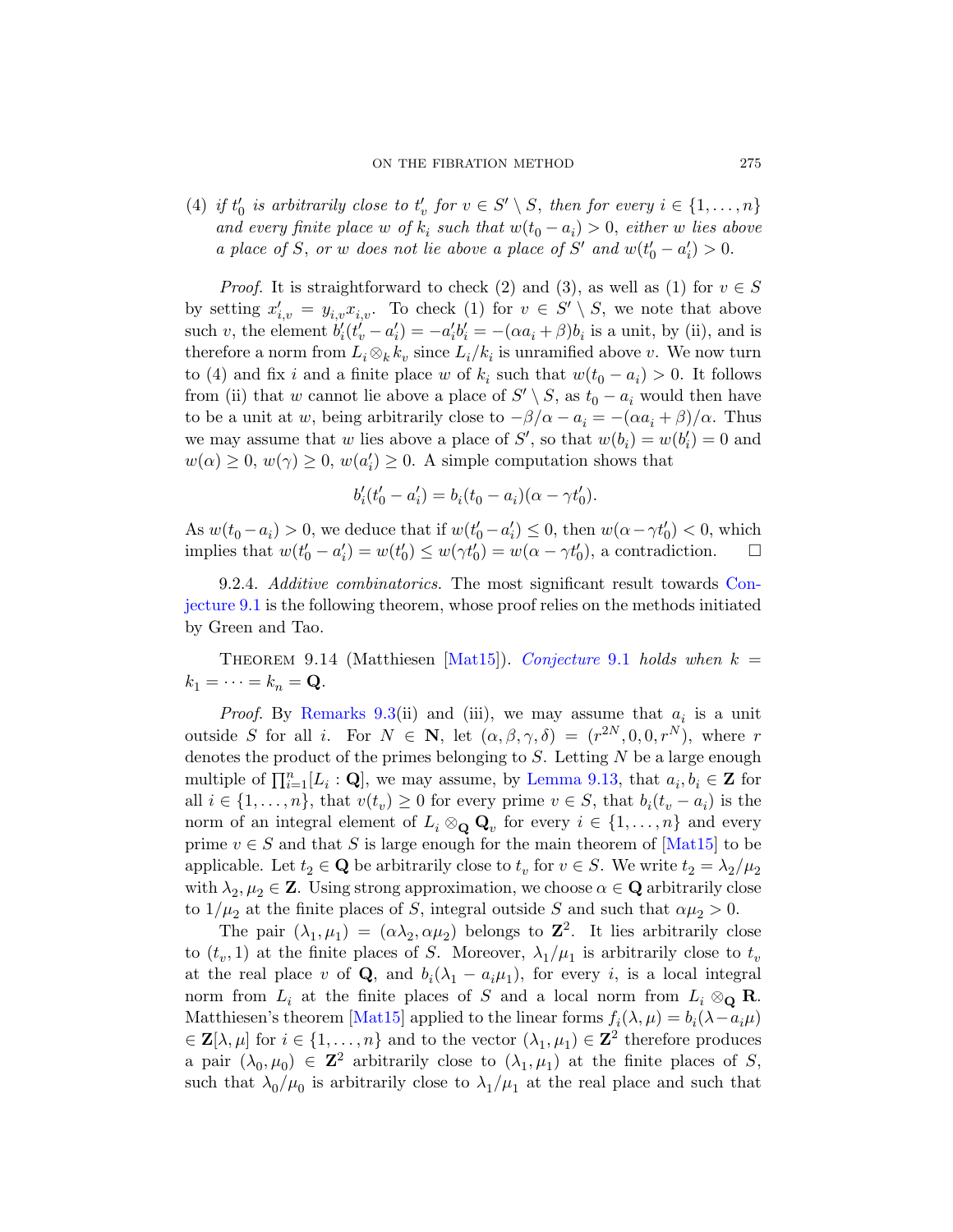(4) *if $t'_0$ is arbitrarily close to $t'_v$ for $v \in S' \setminus S$, then for every $i \in \{1, \ldots, n\}$ and every finite place $w$ of $k_i$ such that $w(t_0 - a_i) > 0$, either $w$ lies above a place of $S$, or $w$ does not lie above a place of $S'$ and $w(t'_0 - a'_i) > 0$.*

*Proof.* It is straightforward to check (2) and (3), as well as (1) for $v \in S$ by setting $x'_{i,v} = y_{i,v}x_{i,v}$. To check (1) for $v \in S' \setminus S$, we note that above such $v$, the element $b'_i(t'_v - a'_i) = -a'_ib'_i = -(\alpha a_i + \beta)b_i$ is a unit, by (ii), and is therefore a norm from $L_i \otimes_k k_v$ since $L_i/k_i$ is unramified above $v$. We now turn to (4) and fix $i$ and a finite place $w$ of $k_i$ such that $w(t_0 - a_i) > 0$. It follows from (ii) that $w$ cannot lie above a place of $S' \setminus S$, as $t_0 - a_i$ would then have to be a unit at $w$, being arbitrarily close to $-\beta/\alpha - a_i = -(\alpha a_i + \beta)/\alpha$. Thus we may assume that $w$ lies above a place of $S'$, so that $w(b_i) = w(b'_i) = 0$ and $w(\alpha) \geq 0$, $w(\gamma) \geq 0$, $w(a'_i) \geq 0$. A simple computation shows that

$$b'_i(t'_0 - a'_i) = b_i(t_0 - a_i)(\alpha - \gamma t'_0).$$

As $w(t_0 - a_i) > 0$, we deduce that if $w(t'_0 - a'_i) \leq 0$, then $w(\alpha - \gamma t'_0) < 0$, which implies that $w(t'_0 - a'_i) = w(t'_0) \leq w(\gamma t'_0) = w(\alpha - \gamma t'_0)$, a contradiction. $\square$

9.2.4. *Additive combinatorics.* The most significant result towards Conjecture 9.1 is the following theorem, whose proof relies on the methods initiated by Green and Tao.

THEOREM 9.14 (Matthiesen [Mat15]). *Conjecture 9.1 holds when $k = k_1 = \cdots = k_n = \mathbf{Q}$.*

*Proof.* By Remarks 9.3(ii) and (iii), we may assume that $a_i$ is a unit outside $S$ for all $i$. For $N \in \mathbf{N}$, let $(\alpha, \beta, \gamma, \delta) = (r^{2N}, 0, 0, r^N)$, where $r$ denotes the product of the primes belonging to $S$. Letting $N$ be a large enough multiple of $\prod_{i=1}^{n}[L_i : \mathbf{Q}]$, we may assume, by Lemma 9.13, that $a_i, b_i \in \mathbf{Z}$ for all $i \in \{1, \ldots, n\}$, that $v(t_v) \geq 0$ for every prime $v \in S$, that $b_i(t_v - a_i)$ is the norm of an integral element of $L_i \otimes_{\mathbf{Q}} \mathbf{Q}_v$ for every $i \in \{1, \ldots, n\}$ and every prime $v \in S$ and that $S$ is large enough for the main theorem of [Mat15] to be applicable. Let $t_2 \in \mathbf{Q}$ be arbitrarily close to $t_v$ for $v \in S$. We write $t_2 = \lambda_2/\mu_2$ with $\lambda_2, \mu_2 \in \mathbf{Z}$. Using strong approximation, we choose $\alpha \in \mathbf{Q}$ arbitrarily close to $1/\mu_2$ at the finite places of $S$, integral outside $S$ and such that $\alpha\mu_2 > 0$.

The pair $(\lambda_1, \mu_1) = (\alpha\lambda_2, \alpha\mu_2)$ belongs to $\mathbf{Z}^2$. It lies arbitrarily close to $(t_v, 1)$ at the finite places of $S$. Moreover, $\lambda_1/\mu_1$ is arbitrarily close to $t_v$ at the real place $v$ of $\mathbf{Q}$, and $b_i(\lambda_1 - a_i\mu_1)$, for every $i$, is a local integral norm from $L_i$ at the finite places of $S$ and a local norm from $L_i \otimes_{\mathbf{Q}} \mathbf{R}$. Matthiesen's theorem [Mat15] applied to the linear forms $f_i(\lambda, \mu) = b_i(\lambda - a_i\mu) \in \mathbf{Z}[\lambda, \mu]$ for $i \in \{1, \ldots, n\}$ and to the vector $(\lambda_1, \mu_1) \in \mathbf{Z}^2$ therefore produces a pair $(\lambda_0, \mu_0) \in \mathbf{Z}^2$ arbitrarily close to $(\lambda_1, \mu_1)$ at the finite places of $S$, such that $\lambda_0/\mu_0$ is arbitrarily close to $\lambda_1/\mu_1$ at the real place and such that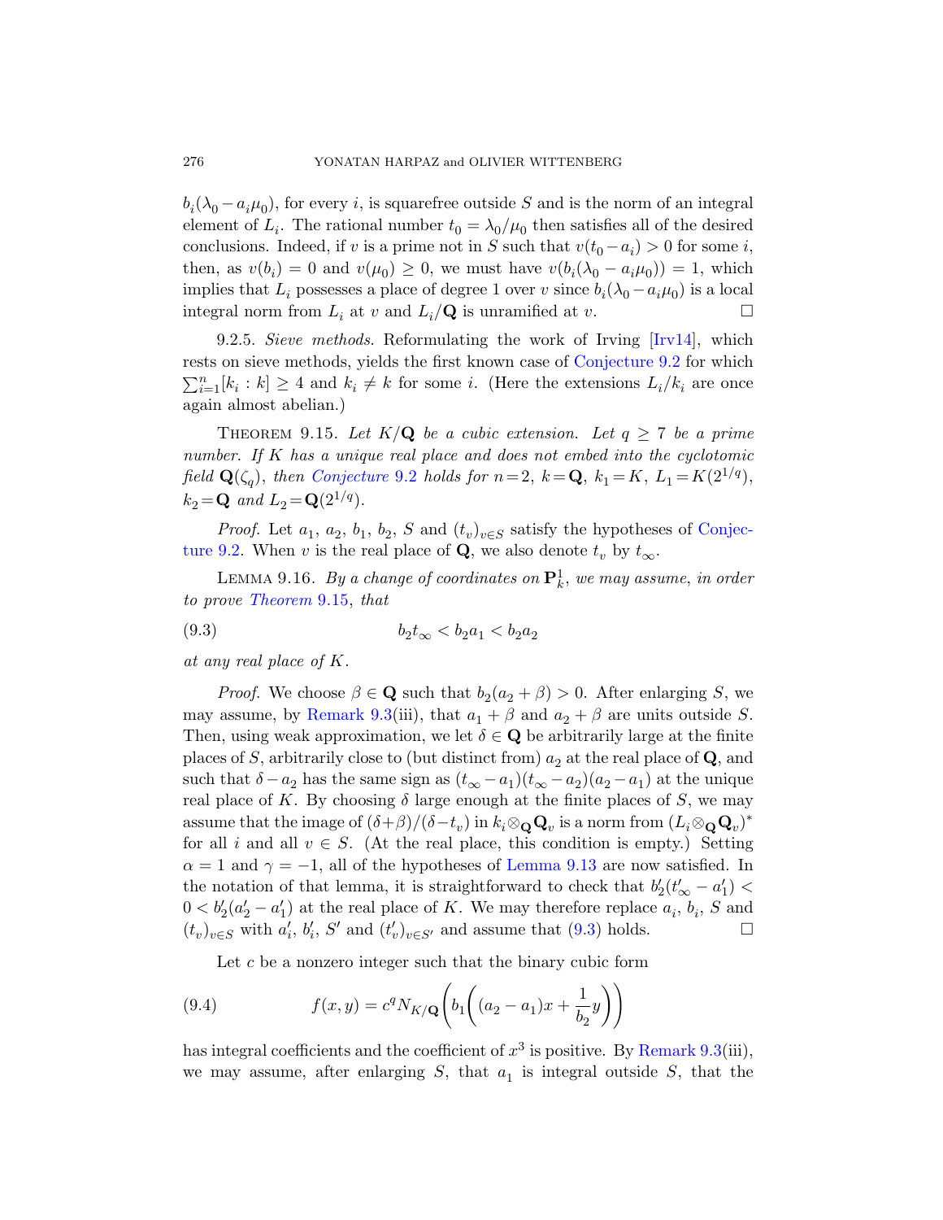$b_i(\lambda_0 - a_i\mu_0)$, for every $i$, is squarefree outside $S$ and is the norm of an integral element of $L_i$. The rational number $t_0 = \lambda_0/\mu_0$ then satisfies all of the desired conclusions. Indeed, if $v$ is a prime not in $S$ such that $v(t_0 - a_i) > 0$ for some $i$, then, as $v(b_i) = 0$ and $v(\mu_0) \geq 0$, we must have $v(b_i(\lambda_0 - a_i\mu_0)) = 1$, which implies that $L_i$ possesses a place of degree 1 over $v$ since $b_i(\lambda_0 - a_i\mu_0)$ is a local integral norm from $L_i$ at $v$ and $L_i/\mathbf{Q}$ is unramified at $v$. □

9.2.5. *Sieve methods.* Reformulating the work of Irving [Irv14], which rests on sieve methods, yields the first known case of Conjecture 9.2 for which $\sum_{i=1}^{n}[k_i : k] \geq 4$ and $k_i \neq k$ for some $i$. (Here the extensions $L_i/k_i$ are once again almost abelian.)

Theorem 9.15. *Let $K/\mathbf{Q}$ be a cubic extension. Let $q \geq 7$ be a prime number. If $K$ has a unique real place and does not embed into the cyclotomic field $\mathbf{Q}(\zeta_q)$, then Conjecture 9.2 holds for $n=2$, $k=\mathbf{Q}$, $k_1=K$, $L_1=K(2^{1/q})$, $k_2=\mathbf{Q}$ and $L_2=\mathbf{Q}(2^{1/q})$.*

*Proof.* Let $a_1$, $a_2$, $b_1$, $b_2$, $S$ and $(t_v)_{v\in S}$ satisfy the hypotheses of Conjecture 9.2. When $v$ is the real place of $\mathbf{Q}$, we also denote $t_v$ by $t_\infty$.

Lemma 9.16. *By a change of coordinates on $\mathbf{P}^1_k$, we may assume, in order to prove Theorem 9.15, that*

$$b_2 t_\infty < b_2 a_1 < b_2 a_2 \tag{9.3}$$

*at any real place of $K$.*

*Proof.* We choose $\beta \in \mathbf{Q}$ such that $b_2(a_2 + \beta) > 0$. After enlarging $S$, we may assume, by Remark 9.3(iii), that $a_1 + \beta$ and $a_2 + \beta$ are units outside $S$. Then, using weak approximation, we let $\delta \in \mathbf{Q}$ be arbitrarily large at the finite places of $S$, arbitrarily close to (but distinct from) $a_2$ at the real place of $\mathbf{Q}$, and such that $\delta - a_2$ has the same sign as $(t_\infty - a_1)(t_\infty - a_2)(a_2 - a_1)$ at the unique real place of $K$. By choosing $\delta$ large enough at the finite places of $S$, we may assume that the image of $(\delta+\beta)/(\delta - t_v)$ in $k_i \otimes_{\mathbf{Q}} \mathbf{Q}_v$ is a norm from $(L_i \otimes_{\mathbf{Q}} \mathbf{Q}_v)^*$ for all $i$ and all $v \in S$. (At the real place, this condition is empty.) Setting $\alpha = 1$ and $\gamma = -1$, all of the hypotheses of Lemma 9.13 are now satisfied. In the notation of that lemma, it is straightforward to check that $b_2'(t_\infty' - a_1') < 0 < b_2'(a_2' - a_1')$ at the real place of $K$. We may therefore replace $a_i$, $b_i$, $S$ and $(t_v)_{v\in S}$ with $a_i'$, $b_i'$, $S'$ and $(t_v')_{v\in S'}$ and assume that (9.3) holds. □

Let $c$ be a nonzero integer such that the binary cubic form

$$f(x,y) = c^q N_{K/\mathbf{Q}}\left(b_1\left((a_2 - a_1)x + \frac{1}{b_2}y\right)\right) \tag{9.4}$$

has integral coefficients and the coefficient of $x^3$ is positive. By Remark 9.3(iii), we may assume, after enlarging $S$, that $a_1$ is integral outside $S$, that the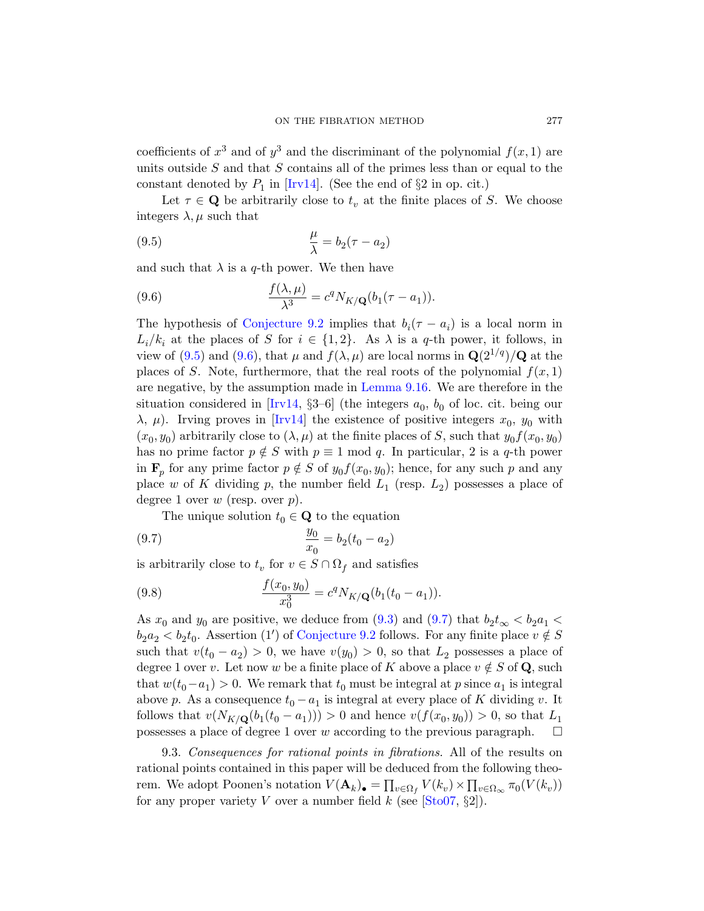coefficients of $x^3$ and of $y^3$ and the discriminant of the polynomial $f(x,1)$ are units outside $S$ and that $S$ contains all of the primes less than or equal to the constant denoted by $P_1$ in [Irv14]. (See the end of §2 in op. cit.)

Let $\tau \in \mathbf{Q}$ be arbitrarily close to $t_v$ at the finite places of $S$. We choose integers $\lambda, \mu$ such that

$$\frac{\mu}{\lambda} = b_2(\tau - a_2) \tag{9.5}$$

and such that $\lambda$ is a $q$-th power. We then have

$$\frac{f(\lambda,\mu)}{\lambda^3} = c^q N_{K/\mathbf{Q}}(b_1(\tau - a_1)). \tag{9.6}$$

The hypothesis of Conjecture 9.2 implies that $b_i(\tau - a_i)$ is a local norm in $L_i/k_i$ at the places of $S$ for $i \in \{1,2\}$. As $\lambda$ is a $q$-th power, it follows, in view of (9.5) and (9.6), that $\mu$ and $f(\lambda,\mu)$ are local norms in $\mathbf{Q}(2^{1/q})/\mathbf{Q}$ at the places of $S$. Note, furthermore, that the real roots of the polynomial $f(x,1)$ are negative, by the assumption made in Lemma 9.16. We are therefore in the situation considered in [Irv14, §3–6] (the integers $a_0$, $b_0$ of loc. cit. being our $\lambda$, $\mu$). Irving proves in [Irv14] the existence of positive integers $x_0$, $y_0$ with $(x_0, y_0)$ arbitrarily close to $(\lambda,\mu)$ at the finite places of $S$, such that $y_0 f(x_0, y_0)$ has no prime factor $p \notin S$ with $p \equiv 1 \bmod q$. In particular, 2 is a $q$-th power in $\mathbf{F}_p$ for any prime factor $p \notin S$ of $y_0 f(x_0,y_0)$; hence, for any such $p$ and any place $w$ of $K$ dividing $p$, the number field $L_1$ (resp. $L_2$) possesses a place of degree 1 over $w$ (resp. over $p$).

The unique solution $t_0 \in \mathbf{Q}$ to the equation

$$\frac{y_0}{x_0} = b_2(t_0 - a_2) \tag{9.7}$$

is arbitrarily close to $t_v$ for $v \in S \cap \Omega_f$ and satisfies

$$\frac{f(x_0,y_0)}{x_0^3} = c^q N_{K/\mathbf{Q}}(b_1(t_0 - a_1)). \tag{9.8}$$

As $x_0$ and $y_0$ are positive, we deduce from (9.3) and (9.7) that $b_2 t_\infty < b_2 a_1 < b_2 a_2 < b_2 t_0$. Assertion (1′) of Conjecture 9.2 follows. For any finite place $v \notin S$ such that $v(t_0 - a_2) > 0$, we have $v(y_0) > 0$, so that $L_2$ possesses a place of degree 1 over $v$. Let now $w$ be a finite place of $K$ above a place $v \notin S$ of $\mathbf{Q}$, such that $w(t_0 - a_1) > 0$. We remark that $t_0$ must be integral at $p$ since $a_1$ is integral above $p$. As a consequence $t_0 - a_1$ is integral at every place of $K$ dividing $v$. It follows that $v(N_{K/\mathbf{Q}}(b_1(t_0 - a_1))) > 0$ and hence $v(f(x_0,y_0)) > 0$, so that $L_1$ possesses a place of degree 1 over $w$ according to the previous paragraph. $\square$

9.3. *Consequences for rational points in fibrations.* All of the results on rational points contained in this paper will be deduced from the following theorem. We adopt Poonen's notation $V(\mathbf{A}_k)_\bullet = \prod_{v\in\Omega_f} V(k_v) \times \prod_{v\in\Omega_\infty} \pi_0(V(k_v))$ for any proper variety $V$ over a number field $k$ (see [Sto07, §2]).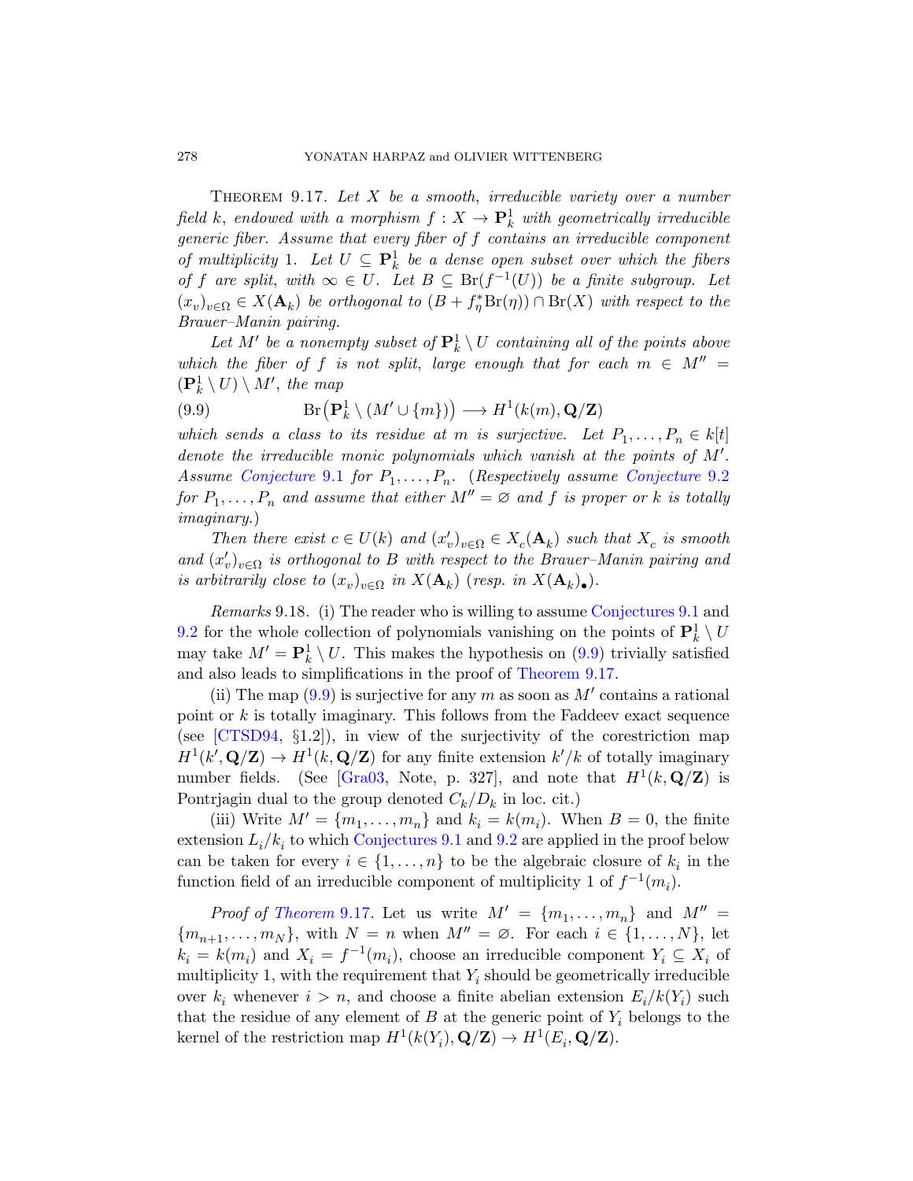Theorem 9.17. *Let $X$ be a smooth, irreducible variety over a number field $k$, endowed with a morphism $f : X \to \mathbf{P}^1_k$ with geometrically irreducible generic fiber. Assume that every fiber of $f$ contains an irreducible component of multiplicity 1. Let $U \subseteq \mathbf{P}^1_k$ be a dense open subset over which the fibers of $f$ are split, with $\infty \in U$. Let $B \subseteq \mathrm{Br}(f^{-1}(U))$ be a finite subgroup. Let $(x_v)_{v\in\Omega} \in X(\mathbf{A}_k)$ be orthogonal to $(B + f_\eta^*\mathrm{Br}(\eta)) \cap \mathrm{Br}(X)$ with respect to the Brauer–Manin pairing.*

*Let $M'$ be a nonempty subset of $\mathbf{P}^1_k \setminus U$ containing all of the points above which the fiber of $f$ is not split, large enough that for each $m \in M'' = (\mathbf{P}^1_k \setminus U) \setminus M'$, the map*

$$\mathrm{Br}\big(\mathbf{P}^1_k \setminus (M' \cup \{m\})\big) \longrightarrow H^1(k(m), \mathbf{Q}/\mathbf{Z}) \tag{9.9}$$

*which sends a class to its residue at $m$ is surjective. Let $P_1, \ldots, P_n \in k[t]$ denote the irreducible monic polynomials which vanish at the points of $M'$. Assume Conjecture 9.1 for $P_1, \ldots, P_n$. (Respectively assume Conjecture 9.2 for $P_1, \ldots, P_n$ and assume that either $M'' = \varnothing$ and $f$ is proper or $k$ is totally imaginary.)*

*Then there exist $c \in U(k)$ and $(x'_v)_{v\in\Omega} \in X_c(\mathbf{A}_k)$ such that $X_c$ is smooth and $(x'_v)_{v\in\Omega}$ is orthogonal to $B$ with respect to the Brauer–Manin pairing and is arbitrarily close to $(x_v)_{v\in\Omega}$ in $X(\mathbf{A}_k)$ (resp. in $X(\mathbf{A}_k)_\bullet$).*

*Remarks* 9.18. (i) The reader who is willing to assume Conjectures 9.1 and 9.2 for the whole collection of polynomials vanishing on the points of $\mathbf{P}^1_k \setminus U$ may take $M' = \mathbf{P}^1_k \setminus U$. This makes the hypothesis on (9.9) trivially satisfied and also leads to simplifications in the proof of Theorem 9.17.

(ii) The map (9.9) is surjective for any $m$ as soon as $M'$ contains a rational point or $k$ is totally imaginary. This follows from the Faddeev exact sequence (see [CTSD94, §1.2]), in view of the surjectivity of the corestriction map $H^1(k', \mathbf{Q}/\mathbf{Z}) \to H^1(k, \mathbf{Q}/\mathbf{Z})$ for any finite extension $k'/k$ of totally imaginary number fields. (See [Gra03, Note, p. 327], and note that $H^1(k, \mathbf{Q}/\mathbf{Z})$ is Pontrjagin dual to the group denoted $C_k/D_k$ in loc. cit.)

(iii) Write $M' = \{m_1, \ldots, m_n\}$ and $k_i = k(m_i)$. When $B = 0$, the finite extension $L_i/k_i$ to which Conjectures 9.1 and 9.2 are applied in the proof below can be taken for every $i \in \{1, \ldots, n\}$ to be the algebraic closure of $k_i$ in the function field of an irreducible component of multiplicity 1 of $f^{-1}(m_i)$.

*Proof of Theorem* 9.17. Let us write $M' = \{m_1, \ldots, m_n\}$ and $M'' = \{m_{n+1}, \ldots, m_N\}$, with $N = n$ when $M'' = \varnothing$. For each $i \in \{1, \ldots, N\}$, let $k_i = k(m_i)$ and $X_i = f^{-1}(m_i)$, choose an irreducible component $Y_i \subseteq X_i$ of multiplicity 1, with the requirement that $Y_i$ should be geometrically irreducible over $k_i$ whenever $i > n$, and choose a finite abelian extension $E_i/k(Y_i)$ such that the residue of any element of $B$ at the generic point of $Y_i$ belongs to the kernel of the restriction map $H^1(k(Y_i), \mathbf{Q}/\mathbf{Z}) \to H^1(E_i, \mathbf{Q}/\mathbf{Z})$.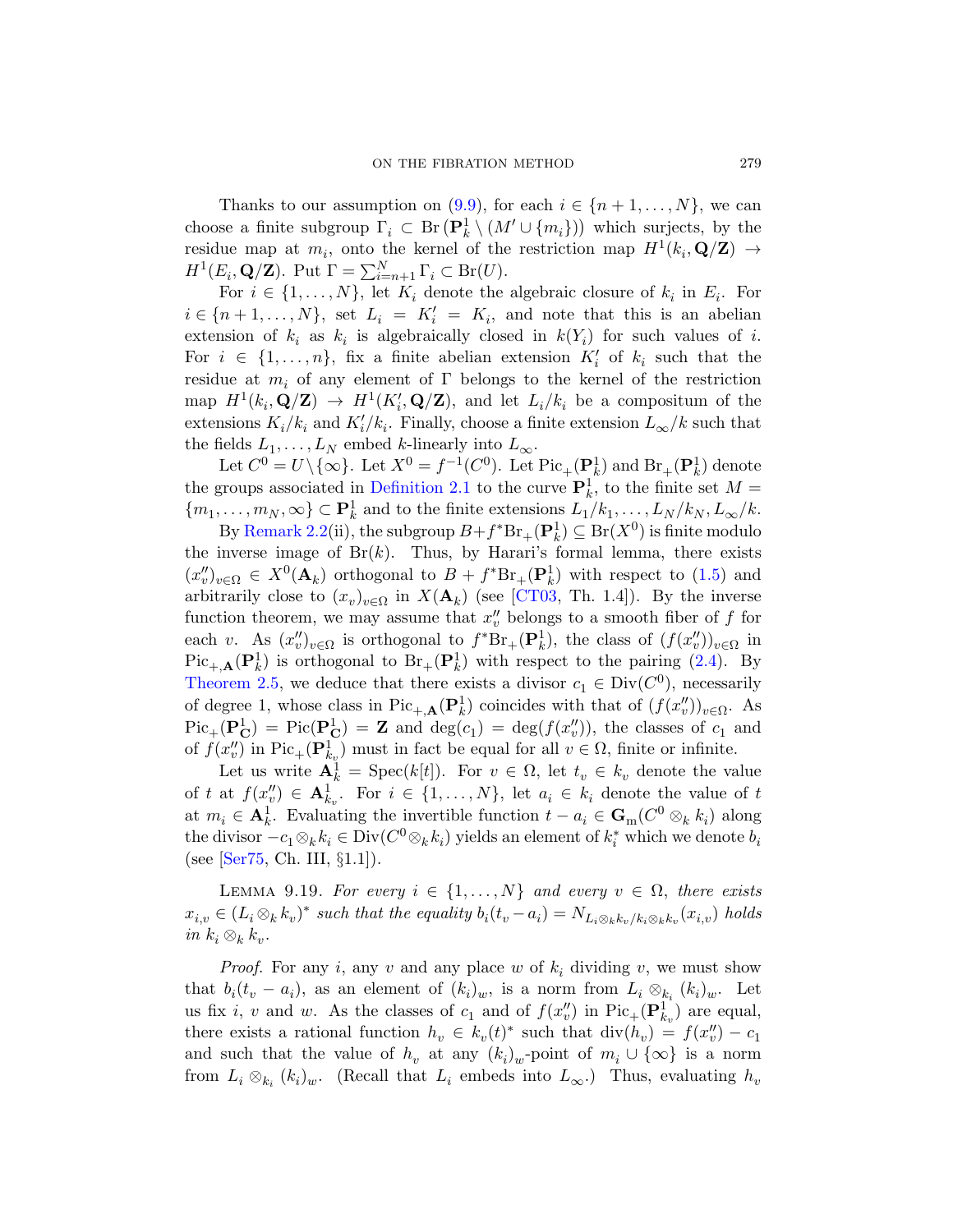Thanks to our assumption on (9.9), for each $i \in \{n+1, \dots, N\}$, we can choose a finite subgroup $\Gamma_i \subset \mathrm{Br}\left(\mathbf{P}^1_k \setminus (M' \cup \{m_i\})\right)$ which surjects, by the residue map at $m_i$, onto the kernel of the restriction map $H^1(k_i, \mathbf{Q}/\mathbf{Z}) \to H^1(E_i, \mathbf{Q}/\mathbf{Z})$. Put $\Gamma = \sum_{i=n+1}^N \Gamma_i \subset \mathrm{Br}(U)$.

For $i \in \{1, \dots, N\}$, let $K_i$ denote the algebraic closure of $k_i$ in $E_i$. For $i \in \{n+1, \dots, N\}$, set $L_i = K_i' = K_i$, and note that this is an abelian extension of $k_i$ as $k_i$ is algebraically closed in $k(Y_i)$ for such values of $i$. For $i \in \{1, \dots, n\}$, fix a finite abelian extension $K_i'$ of $k_i$ such that the residue at $m_i$ of any element of $\Gamma$ belongs to the kernel of the restriction map $H^1(k_i, \mathbf{Q}/\mathbf{Z}) \to H^1(K_i', \mathbf{Q}/\mathbf{Z})$, and let $L_i/k_i$ be a compositum of the extensions $K_i/k_i$ and $K_i'/k_i$. Finally, choose a finite extension $L_\infty/k$ such that the fields $L_1, \dots, L_N$ embed $k$-linearly into $L_\infty$.

Let $C^0 = U \setminus \{\infty\}$. Let $X^0 = f^{-1}(C^0)$. Let $\mathrm{Pic}_+(\mathbf{P}^1_k)$ and $\mathrm{Br}_+(\mathbf{P}^1_k)$ denote the groups associated in Definition 2.1 to the curve $\mathbf{P}^1_k$, to the finite set $M = \{m_1, \dots, m_N, \infty\} \subset \mathbf{P}^1_k$ and to the finite extensions $L_1/k_1, \dots, L_N/k_N, L_\infty/k$.

By Remark 2.2(ii), the subgroup $B + f^*\mathrm{Br}_+(\mathbf{P}^1_k) \subseteq \mathrm{Br}(X^0)$ is finite modulo the inverse image of $\mathrm{Br}(k)$. Thus, by Harari's formal lemma, there exists $(x''_v)_{v\in\Omega} \in X^0(\mathbf{A}_k)$ orthogonal to $B + f^*\mathrm{Br}_+(\mathbf{P}^1_k)$ with respect to (1.5) and arbitrarily close to $(x_v)_{v\in\Omega}$ in $X(\mathbf{A}_k)$ (see [CT03, Th. 1.4]). By the inverse function theorem, we may assume that $x''_v$ belongs to a smooth fiber of $f$ for each $v$. As $(x''_v)_{v\in\Omega}$ is orthogonal to $f^*\mathrm{Br}_+(\mathbf{P}^1_k)$, the class of $(f(x''_v))_{v\in\Omega}$ in $\mathrm{Pic}_{+,\mathbf{A}}(\mathbf{P}^1_k)$ is orthogonal to $\mathrm{Br}_+(\mathbf{P}^1_k)$ with respect to the pairing (2.4). By Theorem 2.5, we deduce that there exists a divisor $c_1 \in \mathrm{Div}(C^0)$, necessarily of degree 1, whose class in $\mathrm{Pic}_{+,\mathbf{A}}(\mathbf{P}^1_k)$ coincides with that of $(f(x''_v))_{v\in\Omega}$. As $\mathrm{Pic}_+(\mathbf{P}^1_\mathbf{C}) = \mathrm{Pic}(\mathbf{P}^1_\mathbf{C}) = \mathbf{Z}$ and $\deg(c_1) = \deg(f(x''_v))$, the classes of $c_1$ and of $f(x''_v)$ in $\mathrm{Pic}_+(\mathbf{P}^1_{k_v})$ must in fact be equal for all $v \in \Omega$, finite or infinite.

Let us write $\mathbf{A}^1_k = \mathrm{Spec}(k[t])$. For $v \in \Omega$, let $t_v \in k_v$ denote the value of $t$ at $f(x''_v) \in \mathbf{A}^1_{k_v}$. For $i \in \{1, \dots, N\}$, let $a_i \in k_i$ denote the value of $t$ at $m_i \in \mathbf{A}^1_k$. Evaluating the invertible function $t - a_i \in \mathbf{G}_\mathrm{m}(C^0 \otimes_k k_i)$ along the divisor $-c_1 \otimes_k k_i \in \mathrm{Div}(C^0 \otimes_k k_i)$ yields an element of $k_i^*$ which we denote $b_i$ (see [Ser75, Ch. III, §1.1]).

Lemma 9.19. *For every $i \in \{1, \dots, N\}$ and every $v \in \Omega$, there exists $x_{i,v} \in (L_i \otimes_k k_v)^*$ such that the equality $b_i(t_v - a_i) = N_{L_i \otimes_k k_v / k_i \otimes_k k_v}(x_{i,v})$ holds in $k_i \otimes_k k_v$.*

*Proof.* For any $i$, any $v$ and any place $w$ of $k_i$ dividing $v$, we must show that $b_i(t_v - a_i)$, as an element of $(k_i)_w$, is a norm from $L_i \otimes_{k_i} (k_i)_w$. Let us fix $i$, $v$ and $w$. As the classes of $c_1$ and of $f(x''_v)$ in $\mathrm{Pic}_+(\mathbf{P}^1_{k_v})$ are equal, there exists a rational function $h_v \in k_v(t)^*$ such that $\mathrm{div}(h_v) = f(x''_v) - c_1$ and such that the value of $h_v$ at any $(k_i)_w$-point of $m_i \cup \{\infty\}$ is a norm from $L_i \otimes_{k_i} (k_i)_w$. (Recall that $L_i$ embeds into $L_\infty$.) Thus, evaluating $h_v$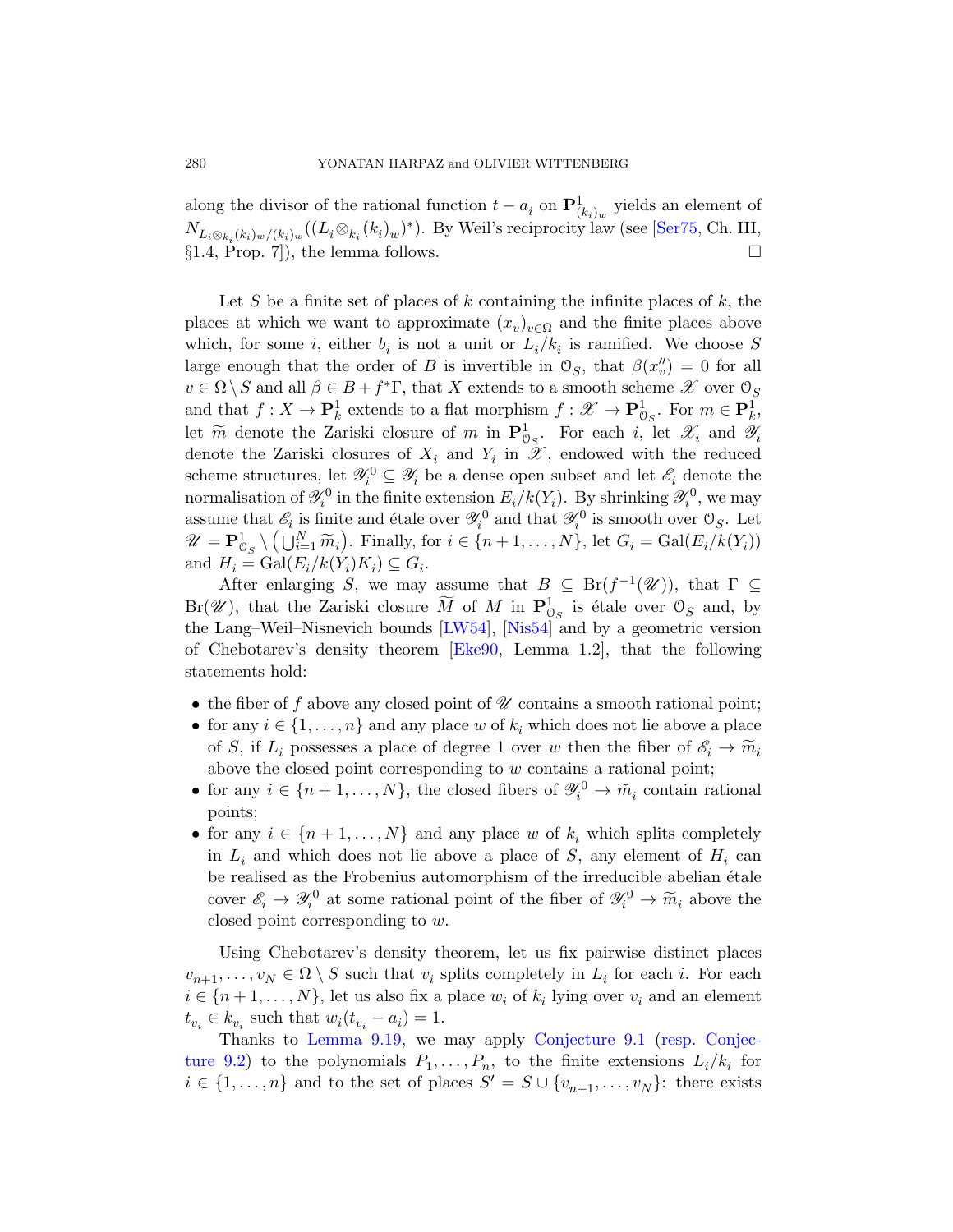along the divisor of the rational function $t - a_i$ on $\mathbf{P}^1_{(k_i)_w}$ yields an element of $N_{L_i \otimes_{k_i} (k_i)_w / (k_i)_w}((L_i \otimes_{k_i} (k_i)_w)^*)$. By Weil's reciprocity law (see [Ser75, Ch. III, §1.4, Prop. 7]), the lemma follows. $\square$

Let $S$ be a finite set of places of $k$ containing the infinite places of $k$, the places at which we want to approximate $(x_v)_{v \in \Omega}$ and the finite places above which, for some $i$, either $b_i$ is not a unit or $L_i/k_i$ is ramified. We choose $S$ large enough that the order of $B$ is invertible in $\mathcal{O}_S$, that $\beta(x''_v) = 0$ for all $v \in \Omega \setminus S$ and all $\beta \in B + f^*\Gamma$, that $X$ extends to a smooth scheme $\mathscr{X}$ over $\mathcal{O}_S$ and that $f : X \to \mathbf{P}^1_k$ extends to a flat morphism $f : \mathscr{X} \to \mathbf{P}^1_{\mathcal{O}_S}$. For $m \in \mathbf{P}^1_k$, let $\widetilde{m}$ denote the Zariski closure of $m$ in $\mathbf{P}^1_{\mathcal{O}_S}$. For each $i$, let $\mathscr{X}_i$ and $\mathscr{Y}_i$ denote the Zariski closures of $X_i$ and $Y_i$ in $\mathscr{X}$, endowed with the reduced scheme structures, let $\mathscr{Y}_i^0 \subseteq \mathscr{Y}_i$ be a dense open subset and let $\mathscr{E}_i$ denote the normalisation of $\mathscr{Y}_i^0$ in the finite extension $E_i/k(Y_i)$. By shrinking $\mathscr{Y}_i^0$, we may assume that $\mathscr{E}_i$ is finite and étale over $\mathscr{Y}_i^0$ and that $\mathscr{Y}_i^0$ is smooth over $\mathcal{O}_S$. Let $\mathscr{U} = \mathbf{P}^1_{\mathcal{O}_S} \setminus \left( \bigcup_{i=1}^N \widetilde{m}_i \right)$. Finally, for $i \in \{n+1, \ldots, N\}$, let $G_i = \mathrm{Gal}(E_i/k(Y_i))$ and $H_i = \mathrm{Gal}(E_i/k(Y_i)K_i) \subseteq G_i$.

After enlarging $S$, we may assume that $B \subseteq \mathrm{Br}(f^{-1}(\mathscr{U}))$, that $\Gamma \subseteq \mathrm{Br}(\mathscr{U})$, that the Zariski closure $\widetilde{M}$ of $M$ in $\mathbf{P}^1_{\mathcal{O}_S}$ is étale over $\mathcal{O}_S$ and, by the Lang–Weil–Nisnevich bounds [LW54], [Nis54] and by a geometric version of Chebotarev's density theorem [Eke90, Lemma 1.2], that the following statements hold:

- the fiber of $f$ above any closed point of $\mathscr{U}$ contains a smooth rational point;
- for any $i \in \{1, \ldots, n\}$ and any place $w$ of $k_i$ which does not lie above a place of $S$, if $L_i$ possesses a place of degree 1 over $w$ then the fiber of $\mathscr{E}_i \to \widetilde{m}_i$ above the closed point corresponding to $w$ contains a rational point;
- for any $i \in \{n+1, \ldots, N\}$, the closed fibers of $\mathscr{Y}_i^0 \to \widetilde{m}_i$ contain rational points;
- for any $i \in \{n+1, \ldots, N\}$ and any place $w$ of $k_i$ which splits completely in $L_i$ and which does not lie above a place of $S$, any element of $H_i$ can be realised as the Frobenius automorphism of the irreducible abelian étale cover $\mathscr{E}_i \to \mathscr{Y}_i^0$ at some rational point of the fiber of $\mathscr{Y}_i^0 \to \widetilde{m}_i$ above the closed point corresponding to $w$.

Using Chebotarev's density theorem, let us fix pairwise distinct places $v_{n+1}, \ldots, v_N \in \Omega \setminus S$ such that $v_i$ splits completely in $L_i$ for each $i$. For each $i \in \{n+1, \ldots, N\}$, let us also fix a place $w_i$ of $k_i$ lying over $v_i$ and an element $t_{v_i} \in k_{v_i}$ such that $w_i(t_{v_i} - a_i) = 1$.

Thanks to Lemma 9.19, we may apply Conjecture 9.1 (resp. Conjecture 9.2) to the polynomials $P_1, \ldots, P_n$, to the finite extensions $L_i/k_i$ for $i \in \{1, \ldots, n\}$ and to the set of places $S' = S \cup \{v_{n+1}, \ldots, v_N\}$: there exists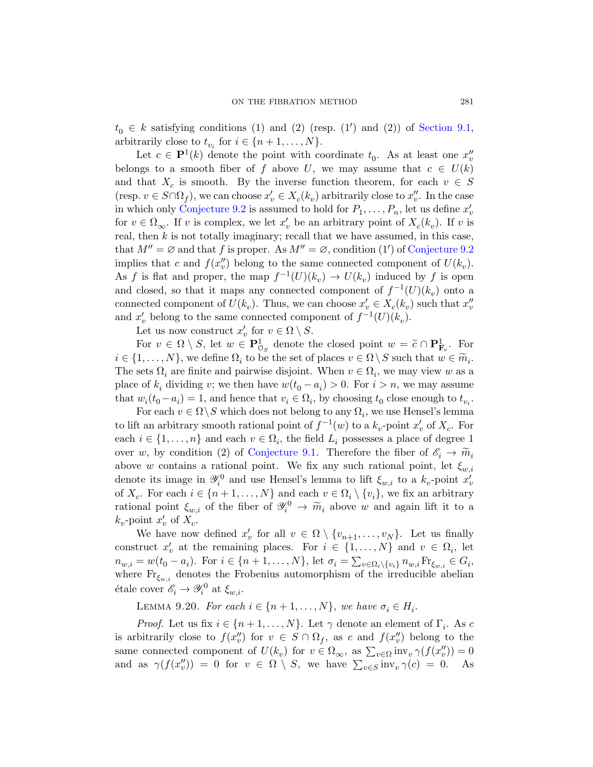$t_0 \in k$ satisfying conditions (1) and (2) (resp. (1′) and (2)) of Section 9.1, arbitrarily close to $t_{v_i}$ for $i \in \{n+1, \ldots, N\}$.

Let $c \in \mathbf{P}^1(k)$ denote the point with coordinate $t_0$. As at least one $x''_v$ belongs to a smooth fiber of $f$ above $U$, we may assume that $c \in U(k)$ and that $X_c$ is smooth. By the inverse function theorem, for each $v \in S$ (resp. $v \in S \cap \Omega_f$), we can choose $x'_v \in X_c(k_v)$ arbitrarily close to $x''_v$. In the case in which only Conjecture 9.2 is assumed to hold for $P_1, \ldots, P_n$, let us define $x'_v$ for $v \in \Omega_\infty$. If $v$ is complex, we let $x'_v$ be an arbitrary point of $X_c(k_v)$. If $v$ is real, then $k$ is not totally imaginary; recall that we have assumed, in this case, that $M'' = \varnothing$ and that $f$ is proper. As $M'' = \varnothing$, condition (1′) of Conjecture 9.2 implies that $c$ and $f(x''_v)$ belong to the same connected component of $U(k_v)$. As $f$ is flat and proper, the map $f^{-1}(U)(k_v) \to U(k_v)$ induced by $f$ is open and closed, so that it maps any connected component of $f^{-1}(U)(k_v)$ onto a connected component of $U(k_v)$. Thus, we can choose $x'_v \in X_c(k_v)$ such that $x''_v$ and $x'_v$ belong to the same connected component of $f^{-1}(U)(k_v)$.

Let us now construct $x'_v$ for $v \in \Omega \setminus S$.

For $v \in \Omega \setminus S$, let $w \in \mathbf{P}^1_{\mathcal{O}_S}$ denote the closed point $w = \widetilde{c} \cap \mathbf{P}^1_{\mathbf{F}_v}$. For $i \in \{1, \ldots, N\}$, we define $\Omega_i$ to be the set of places $v \in \Omega \setminus S$ such that $w \in \widetilde{m}_i$. The sets $\Omega_i$ are finite and pairwise disjoint. When $v \in \Omega_i$, we may view $w$ as a place of $k_i$ dividing $v$; we then have $w(t_0 - a_i) > 0$. For $i > n$, we may assume that $w_i(t_0 - a_i) = 1$, and hence that $v_i \in \Omega_i$, by choosing $t_0$ close enough to $t_{v_i}$.

For each $v \in \Omega \setminus S$ which does not belong to any $\Omega_i$, we use Hensel's lemma to lift an arbitrary smooth rational point of $f^{-1}(w)$ to a $k_v$-point $x'_v$ of $X_c$. For each $i \in \{1, \ldots, n\}$ and each $v \in \Omega_i$, the field $L_i$ possesses a place of degree 1 over $w$, by condition (2) of Conjecture 9.1. Therefore the fiber of $\mathscr{E}_i \to \widetilde{m}_i$ above $w$ contains a rational point. We fix any such rational point, let $\xi_{w,i}$ denote its image in $\mathscr{Y}_i^0$ and use Hensel's lemma to lift $\xi_{w,i}$ to a $k_v$-point $x'_v$ of $X_c$. For each $i \in \{n+1, \ldots, N\}$ and each $v \in \Omega_i \setminus \{v_i\}$, we fix an arbitrary rational point $\xi_{w,i}$ of the fiber of $\mathscr{Y}_i^0 \to \widetilde{m}_i$ above $w$ and again lift it to a $k_v$-point $x'_v$ of $X_c$.

We have now defined $x'_v$ for all $v \in \Omega \setminus \{v_{n+1}, \ldots, v_N\}$. Let us finally construct $x'_v$ at the remaining places. For $i \in \{1, \ldots, N\}$ and $v \in \Omega_i$, let $n_{w,i} = w(t_0 - a_i)$. For $i \in \{n+1, \ldots, N\}$, let $\sigma_i = \sum_{v \in \Omega_i \setminus \{v_i\}} n_{w,i} \mathrm{Fr}_{\xi_{w,i}} \in G_i$, where $\mathrm{Fr}_{\xi_{w,i}}$ denotes the Frobenius automorphism of the irreducible abelian étale cover $\mathscr{E}_i \to \mathscr{Y}_i^0$ at $\xi_{w,i}$.

Lemma 9.20. *For each $i \in \{n+1, \ldots, N\}$, we have $\sigma_i \in H_i$.*

*Proof.* Let us fix $i \in \{n+1, \ldots, N\}$. Let $\gamma$ denote an element of $\Gamma_i$. As $c$ is arbitrarily close to $f(x''_v)$ for $v \in S \cap \Omega_f$, as $c$ and $f(x''_v)$ belong to the same connected component of $U(k_v)$ for $v \in \Omega_\infty$, as $\sum_{v \in \Omega} \mathrm{inv}_v \, \gamma(f(x''_v)) = 0$ and as $\gamma(f(x''_v)) = 0$ for $v \in \Omega \setminus S$, we have $\sum_{v \in S} \mathrm{inv}_v \, \gamma(c) = 0$. As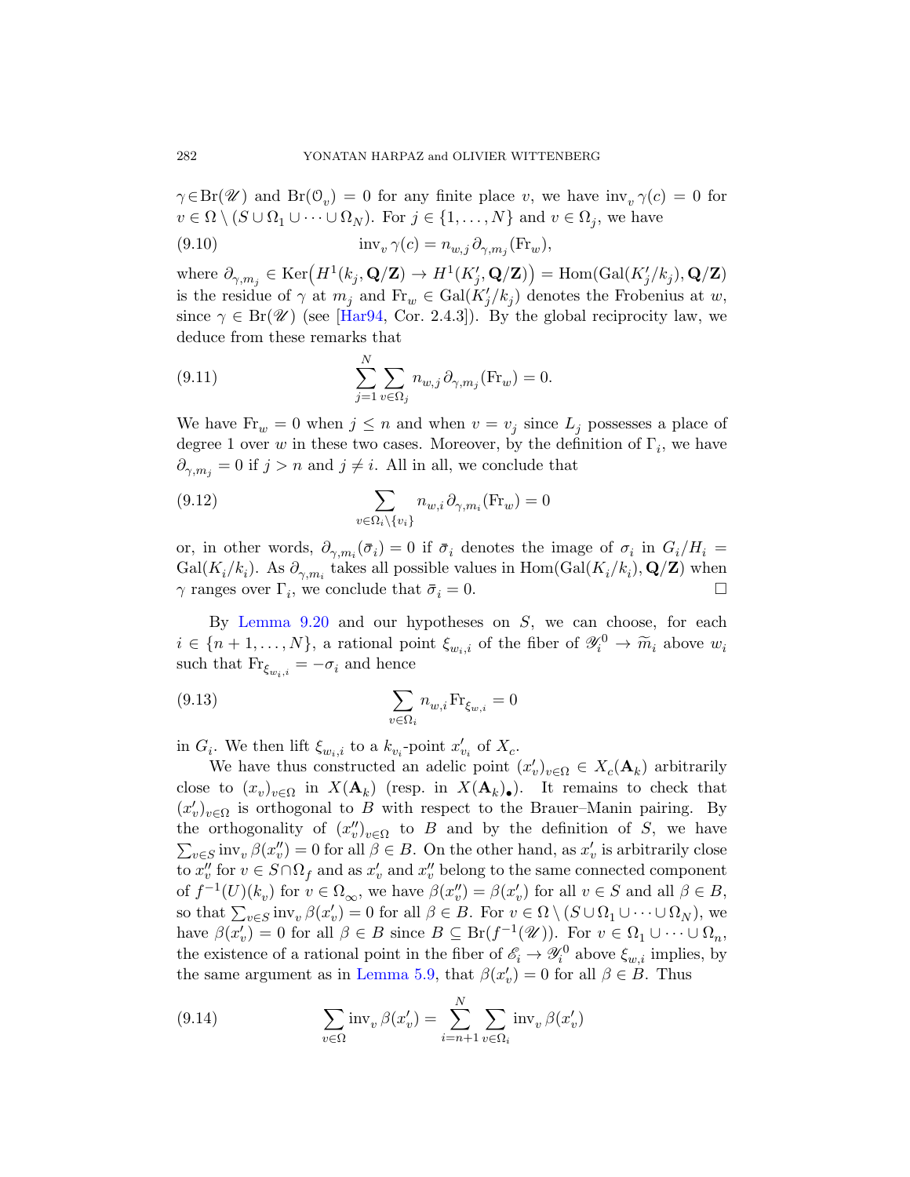$\gamma \in \mathrm{Br}(\mathscr{U})$ and $\mathrm{Br}(\mathcal{O}_v) = 0$ for any finite place $v$, we have $\mathrm{inv}_v\, \gamma(c) = 0$ for $v \in \Omega \setminus (S \cup \Omega_1 \cup \cdots \cup \Omega_N)$. For $j \in \{1, \ldots, N\}$ and $v \in \Omega_j$, we have

$$\mathrm{inv}_v\, \gamma(c) = n_{w,j}\, \partial_{\gamma, m_j}(\mathrm{Fr}_w), \tag{9.10}$$

where $\partial_{\gamma,m_j} \in \mathrm{Ker}\big(H^1(k_j, \mathbf{Q}/\mathbf{Z}) \to H^1(K'_j, \mathbf{Q}/\mathbf{Z})\big) = \mathrm{Hom}(\mathrm{Gal}(K'_j/k_j), \mathbf{Q}/\mathbf{Z})$ is the residue of $\gamma$ at $m_j$ and $\mathrm{Fr}_w \in \mathrm{Gal}(K'_j/k_j)$ denotes the Frobenius at $w$, since $\gamma \in \mathrm{Br}(\mathscr{U})$ (see [Har94, Cor. 2.4.3]). By the global reciprocity law, we deduce from these remarks that

$$\sum_{j=1}^{N} \sum_{v \in \Omega_j} n_{w,j}\, \partial_{\gamma, m_j}(\mathrm{Fr}_w) = 0. \tag{9.11}$$

We have $\mathrm{Fr}_w = 0$ when $j \leq n$ and when $v = v_j$ since $L_j$ possesses a place of degree 1 over $w$ in these two cases. Moreover, by the definition of $\Gamma_i$, we have $\partial_{\gamma,m_j} = 0$ if $j > n$ and $j \neq i$. All in all, we conclude that

$$\sum_{v \in \Omega_i \setminus \{v_i\}} n_{w,i}\, \partial_{\gamma, m_i}(\mathrm{Fr}_w) = 0 \tag{9.12}$$

or, in other words, $\partial_{\gamma,m_i}(\bar{\sigma}_i) = 0$ if $\bar{\sigma}_i$ denotes the image of $\sigma_i$ in $G_i/H_i = \mathrm{Gal}(K_i/k_i)$. As $\partial_{\gamma,m_i}$ takes all possible values in $\mathrm{Hom}(\mathrm{Gal}(K_i/k_i), \mathbf{Q}/\mathbf{Z})$ when $\gamma$ ranges over $\Gamma_i$, we conclude that $\bar{\sigma}_i = 0$. □

By Lemma 9.20 and our hypotheses on $S$, we can choose, for each $i \in \{n+1, \ldots, N\}$, a rational point $\xi_{w_i,i}$ of the fiber of $\mathscr{Y}_i^0 \to \widetilde{m}_i$ above $w_i$ such that $\mathrm{Fr}_{\xi_{w_i,i}} = -\sigma_i$ and hence

$$\sum_{v \in \Omega_i} n_{w,i}\, \mathrm{Fr}_{\xi_{w,i}} = 0 \tag{9.13}$$

in $G_i$. We then lift $\xi_{w_i,i}$ to a $k_{v_i}$-point $x'_{v_i}$ of $X_c$.

We have thus constructed an adelic point $(x'_v)_{v\in\Omega} \in X_c(\mathbf{A}_k)$ arbitrarily close to $(x_v)_{v\in\Omega}$ in $X(\mathbf{A}_k)$ (resp. in $X(\mathbf{A}_k)_\bullet$). It remains to check that $(x'_v)_{v\in\Omega}$ is orthogonal to $B$ with respect to the Brauer–Manin pairing. By the orthogonality of $(x''_v)_{v\in\Omega}$ to $B$ and by the definition of $S$, we have $\sum_{v\in S} \mathrm{inv}_v\, \beta(x''_v) = 0$ for all $\beta \in B$. On the other hand, as $x'_v$ is arbitrarily close to $x''_v$ for $v \in S \cap \Omega_f$ and as $x'_v$ and $x''_v$ belong to the same connected component of $f^{-1}(U)(k_v)$ for $v \in \Omega_\infty$, we have $\beta(x''_v) = \beta(x'_v)$ for all $v \in S$ and all $\beta \in B$, so that $\sum_{v\in S} \mathrm{inv}_v\, \beta(x'_v) = 0$ for all $\beta \in B$. For $v \in \Omega \setminus (S \cup \Omega_1 \cup \cdots \cup \Omega_N)$, we have $\beta(x'_v) = 0$ for all $\beta \in B$ since $B \subseteq \mathrm{Br}(f^{-1}(\mathscr{U}))$. For $v \in \Omega_1 \cup \cdots \cup \Omega_n$, the existence of a rational point in the fiber of $\mathscr{E}_i \to \mathscr{Y}_i^0$ above $\xi_{w,i}$ implies, by the same argument as in Lemma 5.9, that $\beta(x'_v) = 0$ for all $\beta \in B$. Thus

$$\sum_{v\in\Omega} \mathrm{inv}_v\, \beta(x'_v) = \sum_{i=n+1}^{N} \sum_{v\in\Omega_i} \mathrm{inv}_v\, \beta(x'_v) \tag{9.14}$$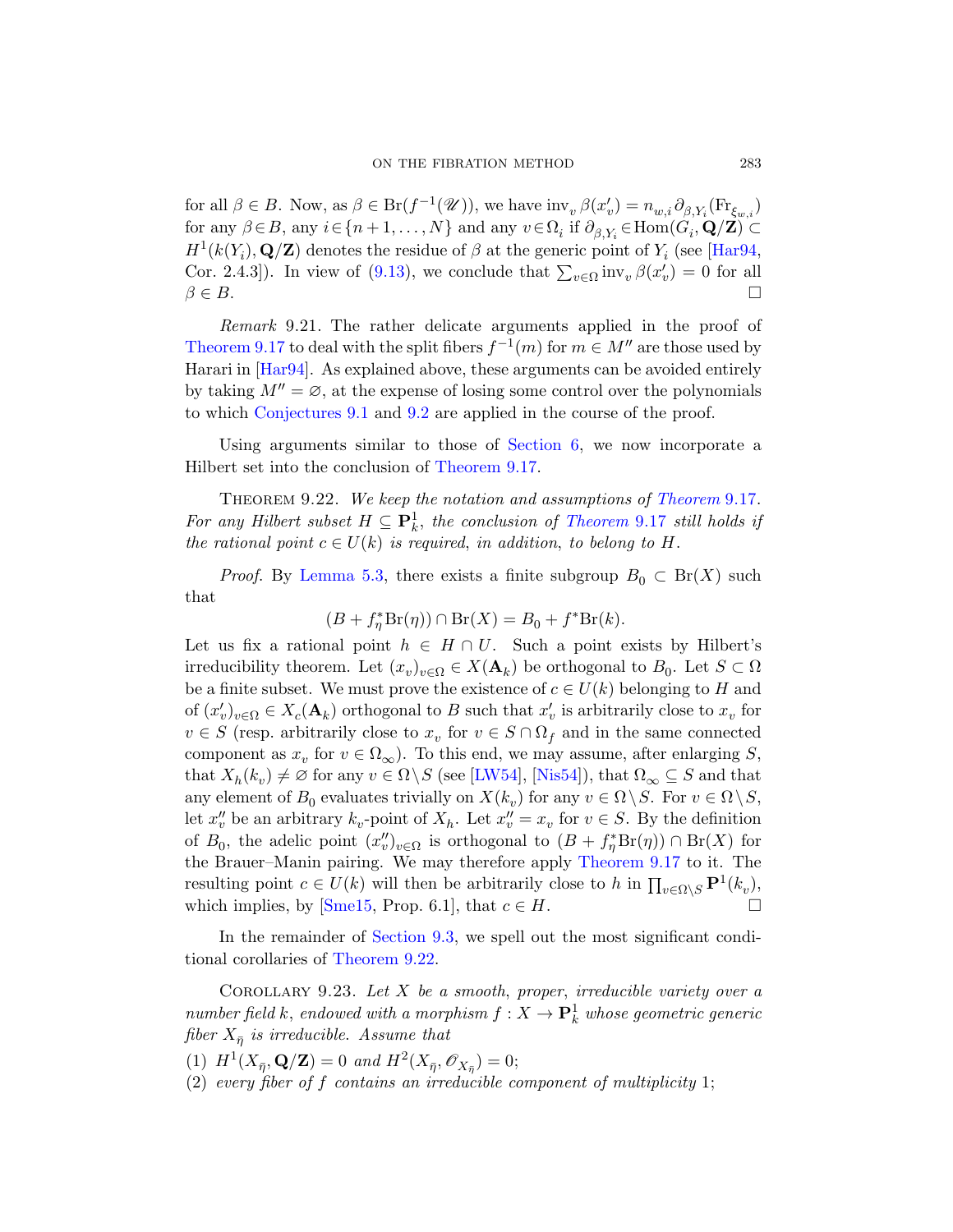for all $\beta \in B$. Now, as $\beta \in \mathrm{Br}(f^{-1}(\mathscr{U}))$, we have $\mathrm{inv}_v\, \beta(x'_v) = n_{w,i}\, \partial_{\beta,Y_i}(\mathrm{Fr}_{\xi_{w,i}})$ for any $\beta \in B$, any $i \in \{n+1,\ldots,N\}$ and any $v \in \Omega_i$ if $\partial_{\beta,Y_i} \in \mathrm{Hom}(G_i, \mathbf{Q}/\mathbf{Z}) \subset H^1(k(Y_i), \mathbf{Q}/\mathbf{Z})$ denotes the residue of $\beta$ at the generic point of $Y_i$ (see [Har94, Cor. 2.4.3]). In view of (9.13), we conclude that $\sum_{v\in\Omega} \mathrm{inv}_v\, \beta(x'_v) = 0$ for all $\beta \in B$. □

*Remark* 9.21. The rather delicate arguments applied in the proof of Theorem 9.17 to deal with the split fibers $f^{-1}(m)$ for $m \in M''$ are those used by Harari in [Har94]. As explained above, these arguments can be avoided entirely by taking $M'' = \varnothing$, at the expense of losing some control over the polynomials to which Conjectures 9.1 and 9.2 are applied in the course of the proof.

Using arguments similar to those of Section 6, we now incorporate a Hilbert set into the conclusion of Theorem 9.17.

Theorem 9.22. *We keep the notation and assumptions of Theorem 9.17. For any Hilbert subset $H \subseteq \mathbf{P}^1_k$, the conclusion of Theorem 9.17 still holds if the rational point $c \in U(k)$ is required, in addition, to belong to $H$.*

*Proof.* By Lemma 5.3, there exists a finite subgroup $B_0 \subset \mathrm{Br}(X)$ such that

$$(B + f_\eta^*\mathrm{Br}(\eta)) \cap \mathrm{Br}(X) = B_0 + f^*\mathrm{Br}(k).$$

Let us fix a rational point $h \in H \cap U$. Such a point exists by Hilbert's irreducibility theorem. Let $(x_v)_{v\in\Omega} \in X(\mathbf{A}_k)$ be orthogonal to $B_0$. Let $S \subset \Omega$ be a finite subset. We must prove the existence of $c \in U(k)$ belonging to $H$ and of $(x'_v)_{v\in\Omega} \in X_c(\mathbf{A}_k)$ orthogonal to $B$ such that $x'_v$ is arbitrarily close to $x_v$ for $v \in S$ (resp. arbitrarily close to $x_v$ for $v \in S \cap \Omega_f$ and in the same connected component as $x_v$ for $v \in \Omega_\infty$). To this end, we may assume, after enlarging $S$, that $X_h(k_v) \neq \varnothing$ for any $v \in \Omega \setminus S$ (see [LW54], [Nis54]), that $\Omega_\infty \subseteq S$ and that any element of $B_0$ evaluates trivially on $X(k_v)$ for any $v \in \Omega \setminus S$. For $v \in \Omega \setminus S$, let $x''_v$ be an arbitrary $k_v$-point of $X_h$. Let $x''_v = x_v$ for $v \in S$. By the definition of $B_0$, the adelic point $(x''_v)_{v\in\Omega}$ is orthogonal to $(B + f_\eta^*\mathrm{Br}(\eta)) \cap \mathrm{Br}(X)$ for the Brauer–Manin pairing. We may therefore apply Theorem 9.17 to it. The resulting point $c \in U(k)$ will then be arbitrarily close to $h$ in $\prod_{v\in\Omega\setminus S} \mathbf{P}^1(k_v)$, which implies, by [Sme15, Prop. 6.1], that $c \in H$. □

In the remainder of Section 9.3, we spell out the most significant conditional corollaries of Theorem 9.22.

Corollary 9.23. *Let $X$ be a smooth, proper, irreducible variety over a number field $k$, endowed with a morphism $f : X \to \mathbf{P}^1_k$ whose geometric generic fiber $X_{\bar\eta}$ is irreducible. Assume that*

1. *$H^1(X_{\bar\eta}, \mathbf{Q}/\mathbf{Z}) = 0$ and $H^2(X_{\bar\eta}, \mathscr{O}_{X_{\bar\eta}}) = 0$;*
2. *every fiber of $f$ contains an irreducible component of multiplicity 1;*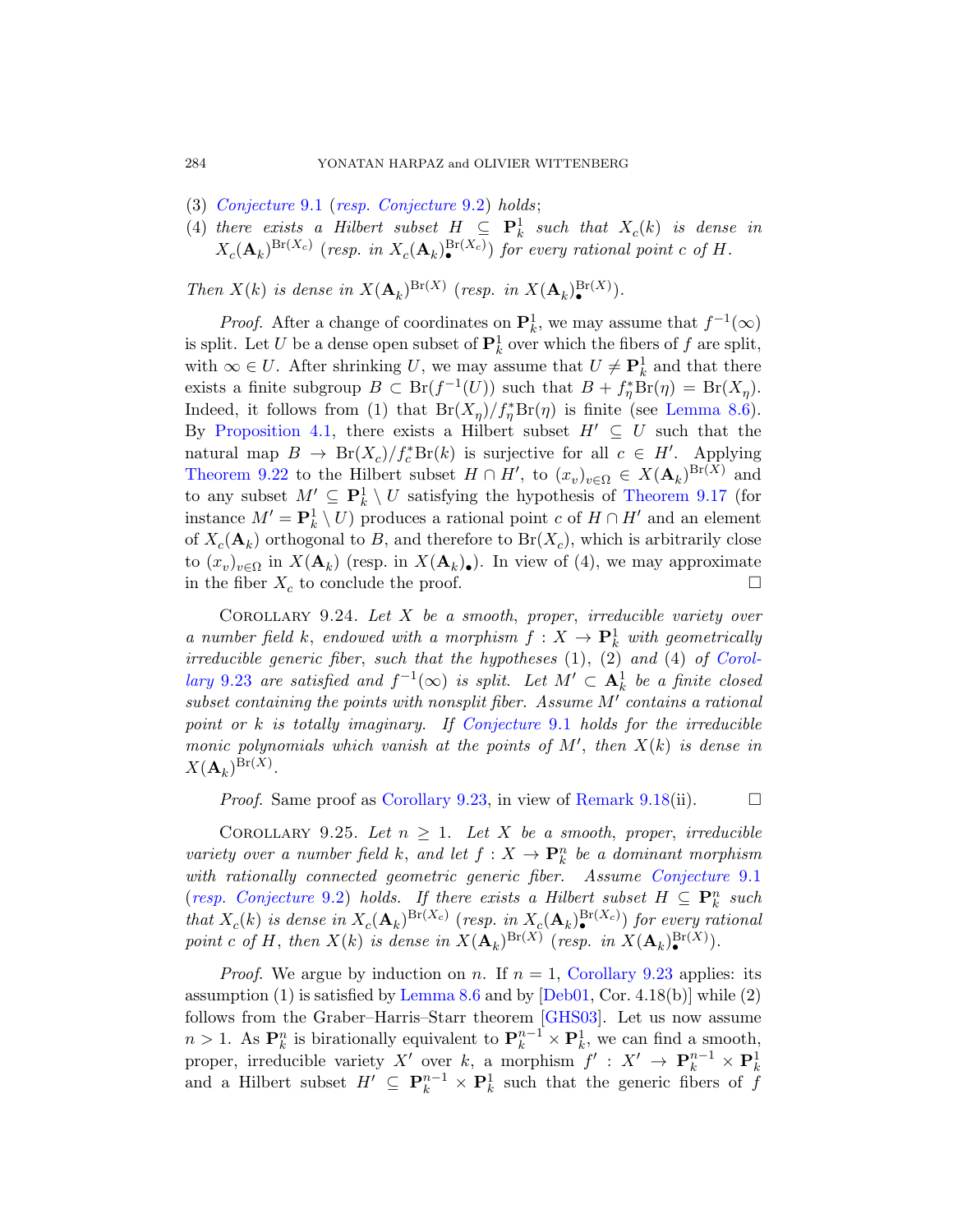(3) *Conjecture 9.1 (resp. Conjecture 9.2) holds;*

(4) *there exists a Hilbert subset $H \subseteq \mathbf{P}^1_k$ such that $X_c(k)$ is dense in $X_c(\mathbf{A}_k)^{\mathrm{Br}(X_c)}$ (resp. in $X_c(\mathbf{A}_k)_\bullet^{\mathrm{Br}(X_c)}$) for every rational point $c$ of $H$.*

*Then $X(k)$ is dense in $X(\mathbf{A}_k)^{\mathrm{Br}(X)}$ (resp. in $X(\mathbf{A}_k)_\bullet^{\mathrm{Br}(X)}$).*

*Proof.* After a change of coordinates on $\mathbf{P}^1_k$, we may assume that $f^{-1}(\infty)$ is split. Let $U$ be a dense open subset of $\mathbf{P}^1_k$ over which the fibers of $f$ are split, with $\infty \in U$. After shrinking $U$, we may assume that $U \neq \mathbf{P}^1_k$ and that there exists a finite subgroup $B \subset \mathrm{Br}(f^{-1}(U))$ such that $B + f_\eta^*\mathrm{Br}(\eta) = \mathrm{Br}(X_\eta)$. Indeed, it follows from (1) that $\mathrm{Br}(X_\eta)/f_\eta^*\mathrm{Br}(\eta)$ is finite (see Lemma 8.6). By Proposition 4.1, there exists a Hilbert subset $H' \subseteq U$ such that the natural map $B \to \mathrm{Br}(X_c)/f_c^*\mathrm{Br}(k)$ is surjective for all $c \in H'$. Applying Theorem 9.22 to the Hilbert subset $H \cap H'$, to $(x_v)_{v\in\Omega} \in X(\mathbf{A}_k)^{\mathrm{Br}(X)}$ and to any subset $M' \subseteq \mathbf{P}^1_k \setminus U$ satisfying the hypothesis of Theorem 9.17 (for instance $M' = \mathbf{P}^1_k \setminus U$) produces a rational point $c$ of $H \cap H'$ and an element of $X_c(\mathbf{A}_k)$ orthogonal to $B$, and therefore to $\mathrm{Br}(X_c)$, which is arbitrarily close to $(x_v)_{v\in\Omega}$ in $X(\mathbf{A}_k)$ (resp. in $X(\mathbf{A}_k)_\bullet$). In view of (4), we may approximate in the fiber $X_c$ to conclude the proof. □

Corollary 9.24. *Let $X$ be a smooth, proper, irreducible variety over a number field $k$, endowed with a morphism $f : X \to \mathbf{P}^1_k$ with geometrically irreducible generic fiber, such that the hypotheses (1), (2) and (4) of Corollary 9.23 are satisfied and $f^{-1}(\infty)$ is split. Let $M' \subset \mathbf{A}^1_k$ be a finite closed subset containing the points with nonsplit fiber. Assume $M'$ contains a rational point or $k$ is totally imaginary. If Conjecture 9.1 holds for the irreducible monic polynomials which vanish at the points of $M'$, then $X(k)$ is dense in $X(\mathbf{A}_k)^{\mathrm{Br}(X)}$.*

*Proof.* Same proof as Corollary 9.23, in view of Remark 9.18(ii). □

Corollary 9.25. *Let $n \geq 1$. Let $X$ be a smooth, proper, irreducible variety over a number field $k$, and let $f : X \to \mathbf{P}^n_k$ be a dominant morphism with rationally connected geometric generic fiber. Assume Conjecture 9.1 (resp. Conjecture 9.2) holds. If there exists a Hilbert subset $H \subseteq \mathbf{P}^n_k$ such that $X_c(k)$ is dense in $X_c(\mathbf{A}_k)^{\mathrm{Br}(X_c)}$ (resp. in $X_c(\mathbf{A}_k)_\bullet^{\mathrm{Br}(X_c)}$) for every rational point $c$ of $H$, then $X(k)$ is dense in $X(\mathbf{A}_k)^{\mathrm{Br}(X)}$ (resp. in $X(\mathbf{A}_k)_\bullet^{\mathrm{Br}(X)}$).*

*Proof.* We argue by induction on $n$. If $n = 1$, Corollary 9.23 applies: its assumption (1) is satisfied by Lemma 8.6 and by [Deb01, Cor. 4.18(b)] while (2) follows from the Graber–Harris–Starr theorem [GHS03]. Let us now assume $n > 1$. As $\mathbf{P}^n_k$ is birationally equivalent to $\mathbf{P}^{n-1}_k \times \mathbf{P}^1_k$, we can find a smooth, proper, irreducible variety $X'$ over $k$, a morphism $f' : X' \to \mathbf{P}^{n-1}_k \times \mathbf{P}^1_k$ and a Hilbert subset $H' \subseteq \mathbf{P}^{n-1}_k \times \mathbf{P}^1_k$ such that the generic fibers of $f$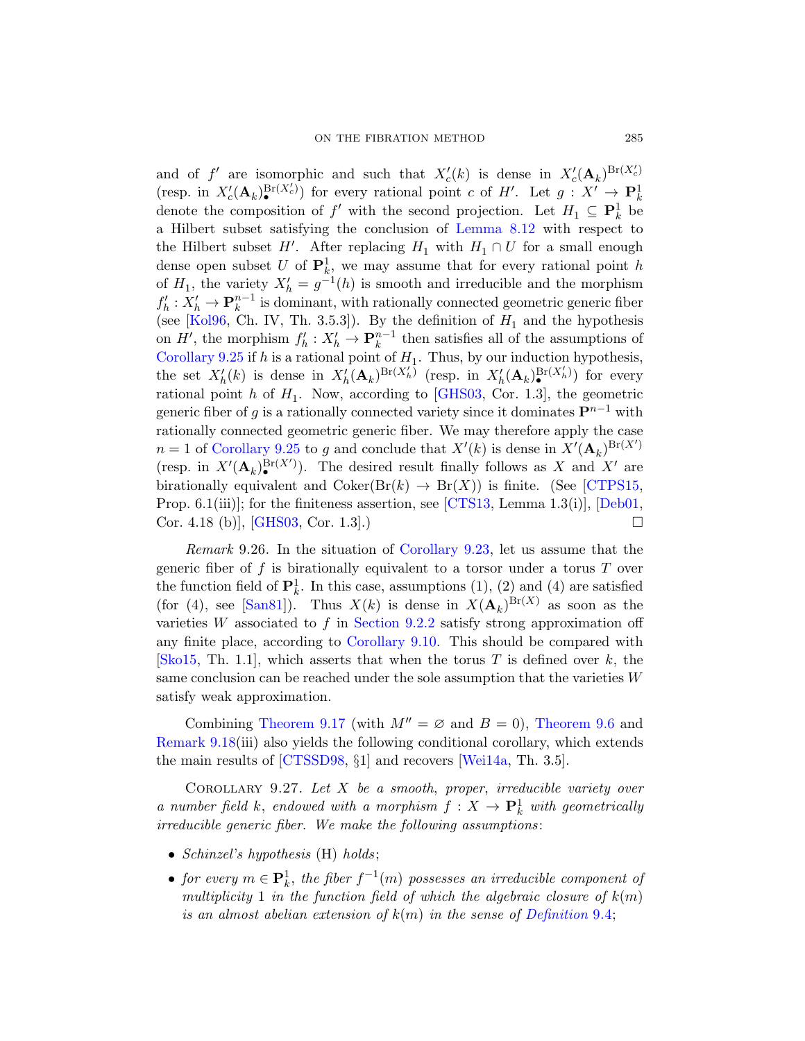and of $f'$ are isomorphic and such that $X'_c(k)$ is dense in $X'_c(\mathbf{A}_k)^{\mathrm{Br}(X'_c)}$ (resp. in $X'_c(\mathbf{A}_k)_\bullet^{\mathrm{Br}(X'_c)}$) for every rational point $c$ of $H'$. Let $g : X' \to \mathbf{P}^1_k$ denote the composition of $f'$ with the second projection. Let $H_1 \subseteq \mathbf{P}^1_k$ be a Hilbert subset satisfying the conclusion of Lemma 8.12 with respect to the Hilbert subset $H'$. After replacing $H_1$ with $H_1 \cap U$ for a small enough dense open subset $U$ of $\mathbf{P}^1_k$, we may assume that for every rational point $h$ of $H_1$, the variety $X'_h = g^{-1}(h)$ is smooth and irreducible and the morphism $f'_h : X'_h \to \mathbf{P}^{n-1}_k$ is dominant, with rationally connected geometric generic fiber (see [Kol96, Ch. IV, Th. 3.5.3]). By the definition of $H_1$ and the hypothesis on $H'$, the morphism $f'_h : X'_h \to \mathbf{P}^{n-1}_k$ then satisfies all of the assumptions of Corollary 9.25 if $h$ is a rational point of $H_1$. Thus, by our induction hypothesis, the set $X'_h(k)$ is dense in $X'_h(\mathbf{A}_k)^{\mathrm{Br}(X'_h)}$ (resp. in $X'_h(\mathbf{A}_k)_\bullet^{\mathrm{Br}(X'_h)}$) for every rational point $h$ of $H_1$. Now, according to [GHS03, Cor. 1.3], the geometric generic fiber of $g$ is a rationally connected variety since it dominates $\mathbf{P}^{n-1}$ with rationally connected geometric generic fiber. We may therefore apply the case $n = 1$ of Corollary 9.25 to $g$ and conclude that $X'(k)$ is dense in $X'(\mathbf{A}_k)^{\mathrm{Br}(X')}$ (resp. in $X'(\mathbf{A}_k)_\bullet^{\mathrm{Br}(X')}$). The desired result finally follows as $X$ and $X'$ are birationally equivalent and $\mathrm{Coker}(\mathrm{Br}(k) \to \mathrm{Br}(X))$ is finite. (See [CTPS15, Prop. 6.1(iii)]; for the finiteness assertion, see [CTS13, Lemma 1.3(i)], [Deb01, Cor. 4.18 (b)], [GHS03, Cor. 1.3].) □

*Remark* 9.26. In the situation of Corollary 9.23, let us assume that the generic fiber of $f$ is birationally equivalent to a torsor under a torus $T$ over the function field of $\mathbf{P}^1_k$. In this case, assumptions (1), (2) and (4) are satisfied (for (4), see [San81]). Thus $X(k)$ is dense in $X(\mathbf{A}_k)^{\mathrm{Br}(X)}$ as soon as the varieties $W$ associated to $f$ in Section 9.2.2 satisfy strong approximation off any finite place, according to Corollary 9.10. This should be compared with [Sko15, Th. 1.1], which asserts that when the torus $T$ is defined over $k$, the same conclusion can be reached under the sole assumption that the varieties $W$ satisfy weak approximation.

Combining Theorem 9.17 (with $M'' = \varnothing$ and $B = 0$), Theorem 9.6 and Remark 9.18(iii) also yields the following conditional corollary, which extends the main results of [CTSSD98, §1] and recovers [Wei14a, Th. 3.5].

Corollary 9.27. *Let $X$ be a smooth, proper, irreducible variety over a number field $k$, endowed with a morphism $f : X \to \mathbf{P}^1_k$ with geometrically irreducible generic fiber. We make the following assumptions:*

- *Schinzel's hypothesis* (H) *holds;*
- *for every $m \in \mathbf{P}^1_k$, the fiber $f^{-1}(m)$ possesses an irreducible component of multiplicity 1 in the function field of which the algebraic closure of $k(m)$ is an almost abelian extension of $k(m)$ in the sense of Definition 9.4;*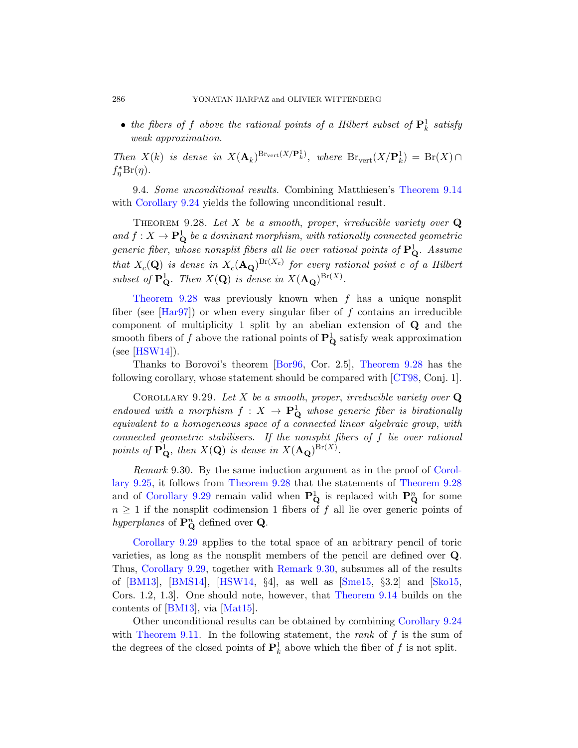- *the fibers of $f$ above the rational points of a Hilbert subset of $\mathbf{P}^1_k$ satisfy weak approximation.*

*Then $X(k)$ is dense in $X(\mathbf{A}_k)^{\mathrm{Br}_{\mathrm{vert}}(X/\mathbf{P}^1_k)}$, where $\mathrm{Br}_{\mathrm{vert}}(X/\mathbf{P}^1_k) = \mathrm{Br}(X) \cap f_\eta^*\mathrm{Br}(\eta)$.*

9.4. *Some unconditional results.* Combining Matthiesen's Theorem 9.14 with Corollary 9.24 yields the following unconditional result.

Theorem 9.28. *Let $X$ be a smooth, proper, irreducible variety over $\mathbf{Q}$ and $f : X \to \mathbf{P}^1_{\mathbf{Q}}$ be a dominant morphism, with rationally connected geometric generic fiber, whose nonsplit fibers all lie over rational points of $\mathbf{P}^1_{\mathbf{Q}}$. Assume that $X_c(\mathbf{Q})$ is dense in $X_c(\mathbf{A}_{\mathbf{Q}})^{\mathrm{Br}(X_c)}$ for every rational point $c$ of a Hilbert subset of $\mathbf{P}^1_{\mathbf{Q}}$. Then $X(\mathbf{Q})$ is dense in $X(\mathbf{A}_{\mathbf{Q}})^{\mathrm{Br}(X)}$.*

Theorem 9.28 was previously known when $f$ has a unique nonsplit fiber (see [Har97]) or when every singular fiber of $f$ contains an irreducible component of multiplicity 1 split by an abelian extension of $\mathbf{Q}$ and the smooth fibers of $f$ above the rational points of $\mathbf{P}^1_{\mathbf{Q}}$ satisfy weak approximation (see [HSW14]).

Thanks to Borovoi's theorem [Bor96, Cor. 2.5], Theorem 9.28 has the following corollary, whose statement should be compared with [CT98, Conj. 1].

Corollary 9.29. *Let $X$ be a smooth, proper, irreducible variety over $\mathbf{Q}$ endowed with a morphism $f : X \to \mathbf{P}^1_{\mathbf{Q}}$ whose generic fiber is birationally equivalent to a homogeneous space of a connected linear algebraic group, with connected geometric stabilisers. If the nonsplit fibers of $f$ lie over rational points of $\mathbf{P}^1_{\mathbf{Q}}$, then $X(\mathbf{Q})$ is dense in $X(\mathbf{A}_{\mathbf{Q}})^{\mathrm{Br}(X)}$.*

*Remark* 9.30. By the same induction argument as in the proof of Corollary 9.25, it follows from Theorem 9.28 that the statements of Theorem 9.28 and of Corollary 9.29 remain valid when $\mathbf{P}^1_{\mathbf{Q}}$ is replaced with $\mathbf{P}^n_{\mathbf{Q}}$ for some $n \geq 1$ if the nonsplit codimension 1 fibers of $f$ all lie over generic points of *hyperplanes* of $\mathbf{P}^n_{\mathbf{Q}}$ defined over $\mathbf{Q}$.

Corollary 9.29 applies to the total space of an arbitrary pencil of toric varieties, as long as the nonsplit members of the pencil are defined over $\mathbf{Q}$. Thus, Corollary 9.29, together with Remark 9.30, subsumes all of the results of [BM13], [BMS14], [HSW14, §4], as well as [Sme15, §3.2] and [Sko15, Cors. 1.2, 1.3]. One should note, however, that Theorem 9.14 builds on the contents of [BM13], via [Mat15].

Other unconditional results can be obtained by combining Corollary 9.24 with Theorem 9.11. In the following statement, the *rank* of $f$ is the sum of the degrees of the closed points of $\mathbf{P}^1_k$ above which the fiber of $f$ is not split.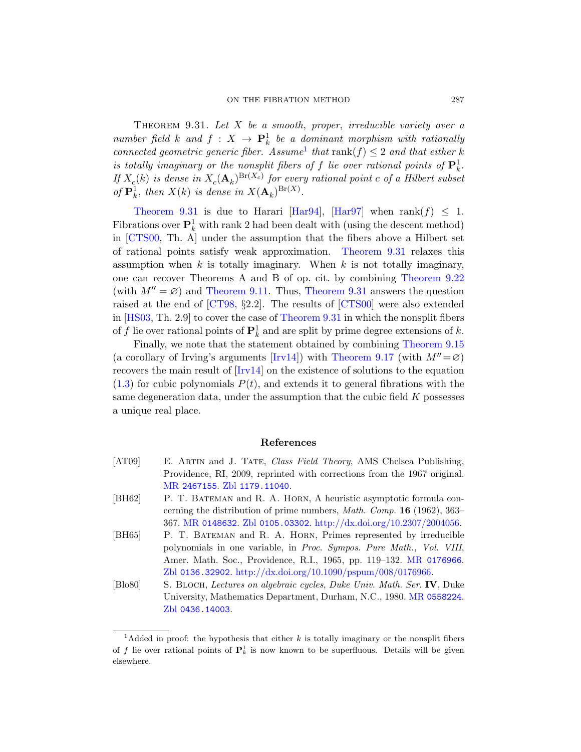THEOREM 9.31. *Let $X$ be a smooth, proper, irreducible variety over a number field $k$ and $f : X \to \mathbf{P}^1_k$ be a dominant morphism with rationally connected geometric generic fiber. Assume*[1] *that* $\operatorname{rank}(f) \leq 2$ *and that either $k$ is totally imaginary or the nonsplit fibers of $f$ lie over rational points of $\mathbf{P}^1_k$. If $X_c(k)$ is dense in $X_c(\mathbf{A}_k)^{\mathrm{Br}(X_c)}$ for every rational point $c$ of a Hilbert subset of $\mathbf{P}^1_k$, then $X(k)$ is dense in $X(\mathbf{A}_k)^{\mathrm{Br}(X)}$.*

Theorem 9.31 is due to Harari [Har94], [Har97] when $\operatorname{rank}(f) \leq 1$. Fibrations over $\mathbf{P}^1_k$ with rank 2 had been dealt with (using the descent method) in [CTS00, Th. A] under the assumption that the fibers above a Hilbert set of rational points satisfy weak approximation. Theorem 9.31 relaxes this assumption when $k$ is totally imaginary. When $k$ is not totally imaginary, one can recover Theorems A and B of op. cit. by combining Theorem 9.22 (with $M'' = \varnothing$) and Theorem 9.11. Thus, Theorem 9.31 answers the question raised at the end of [CT98, §2.2]. The results of [CTS00] were also extended in [HS03, Th. 2.9] to cover the case of Theorem 9.31 in which the nonsplit fibers of $f$ lie over rational points of $\mathbf{P}^1_k$ and are split by prime degree extensions of $k$.

Finally, we note that the statement obtained by combining Theorem 9.15 (a corollary of Irving's arguments [Irv14]) with Theorem 9.17 (with $M'' = \varnothing$) recovers the main result of [Irv14] on the existence of solutions to the equation (1.3) for cubic polynomials $P(t)$, and extends it to general fibrations with the same degeneration data, under the assumption that the cubic field $K$ possesses a unique real place.

## References

[AT09] E. Artin and J. Tate, *Class Field Theory*, AMS Chelsea Publishing, Providence, RI, 2009, reprinted with corrections from the 1967 original. MR 2467155. Zbl 1179.11040.

[BH62] P. T. Bateman and R. A. Horn, A heuristic asymptotic formula concerning the distribution of prime numbers, *Math. Comp.* **16** (1962), 363–367. MR 0148632. Zbl 0105.03302. http://dx.doi.org/10.2307/2004056.

[BH65] P. T. Bateman and R. A. Horn, Primes represented by irreducible polynomials in one variable, in *Proc. Sympos. Pure Math., Vol. VIII*, Amer. Math. Soc., Providence, R.I., 1965, pp. 119–132. MR 0176966. Zbl 0136.32902. http://dx.doi.org/10.1090/pspum/008/0176966.

[Blo80] S. Bloch, *Lectures on algebraic cycles*, *Duke Univ. Math. Ser.* **IV**, Duke University, Mathematics Department, Durham, N.C., 1980. MR 0558224. Zbl 0436.14003.

[1] Added in proof: the hypothesis that either $k$ is totally imaginary or the nonsplit fibers of $f$ lie over rational points of $\mathbf{P}^1_k$ is now known to be superfluous. Details will be given elsewhere.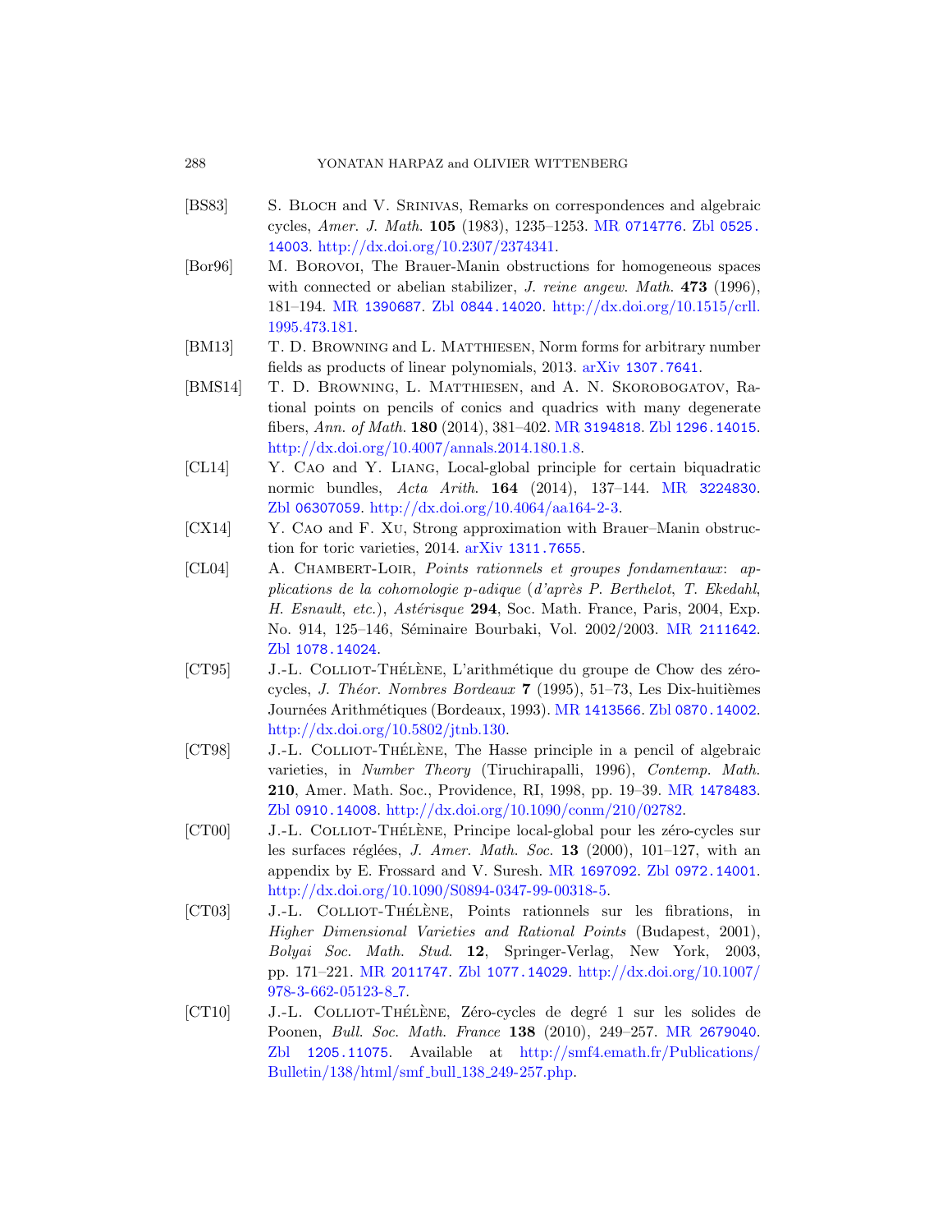[BS83] S. Bloch and V. Srinivas, Remarks on correspondences and algebraic cycles, *Amer. J. Math.* **105** (1983), 1235–1253. MR 0714776. Zbl 0525.14003. http://dx.doi.org/10.2307/2374341.

[Bor96] M. Borovoi, The Brauer-Manin obstructions for homogeneous spaces with connected or abelian stabilizer, *J. reine angew. Math.* **473** (1996), 181–194. MR 1390687. Zbl 0844.14020. http://dx.doi.org/10.1515/crll.1995.473.181.

[BM13] T. D. Browning and L. Matthiesen, Norm forms for arbitrary number fields as products of linear polynomials, 2013. arXiv 1307.7641.

[BMS14] T. D. Browning, L. Matthiesen, and A. N. Skorobogatov, Rational points on pencils of conics and quadrics with many degenerate fibers, *Ann. of Math.* **180** (2014), 381–402. MR 3194818. Zbl 1296.14015. http://dx.doi.org/10.4007/annals.2014.180.1.8.

[CL14] Y. Cao and Y. Liang, Local-global principle for certain biquadratic normic bundles, *Acta Arith.* **164** (2014), 137–144. MR 3224830. Zbl 06307059. http://dx.doi.org/10.4064/aa164-2-3.

[CX14] Y. Cao and F. Xu, Strong approximation with Brauer–Manin obstruction for toric varieties, 2014. arXiv 1311.7655.

[CL04] A. Chambert-Loir, *Points rationnels et groupes fondamentaux: applications de la cohomologie p-adique (d'après P. Berthelot, T. Ekedahl, H. Esnault, etc.)*, *Astérisque* **294**, Soc. Math. France, Paris, 2004, Exp. No. 914, 125–146, Séminaire Bourbaki, Vol. 2002/2003. MR 2111642. Zbl 1078.14024.

[CT95] J.-L. Colliot-Thélène, L'arithmétique du groupe de Chow des zéro-cycles, *J. Théor. Nombres Bordeaux* **7** (1995), 51–73, Les Dix-huitièmes Journées Arithmétiques (Bordeaux, 1993). MR 1413566. Zbl 0870.14002. http://dx.doi.org/10.5802/jtnb.130.

[CT98] J.-L. Colliot-Thélène, The Hasse principle in a pencil of algebraic varieties, in *Number Theory* (Tiruchirapalli, 1996), *Contemp. Math.* **210**, Amer. Math. Soc., Providence, RI, 1998, pp. 19–39. MR 1478483. Zbl 0910.14008. http://dx.doi.org/10.1090/conm/210/02782.

[CT00] J.-L. Colliot-Thélène, Principe local-global pour les zéro-cycles sur les surfaces réglées, *J. Amer. Math. Soc.* **13** (2000), 101–127, with an appendix by E. Frossard and V. Suresh. MR 1697092. Zbl 0972.14001. http://dx.doi.org/10.1090/S0894-0347-99-00318-5.

[CT03] J.-L. Colliot-Thélène, Points rationnels sur les fibrations, in *Higher Dimensional Varieties and Rational Points* (Budapest, 2001), *Bolyai Soc. Math. Stud.* **12**, Springer-Verlag, New York, 2003, pp. 171–221. MR 2011747. Zbl 1077.14029. http://dx.doi.org/10.1007/978-3-662-05123-8_7.

[CT10] J.-L. Colliot-Thélène, Zéro-cycles de degré 1 sur les solides de Poonen, *Bull. Soc. Math. France* **138** (2010), 249–257. MR 2679040. Zbl 1205.11075. Available at http://smf4.emath.fr/Publications/Bulletin/138/html/smf_bull_138_249-257.php.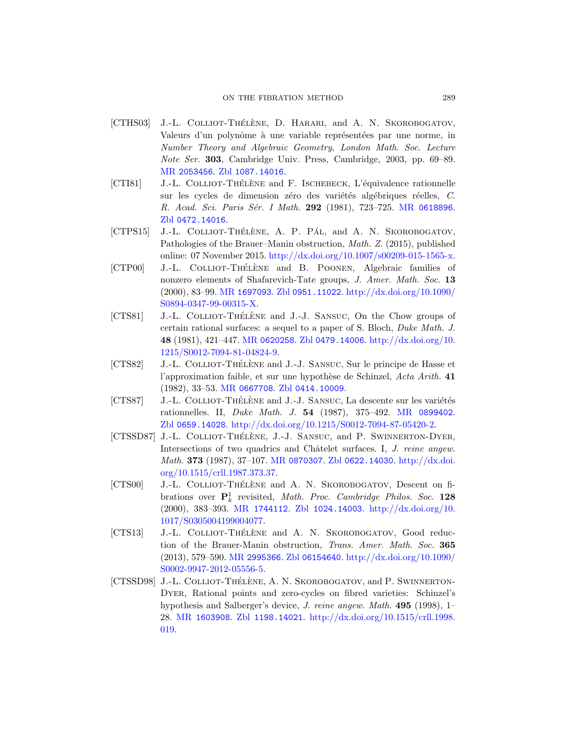[CTHS03] J.-L. Colliot-Thélène, D. Harari, and A. N. Skorobogatov, Valeurs d'un polynôme à une variable représentées par une norme, in *Number Theory and Algebraic Geometry*, *London Math. Soc. Lecture Note Ser.* **303**, Cambridge Univ. Press, Cambridge, 2003, pp. 69–89. MR 2053456. Zbl 1087.14016.

[CTI81] J.-L. Colliot-Thélène and F. Ischebeck, L'équivalence rationnelle sur les cycles de dimension zéro des variétés algébriques réelles, *C. R. Acad. Sci. Paris Sér. I Math.* **292** (1981), 723–725. MR 0618896. Zbl 0472.14016.

[CTPS15] J.-L. Colliot-Thélène, A. P. Pál, and A. N. Skorobogatov, Pathologies of the Brauer–Manin obstruction, *Math. Z.* (2015), published online: 07 November 2015. http://dx.doi.org/10.1007/s00209-015-1565-x.

[CTP00] J.-L. Colliot-Thélène and B. Poonen, Algebraic families of nonzero elements of Shafarevich-Tate groups, *J. Amer. Math. Soc.* **13** (2000), 83–99. MR 1697093. Zbl 0951.11022. http://dx.doi.org/10.1090/S0894-0347-99-00315-X.

[CTS81] J.-L. Colliot-Thélène and J.-J. Sansuc, On the Chow groups of certain rational surfaces: a sequel to a paper of S. Bloch, *Duke Math. J.* **48** (1981), 421–447. MR 0620258. Zbl 0479.14006. http://dx.doi.org/10.1215/S0012-7094-81-04824-9.

[CTS82] J.-L. Colliot-Thélène and J.-J. Sansuc, Sur le principe de Hasse et l'approximation faible, et sur une hypothèse de Schinzel, *Acta Arith.* **41** (1982), 33–53. MR 0667708. Zbl 0414.10009.

[CTS87] J.-L. Colliot-Thélène and J.-J. Sansuc, La descente sur les variétés rationnelles. II, *Duke Math. J.* **54** (1987), 375–492. MR 0899402. Zbl 0659.14028. http://dx.doi.org/10.1215/S0012-7094-87-05420-2.

[CTSSD87] J.-L. Colliot-Thélène, J.-J. Sansuc, and P. Swinnerton-Dyer, Intersections of two quadrics and Châtelet surfaces. I, *J. reine angew. Math.* **373** (1987), 37–107. MR 0870307. Zbl 0622.14030. http://dx.doi.org/10.1515/crll.1987.373.37.

[CTS00] J.-L. Colliot-Thélène and A. N. Skorobogatov, Descent on fibrations over $\mathbf{P}^1_k$ revisited, *Math. Proc. Cambridge Philos. Soc.* **128** (2000), 383–393. MR 1744112. Zbl 1024.14003. http://dx.doi.org/10.1017/S0305004199004077.

[CTS13] J.-L. Colliot-Thélène and A. N. Skorobogatov, Good reduction of the Brauer-Manin obstruction, *Trans. Amer. Math. Soc.* **365** (2013), 579–590. MR 2995366. Zbl 06154640. http://dx.doi.org/10.1090/S0002-9947-2012-05556-5.

[CTSSD98] J.-L. Colliot-Thélène, A. N. Skorobogatov, and P. Swinnerton-Dyer, Rational points and zero-cycles on fibred varieties: Schinzel's hypothesis and Salberger's device, *J. reine angew. Math.* **495** (1998), 1–28. MR 1603908. Zbl 1198.14021. http://dx.doi.org/10.1515/crll.1998.019.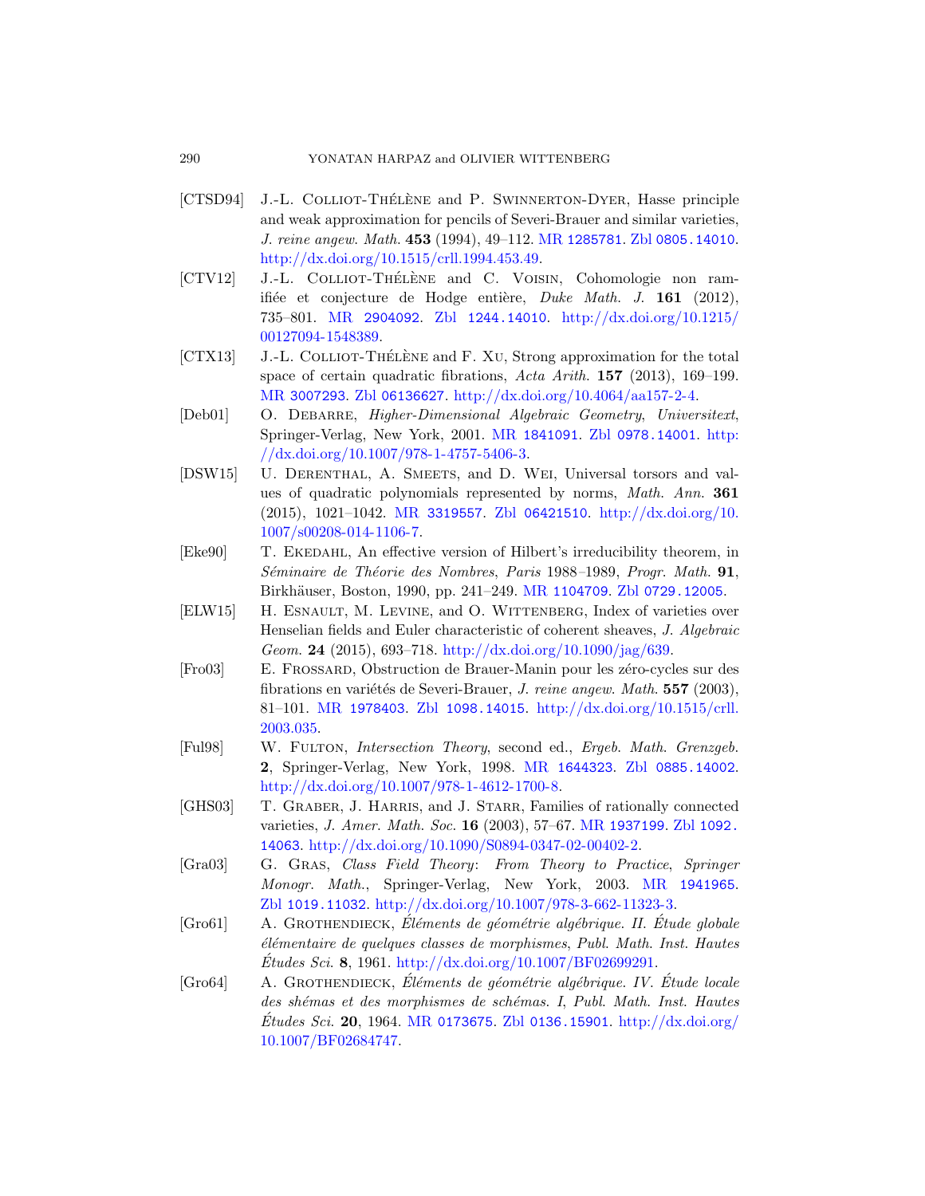- [CTSD94] J.-L. Colliot-Thélène and P. Swinnerton-Dyer, Hasse principle and weak approximation for pencils of Severi-Brauer and similar varieties, *J. reine angew. Math.* **453** (1994), 49–112. MR 1285781. Zbl 0805.14010. http://dx.doi.org/10.1515/crll.1994.453.49.
- [CTV12] J.-L. Colliot-Thélène and C. Voisin, Cohomologie non ramifiée et conjecture de Hodge entière, *Duke Math. J.* **161** (2012), 735–801. MR 2904092. Zbl 1244.14010. http://dx.doi.org/10.1215/00127094-1548389.
- [CTX13] J.-L. Colliot-Thélène and F. Xu, Strong approximation for the total space of certain quadratic fibrations, *Acta Arith.* **157** (2013), 169–199. MR 3007293. Zbl 06136627. http://dx.doi.org/10.4064/aa157-2-4.
- [Deb01] O. Debarre, *Higher-Dimensional Algebraic Geometry*, *Universitext*, Springer-Verlag, New York, 2001. MR 1841091. Zbl 0978.14001. http://dx.doi.org/10.1007/978-1-4757-5406-3.
- [DSW15] U. Derenthal, A. Smeets, and D. Wei, Universal torsors and values of quadratic polynomials represented by norms, *Math. Ann.* **361** (2015), 1021–1042. MR 3319557. Zbl 06421510. http://dx.doi.org/10.1007/s00208-014-1106-7.
- [Eke90] T. Ekedahl, An effective version of Hilbert's irreducibility theorem, in *Séminaire de Théorie des Nombres*, *Paris* 1988–1989, *Progr. Math.* **91**, Birkhäuser, Boston, 1990, pp. 241–249. MR 1104709. Zbl 0729.12005.
- [ELW15] H. Esnault, M. Levine, and O. Wittenberg, Index of varieties over Henselian fields and Euler characteristic of coherent sheaves, *J. Algebraic Geom.* **24** (2015), 693–718. http://dx.doi.org/10.1090/jag/639.
- [Fro03] E. Frossard, Obstruction de Brauer-Manin pour les zéro-cycles sur des fibrations en variétés de Severi-Brauer, *J. reine angew. Math.* **557** (2003), 81–101. MR 1978403. Zbl 1098.14015. http://dx.doi.org/10.1515/crll.2003.035.
- [Ful98] W. Fulton, *Intersection Theory*, second ed., *Ergeb. Math. Grenzgeb.* **2**, Springer-Verlag, New York, 1998. MR 1644323. Zbl 0885.14002. http://dx.doi.org/10.1007/978-1-4612-1700-8.
- [GHS03] T. Graber, J. Harris, and J. Starr, Families of rationally connected varieties, *J. Amer. Math. Soc.* **16** (2003), 57–67. MR 1937199. Zbl 1092.14063. http://dx.doi.org/10.1090/S0894-0347-02-00402-2.
- [Gra03] G. Gras, *Class Field Theory*: *From Theory to Practice*, *Springer Monogr. Math.*, Springer-Verlag, New York, 2003. MR 1941965. Zbl 1019.11032. http://dx.doi.org/10.1007/978-3-662-11323-3.
- [Gro61] A. Grothendieck, *Éléments de géométrie algébrique. II. Étude globale élémentaire de quelques classes de morphismes*, *Publ. Math. Inst. Hautes Études Sci.* **8**, 1961. http://dx.doi.org/10.1007/BF02699291.
- [Gro64] A. Grothendieck, *Éléments de géométrie algébrique. IV. Étude locale des shémas et des morphismes de schémas. I*, *Publ. Math. Inst. Hautes Études Sci.* **20**, 1964. MR 0173675. Zbl 0136.15901. http://dx.doi.org/10.1007/BF02684747.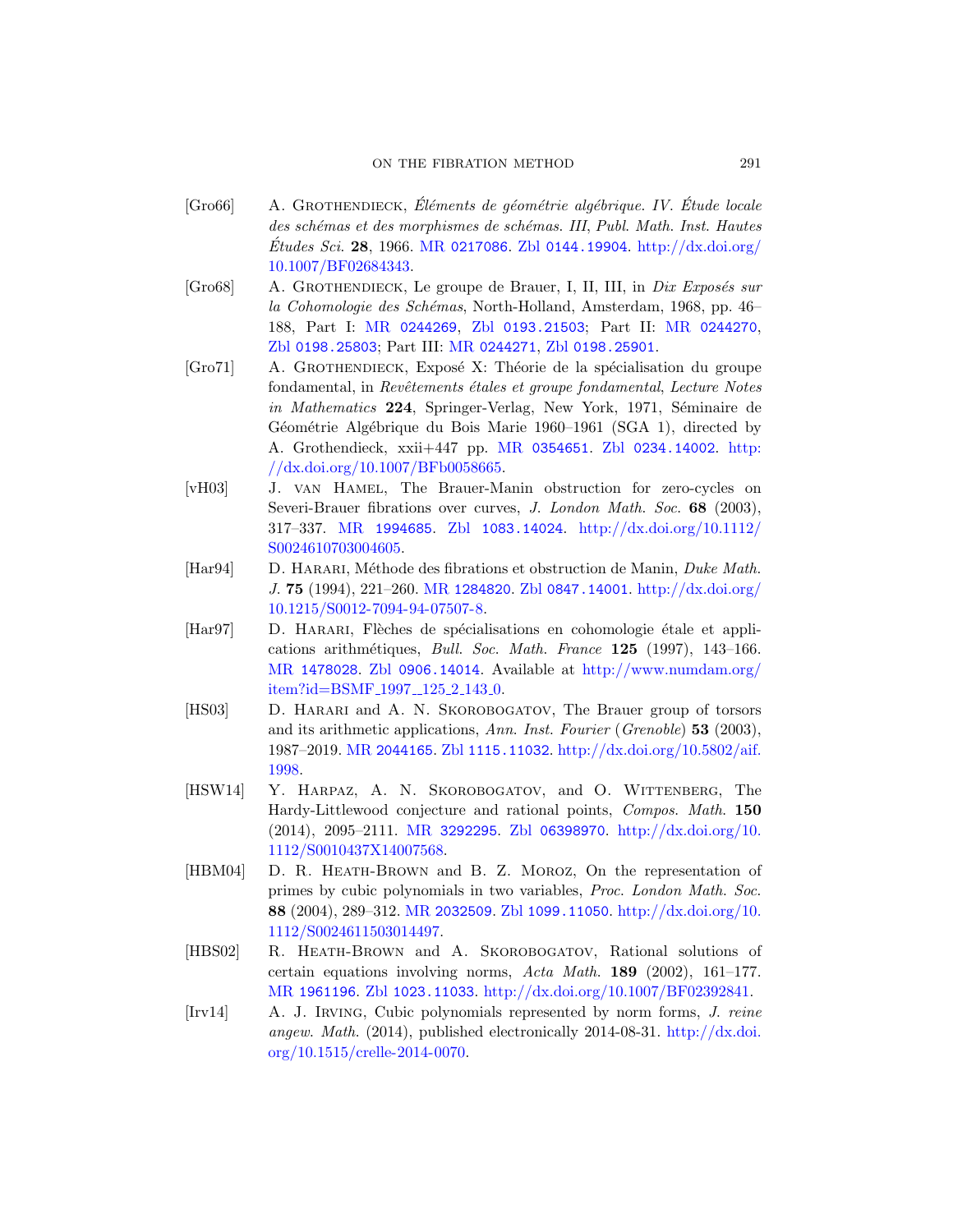[Gro66] A. Grothendieck, *Éléments de géométrie algébrique. IV. Étude locale des schémas et des morphismes de schémas. III*, *Publ. Math. Inst. Hautes Études Sci.* **28**, 1966. MR 0217086. Zbl 0144.19904. http://dx.doi.org/10.1007/BF02684343.

[Gro68] A. Grothendieck, Le groupe de Brauer, I, II, III, in *Dix Exposés sur la Cohomologie des Schémas*, North-Holland, Amsterdam, 1968, pp. 46–188, Part I: MR 0244269, Zbl 0193.21503; Part II: MR 0244270, Zbl 0198.25803; Part III: MR 0244271, Zbl 0198.25901.

[Gro71] A. Grothendieck, Exposé X: Théorie de la spécialisation du groupe fondamental, in *Revêtements étales et groupe fondamental*, *Lecture Notes in Mathematics* **224**, Springer-Verlag, New York, 1971, Séminaire de Géométrie Algébrique du Bois Marie 1960–1961 (SGA 1), directed by A. Grothendieck, xxii+447 pp. MR 0354651. Zbl 0234.14002. http://dx.doi.org/10.1007/BFb0058665.

[vH03] J. van Hamel, The Brauer-Manin obstruction for zero-cycles on Severi-Brauer fibrations over curves, *J. London Math. Soc.* **68** (2003), 317–337. MR 1994685. Zbl 1083.14024. http://dx.doi.org/10.1112/S0024610703004605.

[Har94] D. Harari, Méthode des fibrations et obstruction de Manin, *Duke Math. J.* **75** (1994), 221–260. MR 1284820. Zbl 0847.14001. http://dx.doi.org/10.1215/S0012-7094-94-07507-8.

[Har97] D. Harari, Flèches de spécialisations en cohomologie étale et applications arithmétiques, *Bull. Soc. Math. France* **125** (1997), 143–166. MR 1478028. Zbl 0906.14014. Available at http://www.numdam.org/item?id=BSMF_1997__125_2_143_0.

[HS03] D. Harari and A. N. Skorobogatov, The Brauer group of torsors and its arithmetic applications, *Ann. Inst. Fourier* (*Grenoble*) **53** (2003), 1987–2019. MR 2044165. Zbl 1115.11032. http://dx.doi.org/10.5802/aif.1998.

[HSW14] Y. Harpaz, A. N. Skorobogatov, and O. Wittenberg, The Hardy-Littlewood conjecture and rational points, *Compos. Math.* **150** (2014), 2095–2111. MR 3292295. Zbl 06398970. http://dx.doi.org/10.1112/S0010437X14007568.

[HBM04] D. R. Heath-Brown and B. Z. Moroz, On the representation of primes by cubic polynomials in two variables, *Proc. London Math. Soc.* **88** (2004), 289–312. MR 2032509. Zbl 1099.11050. http://dx.doi.org/10.1112/S0024611503014497.

[HBS02] R. Heath-Brown and A. Skorobogatov, Rational solutions of certain equations involving norms, *Acta Math.* **189** (2002), 161–177. MR 1961196. Zbl 1023.11033. http://dx.doi.org/10.1007/BF02392841.

[Irv14] A. J. Irving, Cubic polynomials represented by norm forms, *J. reine angew. Math.* (2014), published electronically 2014-08-31. http://dx.doi.org/10.1515/crelle-2014-0070.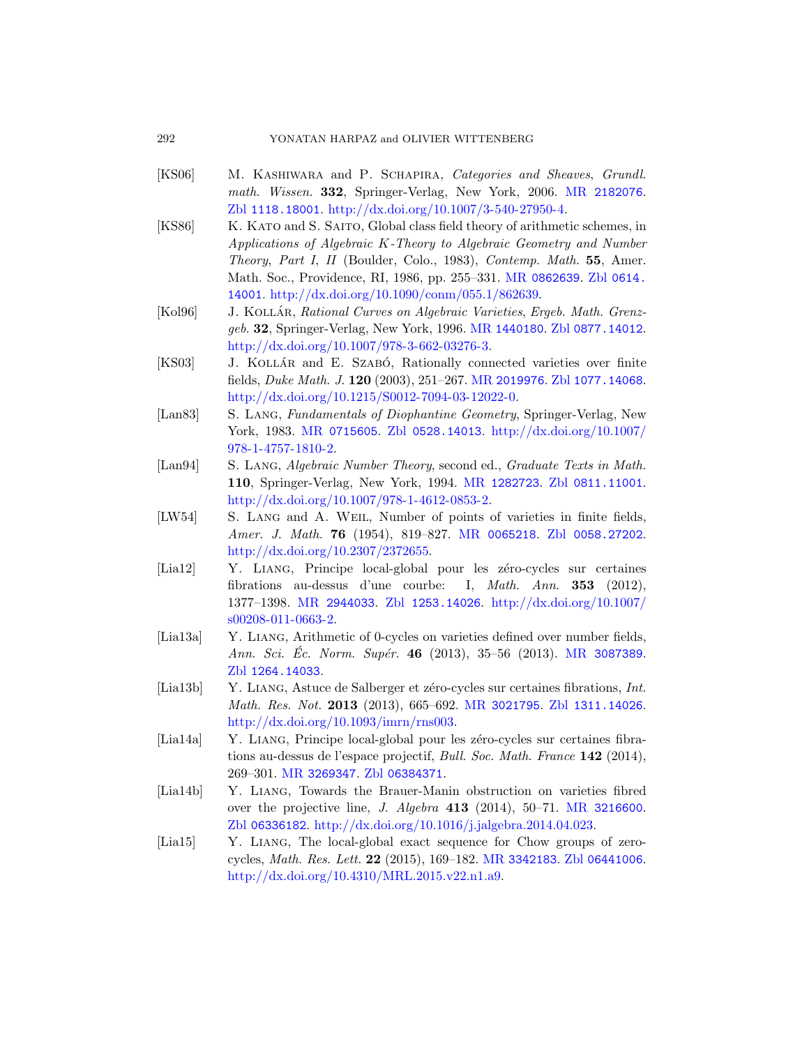[KS06] M. Kashiwara and P. Schapira, *Categories and Sheaves*, *Grundl. math. Wissen.* **332**, Springer-Verlag, New York, 2006. MR 2182076. Zbl 1118.18001. http://dx.doi.org/10.1007/3-540-27950-4.

[KS86] K. Kato and S. Saito, Global class field theory of arithmetic schemes, in *Applications of Algebraic K-Theory to Algebraic Geometry and Number Theory*, *Part I*, *II* (Boulder, Colo., 1983), *Contemp. Math.* **55**, Amer. Math. Soc., Providence, RI, 1986, pp. 255–331. MR 0862639. Zbl 0614.14001. http://dx.doi.org/10.1090/conm/055.1/862639.

[Kol96] J. Kollár, *Rational Curves on Algebraic Varieties*, *Ergeb. Math. Grenzgeb.* **32**, Springer-Verlag, New York, 1996. MR 1440180. Zbl 0877.14012. http://dx.doi.org/10.1007/978-3-662-03276-3.

[KS03] J. Kollár and E. Szabó, Rationally connected varieties over finite fields, *Duke Math. J.* **120** (2003), 251–267. MR 2019976. Zbl 1077.14068. http://dx.doi.org/10.1215/S0012-7094-03-12022-0.

[Lan83] S. Lang, *Fundamentals of Diophantine Geometry*, Springer-Verlag, New York, 1983. MR 0715605. Zbl 0528.14013. http://dx.doi.org/10.1007/978-1-4757-1810-2.

[Lan94] S. Lang, *Algebraic Number Theory*, second ed., *Graduate Texts in Math.* **110**, Springer-Verlag, New York, 1994. MR 1282723. Zbl 0811.11001. http://dx.doi.org/10.1007/978-1-4612-0853-2.

[LW54] S. Lang and A. Weil, Number of points of varieties in finite fields, *Amer. J. Math.* **76** (1954), 819–827. MR 0065218. Zbl 0058.27202. http://dx.doi.org/10.2307/2372655.

[Lia12] Y. Liang, Principe local-global pour les zéro-cycles sur certaines fibrations au-dessus d'une courbe: I, *Math. Ann.* **353** (2012), 1377–1398. MR 2944033. Zbl 1253.14026. http://dx.doi.org/10.1007/s00208-011-0663-2.

[Lia13a] Y. Liang, Arithmetic of 0-cycles on varieties defined over number fields, *Ann. Sci. Éc. Norm. Supér.* **46** (2013), 35–56 (2013). MR 3087389. Zbl 1264.14033.

[Lia13b] Y. Liang, Astuce de Salberger et zéro-cycles sur certaines fibrations, *Int. Math. Res. Not.* **2013** (2013), 665–692. MR 3021795. Zbl 1311.14026. http://dx.doi.org/10.1093/imrn/rns003.

[Lia14a] Y. Liang, Principe local-global pour les zéro-cycles sur certaines fibrations au-dessus de l'espace projectif, *Bull. Soc. Math. France* **142** (2014), 269–301. MR 3269347. Zbl 06384371.

[Lia14b] Y. Liang, Towards the Brauer-Manin obstruction on varieties fibred over the projective line, *J. Algebra* **413** (2014), 50–71. MR 3216600. Zbl 06336182. http://dx.doi.org/10.1016/j.jalgebra.2014.04.023.

[Lia15] Y. Liang, The local-global exact sequence for Chow groups of zero-cycles, *Math. Res. Lett.* **22** (2015), 169–182. MR 3342183. Zbl 06441006. http://dx.doi.org/10.4310/MRL.2015.v22.n1.a9.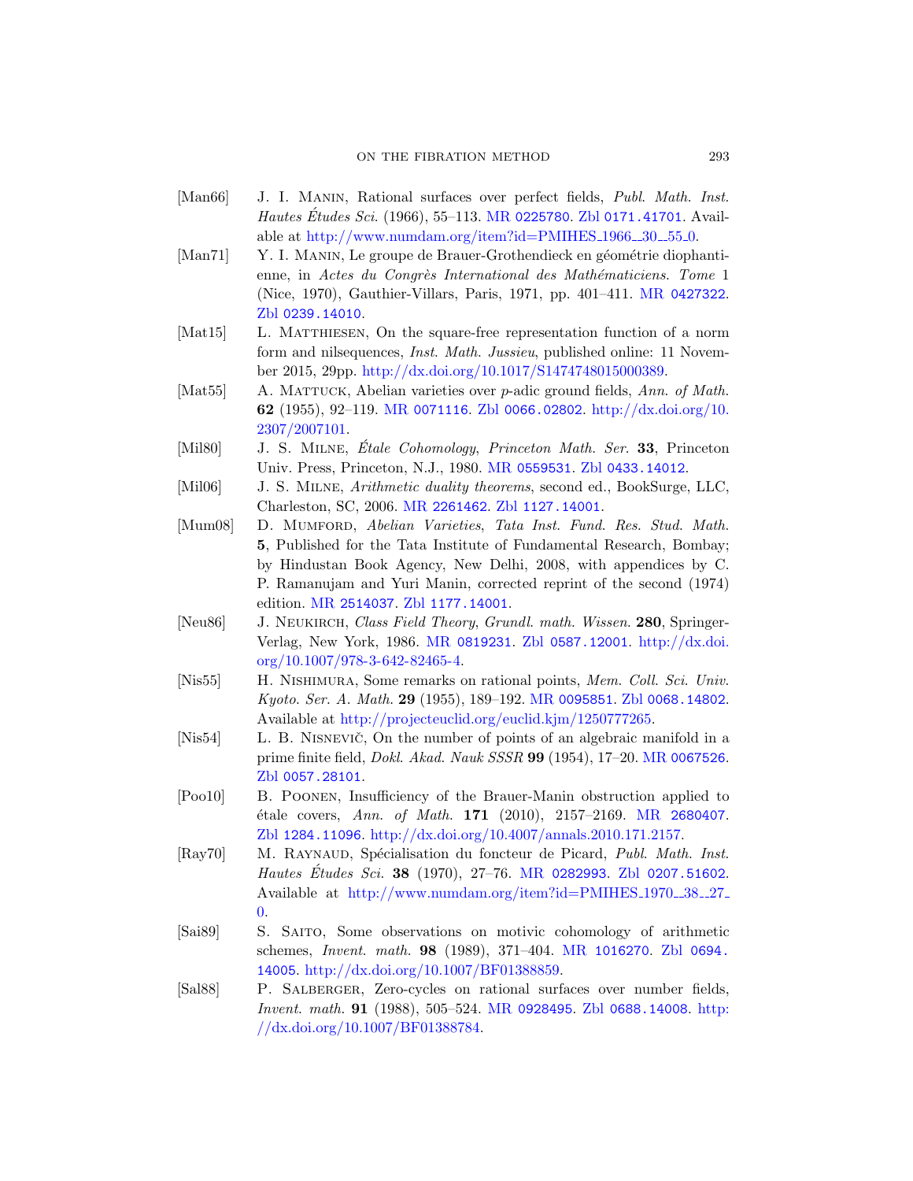[Man66] J. I. Manin, Rational surfaces over perfect fields, *Publ. Math. Inst. Hautes Études Sci.* (1966), 55–113. MR 0225780. Zbl 0171.41701. Available at http://www.numdam.org/item?id=PMIHES_1966__30__55_0.

[Man71] Y. I. Manin, Le groupe de Brauer-Grothendieck en géométrie diophantienne, in *Actes du Congrès International des Mathématiciens. Tome* 1 (Nice, 1970), Gauthier-Villars, Paris, 1971, pp. 401–411. MR 0427322. Zbl 0239.14010.

[Mat15] L. Matthiesen, On the square-free representation function of a norm form and nilsequences, *Inst. Math. Jussieu*, published online: 11 November 2015, 29pp. http://dx.doi.org/10.1017/S1474748015000389.

[Mat55] A. Mattuck, Abelian varieties over $p$-adic ground fields, *Ann. of Math.* **62** (1955), 92–119. MR 0071116. Zbl 0066.02802. http://dx.doi.org/10.2307/2007101.

[Mil80] J. S. Milne, *Étale Cohomology*, *Princeton Math. Ser.* **33**, Princeton Univ. Press, Princeton, N.J., 1980. MR 0559531. Zbl 0433.14012.

[Mil06] J. S. Milne, *Arithmetic duality theorems*, second ed., BookSurge, LLC, Charleston, SC, 2006. MR 2261462. Zbl 1127.14001.

[Mum08] D. Mumford, *Abelian Varieties*, *Tata Inst. Fund. Res. Stud. Math.* **5**, Published for the Tata Institute of Fundamental Research, Bombay; by Hindustan Book Agency, New Delhi, 2008, with appendices by C. P. Ramanujam and Yuri Manin, corrected reprint of the second (1974) edition. MR 2514037. Zbl 1177.14001.

[Neu86] J. Neukirch, *Class Field Theory*, *Grundl. math. Wissen.* **280**, Springer-Verlag, New York, 1986. MR 0819231. Zbl 0587.12001. http://dx.doi.org/10.1007/978-3-642-82465-4.

[Nis55] H. Nishimura, Some remarks on rational points, *Mem. Coll. Sci. Univ. Kyoto. Ser. A. Math.* **29** (1955), 189–192. MR 0095851. Zbl 0068.14802. Available at http://projecteuclid.org/euclid.kjm/1250777265.

[Nis54] L. B. Nisnevič, On the number of points of an algebraic manifold in a prime finite field, *Dokl. Akad. Nauk SSSR* **99** (1954), 17–20. MR 0067526. Zbl 0057.28101.

[Poo10] B. Poonen, Insufficiency of the Brauer-Manin obstruction applied to étale covers, *Ann. of Math.* **171** (2010), 2157–2169. MR 2680407. Zbl 1284.11096. http://dx.doi.org/10.4007/annals.2010.171.2157.

[Ray70] M. Raynaud, Spécialisation du foncteur de Picard, *Publ. Math. Inst. Hautes Études Sci.* **38** (1970), 27–76. MR 0282993. Zbl 0207.51602. Available at http://www.numdam.org/item?id=PMIHES_1970__38__27_0.

[Sai89] S. Saito, Some observations on motivic cohomology of arithmetic schemes, *Invent. math.* **98** (1989), 371–404. MR 1016270. Zbl 0694.14005. http://dx.doi.org/10.1007/BF01388859.

[Sal88] P. Salberger, Zero-cycles on rational surfaces over number fields, *Invent. math.* **91** (1988), 505–524. MR 0928495. Zbl 0688.14008. http://dx.doi.org/10.1007/BF01388784.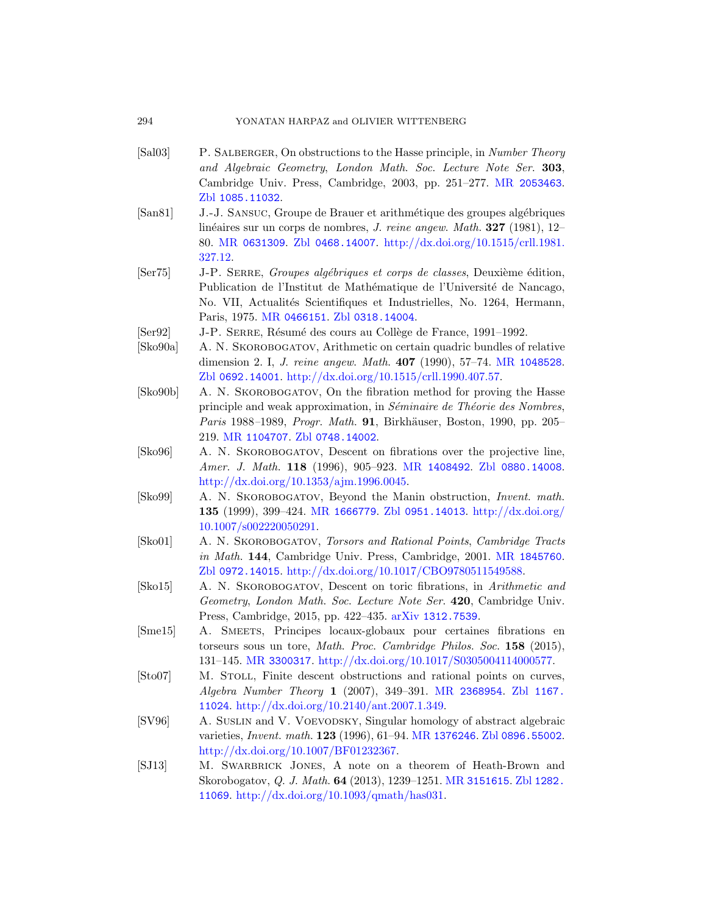[Sal03] P. Salberger, On obstructions to the Hasse principle, in *Number Theory and Algebraic Geometry*, *London Math. Soc. Lecture Note Ser.* **303**, Cambridge Univ. Press, Cambridge, 2003, pp. 251–277. MR 2053463. Zbl 1085.11032.

[San81] J.-J. Sansuc, Groupe de Brauer et arithmétique des groupes algébriques linéaires sur un corps de nombres, *J. reine angew. Math.* **327** (1981), 12–80. MR 0631309. Zbl 0468.14007. http://dx.doi.org/10.1515/crll.1981.327.12.

[Ser75] J-P. Serre, *Groupes algébriques et corps de classes*, Deuxième édition, Publication de l'Institut de Mathématique de l'Université de Nancago, No. VII, Actualités Scientifiques et Industrielles, No. 1264, Hermann, Paris, 1975. MR 0466151. Zbl 0318.14004.

[Ser92] J-P. Serre, Résumé des cours au Collège de France, 1991–1992.

[Sko90a] A. N. Skorobogatov, Arithmetic on certain quadric bundles of relative dimension 2. I, *J. reine angew. Math.* **407** (1990), 57–74. MR 1048528. Zbl 0692.14001. http://dx.doi.org/10.1515/crll.1990.407.57.

[Sko90b] A. N. Skorobogatov, On the fibration method for proving the Hasse principle and weak approximation, in *Séminaire de Théorie des Nombres, Paris* 1988–1989, *Progr. Math.* **91**, Birkhäuser, Boston, 1990, pp. 205–219. MR 1104707. Zbl 0748.14002.

[Sko96] A. N. Skorobogatov, Descent on fibrations over the projective line, *Amer. J. Math.* **118** (1996), 905–923. MR 1408492. Zbl 0880.14008. http://dx.doi.org/10.1353/ajm.1996.0045.

[Sko99] A. N. Skorobogatov, Beyond the Manin obstruction, *Invent. math.* **135** (1999), 399–424. MR 1666779. Zbl 0951.14013. http://dx.doi.org/10.1007/s002220050291.

[Sko01] A. N. Skorobogatov, *Torsors and Rational Points*, *Cambridge Tracts in Math.* **144**, Cambridge Univ. Press, Cambridge, 2001. MR 1845760. Zbl 0972.14015. http://dx.doi.org/10.1017/CBO9780511549588.

[Sko15] A. N. Skorobogatov, Descent on toric fibrations, in *Arithmetic and Geometry*, *London Math. Soc. Lecture Note Ser.* **420**, Cambridge Univ. Press, Cambridge, 2015, pp. 422–435. arXiv 1312.7539.

[Sme15] A. Smeets, Principes locaux-globaux pour certaines fibrations en torseurs sous un tore, *Math. Proc. Cambridge Philos. Soc.* **158** (2015), 131–145. MR 3300317. http://dx.doi.org/10.1017/S0305004114000577.

[Sto07] M. Stoll, Finite descent obstructions and rational points on curves, *Algebra Number Theory* **1** (2007), 349–391. MR 2368954. Zbl 1167.11024. http://dx.doi.org/10.2140/ant.2007.1.349.

[SV96] A. Suslin and V. Voevodsky, Singular homology of abstract algebraic varieties, *Invent. math.* **123** (1996), 61–94. MR 1376246. Zbl 0896.55002. http://dx.doi.org/10.1007/BF01232367.

[SJ13] M. Swarbrick Jones, A note on a theorem of Heath-Brown and Skorobogatov, *Q. J. Math.* **64** (2013), 1239–1251. MR 3151615. Zbl 1282.11069. http://dx.doi.org/10.1093/qmath/has031.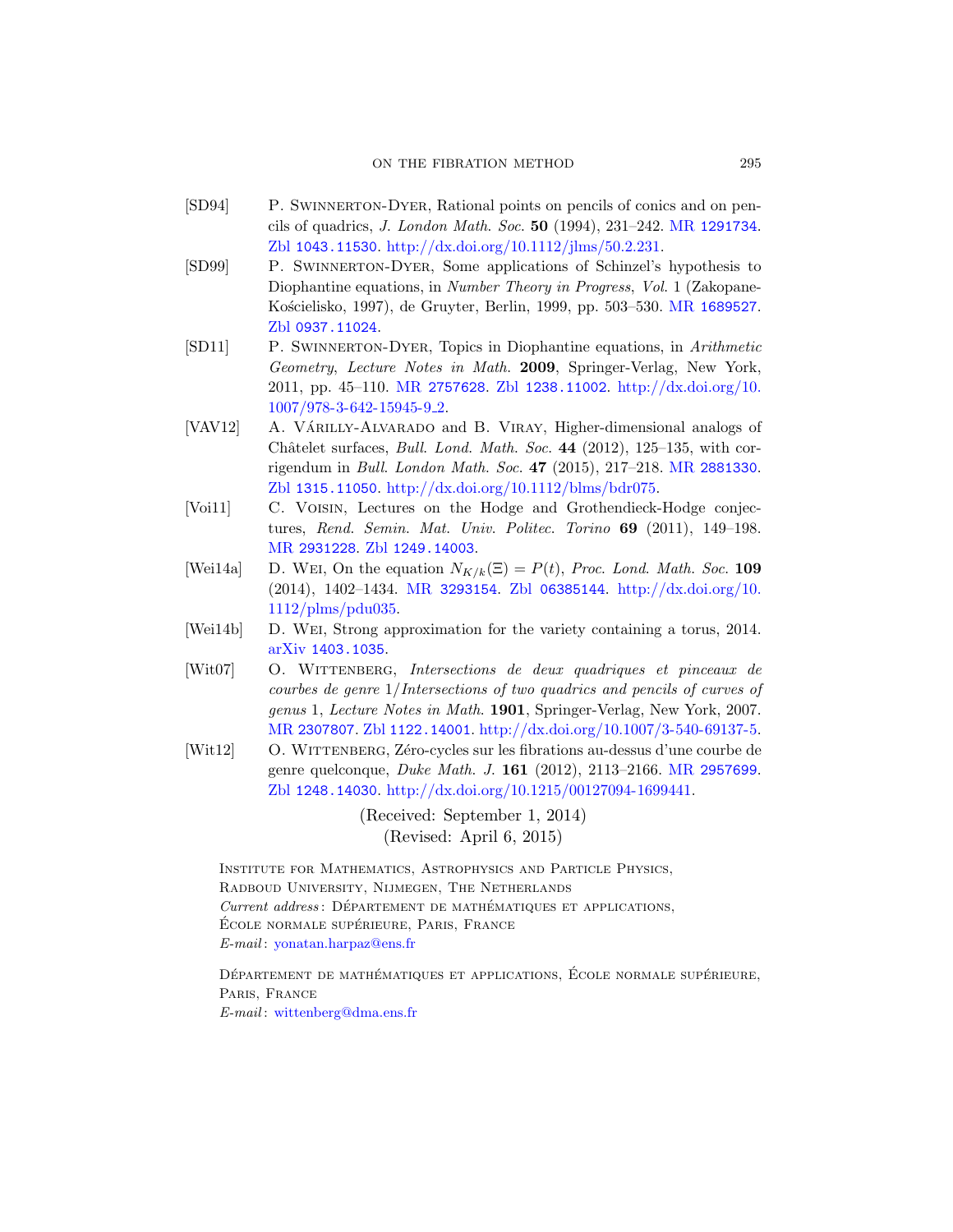[SD94] P. Swinnerton-Dyer, Rational points on pencils of conics and on pencils of quadrics, *J. London Math. Soc.* **50** (1994), 231–242. MR 1291734. Zbl 1043.11530. http://dx.doi.org/10.1112/jlms/50.2.231.

[SD99] P. Swinnerton-Dyer, Some applications of Schinzel's hypothesis to Diophantine equations, in *Number Theory in Progress*, *Vol*. 1 (Zakopane-Kościelisko, 1997), de Gruyter, Berlin, 1999, pp. 503–530. MR 1689527. Zbl 0937.11024.

[SD11] P. Swinnerton-Dyer, Topics in Diophantine equations, in *Arithmetic Geometry*, *Lecture Notes in Math.* **2009**, Springer-Verlag, New York, 2011, pp. 45–110. MR 2757628. Zbl 1238.11002. http://dx.doi.org/10.1007/978-3-642-15945-9_2.

[VAV12] A. Várilly-Alvarado and B. Viray, Higher-dimensional analogs of Châtelet surfaces, *Bull. Lond. Math. Soc.* **44** (2012), 125–135, with corrigendum in *Bull. London Math. Soc.* **47** (2015), 217–218. MR 2881330. Zbl 1315.11050. http://dx.doi.org/10.1112/blms/bdr075.

[Voi11] C. Voisin, Lectures on the Hodge and Grothendieck-Hodge conjectures, *Rend. Semin. Mat. Univ. Politec. Torino* **69** (2011), 149–198. MR 2931228. Zbl 1249.14003.

[Wei14a] D. Wei, On the equation $N_{K/k}(\Xi) = P(t)$, *Proc. Lond. Math. Soc.* **109** (2014), 1402–1434. MR 3293154. Zbl 06385144. http://dx.doi.org/10.1112/plms/pdu035.

[Wei14b] D. Wei, Strong approximation for the variety containing a torus, 2014. arXiv 1403.1035.

[Wit07] O. Wittenberg, *Intersections de deux quadriques et pinceaux de courbes de genre* 1/*Intersections of two quadrics and pencils of curves of genus* 1, *Lecture Notes in Math.* **1901**, Springer-Verlag, New York, 2007. MR 2307807. Zbl 1122.14001. http://dx.doi.org/10.1007/3-540-69137-5.

[Wit12] O. Wittenberg, Zéro-cycles sur les fibrations au-dessus d'une courbe de genre quelconque, *Duke Math. J.* **161** (2012), 2113–2166. MR 2957699. Zbl 1248.14030. http://dx.doi.org/10.1215/00127094-1699441.

(Received: September 1, 2014)
(Revised: April 6, 2015)

Institute for Mathematics, Astrophysics and Particle Physics,
Radboud University, Nijmegen, The Netherlands
*Current address*: Département de mathématiques et applications,
École normale supérieure, Paris, France
*E-mail*: yonatan.harpaz@ens.fr

Département de mathématiques et applications, École normale supérieure,
Paris, France
*E-mail*: wittenberg@dma.ens.fr